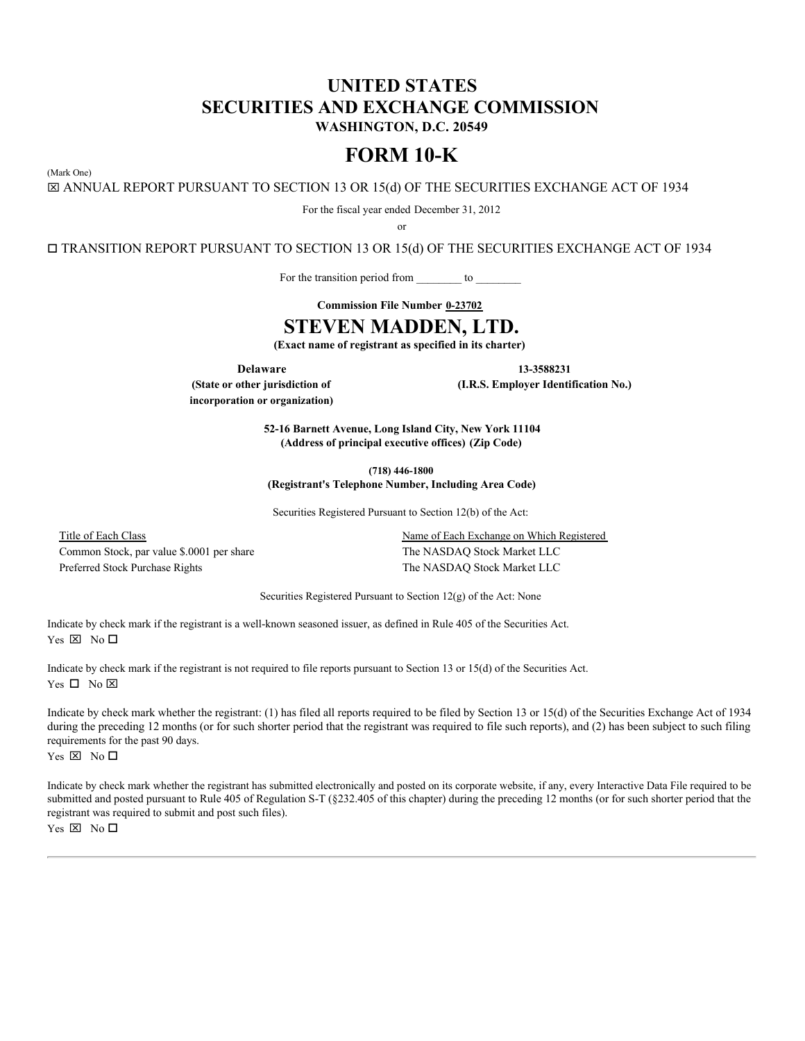# UNITED STATES
# SECURITIES AND EXCHANGE COMMISSION
**WASHINGTON, D.C. 20549**

# FORM 10-K

(Mark One)

☒ ANNUAL REPORT PURSUANT TO SECTION 13 OR 15(d) OF THE SECURITIES EXCHANGE ACT OF 1934

For the fiscal year ended December 31, 2012

or

☐ TRANSITION REPORT PURSUANT TO SECTION 13 OR 15(d) OF THE SECURITIES EXCHANGE ACT OF 1934

For the transition period from ________ to ________

**Commission File Number 0-23702**

# STEVEN MADDEN, LTD.

**(Exact name of registrant as specified in its charter)**

| **Delaware** | **13-3588231** |
|---|---|
| **(State or other jurisdiction of incorporation or organization)** | **(I.R.S. Employer Identification No.)** |

**52-16 Barnett Avenue, Long Island City, New York 11104**
**(Address of principal executive offices) (Zip Code)**

**(718) 446-1800**
**(Registrant's Telephone Number, Including Area Code)**

Securities Registered Pursuant to Section 12(b) of the Act:

| Title of Each Class | Name of Each Exchange on Which Registered |
|---|---|
| Common Stock, par value $.0001 per share | The NASDAQ Stock Market LLC |
| Preferred Stock Purchase Rights | The NASDAQ Stock Market LLC |

Securities Registered Pursuant to Section 12(g) of the Act: None

Indicate by check mark if the registrant is a well-known seasoned issuer, as defined in Rule 405 of the Securities Act.
Yes ☒ No ☐

Indicate by check mark if the registrant is not required to file reports pursuant to Section 13 or 15(d) of the Securities Act.
Yes ☐ No ☒

Indicate by check mark whether the registrant: (1) has filed all reports required to be filed by Section 13 or 15(d) of the Securities Exchange Act of 1934 during the preceding 12 months (or for such shorter period that the registrant was required to file such reports), and (2) has been subject to such filing requirements for the past 90 days.
Yes ☒ No ☐

Indicate by check mark whether the registrant has submitted electronically and posted on its corporate website, if any, every Interactive Data File required to be submitted and posted pursuant to Rule 405 of Regulation S-T (§232.405 of this chapter) during the preceding 12 months (or for such shorter period that the registrant was required to submit and post such files).
Yes ☒ No ☐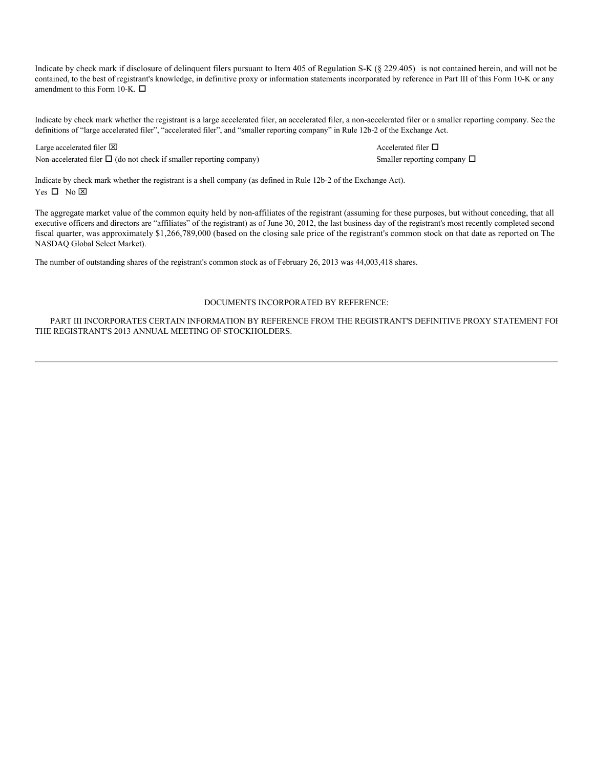Indicate by check mark if disclosure of delinquent filers pursuant to Item 405 of Regulation S-K (§ 229.405) is not contained herein, and will not be contained, to the best of registrant's knowledge, in definitive proxy or information statements incorporated by reference in Part III of this Form 10-K or any amendment to this Form 10-K. ☐

Indicate by check mark whether the registrant is a large accelerated filer, an accelerated filer, a non-accelerated filer or a smaller reporting company. See the definitions of “large accelerated filer”, “accelerated filer”, and “smaller reporting company” in Rule 12b-2 of the Exchange Act.

| | |
|---|---|
| Large accelerated filer ☒ | Accelerated filer ☐ |
| Non-accelerated filer ☐ (do not check if smaller reporting company) | Smaller reporting company ☐ |

Indicate by check mark whether the registrant is a shell company (as defined in Rule 12b-2 of the Exchange Act).
Yes ☐ No ☒

The aggregate market value of the common equity held by non-affiliates of the registrant (assuming for these purposes, but without conceding, that all executive officers and directors are “affiliates” of the registrant) as of June 30, 2012, the last business day of the registrant's most recently completed second fiscal quarter, was approximately $1,266,789,000 (based on the closing sale price of the registrant's common stock on that date as reported on The NASDAQ Global Select Market).

The number of outstanding shares of the registrant's common stock as of February 26, 2013 was 44,003,418 shares.

DOCUMENTS INCORPORATED BY REFERENCE:

PART III INCORPORATES CERTAIN INFORMATION BY REFERENCE FROM THE REGISTRANT'S DEFINITIVE PROXY STATEMENT FOR THE REGISTRANT'S 2013 ANNUAL MEETING OF STOCKHOLDERS.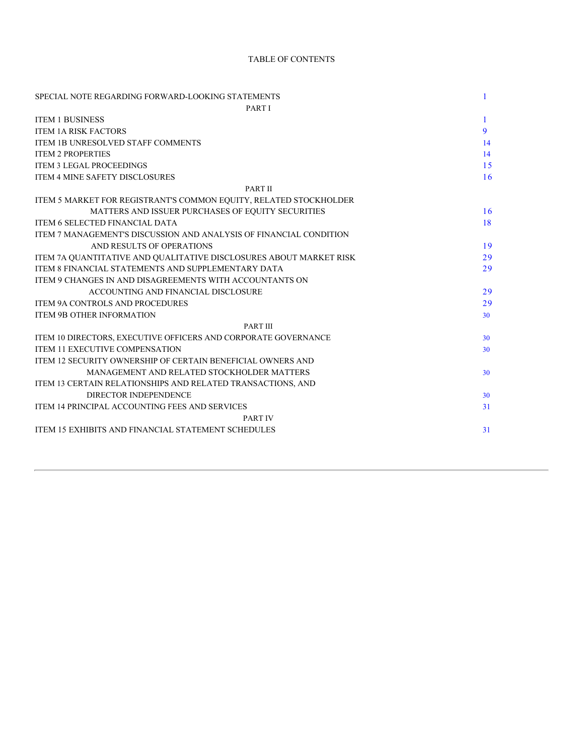# TABLE OF CONTENTS

| | |
|---|---|
| SPECIAL NOTE REGARDING FORWARD-LOOKING STATEMENTS | 1 |
| PART I | |
| ITEM 1 BUSINESS | 1 |
| ITEM 1A RISK FACTORS | 9 |
| ITEM 1B UNRESOLVED STAFF COMMENTS | 14 |
| ITEM 2 PROPERTIES | 14 |
| ITEM 3 LEGAL PROCEEDINGS | 15 |
| ITEM 4 MINE SAFETY DISCLOSURES | 16 |
| PART II | |
| ITEM 5 MARKET FOR REGISTRANT'S COMMON EQUITY, RELATED STOCKHOLDER MATTERS AND ISSUER PURCHASES OF EQUITY SECURITIES | 16 |
| ITEM 6 SELECTED FINANCIAL DATA | 18 |
| ITEM 7 MANAGEMENT'S DISCUSSION AND ANALYSIS OF FINANCIAL CONDITION AND RESULTS OF OPERATIONS | 19 |
| ITEM 7A QUANTITATIVE AND QUALITATIVE DISCLOSURES ABOUT MARKET RISK | 29 |
| ITEM 8 FINANCIAL STATEMENTS AND SUPPLEMENTARY DATA | 29 |
| ITEM 9 CHANGES IN AND DISAGREEMENTS WITH ACCOUNTANTS ON ACCOUNTING AND FINANCIAL DISCLOSURE | 29 |
| ITEM 9A CONTROLS AND PROCEDURES | 29 |
| ITEM 9B OTHER INFORMATION | 30 |
| PART III | |
| ITEM 10 DIRECTORS, EXECUTIVE OFFICERS AND CORPORATE GOVERNANCE | 30 |
| ITEM 11 EXECUTIVE COMPENSATION | 30 |
| ITEM 12 SECURITY OWNERSHIP OF CERTAIN BENEFICIAL OWNERS AND MANAGEMENT AND RELATED STOCKHOLDER MATTERS | 30 |
| ITEM 13 CERTAIN RELATIONSHIPS AND RELATED TRANSACTIONS, AND DIRECTOR INDEPENDENCE | 30 |
| ITEM 14 PRINCIPAL ACCOUNTING FEES AND SERVICES | 31 |
| PART IV | |
| ITEM 15 EXHIBITS AND FINANCIAL STATEMENT SCHEDULES | 31 |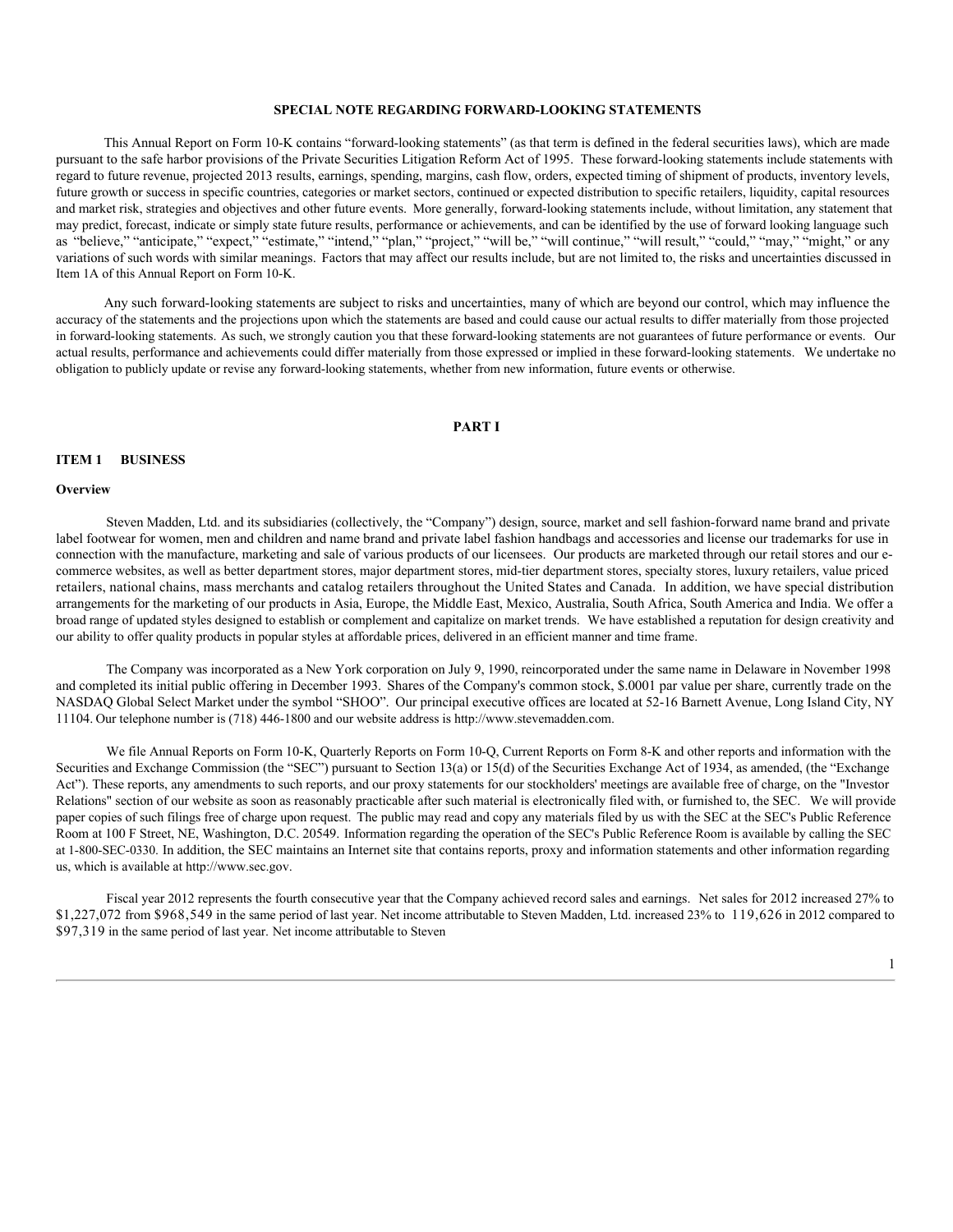**SPECIAL NOTE REGARDING FORWARD-LOOKING STATEMENTS**

This Annual Report on Form 10-K contains "forward-looking statements" (as that term is defined in the federal securities laws), which are made pursuant to the safe harbor provisions of the Private Securities Litigation Reform Act of 1995. These forward-looking statements include statements with regard to future revenue, projected 2013 results, earnings, spending, margins, cash flow, orders, expected timing of shipment of products, inventory levels, future growth or success in specific countries, categories or market sectors, continued or expected distribution to specific retailers, liquidity, capital resources and market risk, strategies and objectives and other future events. More generally, forward-looking statements include, without limitation, any statement that may predict, forecast, indicate or simply state future results, performance or achievements, and can be identified by the use of forward looking language such as "believe," "anticipate," "expect," "estimate," "intend," "plan," "project," "will be," "will continue," "will result," "could," "may," "might," or any variations of such words with similar meanings. Factors that may affect our results include, but are not limited to, the risks and uncertainties discussed in Item 1A of this Annual Report on Form 10-K.

Any such forward-looking statements are subject to risks and uncertainties, many of which are beyond our control, which may influence the accuracy of the statements and the projections upon which the statements are based and could cause our actual results to differ materially from those projected in forward-looking statements. As such, we strongly caution you that these forward-looking statements are not guarantees of future performance or events. Our actual results, performance and achievements could differ materially from those expressed or implied in these forward-looking statements. We undertake no obligation to publicly update or revise any forward-looking statements, whether from new information, future events or otherwise.

# PART I

## ITEM 1 BUSINESS

### Overview

Steven Madden, Ltd. and its subsidiaries (collectively, the "Company") design, source, market and sell fashion-forward name brand and private label footwear for women, men and children and name brand and private label fashion handbags and accessories and license our trademarks for use in connection with the manufacture, marketing and sale of various products of our licensees. Our products are marketed through our retail stores and our e-commerce websites, as well as better department stores, major department stores, mid-tier department stores, specialty stores, luxury retailers, value priced retailers, national chains, mass merchants and catalog retailers throughout the United States and Canada. In addition, we have special distribution arrangements for the marketing of our products in Asia, Europe, the Middle East, Mexico, Australia, South Africa, South America and India. We offer a broad range of updated styles designed to establish or complement and capitalize on market trends. We have established a reputation for design creativity and our ability to offer quality products in popular styles at affordable prices, delivered in an efficient manner and time frame.

The Company was incorporated as a New York corporation on July 9, 1990, reincorporated under the same name in Delaware in November 1998 and completed its initial public offering in December 1993. Shares of the Company's common stock, $.0001 par value per share, currently trade on the NASDAQ Global Select Market under the symbol "SHOO". Our principal executive offices are located at 52-16 Barnett Avenue, Long Island City, NY 11104. Our telephone number is (718) 446-1800 and our website address is http://www.stevemadden.com.

We file Annual Reports on Form 10-K, Quarterly Reports on Form 10-Q, Current Reports on Form 8-K and other reports and information with the Securities and Exchange Commission (the "SEC") pursuant to Section 13(a) or 15(d) of the Securities Exchange Act of 1934, as amended, (the "Exchange Act"). These reports, any amendments to such reports, and our proxy statements for our stockholders' meetings are available free of charge, on the "Investor Relations" section of our website as soon as reasonably practicable after such material is electronically filed with, or furnished to, the SEC. We will provide paper copies of such filings free of charge upon request. The public may read and copy any materials filed by us with the SEC at the SEC's Public Reference Room at 100 F Street, NE, Washington, D.C. 20549. Information regarding the operation of the SEC's Public Reference Room is available by calling the SEC at 1-800-SEC-0330. In addition, the SEC maintains an Internet site that contains reports, proxy and information statements and other information regarding us, which is available at http://www.sec.gov.

Fiscal year 2012 represents the fourth consecutive year that the Company achieved record sales and earnings. Net sales for 2012 increased 27% to $1,227,072 from $968,549 in the same period of last year. Net income attributable to Steven Madden, Ltd. increased 23% to 119,626 in 2012 compared to $97,319 in the same period of last year. Net income attributable to Steven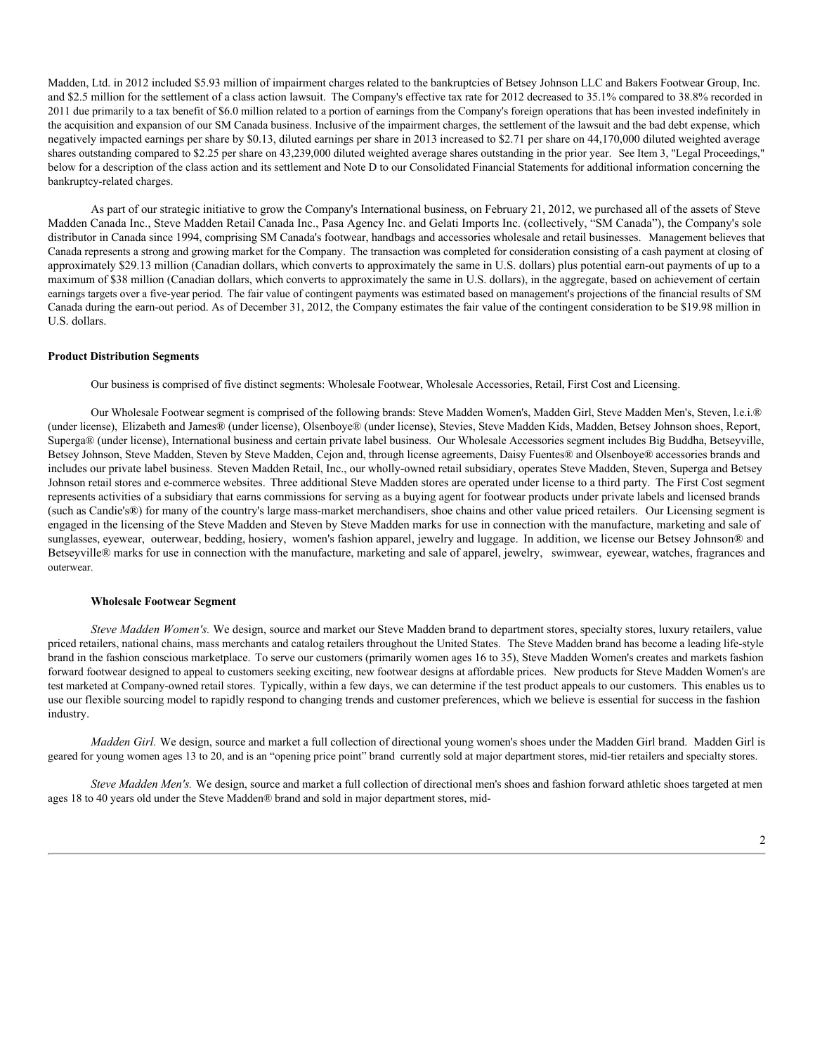Madden, Ltd. in 2012 included $5.93 million of impairment charges related to the bankruptcies of Betsey Johnson LLC and Bakers Footwear Group, Inc. and $2.5 million for the settlement of a class action lawsuit. The Company's effective tax rate for 2012 decreased to 35.1% compared to 38.8% recorded in 2011 due primarily to a tax benefit of $6.0 million related to a portion of earnings from the Company's foreign operations that has been invested indefinitely in the acquisition and expansion of our SM Canada business. Inclusive of the impairment charges, the settlement of the lawsuit and the bad debt expense, which negatively impacted earnings per share by $0.13, diluted earnings per share in 2013 increased to $2.71 per share on 44,170,000 diluted weighted average shares outstanding compared to $2.25 per share on 43,239,000 diluted weighted average shares outstanding in the prior year. See Item 3, "Legal Proceedings," below for a description of the class action and its settlement and Note D to our Consolidated Financial Statements for additional information concerning the bankruptcy-related charges.

As part of our strategic initiative to grow the Company's International business, on February 21, 2012, we purchased all of the assets of Steve Madden Canada Inc., Steve Madden Retail Canada Inc., Pasa Agency Inc. and Gelati Imports Inc. (collectively, "SM Canada"), the Company's sole distributor in Canada since 1994, comprising SM Canada's footwear, handbags and accessories wholesale and retail businesses. Management believes that Canada represents a strong and growing market for the Company. The transaction was completed for consideration consisting of a cash payment at closing of approximately $29.13 million (Canadian dollars, which converts to approximately the same in U.S. dollars) plus potential earn-out payments of up to a maximum of $38 million (Canadian dollars, which converts to approximately the same in U.S. dollars), in the aggregate, based on achievement of certain earnings targets over a five-year period. The fair value of contingent payments was estimated based on management's projections of the financial results of SM Canada during the earn-out period. As of December 31, 2012, the Company estimates the fair value of the contingent consideration to be $19.98 million in U.S. dollars.

**Product Distribution Segments**

Our business is comprised of five distinct segments: Wholesale Footwear, Wholesale Accessories, Retail, First Cost and Licensing.

Our Wholesale Footwear segment is comprised of the following brands: Steve Madden Women's, Madden Girl, Steve Madden Men's, Steven, l.e.i.® (under license), Elizabeth and James® (under license), Olsenboye® (under license), Stevies, Steve Madden Kids, Madden, Betsey Johnson shoes, Report, Superga® (under license), International business and certain private label business. Our Wholesale Accessories segment includes Big Buddha, Betseyville, Betsey Johnson, Steve Madden, Steven by Steve Madden, Cejon and, through license agreements, Daisy Fuentes® and Olsenboye® accessories brands and includes our private label business. Steven Madden Retail, Inc., our wholly-owned retail subsidiary, operates Steve Madden, Steven, Superga and Betsey Johnson retail stores and e-commerce websites. Three additional Steve Madden stores are operated under license to a third party. The First Cost segment represents activities of a subsidiary that earns commissions for serving as a buying agent for footwear products under private labels and licensed brands (such as Candie's®) for many of the country's large mass-market merchandisers, shoe chains and other value priced retailers. Our Licensing segment is engaged in the licensing of the Steve Madden and Steven by Steve Madden marks for use in connection with the manufacture, marketing and sale of sunglasses, eyewear, outerwear, bedding, hosiery, women's fashion apparel, jewelry and luggage. In addition, we license our Betsey Johnson® and Betseyville® marks for use in connection with the manufacture, marketing and sale of apparel, jewelry, swimwear, eyewear, watches, fragrances and outerwear.

**Wholesale Footwear Segment**

*Steve Madden Women's.* We design, source and market our Steve Madden brand to department stores, specialty stores, luxury retailers, value priced retailers, national chains, mass merchants and catalog retailers throughout the United States. The Steve Madden brand has become a leading life-style brand in the fashion conscious marketplace. To serve our customers (primarily women ages 16 to 35), Steve Madden Women's creates and markets fashion forward footwear designed to appeal to customers seeking exciting, new footwear designs at affordable prices. New products for Steve Madden Women's are test marketed at Company-owned retail stores. Typically, within a few days, we can determine if the test product appeals to our customers. This enables us to use our flexible sourcing model to rapidly respond to changing trends and customer preferences, which we believe is essential for success in the fashion industry.

*Madden Girl.* We design, source and market a full collection of directional young women's shoes under the Madden Girl brand. Madden Girl is geared for young women ages 13 to 20, and is an "opening price point" brand currently sold at major department stores, mid-tier retailers and specialty stores.

*Steve Madden Men's.* We design, source and market a full collection of directional men's shoes and fashion forward athletic shoes targeted at men ages 18 to 40 years old under the Steve Madden® brand and sold in major department stores, mid-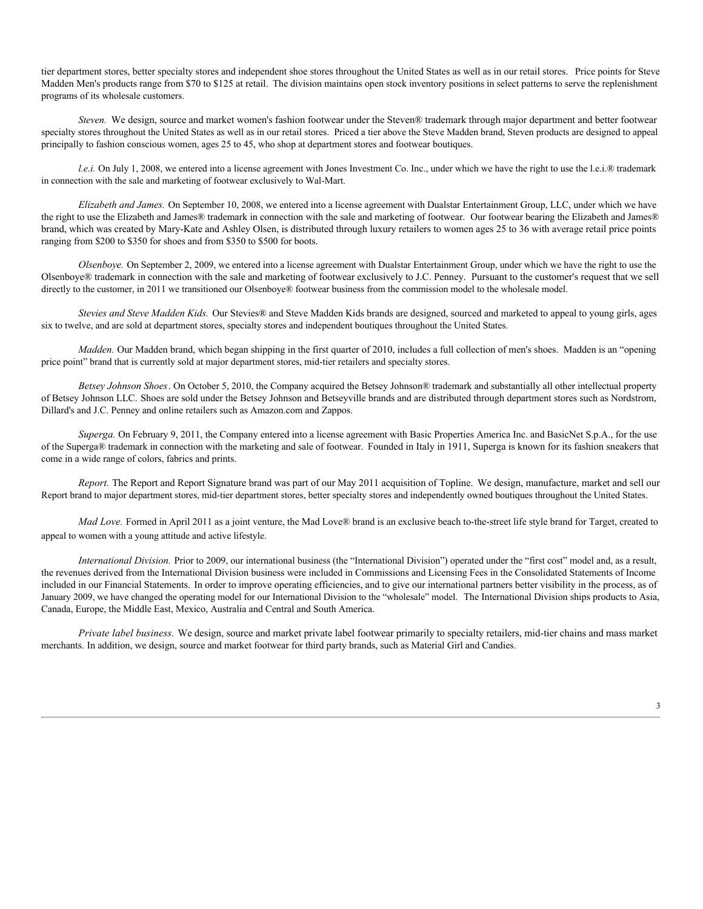tier department stores, better specialty stores and independent shoe stores throughout the United States as well as in our retail stores.  Price points for Steve Madden Men's products range from $70 to $125 at retail.  The division maintains open stock inventory positions in select patterns to serve the replenishment programs of its wholesale customers.

*Steven.* We design, source and market women's fashion footwear under the Steven® trademark through major department and better footwear specialty stores throughout the United States as well as in our retail stores.  Priced a tier above the Steve Madden brand, Steven products are designed to appeal principally to fashion conscious women, ages 25 to 45, who shop at department stores and footwear boutiques.

*l.e.i.* On July 1, 2008, we entered into a license agreement with Jones Investment Co. Inc., under which we have the right to use the l.e.i.® trademark in connection with the sale and marketing of footwear exclusively to Wal-Mart.

*Elizabeth and James.* On September 10, 2008, we entered into a license agreement with Dualstar Entertainment Group, LLC, under which we have the right to use the Elizabeth and James® trademark in connection with the sale and marketing of footwear.  Our footwear bearing the Elizabeth and James® brand, which was created by Mary-Kate and Ashley Olsen, is distributed through luxury retailers to women ages 25 to 36 with average retail price points ranging from $200 to $350 for shoes and from $350 to $500 for boots.

*Olsenboye.* On September 2, 2009, we entered into a license agreement with Dualstar Entertainment Group, under which we have the right to use the Olsenboye® trademark in connection with the sale and marketing of footwear exclusively to J.C. Penney.  Pursuant to the customer's request that we sell directly to the customer, in 2011 we transitioned our Olsenboye® footwear business from the commission model to the wholesale model.

*Stevies and Steve Madden Kids.* Our Stevies® and Steve Madden Kids brands are designed, sourced and marketed to appeal to young girls, ages six to twelve, and are sold at department stores, specialty stores and independent boutiques throughout the United States.

*Madden.* Our Madden brand, which began shipping in the first quarter of 2010, includes a full collection of men's shoes.  Madden is an "opening price point" brand that is currently sold at major department stores, mid-tier retailers and specialty stores.

*Betsey Johnson Shoes*. On October 5, 2010, the Company acquired the Betsey Johnson® trademark and substantially all other intellectual property of Betsey Johnson LLC.  Shoes are sold under the Betsey Johnson and Betseyville brands and are distributed through department stores such as Nordstrom, Dillard's and J.C. Penney and online retailers such as Amazon.com and Zappos.

*Superga.* On February 9, 2011, the Company entered into a license agreement with Basic Properties America Inc. and BasicNet S.p.A., for the use of the Superga® trademark in connection with the marketing and sale of footwear.  Founded in Italy in 1911, Superga is known for its fashion sneakers that come in a wide range of colors, fabrics and prints.

*Report.* The Report and Report Signature brand was part of our May 2011 acquisition of Topline.  We design, manufacture, market and sell our Report brand to major department stores, mid-tier department stores, better specialty stores and independently owned boutiques throughout the United States.

*Mad Love.* Formed in April 2011 as a joint venture, the Mad Love® brand is an exclusive beach to-the-street life style brand for Target, created to appeal to women with a young attitude and active lifestyle.

*International Division.* Prior to 2009, our international business (the "International Division") operated under the "first cost" model and, as a result, the revenues derived from the International Division business were included in Commissions and Licensing Fees in the Consolidated Statements of Income included in our Financial Statements.  In order to improve operating efficiencies, and to give our international partners better visibility in the process, as of January 2009, we have changed the operating model for our International Division to the "wholesale" model.  The International Division ships products to Asia, Canada, Europe, the Middle East, Mexico, Australia and Central and South America.

*Private label business.* We design, source and market private label footwear primarily to specialty retailers, mid-tier chains and mass market merchants. In addition, we design, source and market footwear for third party brands, such as Material Girl and Candies.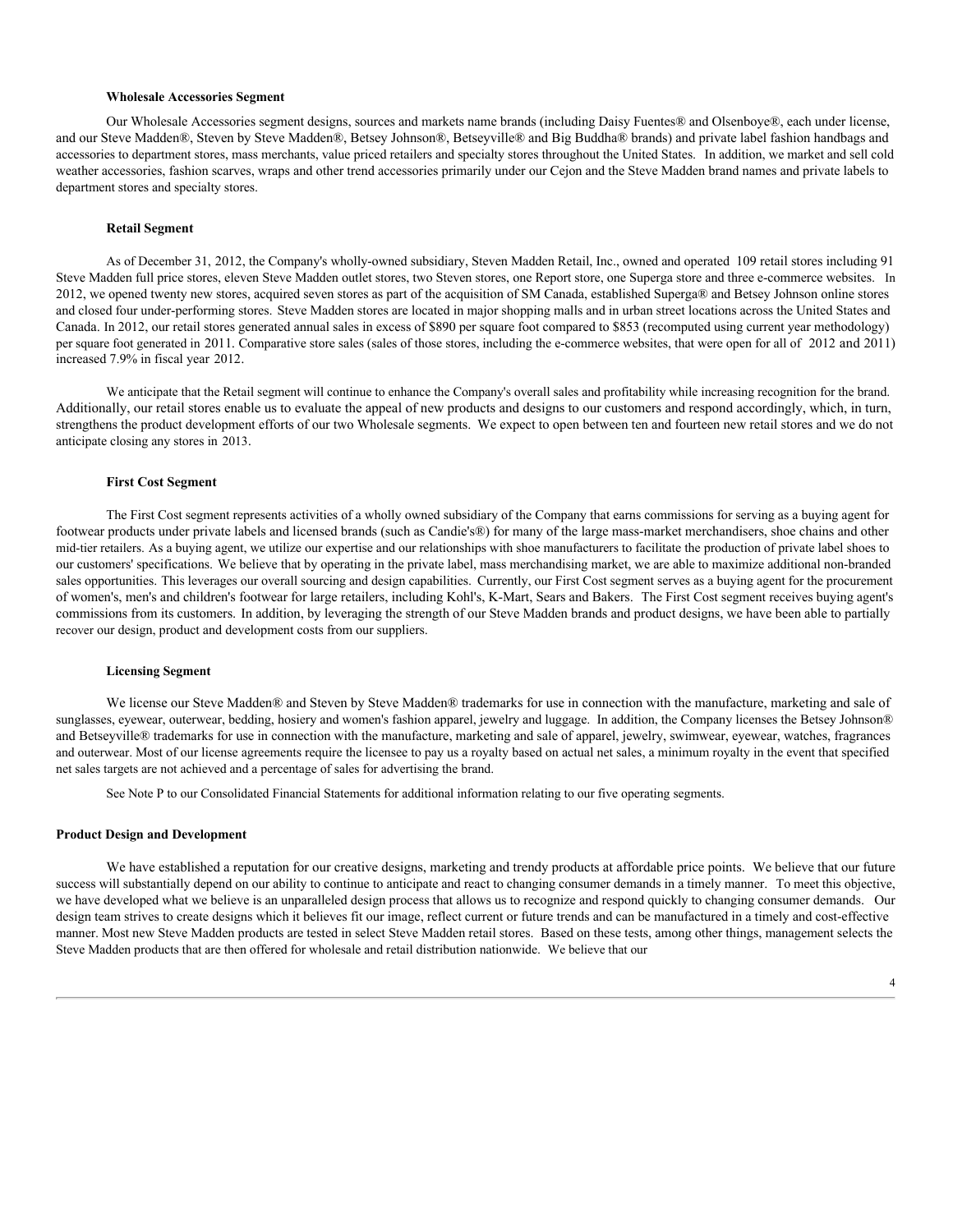### Wholesale Accessories Segment

Our Wholesale Accessories segment designs, sources and markets name brands (including Daisy Fuentes® and Olsenboye®, each under license, and our Steve Madden®, Steven by Steve Madden®, Betsey Johnson®, Betseyville® and Big Buddha® brands) and private label fashion handbags and accessories to department stores, mass merchants, value priced retailers and specialty stores throughout the United States. In addition, we market and sell cold weather accessories, fashion scarves, wraps and other trend accessories primarily under our Cejon and the Steve Madden brand names and private labels to department stores and specialty stores.

### Retail Segment

As of December 31, 2012, the Company's wholly-owned subsidiary, Steven Madden Retail, Inc., owned and operated 109 retail stores including 91 Steve Madden full price stores, eleven Steve Madden outlet stores, two Steven stores, one Report store, one Superga store and three e-commerce websites. In 2012, we opened twenty new stores, acquired seven stores as part of the acquisition of SM Canada, established Superga® and Betsey Johnson online stores and closed four under-performing stores. Steve Madden stores are located in major shopping malls and in urban street locations across the United States and Canada. In 2012, our retail stores generated annual sales in excess of $890 per square foot compared to $853 (recomputed using current year methodology) per square foot generated in 2011. Comparative store sales (sales of those stores, including the e-commerce websites, that were open for all of 2012 and 2011) increased 7.9% in fiscal year 2012.

We anticipate that the Retail segment will continue to enhance the Company's overall sales and profitability while increasing recognition for the brand. Additionally, our retail stores enable us to evaluate the appeal of new products and designs to our customers and respond accordingly, which, in turn, strengthens the product development efforts of our two Wholesale segments. We expect to open between ten and fourteen new retail stores and we do not anticipate closing any stores in 2013.

### First Cost Segment

The First Cost segment represents activities of a wholly owned subsidiary of the Company that earns commissions for serving as a buying agent for footwear products under private labels and licensed brands (such as Candie's®) for many of the large mass-market merchandisers, shoe chains and other mid-tier retailers. As a buying agent, we utilize our expertise and our relationships with shoe manufacturers to facilitate the production of private label shoes to our customers' specifications. We believe that by operating in the private label, mass merchandising market, we are able to maximize additional non-branded sales opportunities. This leverages our overall sourcing and design capabilities. Currently, our First Cost segment serves as a buying agent for the procurement of women's, men's and children's footwear for large retailers, including Kohl's, K-Mart, Sears and Bakers. The First Cost segment receives buying agent's commissions from its customers. In addition, by leveraging the strength of our Steve Madden brands and product designs, we have been able to partially recover our design, product and development costs from our suppliers.

### Licensing Segment

We license our Steve Madden® and Steven by Steve Madden® trademarks for use in connection with the manufacture, marketing and sale of sunglasses, eyewear, outerwear, bedding, hosiery and women's fashion apparel, jewelry and luggage. In addition, the Company licenses the Betsey Johnson® and Betseyville® trademarks for use in connection with the manufacture, marketing and sale of apparel, jewelry, swimwear, eyewear, watches, fragrances and outerwear. Most of our license agreements require the licensee to pay us a royalty based on actual net sales, a minimum royalty in the event that specified net sales targets are not achieved and a percentage of sales for advertising the brand.

See Note P to our Consolidated Financial Statements for additional information relating to our five operating segments.

## Product Design and Development

We have established a reputation for our creative designs, marketing and trendy products at affordable price points. We believe that our future success will substantially depend on our ability to continue to anticipate and react to changing consumer demands in a timely manner. To meet this objective, we have developed what we believe is an unparalleled design process that allows us to recognize and respond quickly to changing consumer demands. Our design team strives to create designs which it believes fit our image, reflect current or future trends and can be manufactured in a timely and cost-effective manner. Most new Steve Madden products are tested in select Steve Madden retail stores. Based on these tests, among other things, management selects the Steve Madden products that are then offered for wholesale and retail distribution nationwide. We believe that our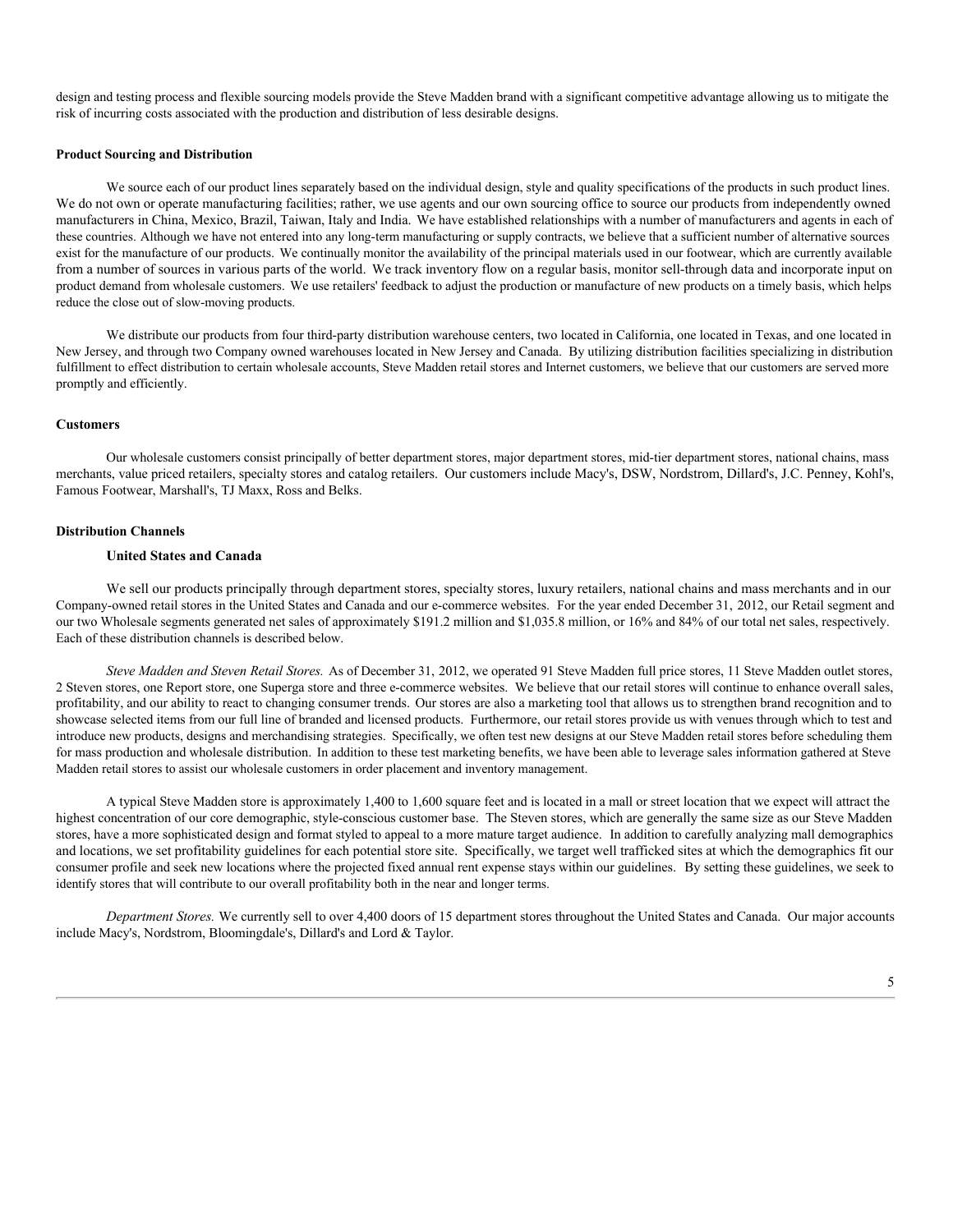design and testing process and flexible sourcing models provide the Steve Madden brand with a significant competitive advantage allowing us to mitigate the risk of incurring costs associated with the production and distribution of less desirable designs.

**Product Sourcing and Distribution**

We source each of our product lines separately based on the individual design, style and quality specifications of the products in such product lines. We do not own or operate manufacturing facilities; rather, we use agents and our own sourcing office to source our products from independently owned manufacturers in China, Mexico, Brazil, Taiwan, Italy and India. We have established relationships with a number of manufacturers and agents in each of these countries. Although we have not entered into any long-term manufacturing or supply contracts, we believe that a sufficient number of alternative sources exist for the manufacture of our products. We continually monitor the availability of the principal materials used in our footwear, which are currently available from a number of sources in various parts of the world. We track inventory flow on a regular basis, monitor sell-through data and incorporate input on product demand from wholesale customers. We use retailers' feedback to adjust the production or manufacture of new products on a timely basis, which helps reduce the close out of slow-moving products.

We distribute our products from four third-party distribution warehouse centers, two located in California, one located in Texas, and one located in New Jersey, and through two Company owned warehouses located in New Jersey and Canada. By utilizing distribution facilities specializing in distribution fulfillment to effect distribution to certain wholesale accounts, Steve Madden retail stores and Internet customers, we believe that our customers are served more promptly and efficiently.

**Customers**

Our wholesale customers consist principally of better department stores, major department stores, mid-tier department stores, national chains, mass merchants, value priced retailers, specialty stores and catalog retailers. Our customers include Macy's, DSW, Nordstrom, Dillard's, J.C. Penney, Kohl's, Famous Footwear, Marshall's, TJ Maxx, Ross and Belks.

**Distribution Channels**

**United States and Canada**

We sell our products principally through department stores, specialty stores, luxury retailers, national chains and mass merchants and in our Company-owned retail stores in the United States and Canada and our e-commerce websites. For the year ended December 31, 2012, our Retail segment and our two Wholesale segments generated net sales of approximately $191.2 million and $1,035.8 million, or 16% and 84% of our total net sales, respectively. Each of these distribution channels is described below.

*Steve Madden and Steven Retail Stores.* As of December 31, 2012, we operated 91 Steve Madden full price stores, 11 Steve Madden outlet stores, 2 Steven stores, one Report store, one Superga store and three e-commerce websites. We believe that our retail stores will continue to enhance overall sales, profitability, and our ability to react to changing consumer trends. Our stores are also a marketing tool that allows us to strengthen brand recognition and to showcase selected items from our full line of branded and licensed products. Furthermore, our retail stores provide us with venues through which to test and introduce new products, designs and merchandising strategies. Specifically, we often test new designs at our Steve Madden retail stores before scheduling them for mass production and wholesale distribution. In addition to these test marketing benefits, we have been able to leverage sales information gathered at Steve Madden retail stores to assist our wholesale customers in order placement and inventory management.

A typical Steve Madden store is approximately 1,400 to 1,600 square feet and is located in a mall or street location that we expect will attract the highest concentration of our core demographic, style-conscious customer base. The Steven stores, which are generally the same size as our Steve Madden stores, have a more sophisticated design and format styled to appeal to a more mature target audience. In addition to carefully analyzing mall demographics and locations, we set profitability guidelines for each potential store site. Specifically, we target well trafficked sites at which the demographics fit our consumer profile and seek new locations where the projected fixed annual rent expense stays within our guidelines. By setting these guidelines, we seek to identify stores that will contribute to our overall profitability both in the near and longer terms.

*Department Stores.* We currently sell to over 4,400 doors of 15 department stores throughout the United States and Canada. Our major accounts include Macy's, Nordstrom, Bloomingdale's, Dillard's and Lord & Taylor.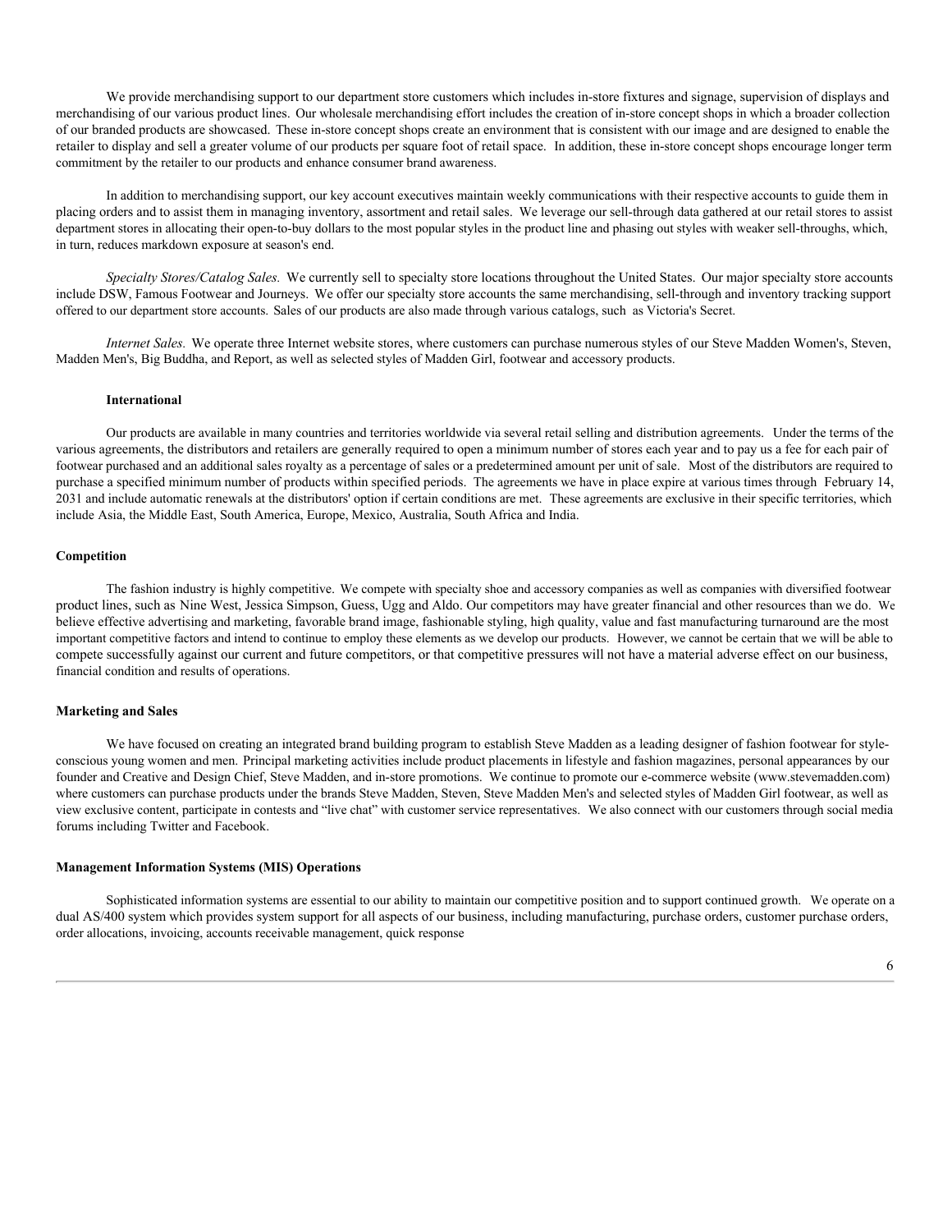We provide merchandising support to our department store customers which includes in-store fixtures and signage, supervision of displays and merchandising of our various product lines. Our wholesale merchandising effort includes the creation of in-store concept shops in which a broader collection of our branded products are showcased. These in-store concept shops create an environment that is consistent with our image and are designed to enable the retailer to display and sell a greater volume of our products per square foot of retail space. In addition, these in-store concept shops encourage longer term commitment by the retailer to our products and enhance consumer brand awareness.

In addition to merchandising support, our key account executives maintain weekly communications with their respective accounts to guide them in placing orders and to assist them in managing inventory, assortment and retail sales. We leverage our sell-through data gathered at our retail stores to assist department stores in allocating their open-to-buy dollars to the most popular styles in the product line and phasing out styles with weaker sell-throughs, which, in turn, reduces markdown exposure at season's end.

*Specialty Stores/Catalog Sales.* We currently sell to specialty store locations throughout the United States. Our major specialty store accounts include DSW, Famous Footwear and Journeys. We offer our specialty store accounts the same merchandising, sell-through and inventory tracking support offered to our department store accounts. Sales of our products are also made through various catalogs, such as Victoria's Secret.

*Internet Sales.* We operate three Internet website stores, where customers can purchase numerous styles of our Steve Madden Women's, Steven, Madden Men's, Big Buddha, and Report, as well as selected styles of Madden Girl, footwear and accessory products.

**International**

Our products are available in many countries and territories worldwide via several retail selling and distribution agreements. Under the terms of the various agreements, the distributors and retailers are generally required to open a minimum number of stores each year and to pay us a fee for each pair of footwear purchased and an additional sales royalty as a percentage of sales or a predetermined amount per unit of sale. Most of the distributors are required to purchase a specified minimum number of products within specified periods. The agreements we have in place expire at various times through February 14, 2031 and include automatic renewals at the distributors' option if certain conditions are met. These agreements are exclusive in their specific territories, which include Asia, the Middle East, South America, Europe, Mexico, Australia, South Africa and India.

**Competition**

The fashion industry is highly competitive. We compete with specialty shoe and accessory companies as well as companies with diversified footwear product lines, such as Nine West, Jessica Simpson, Guess, Ugg and Aldo. Our competitors may have greater financial and other resources than we do. We believe effective advertising and marketing, favorable brand image, fashionable styling, high quality, value and fast manufacturing turnaround are the most important competitive factors and intend to continue to employ these elements as we develop our products. However, we cannot be certain that we will be able to compete successfully against our current and future competitors, or that competitive pressures will not have a material adverse effect on our business, financial condition and results of operations.

**Marketing and Sales**

We have focused on creating an integrated brand building program to establish Steve Madden as a leading designer of fashion footwear for style-conscious young women and men. Principal marketing activities include product placements in lifestyle and fashion magazines, personal appearances by our founder and Creative and Design Chief, Steve Madden, and in-store promotions. We continue to promote our e-commerce website (www.stevemadden.com) where customers can purchase products under the brands Steve Madden, Steven, Steve Madden Men's and selected styles of Madden Girl footwear, as well as view exclusive content, participate in contests and "live chat" with customer service representatives. We also connect with our customers through social media forums including Twitter and Facebook.

**Management Information Systems (MIS) Operations**

Sophisticated information systems are essential to our ability to maintain our competitive position and to support continued growth. We operate on a dual AS/400 system which provides system support for all aspects of our business, including manufacturing, purchase orders, customer purchase orders, order allocations, invoicing, accounts receivable management, quick response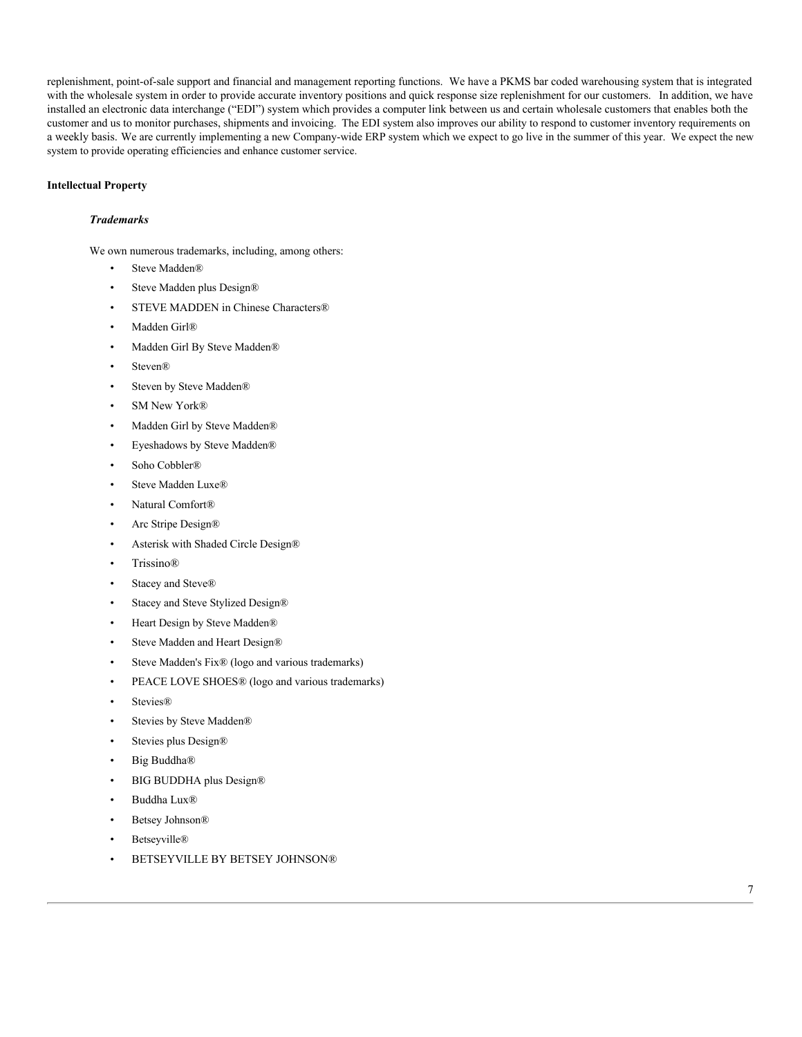replenishment, point-of-sale support and financial and management reporting functions. We have a PKMS bar coded warehousing system that is integrated with the wholesale system in order to provide accurate inventory positions and quick response size replenishment for our customers. In addition, we have installed an electronic data interchange ("EDI") system which provides a computer link between us and certain wholesale customers that enables both the customer and us to monitor purchases, shipments and invoicing. The EDI system also improves our ability to respond to customer inventory requirements on a weekly basis. We are currently implementing a new Company-wide ERP system which we expect to go live in the summer of this year. We expect the new system to provide operating efficiencies and enhance customer service.

**Intellectual Property**

***Trademarks***

We own numerous trademarks, including, among others:

- Steve Madden®
- Steve Madden plus Design®
- STEVE MADDEN in Chinese Characters®
- Madden Girl®
- Madden Girl By Steve Madden®
- Steven®
- Steven by Steve Madden®
- SM New York®
- Madden Girl by Steve Madden®
- Eyeshadows by Steve Madden®
- Soho Cobbler®
- Steve Madden Luxe®
- Natural Comfort®
- Arc Stripe Design®
- Asterisk with Shaded Circle Design®
- Trissino®
- Stacey and Steve®
- Stacey and Steve Stylized Design®
- Heart Design by Steve Madden®
- Steve Madden and Heart Design®
- Steve Madden's Fix® (logo and various trademarks)
- PEACE LOVE SHOES® (logo and various trademarks)
- Stevies®
- Stevies by Steve Madden®
- Stevies plus Design®
- Big Buddha®
- BIG BUDDHA plus Design®
- Buddha Lux®
- Betsey Johnson®
- Betseyville®
- BETSEYVILLE BY BETSEY JOHNSON®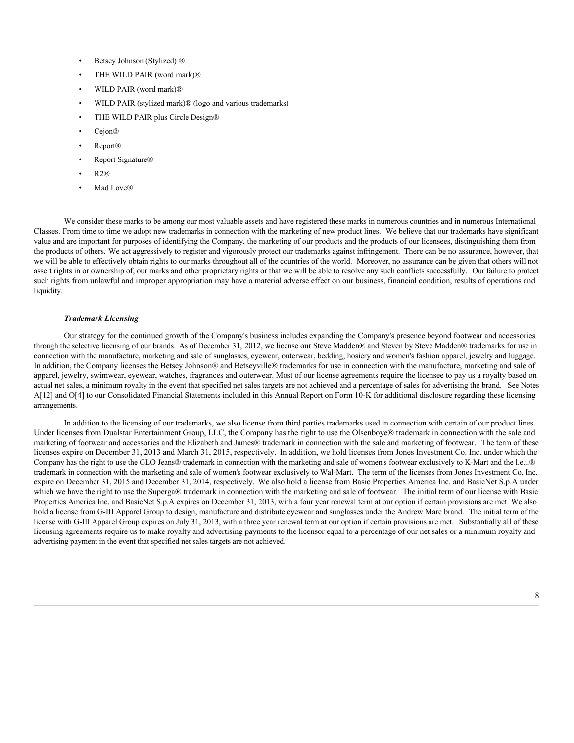- Betsey Johnson (Stylized) ®
- THE WILD PAIR (word mark)®
- WILD PAIR (word mark)®
- WILD PAIR (stylized mark)® (logo and various trademarks)
- THE WILD PAIR plus Circle Design®
- Cejon®
- Report®
- Report Signature®
- R2®
- Mad Love®

We consider these marks to be among our most valuable assets and have registered these marks in numerous countries and in numerous International Classes. From time to time we adopt new trademarks in connection with the marketing of new product lines. We believe that our trademarks have significant value and are important for purposes of identifying the Company, the marketing of our products and the products of our licensees, distinguishing them from the products of others. We act aggressively to register and vigorously protect our trademarks against infringement. There can be no assurance, however, that we will be able to effectively obtain rights to our marks throughout all of the countries of the world. Moreover, no assurance can be given that others will not assert rights in or ownership of, our marks and other proprietary rights or that we will be able to resolve any such conflicts successfully. Our failure to protect such rights from unlawful and improper appropriation may have a material adverse effect on our business, financial condition, results of operations and liquidity.

***Trademark Licensing***

Our strategy for the continued growth of the Company's business includes expanding the Company's presence beyond footwear and accessories through the selective licensing of our brands. As of December 31, 2012, we license our Steve Madden® and Steven by Steve Madden® trademarks for use in connection with the manufacture, marketing and sale of sunglasses, eyewear, outerwear, bedding, hosiery and women's fashion apparel, jewelry and luggage. In addition, the Company licenses the Betsey Johnson® and Betseyville® trademarks for use in connection with the manufacture, marketing and sale of apparel, jewelry, swimwear, eyewear, watches, fragrances and outerwear. Most of our license agreements require the licensee to pay us a royalty based on actual net sales, a minimum royalty in the event that specified net sales targets are not achieved and a percentage of sales for advertising the brand. See Notes A[12] and O[4] to our Consolidated Financial Statements included in this Annual Report on Form 10-K for additional disclosure regarding these licensing arrangements.

In addition to the licensing of our trademarks, we also license from third parties trademarks used in connection with certain of our product lines. Under licenses from Dualstar Entertainment Group, LLC, the Company has the right to use the Olsenboye® trademark in connection with the sale and marketing of footwear and accessories and the Elizabeth and James® trademark in connection with the sale and marketing of footwear. The term of these licenses expire on December 31, 2013 and March 31, 2015, respectively. In addition, we hold licenses from Jones Investment Co. Inc. under which the Company has the right to use the GLO Jeans® trademark in connection with the marketing and sale of women's footwear exclusively to K-Mart and the l.e.i.® trademark in connection with the marketing and sale of women's footwear exclusively to Wal-Mart. The term of the licenses from Jones Investment Co, Inc. expire on December 31, 2015 and December 31, 2014, respectively. We also hold a license from Basic Properties America Inc. and BasicNet S.p.A under which we have the right to use the Superga® trademark in connection with the marketing and sale of footwear. The initial term of our license with Basic Properties America Inc. and BasicNet S.p.A expires on December 31, 2013, with a four year renewal term at our option if certain provisions are met. We also hold a license from G-III Apparel Group to design, manufacture and distribute eyewear and sunglasses under the Andrew Marc brand. The initial term of the license with G-III Apparel Group expires on July 31, 2013, with a three year renewal term at our option if certain provisions are met. Substantially all of these licensing agreements require us to make royalty and advertising payments to the licensor equal to a percentage of our net sales or a minimum royalty and advertising payment in the event that specified net sales targets are not achieved.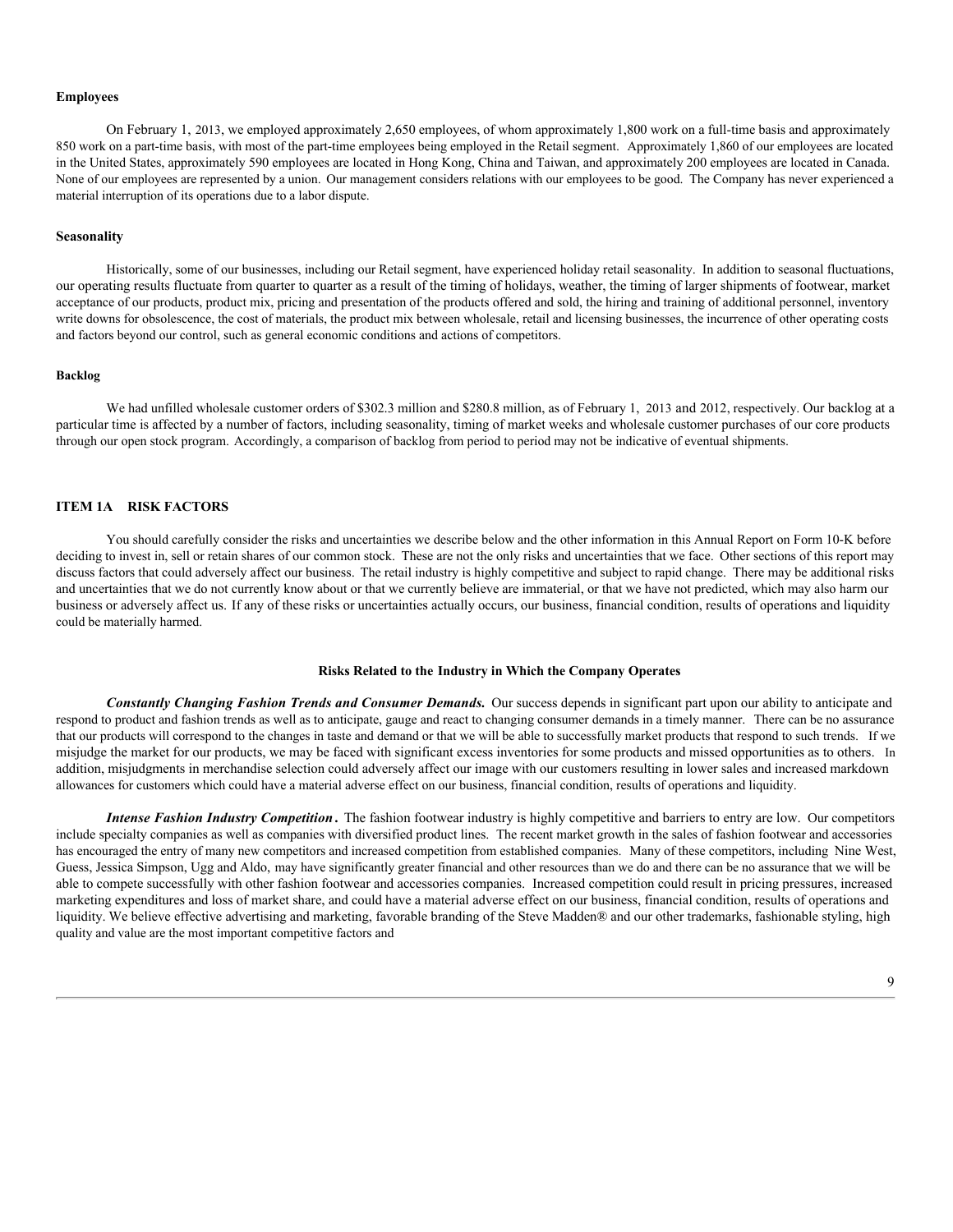**Employees**

On February 1, 2013, we employed approximately 2,650 employees, of whom approximately 1,800 work on a full-time basis and approximately 850 work on a part-time basis, with most of the part-time employees being employed in the Retail segment. Approximately 1,860 of our employees are located in the United States, approximately 590 employees are located in Hong Kong, China and Taiwan, and approximately 200 employees are located in Canada. None of our employees are represented by a union. Our management considers relations with our employees to be good. The Company has never experienced a material interruption of its operations due to a labor dispute.

**Seasonality**

Historically, some of our businesses, including our Retail segment, have experienced holiday retail seasonality. In addition to seasonal fluctuations, our operating results fluctuate from quarter to quarter as a result of the timing of holidays, weather, the timing of larger shipments of footwear, market acceptance of our products, product mix, pricing and presentation of the products offered and sold, the hiring and training of additional personnel, inventory write downs for obsolescence, the cost of materials, the product mix between wholesale, retail and licensing businesses, the incurrence of other operating costs and factors beyond our control, such as general economic conditions and actions of competitors.

**Backlog**

We had unfilled wholesale customer orders of $302.3 million and $280.8 million, as of February 1, 2013 and 2012, respectively. Our backlog at a particular time is affected by a number of factors, including seasonality, timing of market weeks and wholesale customer purchases of our core products through our open stock program. Accordingly, a comparison of backlog from period to period may not be indicative of eventual shipments.

## ITEM 1A RISK FACTORS

You should carefully consider the risks and uncertainties we describe below and the other information in this Annual Report on Form 10-K before deciding to invest in, sell or retain shares of our common stock. These are not the only risks and uncertainties that we face. Other sections of this report may discuss factors that could adversely affect our business. The retail industry is highly competitive and subject to rapid change. There may be additional risks and uncertainties that we do not currently know about or that we currently believe are immaterial, or that we have not predicted, which may also harm our business or adversely affect us. If any of these risks or uncertainties actually occurs, our business, financial condition, results of operations and liquidity could be materially harmed.

### Risks Related to the Industry in Which the Company Operates

***Constantly Changing Fashion Trends and Consumer Demands.*** Our success depends in significant part upon our ability to anticipate and respond to product and fashion trends as well as to anticipate, gauge and react to changing consumer demands in a timely manner. There can be no assurance that our products will correspond to the changes in taste and demand or that we will be able to successfully market products that respond to such trends. If we misjudge the market for our products, we may be faced with significant excess inventories for some products and missed opportunities as to others. In addition, misjudgments in merchandise selection could adversely affect our image with our customers resulting in lower sales and increased markdown allowances for customers which could have a material adverse effect on our business, financial condition, results of operations and liquidity.

***Intense Fashion Industry Competition.*** The fashion footwear industry is highly competitive and barriers to entry are low. Our competitors include specialty companies as well as companies with diversified product lines. The recent market growth in the sales of fashion footwear and accessories has encouraged the entry of many new competitors and increased competition from established companies. Many of these competitors, including Nine West, Guess, Jessica Simpson, Ugg and Aldo, may have significantly greater financial and other resources than we do and there can be no assurance that we will be able to compete successfully with other fashion footwear and accessories companies. Increased competition could result in pricing pressures, increased marketing expenditures and loss of market share, and could have a material adverse effect on our business, financial condition, results of operations and liquidity. We believe effective advertising and marketing, favorable branding of the Steve Madden® and our other trademarks, fashionable styling, high quality and value are the most important competitive factors and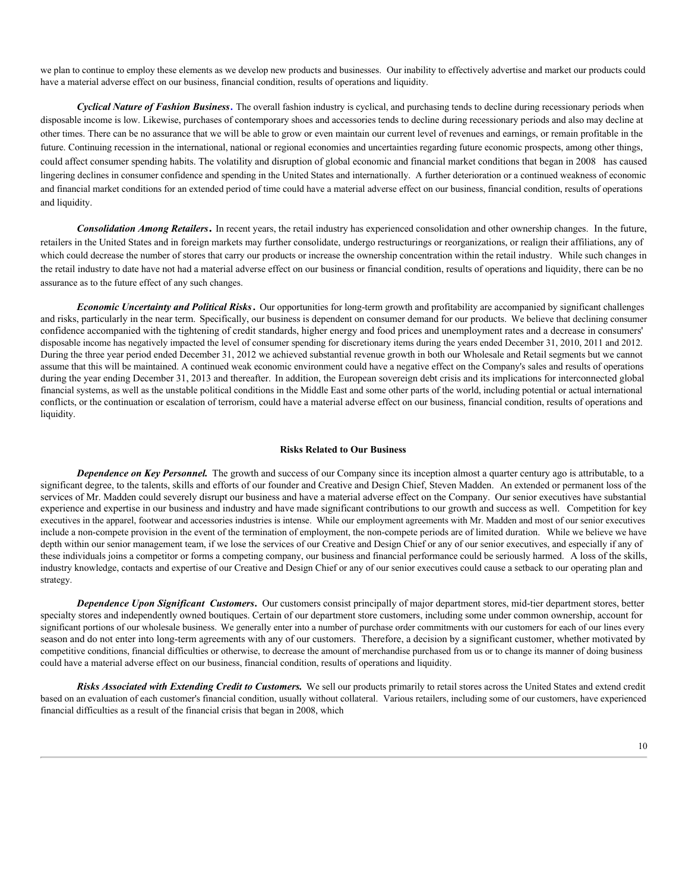we plan to continue to employ these elements as we develop new products and businesses. Our inability to effectively advertise and market our products could have a material adverse effect on our business, financial condition, results of operations and liquidity.

***Cyclical Nature of Fashion Business.*** The overall fashion industry is cyclical, and purchasing tends to decline during recessionary periods when disposable income is low. Likewise, purchases of contemporary shoes and accessories tends to decline during recessionary periods and also may decline at other times. There can be no assurance that we will be able to grow or even maintain our current level of revenues and earnings, or remain profitable in the future. Continuing recession in the international, national or regional economies and uncertainties regarding future economic prospects, among other things, could affect consumer spending habits. The volatility and disruption of global economic and financial market conditions that began in 2008 has caused lingering declines in consumer confidence and spending in the United States and internationally. A further deterioration or a continued weakness of economic and financial market conditions for an extended period of time could have a material adverse effect on our business, financial condition, results of operations and liquidity.

***Consolidation Among Retailers.*** In recent years, the retail industry has experienced consolidation and other ownership changes. In the future, retailers in the United States and in foreign markets may further consolidate, undergo restructurings or reorganizations, or realign their affiliations, any of which could decrease the number of stores that carry our products or increase the ownership concentration within the retail industry. While such changes in the retail industry to date have not had a material adverse effect on our business or financial condition, results of operations and liquidity, there can be no assurance as to the future effect of any such changes.

***Economic Uncertainty and Political Risks.*** Our opportunities for long-term growth and profitability are accompanied by significant challenges and risks, particularly in the near term. Specifically, our business is dependent on consumer demand for our products. We believe that declining consumer confidence accompanied with the tightening of credit standards, higher energy and food prices and unemployment rates and a decrease in consumers' disposable income has negatively impacted the level of consumer spending for discretionary items during the years ended December 31, 2010, 2011 and 2012. During the three year period ended December 31, 2012 we achieved substantial revenue growth in both our Wholesale and Retail segments but we cannot assume that this will be maintained. A continued weak economic environment could have a negative effect on the Company's sales and results of operations during the year ending December 31, 2013 and thereafter. In addition, the European sovereign debt crisis and its implications for interconnected global financial systems, as well as the unstable political conditions in the Middle East and some other parts of the world, including potential or actual international conflicts, or the continuation or escalation of terrorism, could have a material adverse effect on our business, financial condition, results of operations and liquidity.

**Risks Related to Our Business**

***Dependence on Key Personnel.*** The growth and success of our Company since its inception almost a quarter century ago is attributable, to a significant degree, to the talents, skills and efforts of our founder and Creative and Design Chief, Steven Madden. An extended or permanent loss of the services of Mr. Madden could severely disrupt our business and have a material adverse effect on the Company. Our senior executives have substantial experience and expertise in our business and industry and have made significant contributions to our growth and success as well. Competition for key executives in the apparel, footwear and accessories industries is intense. While our employment agreements with Mr. Madden and most of our senior executives include a non-compete provision in the event of the termination of employment, the non-compete periods are of limited duration. While we believe we have depth within our senior management team, if we lose the services of our Creative and Design Chief or any of our senior executives, and especially if any of these individuals joins a competitor or forms a competing company, our business and financial performance could be seriously harmed. A loss of the skills, industry knowledge, contacts and expertise of our Creative and Design Chief or any of our senior executives could cause a setback to our operating plan and strategy.

***Dependence Upon Significant Customers.*** Our customers consist principally of major department stores, mid-tier department stores, better specialty stores and independently owned boutiques. Certain of our department store customers, including some under common ownership, account for significant portions of our wholesale business. We generally enter into a number of purchase order commitments with our customers for each of our lines every season and do not enter into long-term agreements with any of our customers. Therefore, a decision by a significant customer, whether motivated by competitive conditions, financial difficulties or otherwise, to decrease the amount of merchandise purchased from us or to change its manner of doing business could have a material adverse effect on our business, financial condition, results of operations and liquidity.

***Risks Associated with Extending Credit to Customers.*** We sell our products primarily to retail stores across the United States and extend credit based on an evaluation of each customer's financial condition, usually without collateral. Various retailers, including some of our customers, have experienced financial difficulties as a result of the financial crisis that began in 2008, which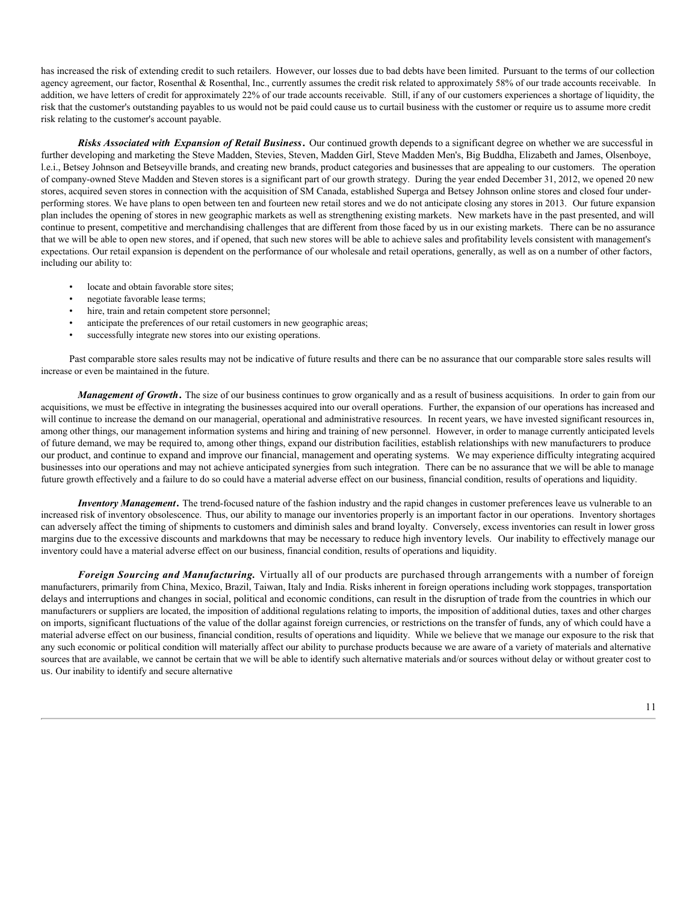has increased the risk of extending credit to such retailers. However, our losses due to bad debts have been limited. Pursuant to the terms of our collection agency agreement, our factor, Rosenthal & Rosenthal, Inc., currently assumes the credit risk related to approximately 58% of our trade accounts receivable. In addition, we have letters of credit for approximately 22% of our trade accounts receivable. Still, if any of our customers experiences a shortage of liquidity, the risk that the customer's outstanding payables to us would not be paid could cause us to curtail business with the customer or require us to assume more credit risk relating to the customer's account payable.

***Risks Associated with Expansion of Retail Business***. Our continued growth depends to a significant degree on whether we are successful in further developing and marketing the Steve Madden, Stevies, Steven, Madden Girl, Steve Madden Men's, Big Buddha, Elizabeth and James, Olsenboye, l.e.i., Betsey Johnson and Betseyville brands, and creating new brands, product categories and businesses that are appealing to our customers. The operation of company-owned Steve Madden and Steven stores is a significant part of our growth strategy. During the year ended December 31, 2012, we opened 20 new stores, acquired seven stores in connection with the acquisition of SM Canada, established Superga and Betsey Johnson online stores and closed four under-performing stores. We have plans to open between ten and fourteen new retail stores and we do not anticipate closing any stores in 2013. Our future expansion plan includes the opening of stores in new geographic markets as well as strengthening existing markets. New markets have in the past presented, and will continue to present, competitive and merchandising challenges that are different from those faced by us in our existing markets. There can be no assurance that we will be able to open new stores, and if opened, that such new stores will be able to achieve sales and profitability levels consistent with management's expectations. Our retail expansion is dependent on the performance of our wholesale and retail operations, generally, as well as on a number of other factors, including our ability to:

- locate and obtain favorable store sites;
- negotiate favorable lease terms;
- hire, train and retain competent store personnel;
- anticipate the preferences of our retail customers in new geographic areas;
- successfully integrate new stores into our existing operations.

Past comparable store sales results may not be indicative of future results and there can be no assurance that our comparable store sales results will increase or even be maintained in the future.

***Management of Growth***. The size of our business continues to grow organically and as a result of business acquisitions. In order to gain from our acquisitions, we must be effective in integrating the businesses acquired into our overall operations. Further, the expansion of our operations has increased and will continue to increase the demand on our managerial, operational and administrative resources. In recent years, we have invested significant resources in, among other things, our management information systems and hiring and training of new personnel. However, in order to manage currently anticipated levels of future demand, we may be required to, among other things, expand our distribution facilities, establish relationships with new manufacturers to produce our product, and continue to expand and improve our financial, management and operating systems. We may experience difficulty integrating acquired businesses into our operations and may not achieve anticipated synergies from such integration. There can be no assurance that we will be able to manage future growth effectively and a failure to do so could have a material adverse effect on our business, financial condition, results of operations and liquidity.

***Inventory Management***. The trend-focused nature of the fashion industry and the rapid changes in customer preferences leave us vulnerable to an increased risk of inventory obsolescence. Thus, our ability to manage our inventories properly is an important factor in our operations. Inventory shortages can adversely affect the timing of shipments to customers and diminish sales and brand loyalty. Conversely, excess inventories can result in lower gross margins due to the excessive discounts and markdowns that may be necessary to reduce high inventory levels. Our inability to effectively manage our inventory could have a material adverse effect on our business, financial condition, results of operations and liquidity.

***Foreign Sourcing and Manufacturing.*** Virtually all of our products are purchased through arrangements with a number of foreign manufacturers, primarily from China, Mexico, Brazil, Taiwan, Italy and India. Risks inherent in foreign operations including work stoppages, transportation delays and interruptions and changes in social, political and economic conditions, can result in the disruption of trade from the countries in which our manufacturers or suppliers are located, the imposition of additional regulations relating to imports, the imposition of additional duties, taxes and other charges on imports, significant fluctuations of the value of the dollar against foreign currencies, or restrictions on the transfer of funds, any of which could have a material adverse effect on our business, financial condition, results of operations and liquidity. While we believe that we manage our exposure to the risk that any such economic or political condition will materially affect our ability to purchase products because we are aware of a variety of materials and alternative sources that are available, we cannot be certain that we will be able to identify such alternative materials and/or sources without delay or without greater cost to us. Our inability to identify and secure alternative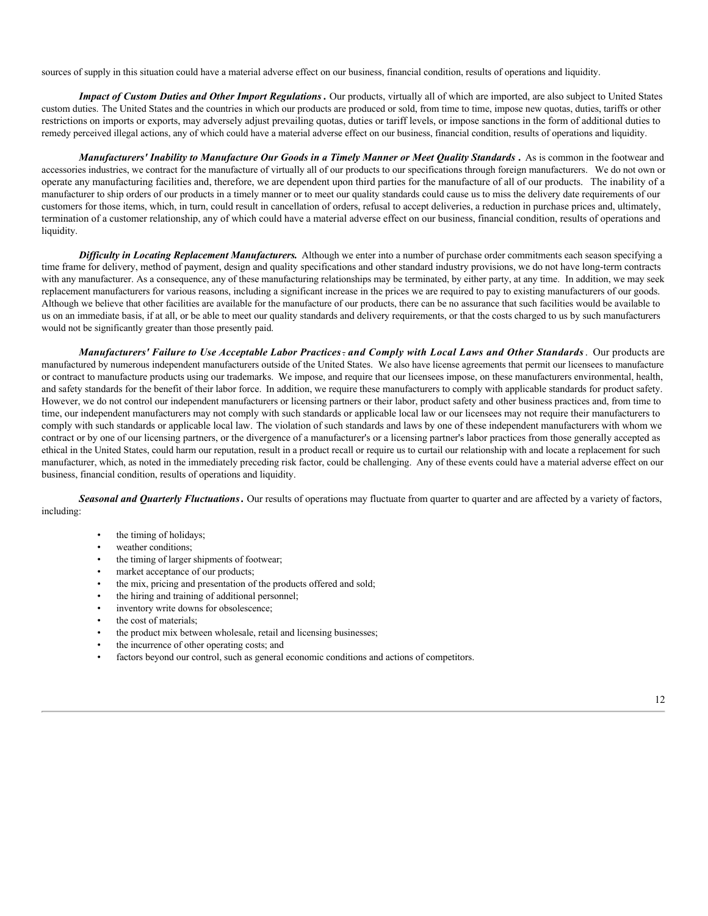sources of supply in this situation could have a material adverse effect on our business, financial condition, results of operations and liquidity.

***Impact of Custom Duties and Other Import Regulations*.** Our products, virtually all of which are imported, are also subject to United States custom duties. The United States and the countries in which our products are produced or sold, from time to time, impose new quotas, duties, tariffs or other restrictions on imports or exports, may adversely adjust prevailing quotas, duties or tariff levels, or impose sanctions in the form of additional duties to remedy perceived illegal actions, any of which could have a material adverse effect on our business, financial condition, results of operations and liquidity.

***Manufacturers' Inability to Manufacture Our Goods in a Timely Manner or Meet Quality Standards*.** As is common in the footwear and accessories industries, we contract for the manufacture of virtually all of our products to our specifications through foreign manufacturers. We do not own or operate any manufacturing facilities and, therefore, we are dependent upon third parties for the manufacture of all of our products. The inability of a manufacturer to ship orders of our products in a timely manner or to meet our quality standards could cause us to miss the delivery date requirements of our customers for those items, which, in turn, could result in cancellation of orders, refusal to accept deliveries, a reduction in purchase prices and, ultimately, termination of a customer relationship, any of which could have a material adverse effect on our business, financial condition, results of operations and liquidity.

***Difficulty in Locating Replacement Manufacturers.*** Although we enter into a number of purchase order commitments each season specifying a time frame for delivery, method of payment, design and quality specifications and other standard industry provisions, we do not have long-term contracts with any manufacturer. As a consequence, any of these manufacturing relationships may be terminated, by either party, at any time. In addition, we may seek replacement manufacturers for various reasons, including a significant increase in the prices we are required to pay to existing manufacturers of our goods. Although we believe that other facilities are available for the manufacture of our products, there can be no assurance that such facilities would be available to us on an immediate basis, if at all, or be able to meet our quality standards and delivery requirements, or that the costs charged to us by such manufacturers would not be significantly greater than those presently paid.

***Manufacturers' Failure to Use Acceptable Labor Practices, and Comply with Local Laws and Other Standards*.** Our products are manufactured by numerous independent manufacturers outside of the United States. We also have license agreements that permit our licensees to manufacture or contract to manufacture products using our trademarks. We impose, and require that our licensees impose, on these manufacturers environmental, health, and safety standards for the benefit of their labor force. In addition, we require these manufacturers to comply with applicable standards for product safety. However, we do not control our independent manufacturers or licensing partners or their labor, product safety and other business practices and, from time to time, our independent manufacturers may not comply with such standards or applicable local law or our licensees may not require their manufacturers to comply with such standards or applicable local law. The violation of such standards and laws by one of these independent manufacturers with whom we contract or by one of our licensing partners, or the divergence of a manufacturer's or a licensing partner's labor practices from those generally accepted as ethical in the United States, could harm our reputation, result in a product recall or require us to curtail our relationship with and locate a replacement for such manufacturer, which, as noted in the immediately preceding risk factor, could be challenging. Any of these events could have a material adverse effect on our business, financial condition, results of operations and liquidity.

***Seasonal and Quarterly Fluctuations*.** Our results of operations may fluctuate from quarter to quarter and are affected by a variety of factors, including:

- the timing of holidays;
- weather conditions;
- the timing of larger shipments of footwear;
- market acceptance of our products;
- the mix, pricing and presentation of the products offered and sold;
- the hiring and training of additional personnel;
- inventory write downs for obsolescence;
- the cost of materials;
- the product mix between wholesale, retail and licensing businesses;
- the incurrence of other operating costs; and
- factors beyond our control, such as general economic conditions and actions of competitors.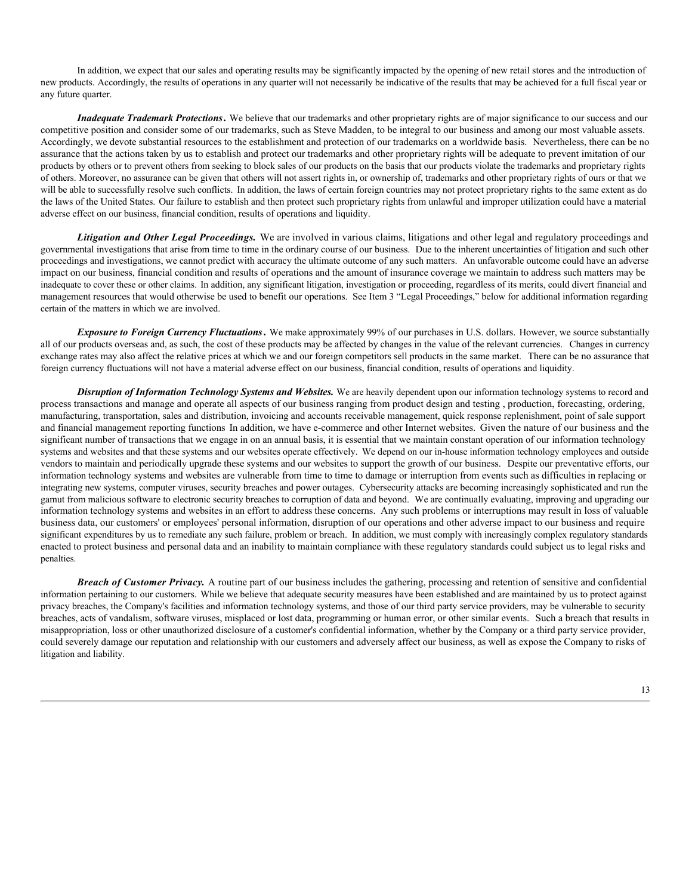In addition, we expect that our sales and operating results may be significantly impacted by the opening of new retail stores and the introduction of new products. Accordingly, the results of operations in any quarter will not necessarily be indicative of the results that may be achieved for a full fiscal year or any future quarter.

***Inadequate Trademark Protections*.** We believe that our trademarks and other proprietary rights are of major significance to our success and our competitive position and consider some of our trademarks, such as Steve Madden, to be integral to our business and among our most valuable assets. Accordingly, we devote substantial resources to the establishment and protection of our trademarks on a worldwide basis. Nevertheless, there can be no assurance that the actions taken by us to establish and protect our trademarks and other proprietary rights will be adequate to prevent imitation of our products by others or to prevent others from seeking to block sales of our products on the basis that our products violate the trademarks and proprietary rights of others. Moreover, no assurance can be given that others will not assert rights in, or ownership of, trademarks and other proprietary rights of ours or that we will be able to successfully resolve such conflicts. In addition, the laws of certain foreign countries may not protect proprietary rights to the same extent as do the laws of the United States. Our failure to establish and then protect such proprietary rights from unlawful and improper utilization could have a material adverse effect on our business, financial condition, results of operations and liquidity.

***Litigation and Other Legal Proceedings.*** We are involved in various claims, litigations and other legal and regulatory proceedings and governmental investigations that arise from time to time in the ordinary course of our business. Due to the inherent uncertainties of litigation and such other proceedings and investigations, we cannot predict with accuracy the ultimate outcome of any such matters. An unfavorable outcome could have an adverse impact on our business, financial condition and results of operations and the amount of insurance coverage we maintain to address such matters may be inadequate to cover these or other claims. In addition, any significant litigation, investigation or proceeding, regardless of its merits, could divert financial and management resources that would otherwise be used to benefit our operations. See Item 3 "Legal Proceedings," below for additional information regarding certain of the matters in which we are involved.

***Exposure to Foreign Currency Fluctuations*.** We make approximately 99% of our purchases in U.S. dollars. However, we source substantially all of our products overseas and, as such, the cost of these products may be affected by changes in the value of the relevant currencies. Changes in currency exchange rates may also affect the relative prices at which we and our foreign competitors sell products in the same market. There can be no assurance that foreign currency fluctuations will not have a material adverse effect on our business, financial condition, results of operations and liquidity.

***Disruption of Information Technology Systems and Websites.*** We are heavily dependent upon our information technology systems to record and process transactions and manage and operate all aspects of our business ranging from product design and testing , production, forecasting, ordering, manufacturing, transportation, sales and distribution, invoicing and accounts receivable management, quick response replenishment, point of sale support and financial management reporting functions In addition, we have e-commerce and other Internet websites. Given the nature of our business and the significant number of transactions that we engage in on an annual basis, it is essential that we maintain constant operation of our information technology systems and websites and that these systems and our websites operate effectively. We depend on our in-house information technology employees and outside vendors to maintain and periodically upgrade these systems and our websites to support the growth of our business. Despite our preventative efforts, our information technology systems and websites are vulnerable from time to time to damage or interruption from events such as difficulties in replacing or integrating new systems, computer viruses, security breaches and power outages. Cybersecurity attacks are becoming increasingly sophisticated and run the gamut from malicious software to electronic security breaches to corruption of data and beyond. We are continually evaluating, improving and upgrading our information technology systems and websites in an effort to address these concerns. Any such problems or interruptions may result in loss of valuable business data, our customers' or employees' personal information, disruption of our operations and other adverse impact to our business and require significant expenditures by us to remediate any such failure, problem or breach. In addition, we must comply with increasingly complex regulatory standards enacted to protect business and personal data and an inability to maintain compliance with these regulatory standards could subject us to legal risks and penalties.

***Breach of Customer Privacy.*** A routine part of our business includes the gathering, processing and retention of sensitive and confidential information pertaining to our customers. While we believe that adequate security measures have been established and are maintained by us to protect against privacy breaches, the Company's facilities and information technology systems, and those of our third party service providers, may be vulnerable to security breaches, acts of vandalism, software viruses, misplaced or lost data, programming or human error, or other similar events. Such a breach that results in misappropriation, loss or other unauthorized disclosure of a customer's confidential information, whether by the Company or a third party service provider, could severely damage our reputation and relationship with our customers and adversely affect our business, as well as expose the Company to risks of litigation and liability.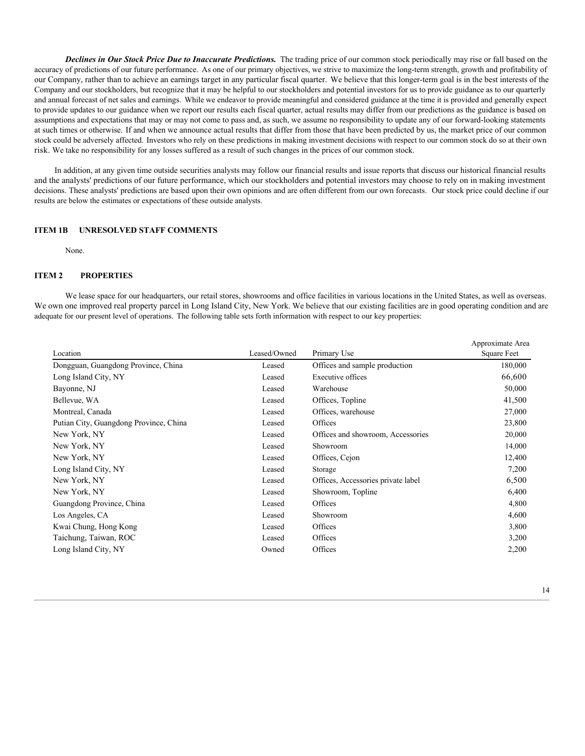***Declines in Our Stock Price Due to Inaccurate Predictions.*** The trading price of our common stock periodically may rise or fall based on the accuracy of predictions of our future performance. As one of our primary objectives, we strive to maximize the long-term strength, growth and profitability of our Company, rather than to achieve an earnings target in any particular fiscal quarter. We believe that this longer-term goal is in the best interests of the Company and our stockholders, but recognize that it may be helpful to our stockholders and potential investors for us to provide guidance as to our quarterly and annual forecast of net sales and earnings. While we endeavor to provide meaningful and considered guidance at the time it is provided and generally expect to provide updates to our guidance when we report our results each fiscal quarter, actual results may differ from our predictions as the guidance is based on assumptions and expectations that may or may not come to pass and, as such, we assume no responsibility to update any of our forward-looking statements at such times or otherwise. If and when we announce actual results that differ from those that have been predicted by us, the market price of our common stock could be adversely affected. Investors who rely on these predictions in making investment decisions with respect to our common stock do so at their own risk. We take no responsibility for any losses suffered as a result of such changes in the prices of our common stock.

In addition, at any given time outside securities analysts may follow our financial results and issue reports that discuss our historical financial results and the analysts' predictions of our future performance, which our stockholders and potential investors may choose to rely on in making investment decisions. These analysts' predictions are based upon their own opinions and are often different from our own forecasts. Our stock price could decline if our results are below the estimates or expectations of these outside analysts.

## ITEM 1B UNRESOLVED STAFF COMMENTS

None.

## ITEM 2 PROPERTIES

We lease space for our headquarters, our retail stores, showrooms and office facilities in various locations in the United States, as well as overseas. We own one improved real property parcel in Long Island City, New York. We believe that our existing facilities are in good operating condition and are adequate for our present level of operations. The following table sets forth information with respect to our key properties:

| Location | Leased/Owned | Primary Use | Approximate Area Square Feet |
|---|---|---|---|
| Dongguan, Guangdong Province, China | Leased | Offices and sample production | 180,000 |
| Long Island City, NY | Leased | Executive offices | 66,600 |
| Bayonne, NJ | Leased | Warehouse | 50,000 |
| Bellevue, WA | Leased | Offices, Topline | 41,500 |
| Montreal, Canada | Leased | Offices, warehouse | 27,000 |
| Putian City, Guangdong Province, China | Leased | Offices | 23,800 |
| New York, NY | Leased | Offices and showroom, Accessories | 20,000 |
| New York, NY | Leased | Showroom | 14,000 |
| New York, NY | Leased | Offices, Cejon | 12,400 |
| Long Island City, NY | Leased | Storage | 7,200 |
| New York, NY | Leased | Offices, Accessories private label | 6,500 |
| New York, NY | Leased | Showroom, Topline | 6,400 |
| Guangdong Province, China | Leased | Offices | 4,800 |
| Los Angeles, CA | Leased | Showroom | 4,600 |
| Kwai Chung, Hong Kong | Leased | Offices | 3,800 |
| Taichung, Taiwan, ROC | Leased | Offices | 3,200 |
| Long Island City, NY | Owned | Offices | 2,200 |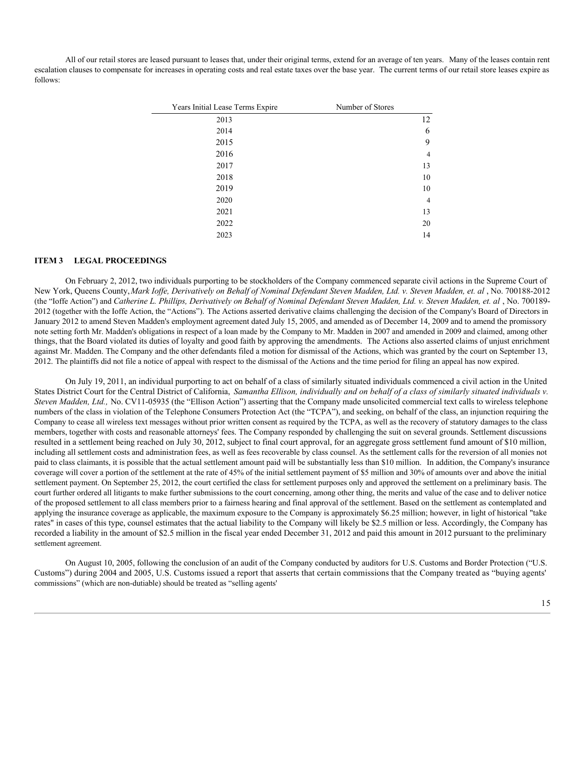All of our retail stores are leased pursuant to leases that, under their original terms, extend for an average of ten years. Many of the leases contain rent escalation clauses to compensate for increases in operating costs and real estate taxes over the base year. The current terms of our retail store leases expire as follows:

| Years Initial Lease Terms Expire | Number of Stores |
|---|---|
| 2013 | 12 |
| 2014 | 6 |
| 2015 | 9 |
| 2016 | 4 |
| 2017 | 13 |
| 2018 | 10 |
| 2019 | 10 |
| 2020 | 4 |
| 2021 | 13 |
| 2022 | 20 |
| 2023 | 14 |

## ITEM 3 LEGAL PROCEEDINGS

On February 2, 2012, two individuals purporting to be stockholders of the Company commenced separate civil actions in the Supreme Court of New York, Queens County, *Mark Ioffe, Derivatively on Behalf of Nominal Defendant Steven Madden, Ltd. v. Steven Madden, et. al* , No. 700188-2012 (the "Ioffe Action") and *Catherine L. Phillips, Derivatively on Behalf of Nominal Defendant Steven Madden, Ltd. v. Steven Madden, et. al* , No. 700189-2012 (together with the Ioffe Action, the "Actions"). The Actions asserted derivative claims challenging the decision of the Company's Board of Directors in January 2012 to amend Steven Madden's employment agreement dated July 15, 2005, and amended as of December 14, 2009 and to amend the promissory note setting forth Mr. Madden's obligations in respect of a loan made by the Company to Mr. Madden in 2007 and amended in 2009 and claimed, among other things, that the Board violated its duties of loyalty and good faith by approving the amendments. The Actions also asserted claims of unjust enrichment against Mr. Madden. The Company and the other defendants filed a motion for dismissal of the Actions, which was granted by the court on September 13, 2012. The plaintiffs did not file a notice of appeal with respect to the dismissal of the Actions and the time period for filing an appeal has now expired.

On July 19, 2011, an individual purporting to act on behalf of a class of similarly situated individuals commenced a civil action in the United States District Court for the Central District of California, *Samantha Ellison, individually and on behalf of a class of similarly situated individuals v. Steven Madden, Ltd.,* No. CV11-05935 (the "Ellison Action") asserting that the Company made unsolicited commercial text calls to wireless telephone numbers of the class in violation of the Telephone Consumers Protection Act (the "TCPA"), and seeking, on behalf of the class, an injunction requiring the Company to cease all wireless text messages without prior written consent as required by the TCPA, as well as the recovery of statutory damages to the class members, together with costs and reasonable attorneys' fees. The Company responded by challenging the suit on several grounds. Settlement discussions resulted in a settlement being reached on July 30, 2012, subject to final court approval, for an aggregate gross settlement fund amount of $10 million, including all settlement costs and administration fees, as well as fees recoverable by class counsel. As the settlement calls for the reversion of all monies not paid to class claimants, it is possible that the actual settlement amount paid will be substantially less than $10 million. In addition, the Company's insurance coverage will cover a portion of the settlement at the rate of 45% of the initial settlement payment of $5 million and 30% of amounts over and above the initial settlement payment. On September 25, 2012, the court certified the class for settlement purposes only and approved the settlement on a preliminary basis. The court further ordered all litigants to make further submissions to the court concerning, among other thing, the merits and value of the case and to deliver notice of the proposed settlement to all class members prior to a fairness hearing and final approval of the settlement. Based on the settlement as contemplated and applying the insurance coverage as applicable, the maximum exposure to the Company is approximately $6.25 million; however, in light of historical "take rates" in cases of this type, counsel estimates that the actual liability to the Company will likely be $2.5 million or less. Accordingly, the Company has recorded a liability in the amount of $2.5 million in the fiscal year ended December 31, 2012 and paid this amount in 2012 pursuant to the preliminary settlement agreement.

On August 10, 2005, following the conclusion of an audit of the Company conducted by auditors for U.S. Customs and Border Protection ("U.S. Customs") during 2004 and 2005, U.S. Customs issued a report that asserts that certain commissions that the Company treated as "buying agents' commissions" (which are non-dutiable) should be treated as "selling agents'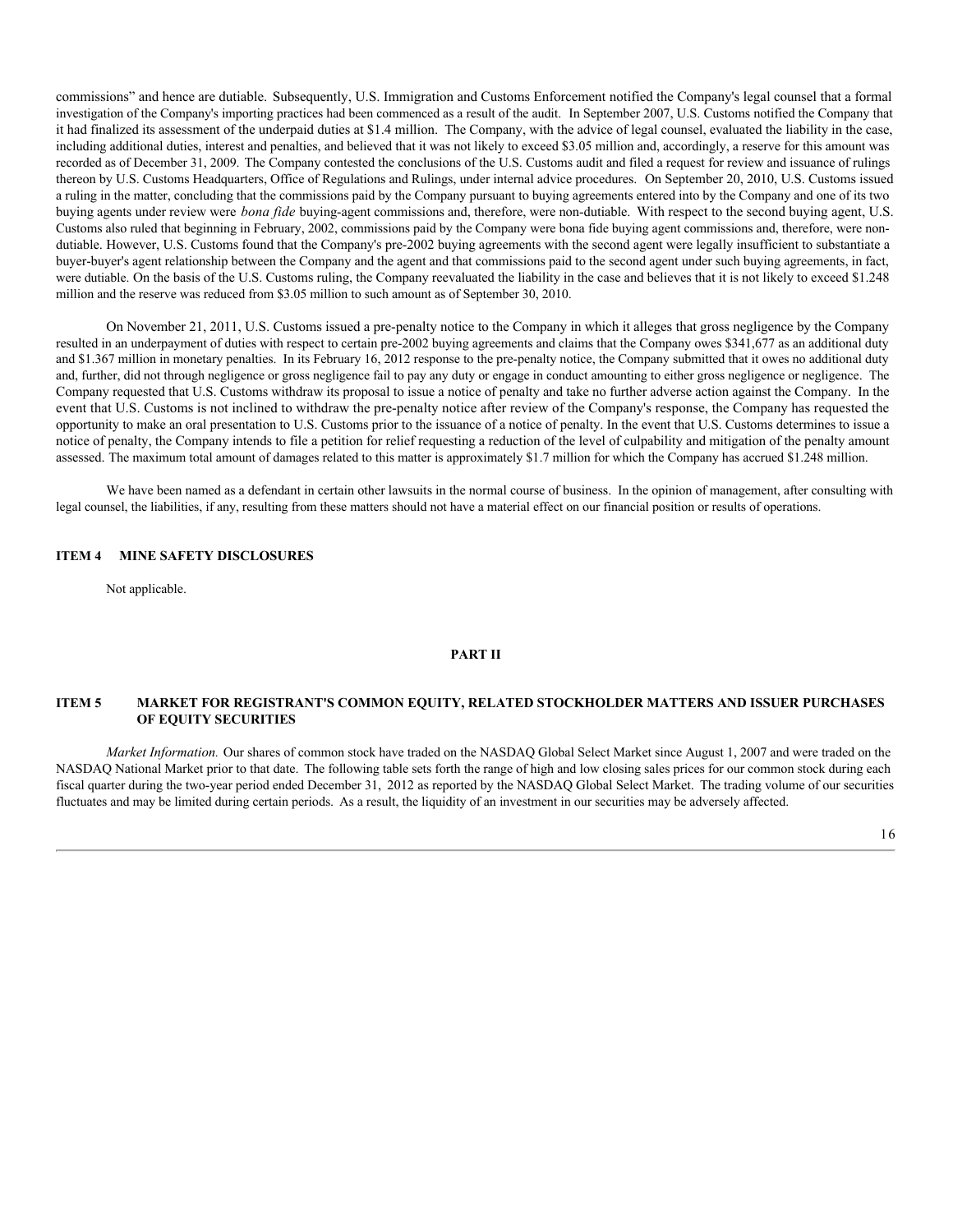commissions" and hence are dutiable. Subsequently, U.S. Immigration and Customs Enforcement notified the Company's legal counsel that a formal investigation of the Company's importing practices had been commenced as a result of the audit. In September 2007, U.S. Customs notified the Company that it had finalized its assessment of the underpaid duties at $1.4 million. The Company, with the advice of legal counsel, evaluated the liability in the case, including additional duties, interest and penalties, and believed that it was not likely to exceed $3.05 million and, accordingly, a reserve for this amount was recorded as of December 31, 2009. The Company contested the conclusions of the U.S. Customs audit and filed a request for review and issuance of rulings thereon by U.S. Customs Headquarters, Office of Regulations and Rulings, under internal advice procedures. On September 20, 2010, U.S. Customs issued a ruling in the matter, concluding that the commissions paid by the Company pursuant to buying agreements entered into by the Company and one of its two buying agents under review were *bona fide* buying-agent commissions and, therefore, were non-dutiable. With respect to the second buying agent, U.S. Customs also ruled that beginning in February, 2002, commissions paid by the Company were bona fide buying agent commissions and, therefore, were non-dutiable. However, U.S. Customs found that the Company's pre-2002 buying agreements with the second agent were legally insufficient to substantiate a buyer-buyer's agent relationship between the Company and the agent and that commissions paid to the second agent under such buying agreements, in fact, were dutiable. On the basis of the U.S. Customs ruling, the Company reevaluated the liability in the case and believes that it is not likely to exceed $1.248 million and the reserve was reduced from $3.05 million to such amount as of September 30, 2010.

On November 21, 2011, U.S. Customs issued a pre-penalty notice to the Company in which it alleges that gross negligence by the Company resulted in an underpayment of duties with respect to certain pre-2002 buying agreements and claims that the Company owes $341,677 as an additional duty and $1.367 million in monetary penalties. In its February 16, 2012 response to the pre-penalty notice, the Company submitted that it owes no additional duty and, further, did not through negligence or gross negligence fail to pay any duty or engage in conduct amounting to either gross negligence or negligence. The Company requested that U.S. Customs withdraw its proposal to issue a notice of penalty and take no further adverse action against the Company. In the event that U.S. Customs is not inclined to withdraw the pre-penalty notice after review of the Company's response, the Company has requested the opportunity to make an oral presentation to U.S. Customs prior to the issuance of a notice of penalty. In the event that U.S. Customs determines to issue a notice of penalty, the Company intends to file a petition for relief requesting a reduction of the level of culpability and mitigation of the penalty amount assessed. The maximum total amount of damages related to this matter is approximately $1.7 million for which the Company has accrued $1.248 million.

We have been named as a defendant in certain other lawsuits in the normal course of business. In the opinion of management, after consulting with legal counsel, the liabilities, if any, resulting from these matters should not have a material effect on our financial position or results of operations.

## ITEM 4 MINE SAFETY DISCLOSURES

Not applicable.

# PART II

## ITEM 5 MARKET FOR REGISTRANT'S COMMON EQUITY, RELATED STOCKHOLDER MATTERS AND ISSUER PURCHASES OF EQUITY SECURITIES

*Market Information.* Our shares of common stock have traded on the NASDAQ Global Select Market since August 1, 2007 and were traded on the NASDAQ National Market prior to that date. The following table sets forth the range of high and low closing sales prices for our common stock during each fiscal quarter during the two-year period ended December 31, 2012 as reported by the NASDAQ Global Select Market. The trading volume of our securities fluctuates and may be limited during certain periods. As a result, the liquidity of an investment in our securities may be adversely affected.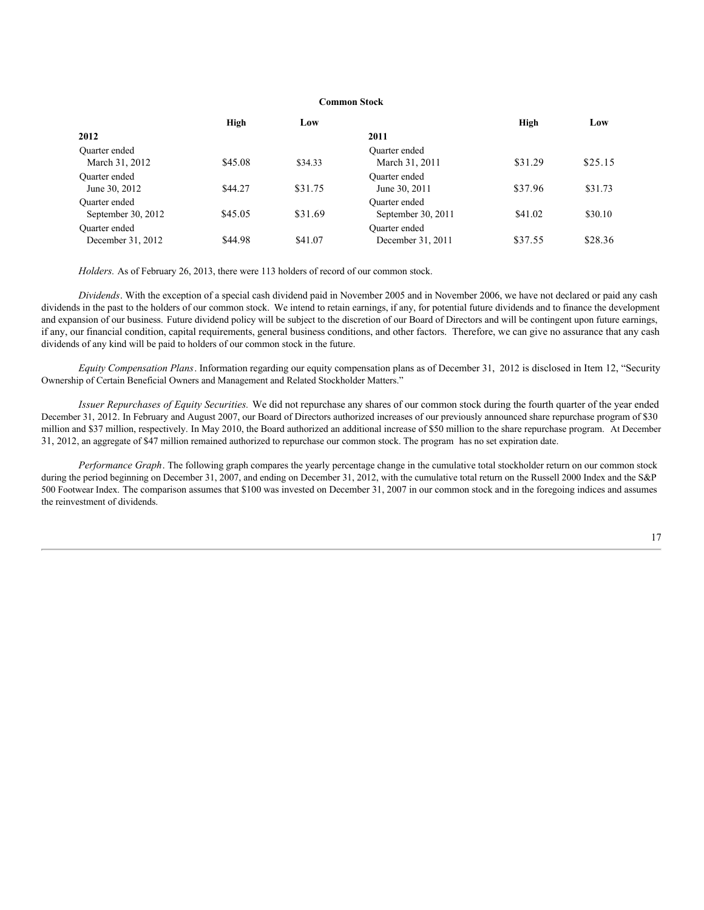**Common Stock**

| | High | Low | | High | Low |
|---|---|---|---|---|---|
| **2012** | | | **2011** | | |
| Quarter ended March 31, 2012 | $45.08 | $34.33 | Quarter ended March 31, 2011 | $31.29 | $25.15 |
| Quarter ended June 30, 2012 | $44.27 | $31.75 | Quarter ended June 30, 2011 | $37.96 | $31.73 |
| Quarter ended September 30, 2012 | $45.05 | $31.69 | Quarter ended September 30, 2011 | $41.02 | $30.10 |
| Quarter ended December 31, 2012 | $44.98 | $41.07 | Quarter ended December 31, 2011 | $37.55 | $28.36 |

*Holders.* As of February 26, 2013, there were 113 holders of record of our common stock.

*Dividends*. With the exception of a special cash dividend paid in November 2005 and in November 2006, we have not declared or paid any cash dividends in the past to the holders of our common stock. We intend to retain earnings, if any, for potential future dividends and to finance the development and expansion of our business. Future dividend policy will be subject to the discretion of our Board of Directors and will be contingent upon future earnings, if any, our financial condition, capital requirements, general business conditions, and other factors. Therefore, we can give no assurance that any cash dividends of any kind will be paid to holders of our common stock in the future.

*Equity Compensation Plans*. Information regarding our equity compensation plans as of December 31, 2012 is disclosed in Item 12, "Security Ownership of Certain Beneficial Owners and Management and Related Stockholder Matters."

*Issuer Repurchases of Equity Securities.* We did not repurchase any shares of our common stock during the fourth quarter of the year ended December 31, 2012. In February and August 2007, our Board of Directors authorized increases of our previously announced share repurchase program of $30 million and $37 million, respectively. In May 2010, the Board authorized an additional increase of $50 million to the share repurchase program. At December 31, 2012, an aggregate of $47 million remained authorized to repurchase our common stock. The program has no set expiration date.

*Performance Graph*. The following graph compares the yearly percentage change in the cumulative total stockholder return on our common stock during the period beginning on December 31, 2007, and ending on December 31, 2012, with the cumulative total return on the Russell 2000 Index and the S&P 500 Footwear Index. The comparison assumes that $100 was invested on December 31, 2007 in our common stock and in the foregoing indices and assumes the reinvestment of dividends.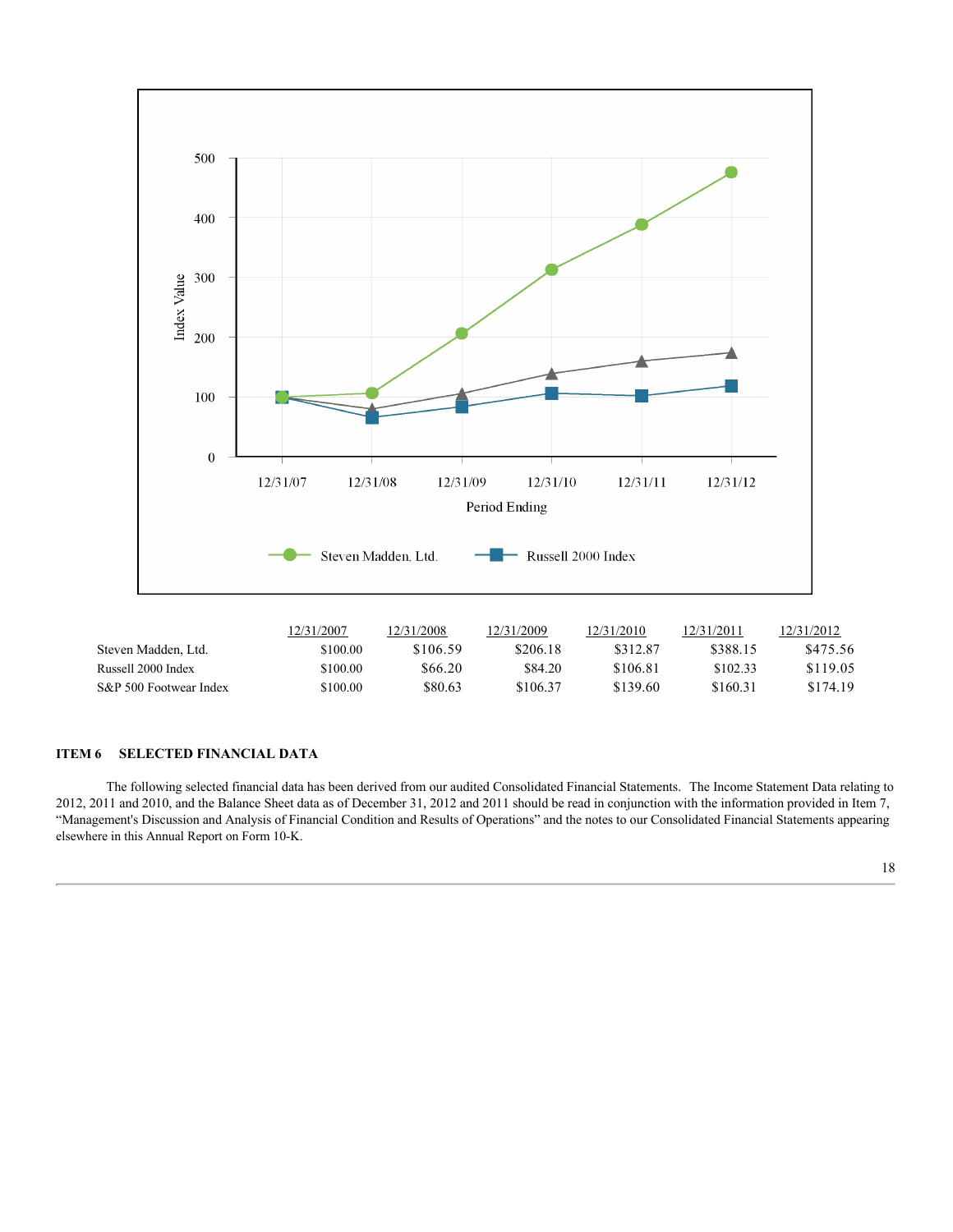| | 12/31/2007 | 12/31/2008 | 12/31/2009 | 12/31/2010 | 12/31/2011 | 12/31/2012 |
|---|---|---|---|---|---|---|
| Steven Madden, Ltd. | $100.00 | $106.59 | $206.18 | $312.87 | $388.15 | $475.56 |
| Russell 2000 Index | $100.00 | $66.20 | $84.20 | $106.81 | $102.33 | $119.05 |
| S&P 500 Footwear Index | $100.00 | $80.63 | $106.37 | $139.60 | $160.31 | $174.19 |

## ITEM 6 SELECTED FINANCIAL DATA

The following selected financial data has been derived from our audited Consolidated Financial Statements. The Income Statement Data relating to 2012, 2011 and 2010, and the Balance Sheet data as of December 31, 2012 and 2011 should be read in conjunction with the information provided in Item 7, "Management's Discussion and Analysis of Financial Condition and Results of Operations" and the notes to our Consolidated Financial Statements appearing elsewhere in this Annual Report on Form 10-K.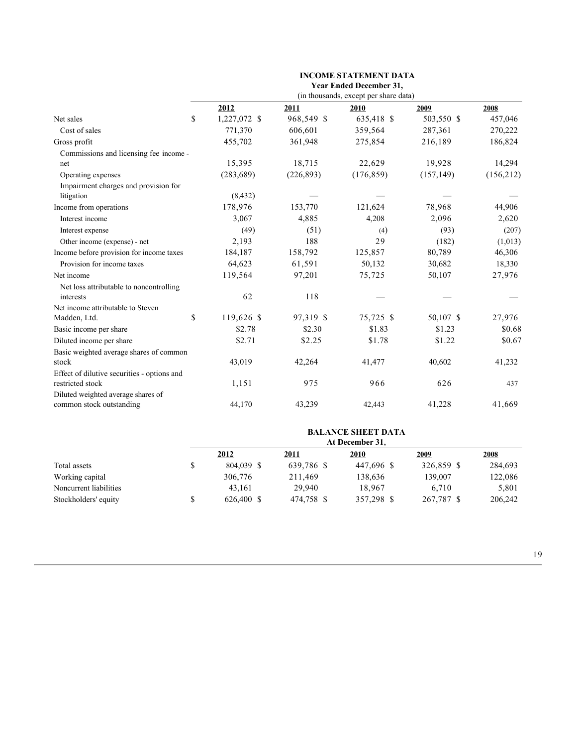## INCOME STATEMENT DATA

**Year Ended December 31,**

(in thousands, except per share data)

| | 2012 | 2011 | 2010 | 2009 | 2008 |
|---|---|---|---|---|---|
| Net sales | $ 1,227,072 | $ 968,549 | $ 635,418 | $ 503,550 | $ 457,046 |
| Cost of sales | 771,370 | 606,601 | 359,564 | 287,361 | 270,222 |
| Gross profit | 455,702 | 361,948 | 275,854 | 216,189 | 186,824 |
| Commissions and licensing fee income - net | 15,395 | 18,715 | 22,629 | 19,928 | 14,294 |
| Operating expenses | (283,689) | (226,893) | (176,859) | (157,149) | (156,212) |
| Impairment charges and provision for litigation | (8,432) | — | — | — | — |
| Income from operations | 178,976 | 153,770 | 121,624 | 78,968 | 44,906 |
| Interest income | 3,067 | 4,885 | 4,208 | 2,096 | 2,620 |
| Interest expense | (49) | (51) | (4) | (93) | (207) |
| Other income (expense) - net | 2,193 | 188 | 29 | (182) | (1,013) |
| Income before provision for income taxes | 184,187 | 158,792 | 125,857 | 80,789 | 46,306 |
| Provision for income taxes | 64,623 | 61,591 | 50,132 | 30,682 | 18,330 |
| Net income | 119,564 | 97,201 | 75,725 | 50,107 | 27,976 |
| Net loss attributable to noncontrolling interests | 62 | 118 | — | — | — |
| Net income attributable to Steven Madden, Ltd. | $ 119,626 | $ 97,319 | $ 75,725 | $ 50,107 | $ 27,976 |
| Basic income per share | $2.78 | $2.30 | $1.83 | $1.23 | $0.68 |
| Diluted income per share | $2.71 | $2.25 | $1.78 | $1.22 | $0.67 |
| Basic weighted average shares of common stock | 43,019 | 42,264 | 41,477 | 40,602 | 41,232 |
| Effect of dilutive securities - options and restricted stock | 1,151 | 975 | 966 | 626 | 437 |
| Diluted weighted average shares of common stock outstanding | 44,170 | 43,239 | 42,443 | 41,228 | 41,669 |

## BALANCE SHEET DATA

**At December 31,**

| | 2012 | 2011 | 2010 | 2009 | 2008 |
|---|---|---|---|---|---|
| Total assets | $ 804,039 | $ 639,786 | $ 447,696 | $ 326,859 | $ 284,693 |
| Working capital | 306,776 | 211,469 | 138,636 | 139,007 | 122,086 |
| Noncurrent liabilities | 43,161 | 29,940 | 18,967 | 6,710 | 5,801 |
| Stockholders' equity | $ 626,400 | $ 474,758 | $ 357,298 | $ 267,787 | $ 206,242 |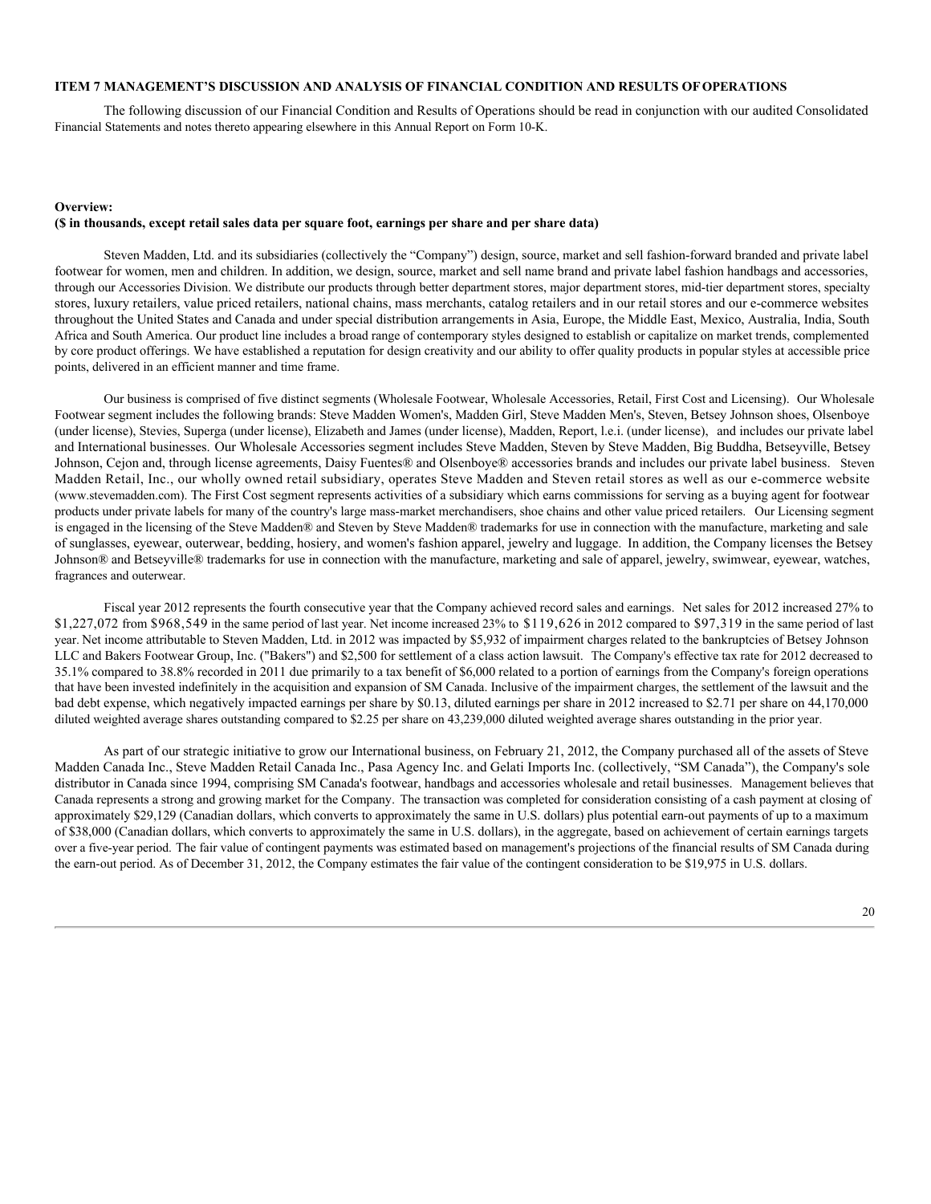## ITEM 7 MANAGEMENT'S DISCUSSION AND ANALYSIS OF FINANCIAL CONDITION AND RESULTS OF OPERATIONS

The following discussion of our Financial Condition and Results of Operations should be read in conjunction with our audited Consolidated Financial Statements and notes thereto appearing elsewhere in this Annual Report on Form 10-K.

**Overview:**
**($ in thousands, except retail sales data per square foot, earnings per share and per share data)**

Steven Madden, Ltd. and its subsidiaries (collectively the "Company") design, source, market and sell fashion-forward branded and private label footwear for women, men and children. In addition, we design, source, market and sell name brand and private label fashion handbags and accessories, through our Accessories Division. We distribute our products through better department stores, major department stores, mid-tier department stores, specialty stores, luxury retailers, value priced retailers, national chains, mass merchants, catalog retailers and in our retail stores and our e-commerce websites throughout the United States and Canada and under special distribution arrangements in Asia, Europe, the Middle East, Mexico, Australia, India, South Africa and South America. Our product line includes a broad range of contemporary styles designed to establish or capitalize on market trends, complemented by core product offerings. We have established a reputation for design creativity and our ability to offer quality products in popular styles at accessible price points, delivered in an efficient manner and time frame.

Our business is comprised of five distinct segments (Wholesale Footwear, Wholesale Accessories, Retail, First Cost and Licensing). Our Wholesale Footwear segment includes the following brands: Steve Madden Women's, Madden Girl, Steve Madden Men's, Steven, Betsey Johnson shoes, Olsenboye (under license), Stevies, Superga (under license), Elizabeth and James (under license), Madden, Report, l.e.i. (under license), and includes our private label and International businesses. Our Wholesale Accessories segment includes Steve Madden, Steven by Steve Madden, Big Buddha, Betseyville, Betsey Johnson, Cejon and, through license agreements, Daisy Fuentes® and Olsenboye® accessories brands and includes our private label business. Steven Madden Retail, Inc., our wholly owned retail subsidiary, operates Steve Madden and Steven retail stores as well as our e-commerce website (www.stevemadden.com). The First Cost segment represents activities of a subsidiary which earns commissions for serving as a buying agent for footwear products under private labels for many of the country's large mass-market merchandisers, shoe chains and other value priced retailers. Our Licensing segment is engaged in the licensing of the Steve Madden® and Steven by Steve Madden® trademarks for use in connection with the manufacture, marketing and sale of sunglasses, eyewear, outerwear, bedding, hosiery, and women's fashion apparel, jewelry and luggage. In addition, the Company licenses the Betsey Johnson® and Betseyville® trademarks for use in connection with the manufacture, marketing and sale of apparel, jewelry, swimwear, eyewear, watches, fragrances and outerwear.

Fiscal year 2012 represents the fourth consecutive year that the Company achieved record sales and earnings. Net sales for 2012 increased 27% to $1,227,072 from $968,549 in the same period of last year. Net income increased 23% to $119,626 in 2012 compared to $97,319 in the same period of last year. Net income attributable to Steven Madden, Ltd. in 2012 was impacted by $5,932 of impairment charges related to the bankruptcies of Betsey Johnson LLC and Bakers Footwear Group, Inc. ("Bakers") and $2,500 for settlement of a class action lawsuit. The Company's effective tax rate for 2012 decreased to 35.1% compared to 38.8% recorded in 2011 due primarily to a tax benefit of $6,000 related to a portion of earnings from the Company's foreign operations that have been invested indefinitely in the acquisition and expansion of SM Canada. Inclusive of the impairment charges, the settlement of the lawsuit and the bad debt expense, which negatively impacted earnings per share by $0.13, diluted earnings per share in 2012 increased to $2.71 per share on 44,170,000 diluted weighted average shares outstanding compared to $2.25 per share on 43,239,000 diluted weighted average shares outstanding in the prior year.

As part of our strategic initiative to grow our International business, on February 21, 2012, the Company purchased all of the assets of Steve Madden Canada Inc., Steve Madden Retail Canada Inc., Pasa Agency Inc. and Gelati Imports Inc. (collectively, "SM Canada"), the Company's sole distributor in Canada since 1994, comprising SM Canada's footwear, handbags and accessories wholesale and retail businesses. Management believes that Canada represents a strong and growing market for the Company. The transaction was completed for consideration consisting of a cash payment at closing of approximately $29,129 (Canadian dollars, which converts to approximately the same in U.S. dollars) plus potential earn-out payments of up to a maximum of $38,000 (Canadian dollars, which converts to approximately the same in U.S. dollars), in the aggregate, based on achievement of certain earnings targets over a five-year period. The fair value of contingent payments was estimated based on management's projections of the financial results of SM Canada during the earn-out period. As of December 31, 2012, the Company estimates the fair value of the contingent consideration to be $19,975 in U.S. dollars.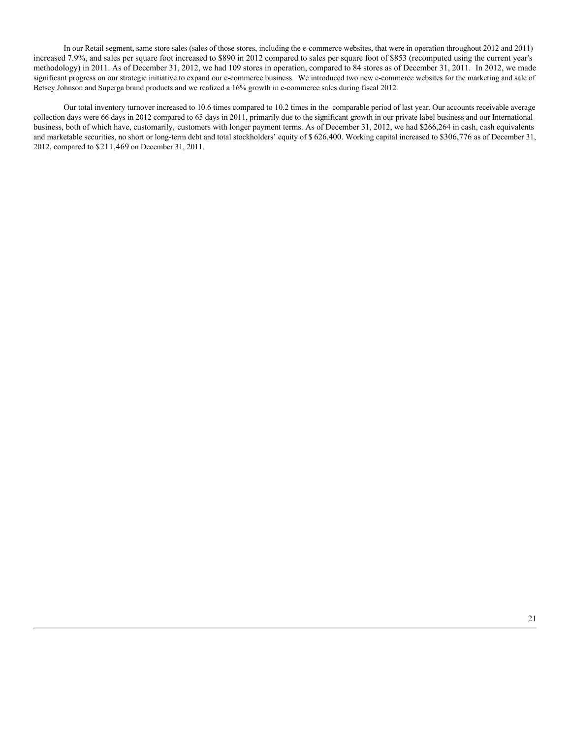In our Retail segment, same store sales (sales of those stores, including the e-commerce websites, that were in operation throughout 2012 and 2011) increased 7.9%, and sales per square foot increased to $890 in 2012 compared to sales per square foot of $853 (recomputed using the current year's methodology) in 2011. As of December 31, 2012, we had 109 stores in operation, compared to 84 stores as of December 31, 2011. In 2012, we made significant progress on our strategic initiative to expand our e-commerce business. We introduced two new e-commerce websites for the marketing and sale of Betsey Johnson and Superga brand products and we realized a 16% growth in e-commerce sales during fiscal 2012.

Our total inventory turnover increased to 10.6 times compared to 10.2 times in the comparable period of last year. Our accounts receivable average collection days were 66 days in 2012 compared to 65 days in 2011, primarily due to the significant growth in our private label business and our International business, both of which have, customarily, customers with longer payment terms. As of December 31, 2012, we had $266,264 in cash, cash equivalents and marketable securities, no short or long-term debt and total stockholders' equity of $ 626,400. Working capital increased to $306,776 as of December 31, 2012, compared to $211,469 on December 31, 2011.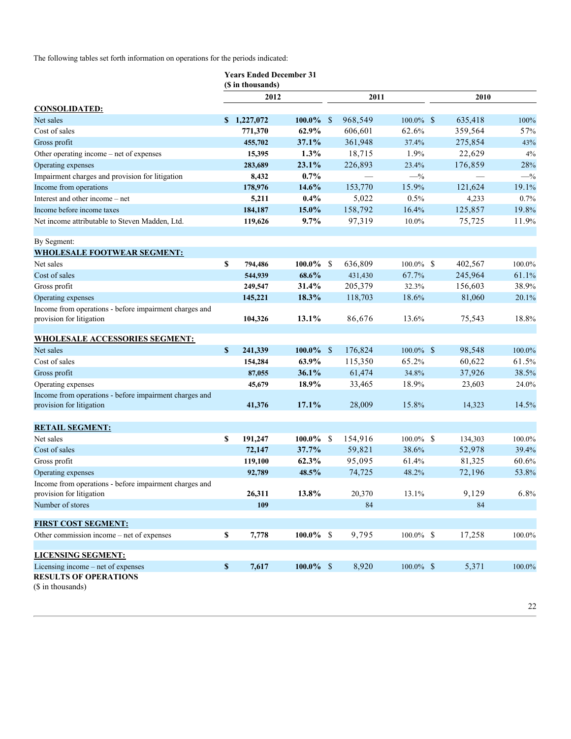The following tables set forth information on operations for the periods indicated:

| | Years Ended December 31 ($ in thousands) | | | | | |
|---|---|---|---|---|---|---|
| | 2012 | | 2011 | | 2010 | |
| **CONSOLIDATED:** | | | | | | |
| Net sales | **$ 1,227,072** | **100.0%** | $ 968,549 | 100.0% | $ 635,418 | 100% |
| Cost of sales | **771,370** | **62.9%** | 606,601 | 62.6% | 359,564 | 57% |
| Gross profit | **455,702** | **37.1%** | 361,948 | 37.4% | 275,854 | 43% |
| Other operating income – net of expenses | **15,395** | **1.3%** | 18,715 | 1.9% | 22,629 | 4% |
| Operating expenses | **283,689** | **23.1%** | 226,893 | 23.4% | 176,859 | 28% |
| Impairment charges and provision for litigation | **8,432** | **0.7%** | — | —% | — | —% |
| Income from operations | **178,976** | **14.6%** | 153,770 | 15.9% | 121,624 | 19.1% |
| Interest and other income – net | **5,211** | **0.4%** | 5,022 | 0.5% | 4,233 | 0.7% |
| Income before income taxes | **184,187** | **15.0%** | 158,792 | 16.4% | 125,857 | 19.8% |
| Net income attributable to Steven Madden, Ltd. | **119,626** | **9.7%** | 97,319 | 10.0% | 75,725 | 11.9% |
| | | | | | | |
| By Segment: | | | | | | |
| **WHOLESALE FOOTWEAR SEGMENT:** | | | | | | |
| Net sales | **$ 794,486** | **100.0%** | $ 636,809 | 100.0% | $ 402,567 | 100.0% |
| Cost of sales | **544,939** | **68.6%** | 431,430 | 67.7% | 245,964 | 61.1% |
| Gross profit | **249,547** | **31.4%** | 205,379 | 32.3% | 156,603 | 38.9% |
| Operating expenses | **145,221** | **18.3%** | 118,703 | 18.6% | 81,060 | 20.1% |
| Income from operations - before impairment charges and provision for litigation | **104,326** | **13.1%** | 86,676 | 13.6% | 75,543 | 18.8% |
| | | | | | | |
| **WHOLESALE ACCESSORIES SEGMENT:** | | | | | | |
| Net sales | **$ 241,339** | **100.0%** | $ 176,824 | 100.0% | $ 98,548 | 100.0% |
| Cost of sales | **154,284** | **63.9%** | 115,350 | 65.2% | 60,622 | 61.5% |
| Gross profit | **87,055** | **36.1%** | 61,474 | 34.8% | 37,926 | 38.5% |
| Operating expenses | **45,679** | **18.9%** | 33,465 | 18.9% | 23,603 | 24.0% |
| Income from operations - before impairment charges and provision for litigation | **41,376** | **17.1%** | 28,009 | 15.8% | 14,323 | 14.5% |
| | | | | | | |
| **RETAIL SEGMENT:** | | | | | | |
| Net sales | **$ 191,247** | **100.0%** | $ 154,916 | 100.0% | $ 134,303 | 100.0% |
| Cost of sales | **72,147** | **37.7%** | 59,821 | 38.6% | 52,978 | 39.4% |
| Gross profit | **119,100** | **62.3%** | 95,095 | 61.4% | 81,325 | 60.6% |
| Operating expenses | **92,789** | **48.5%** | 74,725 | 48.2% | 72,196 | 53.8% |
| Income from operations - before impairment charges and provision for litigation | **26,311** | **13.8%** | 20,370 | 13.1% | 9,129 | 6.8% |
| Number of stores | **109** | | 84 | | 84 | |
| | | | | | | |
| **FIRST COST SEGMENT:** | | | | | | |
| Other commission income – net of expenses | **$ 7,778** | **100.0%** | $ 9,795 | 100.0% | $ 17,258 | 100.0% |
| | | | | | | |
| **LICENSING SEGMENT:** | | | | | | |
| Licensing income – net of expenses | **$ 7,617** | **100.0%** | $ 8,920 | 100.0% | $ 5,371 | 100.0% |

**RESULTS OF OPERATIONS**

($ in thousands)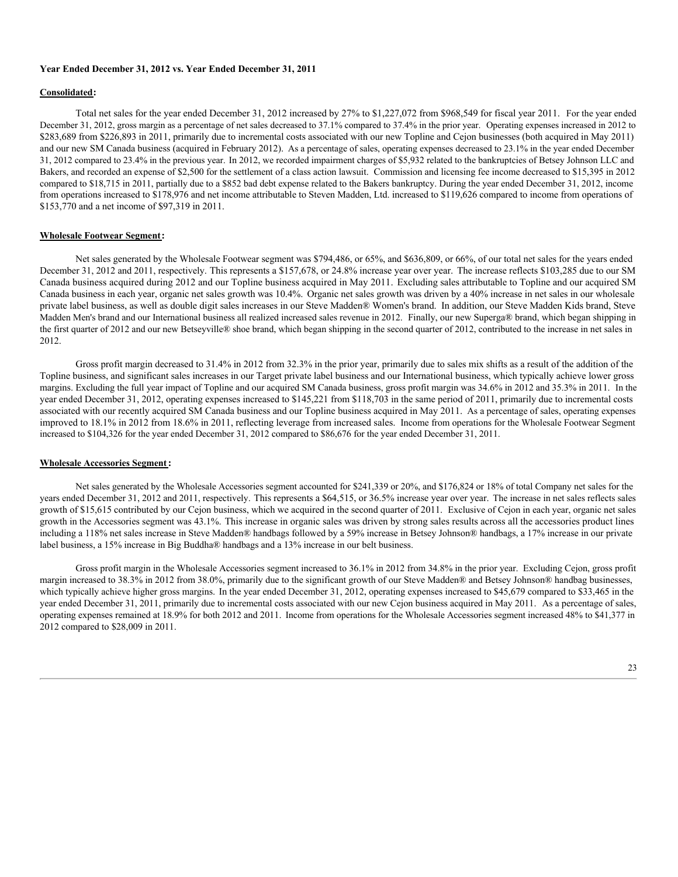**Year Ended December 31, 2012 vs. Year Ended December 31, 2011**

**Consolidated:**

Total net sales for the year ended December 31, 2012 increased by 27% to $1,227,072 from $968,549 for fiscal year 2011. For the year ended December 31, 2012, gross margin as a percentage of net sales decreased to 37.1% compared to 37.4% in the prior year. Operating expenses increased in 2012 to $283,689 from $226,893 in 2011, primarily due to incremental costs associated with our new Topline and Cejon businesses (both acquired in May 2011) and our new SM Canada business (acquired in February 2012). As a percentage of sales, operating expenses decreased to 23.1% in the year ended December 31, 2012 compared to 23.4% in the previous year. In 2012, we recorded impairment charges of $5,932 related to the bankruptcies of Betsey Johnson LLC and Bakers, and recorded an expense of $2,500 for the settlement of a class action lawsuit. Commission and licensing fee income decreased to $15,395 in 2012 compared to $18,715 in 2011, partially due to a $852 bad debt expense related to the Bakers bankruptcy. During the year ended December 31, 2012, income from operations increased to $178,976 and net income attributable to Steven Madden, Ltd. increased to $119,626 compared to income from operations of $153,770 and a net income of $97,319 in 2011.

**Wholesale Footwear Segment:**

Net sales generated by the Wholesale Footwear segment was $794,486, or 65%, and $636,809, or 66%, of our total net sales for the years ended December 31, 2012 and 2011, respectively. This represents a $157,678, or 24.8% increase year over year. The increase reflects $103,285 due to our SM Canada business acquired during 2012 and our Topline business acquired in May 2011. Excluding sales attributable to Topline and our acquired SM Canada business in each year, organic net sales growth was 10.4%. Organic net sales growth was driven by a 40% increase in net sales in our wholesale private label business, as well as double digit sales increases in our Steve Madden® Women's brand. In addition, our Steve Madden Kids brand, Steve Madden Men's brand and our International business all realized increased sales revenue in 2012. Finally, our new Superga® brand, which began shipping in the first quarter of 2012 and our new Betseyville® shoe brand, which began shipping in the second quarter of 2012, contributed to the increase in net sales in 2012.

Gross profit margin decreased to 31.4% in 2012 from 32.3% in the prior year, primarily due to sales mix shifts as a result of the addition of the Topline business, and significant sales increases in our Target private label business and our International business, which typically achieve lower gross margins. Excluding the full year impact of Topline and our acquired SM Canada business, gross profit margin was 34.6% in 2012 and 35.3% in 2011. In the year ended December 31, 2012, operating expenses increased to $145,221 from $118,703 in the same period of 2011, primarily due to incremental costs associated with our recently acquired SM Canada business and our Topline business acquired in May 2011. As a percentage of sales, operating expenses improved to 18.1% in 2012 from 18.6% in 2011, reflecting leverage from increased sales. Income from operations for the Wholesale Footwear Segment increased to $104,326 for the year ended December 31, 2012 compared to $86,676 for the year ended December 31, 2011.

**Wholesale Accessories Segment:**

Net sales generated by the Wholesale Accessories segment accounted for $241,339 or 20%, and $176,824 or 18% of total Company net sales for the years ended December 31, 2012 and 2011, respectively. This represents a $64,515, or 36.5% increase year over year. The increase in net sales reflects sales growth of $15,615 contributed by our Cejon business, which we acquired in the second quarter of 2011. Exclusive of Cejon in each year, organic net sales growth in the Accessories segment was 43.1%. This increase in organic sales was driven by strong sales results across all the accessories product lines including a 118% net sales increase in Steve Madden® handbags followed by a 59% increase in Betsey Johnson® handbags, a 17% increase in our private label business, a 15% increase in Big Buddha® handbags and a 13% increase in our belt business.

Gross profit margin in the Wholesale Accessories segment increased to 36.1% in 2012 from 34.8% in the prior year. Excluding Cejon, gross profit margin increased to 38.3% in 2012 from 38.0%, primarily due to the significant growth of our Steve Madden® and Betsey Johnson® handbag businesses, which typically achieve higher gross margins. In the year ended December 31, 2012, operating expenses increased to $45,679 compared to $33,465 in the year ended December 31, 2011, primarily due to incremental costs associated with our new Cejon business acquired in May 2011. As a percentage of sales, operating expenses remained at 18.9% for both 2012 and 2011. Income from operations for the Wholesale Accessories segment increased 48% to $41,377 in 2012 compared to $28,009 in 2011.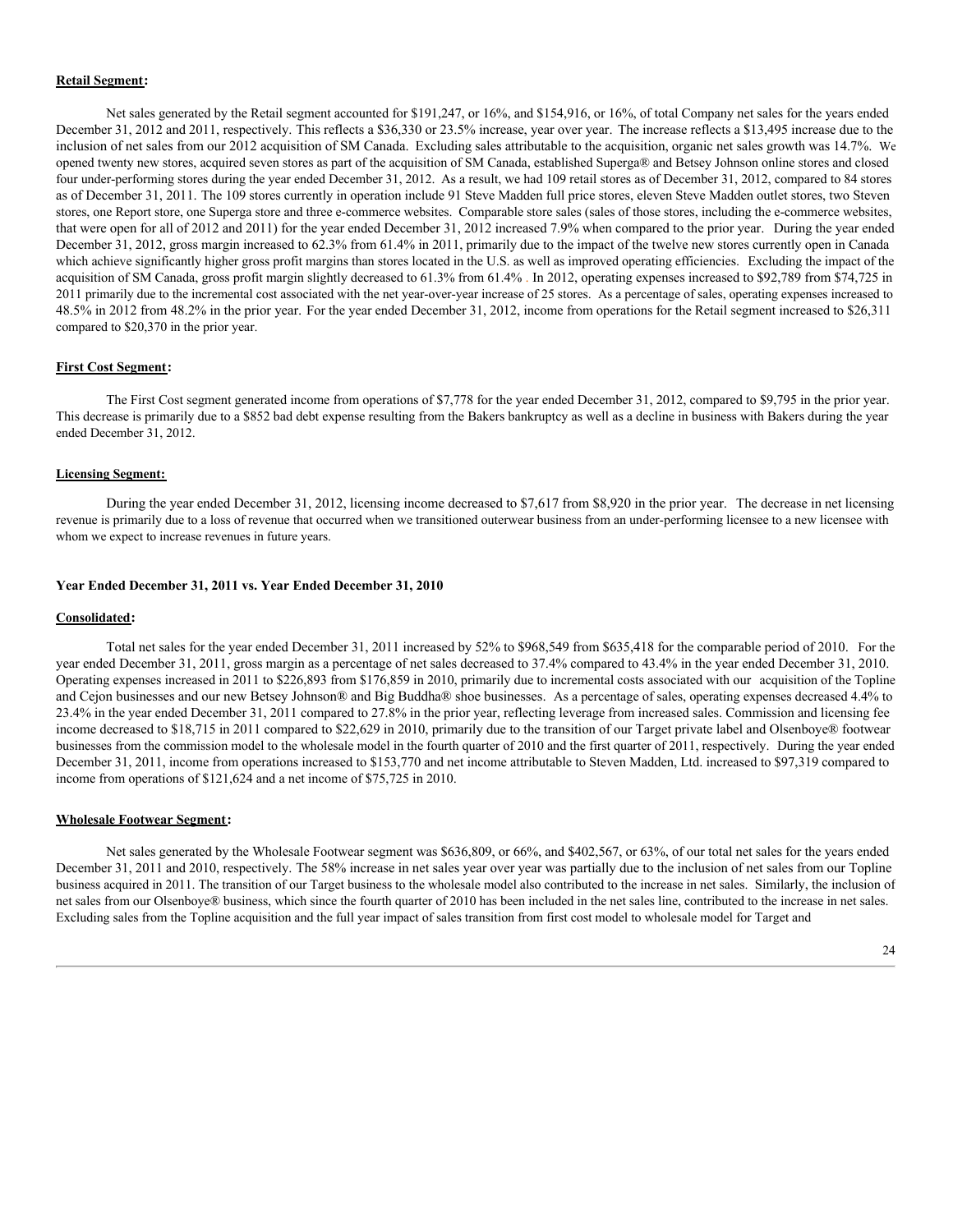**Retail Segment:**

Net sales generated by the Retail segment accounted for $191,247, or 16%, and $154,916, or 16%, of total Company net sales for the years ended December 31, 2012 and 2011, respectively. This reflects a $36,330 or 23.5% increase, year over year. The increase reflects a $13,495 increase due to the inclusion of net sales from our 2012 acquisition of SM Canada. Excluding sales attributable to the acquisition, organic net sales growth was 14.7%. We opened twenty new stores, acquired seven stores as part of the acquisition of SM Canada, established Superga® and Betsey Johnson online stores and closed four under-performing stores during the year ended December 31, 2012. As a result, we had 109 retail stores as of December 31, 2012, compared to 84 stores as of December 31, 2011. The 109 stores currently in operation include 91 Steve Madden full price stores, eleven Steve Madden outlet stores, two Steven stores, one Report store, one Superga store and three e-commerce websites. Comparable store sales (sales of those stores, including the e-commerce websites, that were open for all of 2012 and 2011) for the year ended December 31, 2012 increased 7.9% when compared to the prior year. During the year ended December 31, 2012, gross margin increased to 62.3% from 61.4% in 2011, primarily due to the impact of the twelve new stores currently open in Canada which achieve significantly higher gross profit margins than stores located in the U.S. as well as improved operating efficiencies. Excluding the impact of the acquisition of SM Canada, gross profit margin slightly decreased to 61.3% from 61.4% . In 2012, operating expenses increased to $92,789 from $74,725 in 2011 primarily due to the incremental cost associated with the net year-over-year increase of 25 stores. As a percentage of sales, operating expenses increased to 48.5% in 2012 from 48.2% in the prior year. For the year ended December 31, 2012, income from operations for the Retail segment increased to $26,311 compared to $20,370 in the prior year.

**First Cost Segment:**

The First Cost segment generated income from operations of $7,778 for the year ended December 31, 2012, compared to $9,795 in the prior year. This decrease is primarily due to a $852 bad debt expense resulting from the Bakers bankruptcy as well as a decline in business with Bakers during the year ended December 31, 2012.

**Licensing Segment:**

During the year ended December 31, 2012, licensing income decreased to $7,617 from $8,920 in the prior year. The decrease in net licensing revenue is primarily due to a loss of revenue that occurred when we transitioned outerwear business from an under-performing licensee to a new licensee with whom we expect to increase revenues in future years.

**Year Ended December 31, 2011 vs. Year Ended December 31, 2010**

**Consolidated:**

Total net sales for the year ended December 31, 2011 increased by 52% to $968,549 from $635,418 for the comparable period of 2010. For the year ended December 31, 2011, gross margin as a percentage of net sales decreased to 37.4% compared to 43.4% in the year ended December 31, 2010. Operating expenses increased in 2011 to $226,893 from $176,859 in 2010, primarily due to incremental costs associated with our acquisition of the Topline and Cejon businesses and our new Betsey Johnson® and Big Buddha® shoe businesses. As a percentage of sales, operating expenses decreased 4.4% to 23.4% in the year ended December 31, 2011 compared to 27.8% in the prior year, reflecting leverage from increased sales. Commission and licensing fee income decreased to $18,715 in 2011 compared to $22,629 in 2010, primarily due to the transition of our Target private label and Olsenboye® footwear businesses from the commission model to the wholesale model in the fourth quarter of 2010 and the first quarter of 2011, respectively. During the year ended December 31, 2011, income from operations increased to $153,770 and net income attributable to Steven Madden, Ltd. increased to $97,319 compared to income from operations of $121,624 and a net income of $75,725 in 2010.

**Wholesale Footwear Segment:**

Net sales generated by the Wholesale Footwear segment was $636,809, or 66%, and $402,567, or 63%, of our total net sales for the years ended December 31, 2011 and 2010, respectively. The 58% increase in net sales year over year was partially due to the inclusion of net sales from our Topline business acquired in 2011. The transition of our Target business to the wholesale model also contributed to the increase in net sales. Similarly, the inclusion of net sales from our Olsenboye® business, which since the fourth quarter of 2010 has been included in the net sales line, contributed to the increase in net sales. Excluding sales from the Topline acquisition and the full year impact of sales transition from first cost model to wholesale model for Target and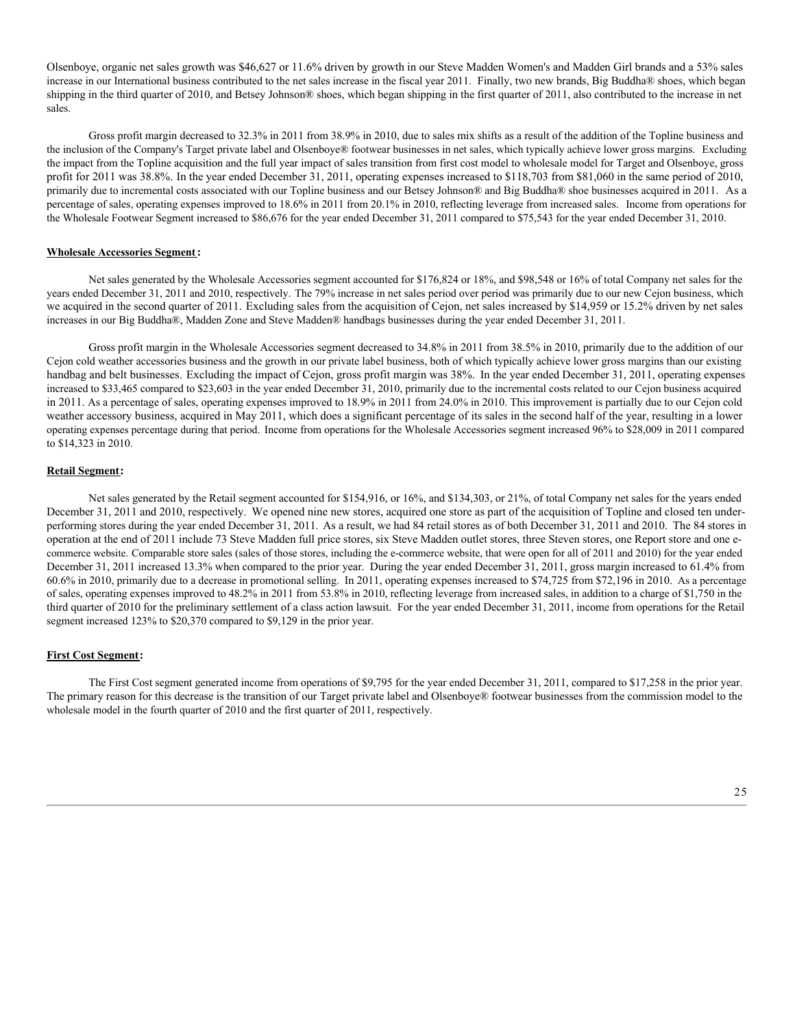Olsenboye, organic net sales growth was $46,627 or 11.6% driven by growth in our Steve Madden Women's and Madden Girl brands and a 53% sales increase in our International business contributed to the net sales increase in the fiscal year 2011. Finally, two new brands, Big Buddha® shoes, which began shipping in the third quarter of 2010, and Betsey Johnson® shoes, which began shipping in the first quarter of 2011, also contributed to the increase in net sales.

Gross profit margin decreased to 32.3% in 2011 from 38.9% in 2010, due to sales mix shifts as a result of the addition of the Topline business and the inclusion of the Company's Target private label and Olsenboye® footwear businesses in net sales, which typically achieve lower gross margins. Excluding the impact from the Topline acquisition and the full year impact of sales transition from first cost model to wholesale model for Target and Olsenboye, gross profit for 2011 was 38.8%. In the year ended December 31, 2011, operating expenses increased to $118,703 from $81,060 in the same period of 2010, primarily due to incremental costs associated with our Topline business and our Betsey Johnson® and Big Buddha® shoe businesses acquired in 2011. As a percentage of sales, operating expenses improved to 18.6% in 2011 from 20.1% in 2010, reflecting leverage from increased sales. Income from operations for the Wholesale Footwear Segment increased to $86,676 for the year ended December 31, 2011 compared to $75,543 for the year ended December 31, 2010.

**Wholesale Accessories Segment:**

Net sales generated by the Wholesale Accessories segment accounted for $176,824 or 18%, and $98,548 or 16% of total Company net sales for the years ended December 31, 2011 and 2010, respectively. The 79% increase in net sales period over period was primarily due to our new Cejon business, which we acquired in the second quarter of 2011. Excluding sales from the acquisition of Cejon, net sales increased by $14,959 or 15.2% driven by net sales increases in our Big Buddha®, Madden Zone and Steve Madden® handbags businesses during the year ended December 31, 2011.

Gross profit margin in the Wholesale Accessories segment decreased to 34.8% in 2011 from 38.5% in 2010, primarily due to the addition of our Cejon cold weather accessories business and the growth in our private label business, both of which typically achieve lower gross margins than our existing handbag and belt businesses. Excluding the impact of Cejon, gross profit margin was 38%. In the year ended December 31, 2011, operating expenses increased to $33,465 compared to $23,603 in the year ended December 31, 2010, primarily due to the incremental costs related to our Cejon business acquired in 2011. As a percentage of sales, operating expenses improved to 18.9% in 2011 from 24.0% in 2010. This improvement is partially due to our Cejon cold weather accessory business, acquired in May 2011, which does a significant percentage of its sales in the second half of the year, resulting in a lower operating expenses percentage during that period. Income from operations for the Wholesale Accessories segment increased 96% to $28,009 in 2011 compared to $14,323 in 2010.

**Retail Segment:**

Net sales generated by the Retail segment accounted for $154,916, or 16%, and $134,303, or 21%, of total Company net sales for the years ended December 31, 2011 and 2010, respectively. We opened nine new stores, acquired one store as part of the acquisition of Topline and closed ten under-performing stores during the year ended December 31, 2011. As a result, we had 84 retail stores as of both December 31, 2011 and 2010. The 84 stores in operation at the end of 2011 include 73 Steve Madden full price stores, six Steve Madden outlet stores, three Steven stores, one Report store and one e-commerce website. Comparable store sales (sales of those stores, including the e-commerce website, that were open for all of 2011 and 2010) for the year ended December 31, 2011 increased 13.3% when compared to the prior year. During the year ended December 31, 2011, gross margin increased to 61.4% from 60.6% in 2010, primarily due to a decrease in promotional selling. In 2011, operating expenses increased to $74,725 from $72,196 in 2010. As a percentage of sales, operating expenses improved to 48.2% in 2011 from 53.8% in 2010, reflecting leverage from increased sales, in addition to a charge of $1,750 in the third quarter of 2010 for the preliminary settlement of a class action lawsuit. For the year ended December 31, 2011, income from operations for the Retail segment increased 123% to $20,370 compared to $9,129 in the prior year.

**First Cost Segment:**

The First Cost segment generated income from operations of $9,795 for the year ended December 31, 2011, compared to $17,258 in the prior year. The primary reason for this decrease is the transition of our Target private label and Olsenboye® footwear businesses from the commission model to the wholesale model in the fourth quarter of 2010 and the first quarter of 2011, respectively.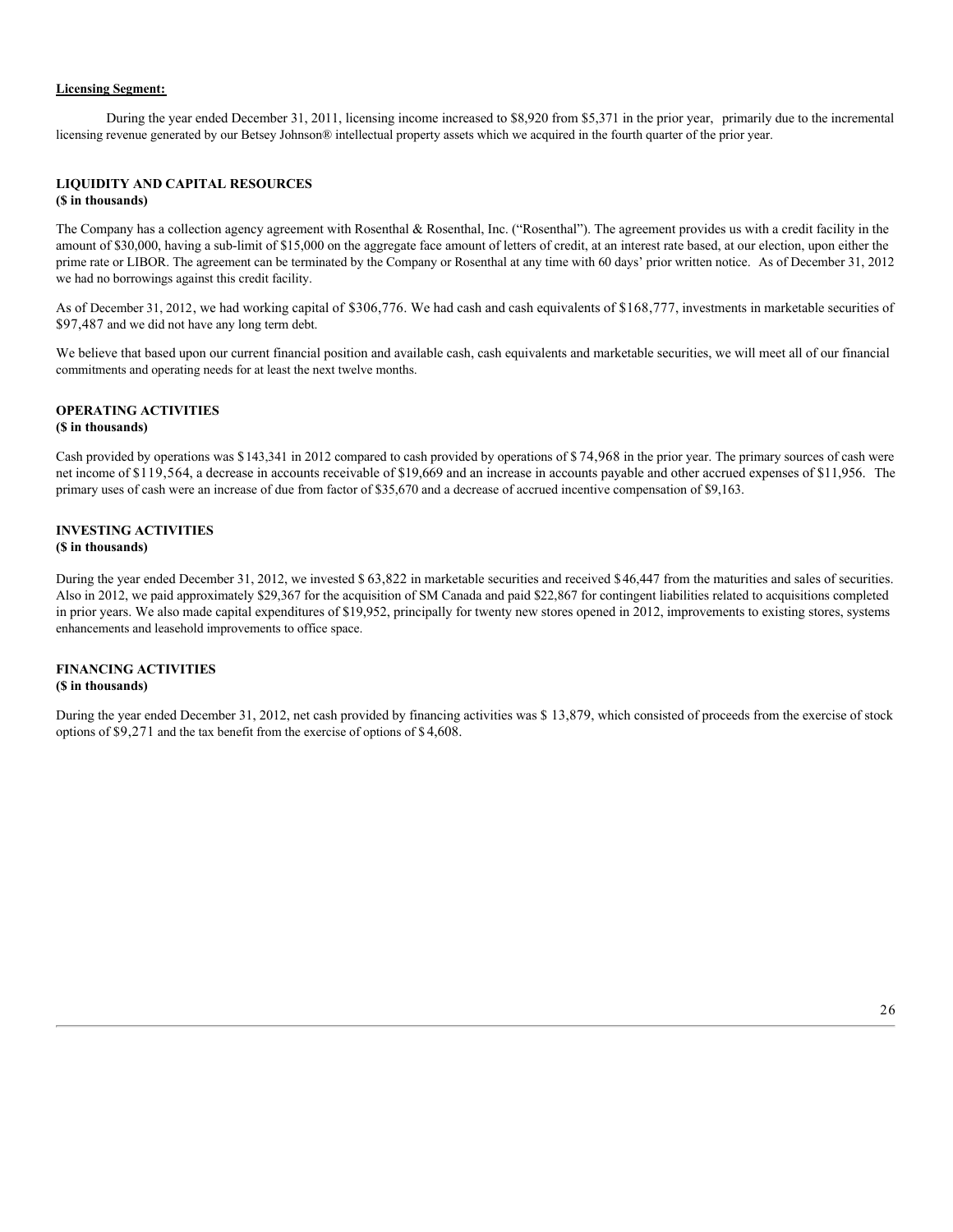**Licensing Segment:**

During the year ended December 31, 2011, licensing income increased to $8,920 from $5,371 in the prior year, primarily due to the incremental licensing revenue generated by our Betsey Johnson® intellectual property assets which we acquired in the fourth quarter of the prior year.

## LIQUIDITY AND CAPITAL RESOURCES
**($ in thousands)**

The Company has a collection agency agreement with Rosenthal & Rosenthal, Inc. ("Rosenthal"). The agreement provides us with a credit facility in the amount of $30,000, having a sub-limit of $15,000 on the aggregate face amount of letters of credit, at an interest rate based, at our election, upon either the prime rate or LIBOR. The agreement can be terminated by the Company or Rosenthal at any time with 60 days' prior written notice. As of December 31, 2012 we had no borrowings against this credit facility.

As of December 31, 2012, we had working capital of $306,776. We had cash and cash equivalents of $168,777, investments in marketable securities of $97,487 and we did not have any long term debt.

We believe that based upon our current financial position and available cash, cash equivalents and marketable securities, we will meet all of our financial commitments and operating needs for at least the next twelve months.

## OPERATING ACTIVITIES
**($ in thousands)**

Cash provided by operations was $143,341 in 2012 compared to cash provided by operations of $74,968 in the prior year. The primary sources of cash were net income of $119,564, a decrease in accounts receivable of $19,669 and an increase in accounts payable and other accrued expenses of $11,956. The primary uses of cash were an increase of due from factor of $35,670 and a decrease of accrued incentive compensation of $9,163.

## INVESTING ACTIVITIES
**($ in thousands)**

During the year ended December 31, 2012, we invested $63,822 in marketable securities and received $46,447 from the maturities and sales of securities. Also in 2012, we paid approximately $29,367 for the acquisition of SM Canada and paid $22,867 for contingent liabilities related to acquisitions completed in prior years. We also made capital expenditures of $19,952, principally for twenty new stores opened in 2012, improvements to existing stores, systems enhancements and leasehold improvements to office space.

## FINANCING ACTIVITIES
**($ in thousands)**

During the year ended December 31, 2012, net cash provided by financing activities was $13,879, which consisted of proceeds from the exercise of stock options of $9,271 and the tax benefit from the exercise of options of $4,608.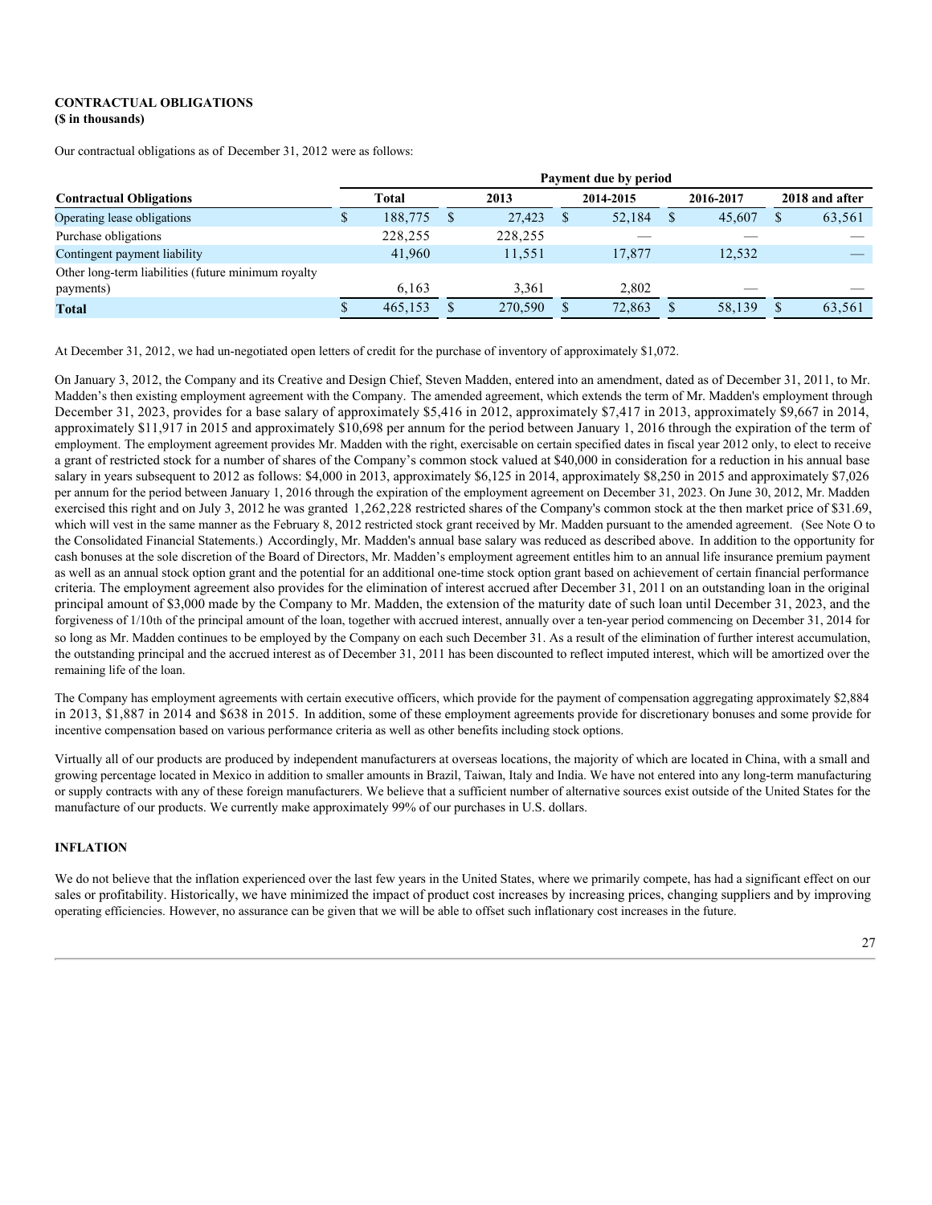**CONTRACTUAL OBLIGATIONS**
**($ in thousands)**

Our contractual obligations as of December 31, 2012 were as follows:

| | Payment due by period | | | | |
|---|---|---|---|---|---|
| **Contractual Obligations** | **Total** | **2013** | **2014-2015** | **2016-2017** | **2018 and after** |
| Operating lease obligations | $ 188,775 | $ 27,423 | $ 52,184 | $ 45,607 | $ 63,561 |
| Purchase obligations | 228,255 | 228,255 | — | — | — |
| Contingent payment liability | 41,960 | 11,551 | 17,877 | 12,532 | — |
| Other long-term liabilities (future minimum royalty payments) | 6,163 | 3,361 | 2,802 | — | — |
| **Total** | $ 465,153 | $ 270,590 | $ 72,863 | $ 58,139 | $ 63,561 |

At December 31, 2012, we had un-negotiated open letters of credit for the purchase of inventory of approximately $1,072.

On January 3, 2012, the Company and its Creative and Design Chief, Steven Madden, entered into an amendment, dated as of December 31, 2011, to Mr. Madden's then existing employment agreement with the Company. The amended agreement, which extends the term of Mr. Madden's employment through December 31, 2023, provides for a base salary of approximately $5,416 in 2012, approximately $7,417 in 2013, approximately $9,667 in 2014, approximately $11,917 in 2015 and approximately $10,698 per annum for the period between January 1, 2016 through the expiration of the term of employment. The employment agreement provides Mr. Madden with the right, exercisable on certain specified dates in fiscal year 2012 only, to elect to receive a grant of restricted stock for a number of shares of the Company's common stock valued at $40,000 in consideration for a reduction in his annual base salary in years subsequent to 2012 as follows: $4,000 in 2013, approximately $6,125 in 2014, approximately $8,250 in 2015 and approximately $7,026 per annum for the period between January 1, 2016 through the expiration of the employment agreement on December 31, 2023. On June 30, 2012, Mr. Madden exercised this right and on July 3, 2012 he was granted 1,262,228 restricted shares of the Company's common stock at the then market price of $31.69, which will vest in the same manner as the February 8, 2012 restricted stock grant received by Mr. Madden pursuant to the amended agreement. (See Note O to the Consolidated Financial Statements.) Accordingly, Mr. Madden's annual base salary was reduced as described above. In addition to the opportunity for cash bonuses at the sole discretion of the Board of Directors, Mr. Madden's employment agreement entitles him to an annual life insurance premium payment as well as an annual stock option grant and the potential for an additional one-time stock option grant based on achievement of certain financial performance criteria. The employment agreement also provides for the elimination of interest accrued after December 31, 2011 on an outstanding loan in the original principal amount of $3,000 made by the Company to Mr. Madden, the extension of the maturity date of such loan until December 31, 2023, and the forgiveness of 1/10th of the principal amount of the loan, together with accrued interest, annually over a ten-year period commencing on December 31, 2014 for so long as Mr. Madden continues to be employed by the Company on each such December 31. As a result of the elimination of further interest accumulation, the outstanding principal and the accrued interest as of December 31, 2011 has been discounted to reflect imputed interest, which will be amortized over the remaining life of the loan.

The Company has employment agreements with certain executive officers, which provide for the payment of compensation aggregating approximately $2,884 in 2013, $1,887 in 2014 and $638 in 2015. In addition, some of these employment agreements provide for discretionary bonuses and some provide for incentive compensation based on various performance criteria as well as other benefits including stock options.

Virtually all of our products are produced by independent manufacturers at overseas locations, the majority of which are located in China, with a small and growing percentage located in Mexico in addition to smaller amounts in Brazil, Taiwan, Italy and India. We have not entered into any long-term manufacturing or supply contracts with any of these foreign manufacturers. We believe that a sufficient number of alternative sources exist outside of the United States for the manufacture of our products. We currently make approximately 99% of our purchases in U.S. dollars.

**INFLATION**

We do not believe that the inflation experienced over the last few years in the United States, where we primarily compete, has had a significant effect on our sales or profitability. Historically, we have minimized the impact of product cost increases by increasing prices, changing suppliers and by improving operating efficiencies. However, no assurance can be given that we will be able to offset such inflationary cost increases in the future.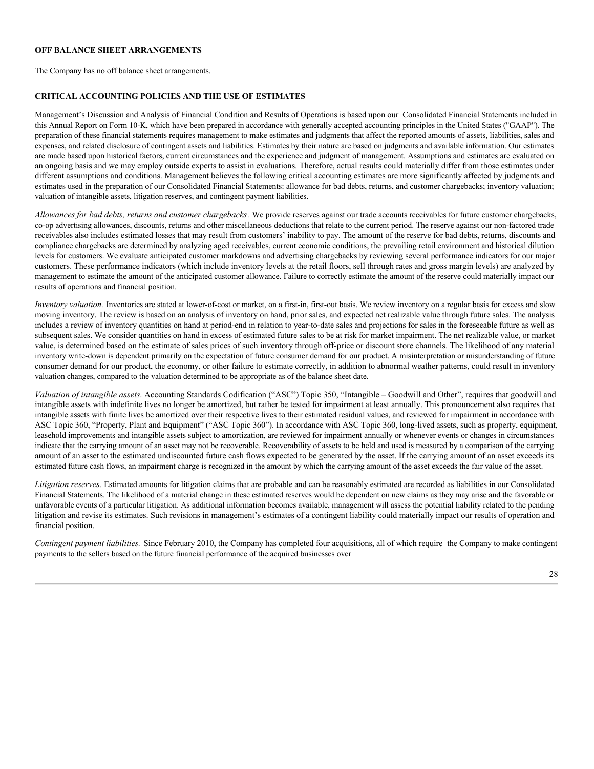## OFF BALANCE SHEET ARRANGEMENTS

The Company has no off balance sheet arrangements.

## CRITICAL ACCOUNTING POLICIES AND THE USE OF ESTIMATES

Management's Discussion and Analysis of Financial Condition and Results of Operations is based upon our Consolidated Financial Statements included in this Annual Report on Form 10-K, which have been prepared in accordance with generally accepted accounting principles in the United States ("GAAP"). The preparation of these financial statements requires management to make estimates and judgments that affect the reported amounts of assets, liabilities, sales and expenses, and related disclosure of contingent assets and liabilities. Estimates by their nature are based on judgments and available information. Our estimates are made based upon historical factors, current circumstances and the experience and judgment of management. Assumptions and estimates are evaluated on an ongoing basis and we may employ outside experts to assist in evaluations. Therefore, actual results could materially differ from those estimates under different assumptions and conditions. Management believes the following critical accounting estimates are more significantly affected by judgments and estimates used in the preparation of our Consolidated Financial Statements: allowance for bad debts, returns, and customer chargebacks; inventory valuation; valuation of intangible assets, litigation reserves, and contingent payment liabilities.

*Allowances for bad debts, returns and customer chargebacks*. We provide reserves against our trade accounts receivables for future customer chargebacks, co-op advertising allowances, discounts, returns and other miscellaneous deductions that relate to the current period. The reserve against our non-factored trade receivables also includes estimated losses that may result from customers' inability to pay. The amount of the reserve for bad debts, returns, discounts and compliance chargebacks are determined by analyzing aged receivables, current economic conditions, the prevailing retail environment and historical dilution levels for customers. We evaluate anticipated customer markdowns and advertising chargebacks by reviewing several performance indicators for our major customers. These performance indicators (which include inventory levels at the retail floors, sell through rates and gross margin levels) are analyzed by management to estimate the amount of the anticipated customer allowance. Failure to correctly estimate the amount of the reserve could materially impact our results of operations and financial position.

*Inventory valuation*. Inventories are stated at lower-of-cost or market, on a first-in, first-out basis. We review inventory on a regular basis for excess and slow moving inventory. The review is based on an analysis of inventory on hand, prior sales, and expected net realizable value through future sales. The analysis includes a review of inventory quantities on hand at period-end in relation to year-to-date sales and projections for sales in the foreseeable future as well as subsequent sales. We consider quantities on hand in excess of estimated future sales to be at risk for market impairment. The net realizable value, or market value, is determined based on the estimate of sales prices of such inventory through off-price or discount store channels. The likelihood of any material inventory write-down is dependent primarily on the expectation of future consumer demand for our product. A misinterpretation or misunderstanding of future consumer demand for our product, the economy, or other failure to estimate correctly, in addition to abnormal weather patterns, could result in inventory valuation changes, compared to the valuation determined to be appropriate as of the balance sheet date.

*Valuation of intangible assets*. Accounting Standards Codification ("ASC") Topic 350, "Intangible – Goodwill and Other", requires that goodwill and intangible assets with indefinite lives no longer be amortized, but rather be tested for impairment at least annually. This pronouncement also requires that intangible assets with finite lives be amortized over their respective lives to their estimated residual values, and reviewed for impairment in accordance with ASC Topic 360, "Property, Plant and Equipment" ("ASC Topic 360"). In accordance with ASC Topic 360, long-lived assets, such as property, equipment, leasehold improvements and intangible assets subject to amortization, are reviewed for impairment annually or whenever events or changes in circumstances indicate that the carrying amount of an asset may not be recoverable. Recoverability of assets to be held and used is measured by a comparison of the carrying amount of an asset to the estimated undiscounted future cash flows expected to be generated by the asset. If the carrying amount of an asset exceeds its estimated future cash flows, an impairment charge is recognized in the amount by which the carrying amount of the asset exceeds the fair value of the asset.

*Litigation reserves*. Estimated amounts for litigation claims that are probable and can be reasonably estimated are recorded as liabilities in our Consolidated Financial Statements. The likelihood of a material change in these estimated reserves would be dependent on new claims as they may arise and the favorable or unfavorable events of a particular litigation. As additional information becomes available, management will assess the potential liability related to the pending litigation and revise its estimates. Such revisions in management's estimates of a contingent liability could materially impact our results of operation and financial position.

*Contingent payment liabilities.* Since February 2010, the Company has completed four acquisitions, all of which require the Company to make contingent payments to the sellers based on the future financial performance of the acquired businesses over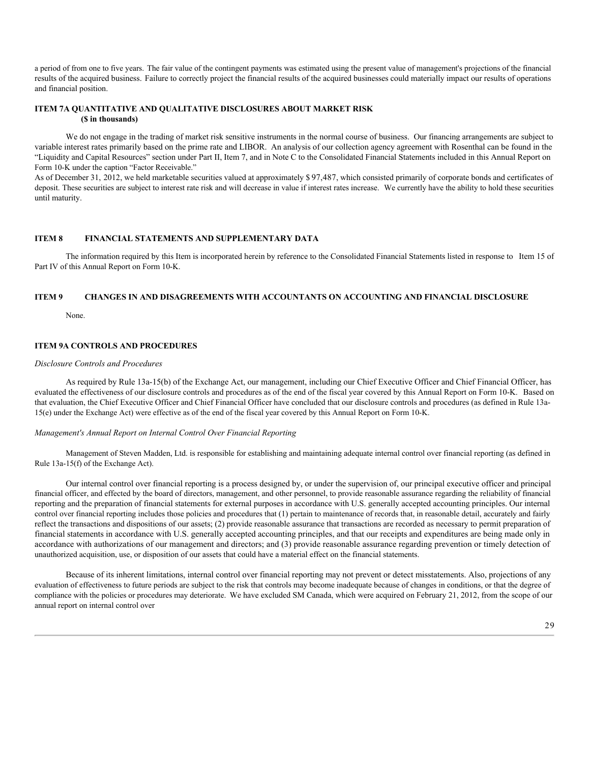a period of from one to five years. The fair value of the contingent payments was estimated using the present value of management's projections of the financial results of the acquired business. Failure to correctly project the financial results of the acquired businesses could materially impact our results of operations and financial position.

## ITEM 7A QUANTITATIVE AND QUALITATIVE DISCLOSURES ABOUT MARKET RISK

**($ in thousands)**

We do not engage in the trading of market risk sensitive instruments in the normal course of business. Our financing arrangements are subject to variable interest rates primarily based on the prime rate and LIBOR. An analysis of our collection agency agreement with Rosenthal can be found in the "Liquidity and Capital Resources" section under Part II, Item 7, and in Note C to the Consolidated Financial Statements included in this Annual Report on Form 10-K under the caption "Factor Receivable."

As of December 31, 2012, we held marketable securities valued at approximately $ 97,487, which consisted primarily of corporate bonds and certificates of deposit. These securities are subject to interest rate risk and will decrease in value if interest rates increase. We currently have the ability to hold these securities until maturity.

## ITEM 8 FINANCIAL STATEMENTS AND SUPPLEMENTARY DATA

The information required by this Item is incorporated herein by reference to the Consolidated Financial Statements listed in response to Item 15 of Part IV of this Annual Report on Form 10-K.

## ITEM 9 CHANGES IN AND DISAGREEMENTS WITH ACCOUNTANTS ON ACCOUNTING AND FINANCIAL DISCLOSURE

None.

## ITEM 9A CONTROLS AND PROCEDURES

*Disclosure Controls and Procedures*

As required by Rule 13a-15(b) of the Exchange Act, our management, including our Chief Executive Officer and Chief Financial Officer, has evaluated the effectiveness of our disclosure controls and procedures as of the end of the fiscal year covered by this Annual Report on Form 10-K. Based on that evaluation, the Chief Executive Officer and Chief Financial Officer have concluded that our disclosure controls and procedures (as defined in Rule 13a-15(e) under the Exchange Act) were effective as of the end of the fiscal year covered by this Annual Report on Form 10-K.

*Management's Annual Report on Internal Control Over Financial Reporting*

Management of Steven Madden, Ltd. is responsible for establishing and maintaining adequate internal control over financial reporting (as defined in Rule 13a-15(f) of the Exchange Act).

Our internal control over financial reporting is a process designed by, or under the supervision of, our principal executive officer and principal financial officer, and effected by the board of directors, management, and other personnel, to provide reasonable assurance regarding the reliability of financial reporting and the preparation of financial statements for external purposes in accordance with U.S. generally accepted accounting principles. Our internal control over financial reporting includes those policies and procedures that (1) pertain to maintenance of records that, in reasonable detail, accurately and fairly reflect the transactions and dispositions of our assets; (2) provide reasonable assurance that transactions are recorded as necessary to permit preparation of financial statements in accordance with U.S. generally accepted accounting principles, and that our receipts and expenditures are being made only in accordance with authorizations of our management and directors; and (3) provide reasonable assurance regarding prevention or timely detection of unauthorized acquisition, use, or disposition of our assets that could have a material effect on the financial statements.

Because of its inherent limitations, internal control over financial reporting may not prevent or detect misstatements. Also, projections of any evaluation of effectiveness to future periods are subject to the risk that controls may become inadequate because of changes in conditions, or that the degree of compliance with the policies or procedures may deteriorate. We have excluded SM Canada, which were acquired on February 21, 2012, from the scope of our annual report on internal control over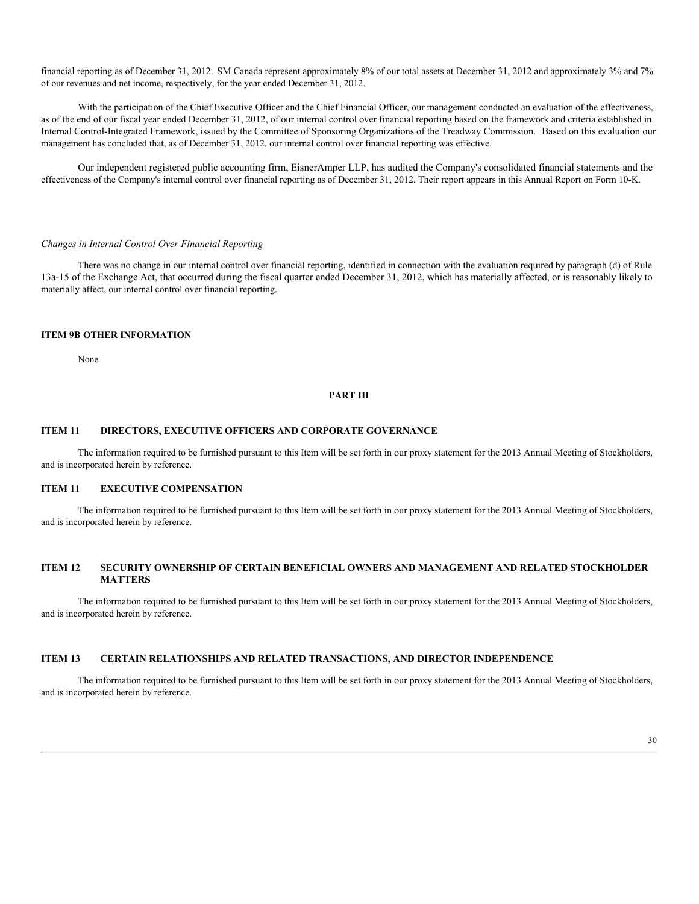financial reporting as of December 31, 2012. SM Canada represent approximately 8% of our total assets at December 31, 2012 and approximately 3% and 7% of our revenues and net income, respectively, for the year ended December 31, 2012.

With the participation of the Chief Executive Officer and the Chief Financial Officer, our management conducted an evaluation of the effectiveness, as of the end of our fiscal year ended December 31, 2012, of our internal control over financial reporting based on the framework and criteria established in Internal Control-Integrated Framework, issued by the Committee of Sponsoring Organizations of the Treadway Commission. Based on this evaluation our management has concluded that, as of December 31, 2012, our internal control over financial reporting was effective.

Our independent registered public accounting firm, EisnerAmper LLP, has audited the Company's consolidated financial statements and the effectiveness of the Company's internal control over financial reporting as of December 31, 2012. Their report appears in this Annual Report on Form 10-K.

*Changes in Internal Control Over Financial Reporting*

There was no change in our internal control over financial reporting, identified in connection with the evaluation required by paragraph (d) of Rule 13a-15 of the Exchange Act, that occurred during the fiscal quarter ended December 31, 2012, which has materially affected, or is reasonably likely to materially affect, our internal control over financial reporting.

## ITEM 9B OTHER INFORMATION

None

# PART III

## ITEM 11 DIRECTORS, EXECUTIVE OFFICERS AND CORPORATE GOVERNANCE

The information required to be furnished pursuant to this Item will be set forth in our proxy statement for the 2013 Annual Meeting of Stockholders, and is incorporated herein by reference.

## ITEM 11 EXECUTIVE COMPENSATION

The information required to be furnished pursuant to this Item will be set forth in our proxy statement for the 2013 Annual Meeting of Stockholders, and is incorporated herein by reference.

## ITEM 12 SECURITY OWNERSHIP OF CERTAIN BENEFICIAL OWNERS AND MANAGEMENT AND RELATED STOCKHOLDER MATTERS

The information required to be furnished pursuant to this Item will be set forth in our proxy statement for the 2013 Annual Meeting of Stockholders, and is incorporated herein by reference.

## ITEM 13 CERTAIN RELATIONSHIPS AND RELATED TRANSACTIONS, AND DIRECTOR INDEPENDENCE

The information required to be furnished pursuant to this Item will be set forth in our proxy statement for the 2013 Annual Meeting of Stockholders, and is incorporated herein by reference.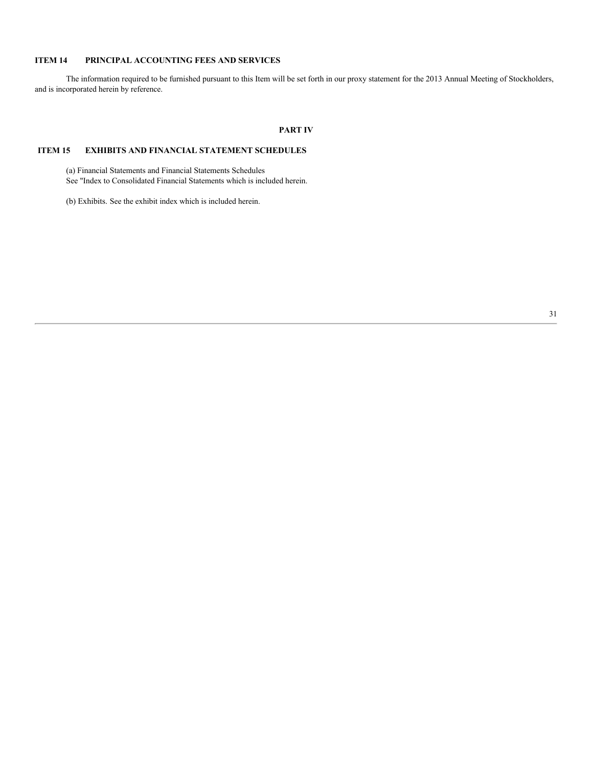## ITEM 14 PRINCIPAL ACCOUNTING FEES AND SERVICES

The information required to be furnished pursuant to this Item will be set forth in our proxy statement for the 2013 Annual Meeting of Stockholders, and is incorporated herein by reference.

# PART IV

## ITEM 15 EXHIBITS AND FINANCIAL STATEMENT SCHEDULES

(a) Financial Statements and Financial Statements Schedules
See "Index to Consolidated Financial Statements which is included herein.

(b) Exhibits. See the exhibit index which is included herein.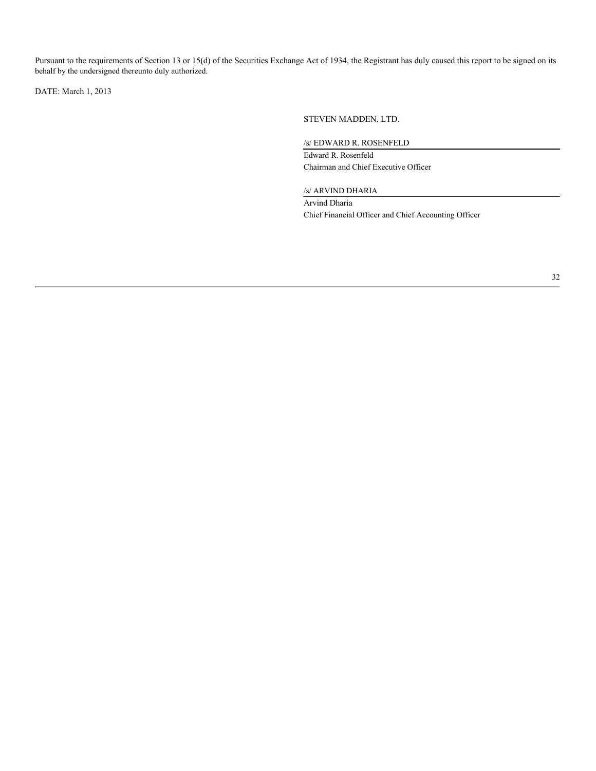Pursuant to the requirements of Section 13 or 15(d) of the Securities Exchange Act of 1934, the Registrant has duly caused this report to be signed on its behalf by the undersigned thereunto duly authorized.

DATE: March 1, 2013

STEVEN MADDEN, LTD.

/s/ EDWARD R. ROSENFELD

Edward R. Rosenfeld
Chairman and Chief Executive Officer

/s/ ARVIND DHARIA

Arvind Dharia
Chief Financial Officer and Chief Accounting Officer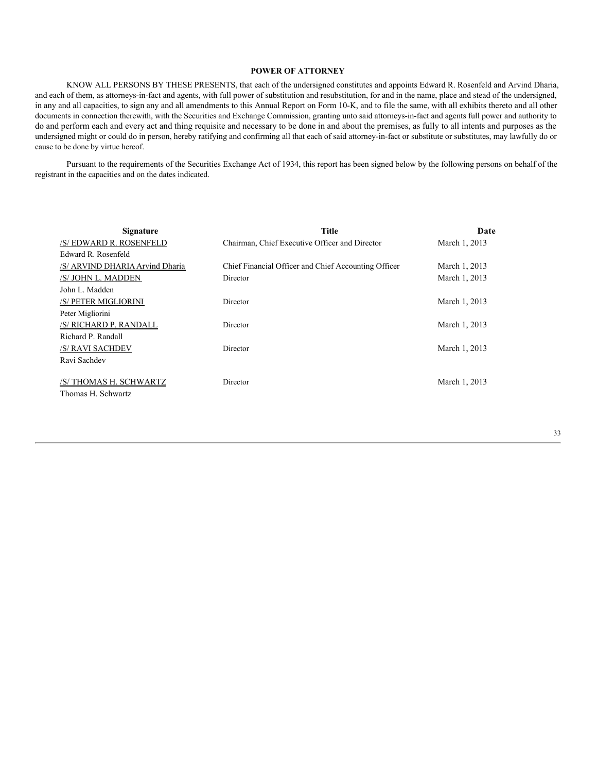## POWER OF ATTORNEY

KNOW ALL PERSONS BY THESE PRESENTS, that each of the undersigned constitutes and appoints Edward R. Rosenfeld and Arvind Dharia, and each of them, as attorneys-in-fact and agents, with full power of substitution and resubstitution, for and in the name, place and stead of the undersigned, in any and all capacities, to sign any and all amendments to this Annual Report on Form 10-K, and to file the same, with all exhibits thereto and all other documents in connection therewith, with the Securities and Exchange Commission, granting unto said attorneys-in-fact and agents full power and authority to do and perform each and every act and thing requisite and necessary to be done in and about the premises, as fully to all intents and purposes as the undersigned might or could do in person, hereby ratifying and confirming all that each of said attorney-in-fact or substitute or substitutes, may lawfully do or cause to be done by virtue hereof.

Pursuant to the requirements of the Securities Exchange Act of 1934, this report has been signed below by the following persons on behalf of the registrant in the capacities and on the dates indicated.

| Signature | Title | Date |
|---|---|---|
| /S/ EDWARD R. ROSENFELD<br>Edward R. Rosenfeld | Chairman, Chief Executive Officer and Director | March 1, 2013 |
| /S/ ARVIND DHARIA Arvind Dharia | Chief Financial Officer and Chief Accounting Officer | March 1, 2013 |
| /S/ JOHN L. MADDEN<br>John L. Madden | Director | March 1, 2013 |
| /S/ PETER MIGLIORINI<br>Peter Migliorini | Director | March 1, 2013 |
| /S/ RICHARD P. RANDALL<br>Richard P. Randall | Director | March 1, 2013 |
| /S/ RAVI SACHDEV<br>Ravi Sachdev | Director | March 1, 2013 |
| /S/ THOMAS H. SCHWARTZ<br>Thomas H. Schwartz | Director | March 1, 2013 |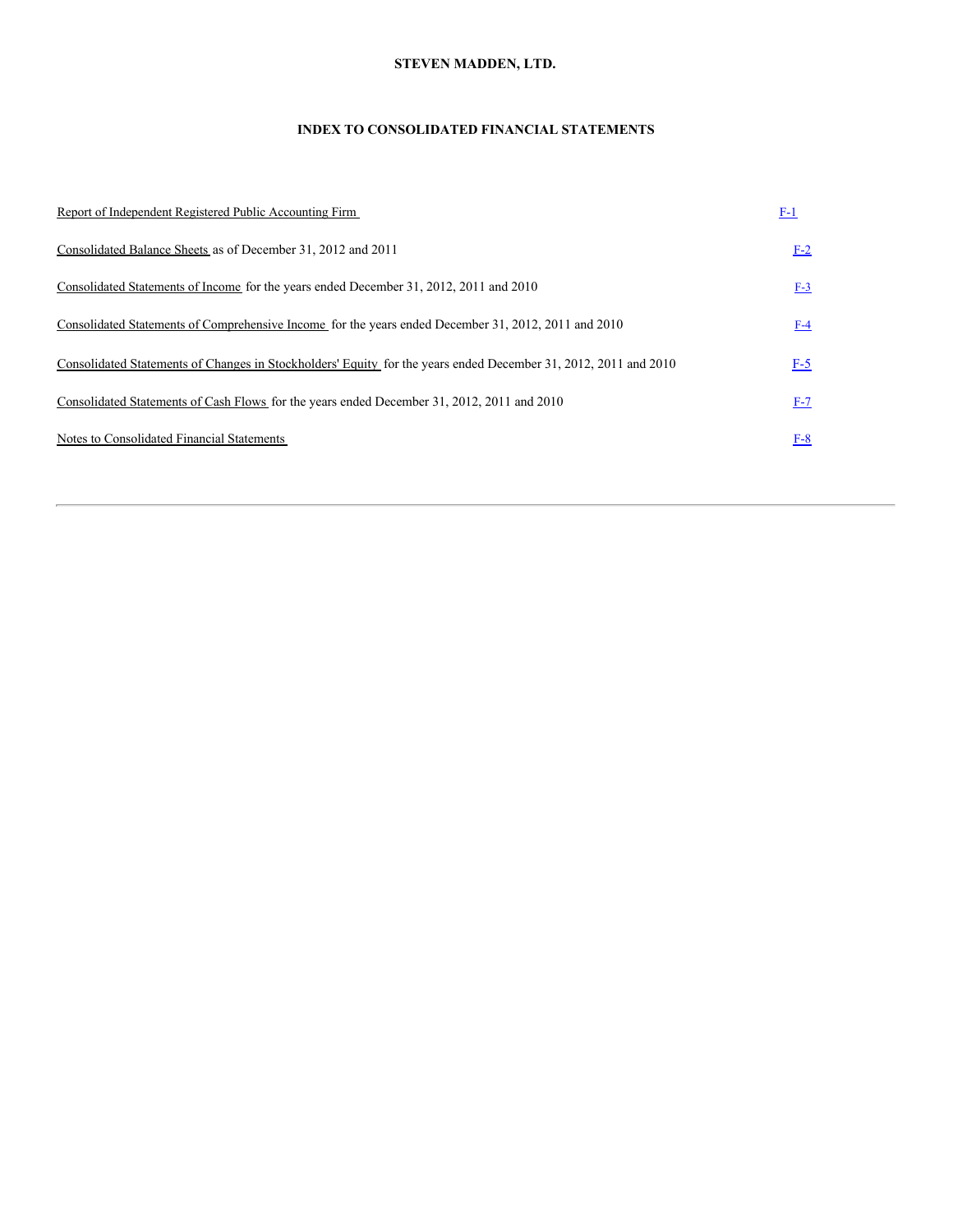**STEVEN MADDEN, LTD.**

**INDEX TO CONSOLIDATED FINANCIAL STATEMENTS**

| | |
|---|---|
| Report of Independent Registered Public Accounting Firm | F-1 |
| Consolidated Balance Sheets as of December 31, 2012 and 2011 | F-2 |
| Consolidated Statements of Income for the years ended December 31, 2012, 2011 and 2010 | F-3 |
| Consolidated Statements of Comprehensive Income for the years ended December 31, 2012, 2011 and 2010 | F-4 |
| Consolidated Statements of Changes in Stockholders' Equity for the years ended December 31, 2012, 2011 and 2010 | F-5 |
| Consolidated Statements of Cash Flows for the years ended December 31, 2012, 2011 and 2010 | F-7 |
| Notes to Consolidated Financial Statements | F-8 |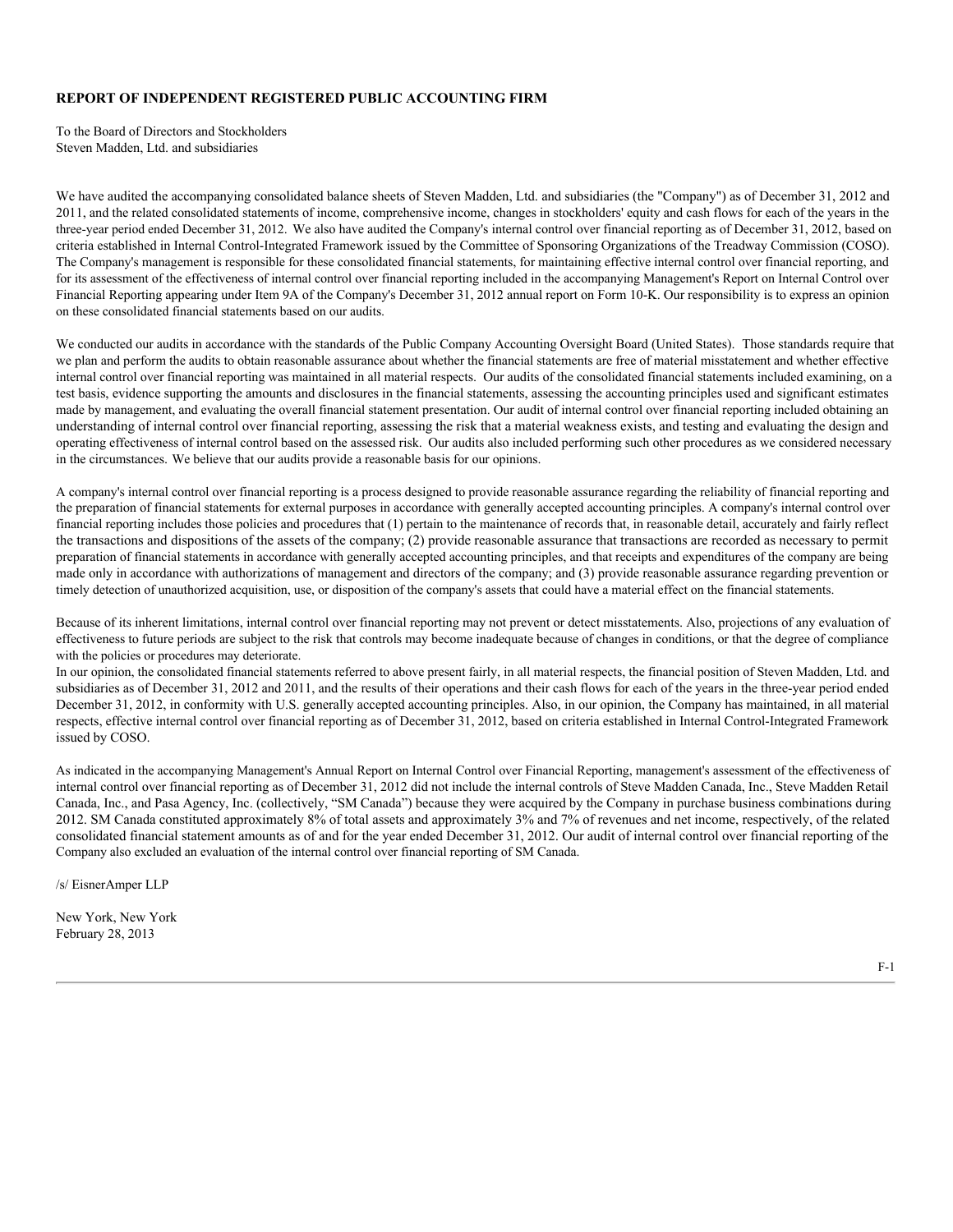**REPORT OF INDEPENDENT REGISTERED PUBLIC ACCOUNTING FIRM**

To the Board of Directors and Stockholders
Steven Madden, Ltd. and subsidiaries

We have audited the accompanying consolidated balance sheets of Steven Madden, Ltd. and subsidiaries (the "Company") as of December 31, 2012 and 2011, and the related consolidated statements of income, comprehensive income, changes in stockholders' equity and cash flows for each of the years in the three-year period ended December 31, 2012. We also have audited the Company's internal control over financial reporting as of December 31, 2012, based on criteria established in Internal Control-Integrated Framework issued by the Committee of Sponsoring Organizations of the Treadway Commission (COSO). The Company's management is responsible for these consolidated financial statements, for maintaining effective internal control over financial reporting, and for its assessment of the effectiveness of internal control over financial reporting included in the accompanying Management's Report on Internal Control over Financial Reporting appearing under Item 9A of the Company's December 31, 2012 annual report on Form 10-K. Our responsibility is to express an opinion on these consolidated financial statements based on our audits.

We conducted our audits in accordance with the standards of the Public Company Accounting Oversight Board (United States). Those standards require that we plan and perform the audits to obtain reasonable assurance about whether the financial statements are free of material misstatement and whether effective internal control over financial reporting was maintained in all material respects. Our audits of the consolidated financial statements included examining, on a test basis, evidence supporting the amounts and disclosures in the financial statements, assessing the accounting principles used and significant estimates made by management, and evaluating the overall financial statement presentation. Our audit of internal control over financial reporting included obtaining an understanding of internal control over financial reporting, assessing the risk that a material weakness exists, and testing and evaluating the design and operating effectiveness of internal control based on the assessed risk. Our audits also included performing such other procedures as we considered necessary in the circumstances. We believe that our audits provide a reasonable basis for our opinions.

A company's internal control over financial reporting is a process designed to provide reasonable assurance regarding the reliability of financial reporting and the preparation of financial statements for external purposes in accordance with generally accepted accounting principles. A company's internal control over financial reporting includes those policies and procedures that (1) pertain to the maintenance of records that, in reasonable detail, accurately and fairly reflect the transactions and dispositions of the assets of the company; (2) provide reasonable assurance that transactions are recorded as necessary to permit preparation of financial statements in accordance with generally accepted accounting principles, and that receipts and expenditures of the company are being made only in accordance with authorizations of management and directors of the company; and (3) provide reasonable assurance regarding prevention or timely detection of unauthorized acquisition, use, or disposition of the company's assets that could have a material effect on the financial statements.

Because of its inherent limitations, internal control over financial reporting may not prevent or detect misstatements. Also, projections of any evaluation of effectiveness to future periods are subject to the risk that controls may become inadequate because of changes in conditions, or that the degree of compliance with the policies or procedures may deteriorate.

In our opinion, the consolidated financial statements referred to above present fairly, in all material respects, the financial position of Steven Madden, Ltd. and subsidiaries as of December 31, 2012 and 2011, and the results of their operations and their cash flows for each of the years in the three-year period ended December 31, 2012, in conformity with U.S. generally accepted accounting principles. Also, in our opinion, the Company has maintained, in all material respects, effective internal control over financial reporting as of December 31, 2012, based on criteria established in Internal Control-Integrated Framework issued by COSO.

As indicated in the accompanying Management's Annual Report on Internal Control over Financial Reporting, management's assessment of the effectiveness of internal control over financial reporting as of December 31, 2012 did not include the internal controls of Steve Madden Canada, Inc., Steve Madden Retail Canada, Inc., and Pasa Agency, Inc. (collectively, "SM Canada") because they were acquired by the Company in purchase business combinations during 2012. SM Canada constituted approximately 8% of total assets and approximately 3% and 7% of revenues and net income, respectively, of the related consolidated financial statement amounts as of and for the year ended December 31, 2012. Our audit of internal control over financial reporting of the Company also excluded an evaluation of the internal control over financial reporting of SM Canada.

/s/ EisnerAmper LLP

New York, New York
February 28, 2013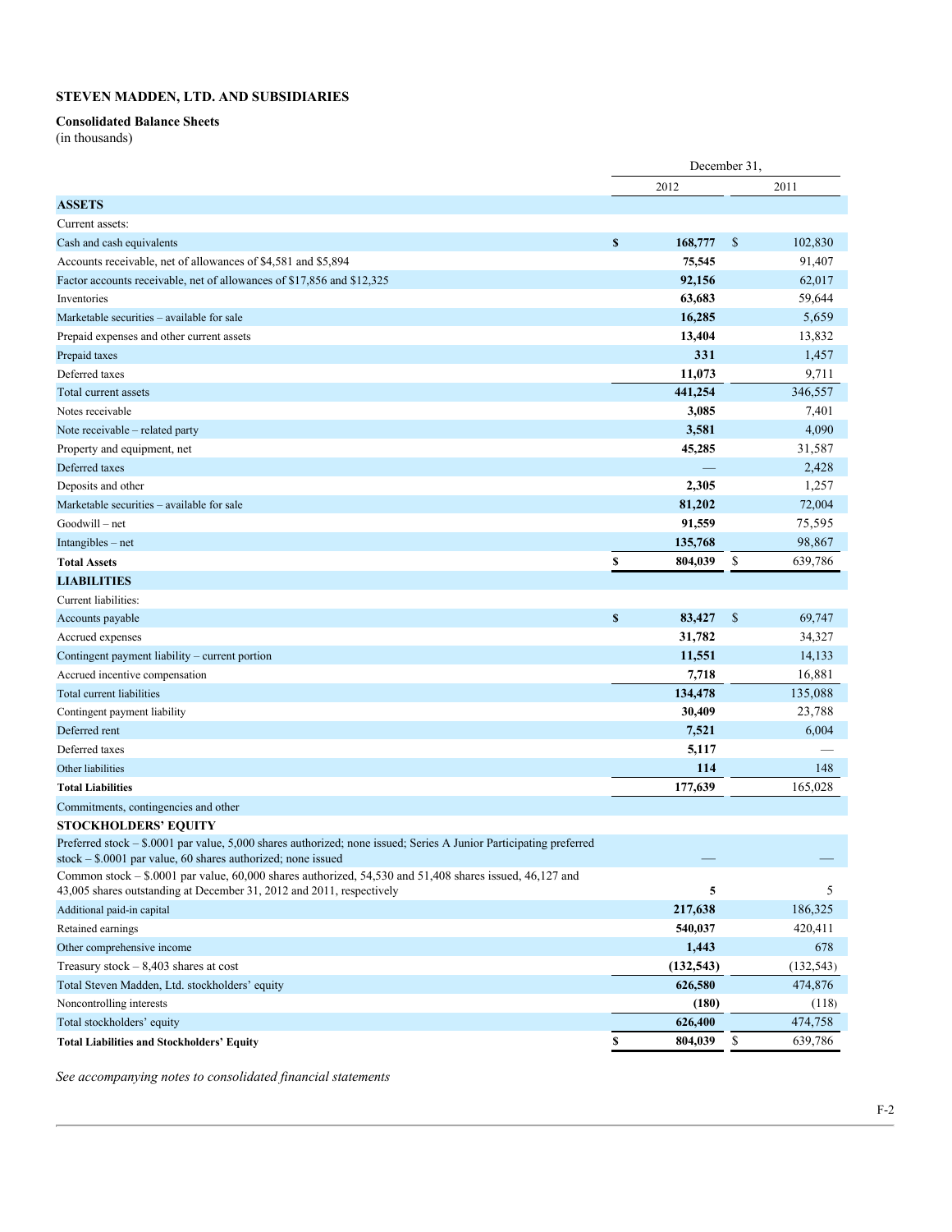**STEVEN MADDEN, LTD. AND SUBSIDIARIES**

**Consolidated Balance Sheets**
(in thousands)

| | December 31, 2012 | December 31, 2011 |
|---|---|---|
| **ASSETS** | | |
| Current assets: | | |
| Cash and cash equivalents | **$ 168,777** | $ 102,830 |
| Accounts receivable, net of allowances of $4,581 and $5,894 | **75,545** | 91,407 |
| Factor accounts receivable, net of allowances of $17,856 and $12,325 | **92,156** | 62,017 |
| Inventories | **63,683** | 59,644 |
| Marketable securities – available for sale | **16,285** | 5,659 |
| Prepaid expenses and other current assets | **13,404** | 13,832 |
| Prepaid taxes | **331** | 1,457 |
| Deferred taxes | **11,073** | 9,711 |
| Total current assets | **441,254** | 346,557 |
| Notes receivable | **3,085** | 7,401 |
| Note receivable – related party | **3,581** | 4,090 |
| Property and equipment, net | **45,285** | 31,587 |
| Deferred taxes | — | 2,428 |
| Deposits and other | **2,305** | 1,257 |
| Marketable securities – available for sale | **81,202** | 72,004 |
| Goodwill – net | **91,559** | 75,595 |
| Intangibles – net | **135,768** | 98,867 |
| **Total Assets** | **$ 804,039** | $ 639,786 |
| **LIABILITIES** | | |
| Current liabilities: | | |
| Accounts payable | **$ 83,427** | $ 69,747 |
| Accrued expenses | **31,782** | 34,327 |
| Contingent payment liability – current portion | **11,551** | 14,133 |
| Accrued incentive compensation | **7,718** | 16,881 |
| Total current liabilities | **134,478** | 135,088 |
| Contingent payment liability | **30,409** | 23,788 |
| Deferred rent | **7,521** | 6,004 |
| Deferred taxes | **5,117** | — |
| Other liabilities | **114** | 148 |
| **Total Liabilities** | **177,639** | 165,028 |
| Commitments, contingencies and other | | |
| **STOCKHOLDERS' EQUITY** | | |
| Preferred stock – $.0001 par value, 5,000 shares authorized; none issued; Series A Junior Participating preferred stock – $.0001 par value, 60 shares authorized; none issued | — | — |
| Common stock – $.0001 par value, 60,000 shares authorized, 54,530 and 51,408 shares issued, 46,127 and 43,005 shares outstanding at December 31, 2012 and 2011, respectively | **5** | 5 |
| Additional paid-in capital | **217,638** | 186,325 |
| Retained earnings | **540,037** | 420,411 |
| Other comprehensive income | **1,443** | 678 |
| Treasury stock – 8,403 shares at cost | **(132,543)** | (132,543) |
| Total Steven Madden, Ltd. stockholders' equity | **626,580** | 474,876 |
| Noncontrolling interests | **(180)** | (118) |
| Total stockholders' equity | **626,400** | 474,758 |
| **Total Liabilities and Stockholders' Equity** | **$ 804,039** | $ 639,786 |

*See accompanying notes to consolidated financial statements*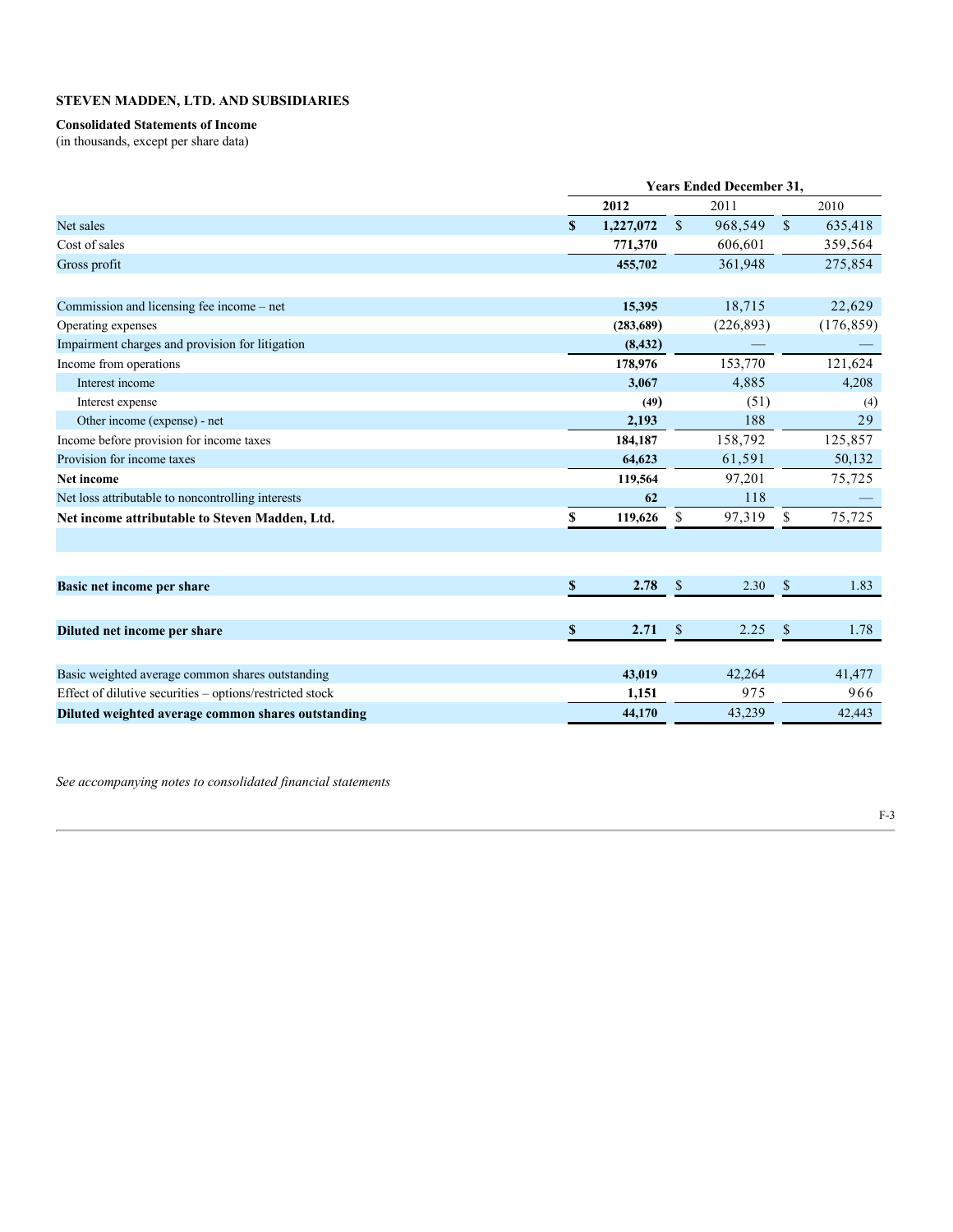**STEVEN MADDEN, LTD. AND SUBSIDIARIES**

**Consolidated Statements of Income**
(in thousands, except per share data)

| | Years Ended December 31, | | |
|---|---|---|---|
| | **2012** | 2011 | 2010 |
| Net sales | **$ 1,227,072** | $ 968,549 | $ 635,418 |
| Cost of sales | **771,370** | 606,601 | 359,564 |
| Gross profit | **455,702** | 361,948 | 275,854 |
| | | | |
| Commission and licensing fee income – net | **15,395** | 18,715 | 22,629 |
| Operating expenses | **(283,689)** | (226,893) | (176,859) |
| Impairment charges and provision for litigation | **(8,432)** | — | — |
| Income from operations | **178,976** | 153,770 | 121,624 |
| Interest income | **3,067** | 4,885 | 4,208 |
| Interest expense | **(49)** | (51) | (4) |
| Other income (expense) - net | **2,193** | 188 | 29 |
| Income before provision for income taxes | **184,187** | 158,792 | 125,857 |
| Provision for income taxes | **64,623** | 61,591 | 50,132 |
| **Net income** | **119,564** | 97,201 | 75,725 |
| Net loss attributable to noncontrolling interests | **62** | 118 | — |
| **Net income attributable to Steven Madden, Ltd.** | **$ 119,626** | $ 97,319 | $ 75,725 |
| | | | |
| **Basic net income per share** | **$ 2.78** | $ 2.30 | $ 1.83 |
| | | | |
| **Diluted net income per share** | **$ 2.71** | $ 2.25 | $ 1.78 |
| | | | |
| Basic weighted average common shares outstanding | **43,019** | 42,264 | 41,477 |
| Effect of dilutive securities – options/restricted stock | **1,151** | 975 | 966 |
| **Diluted weighted average common shares outstanding** | **44,170** | 43,239 | 42,443 |

*See accompanying notes to consolidated financial statements*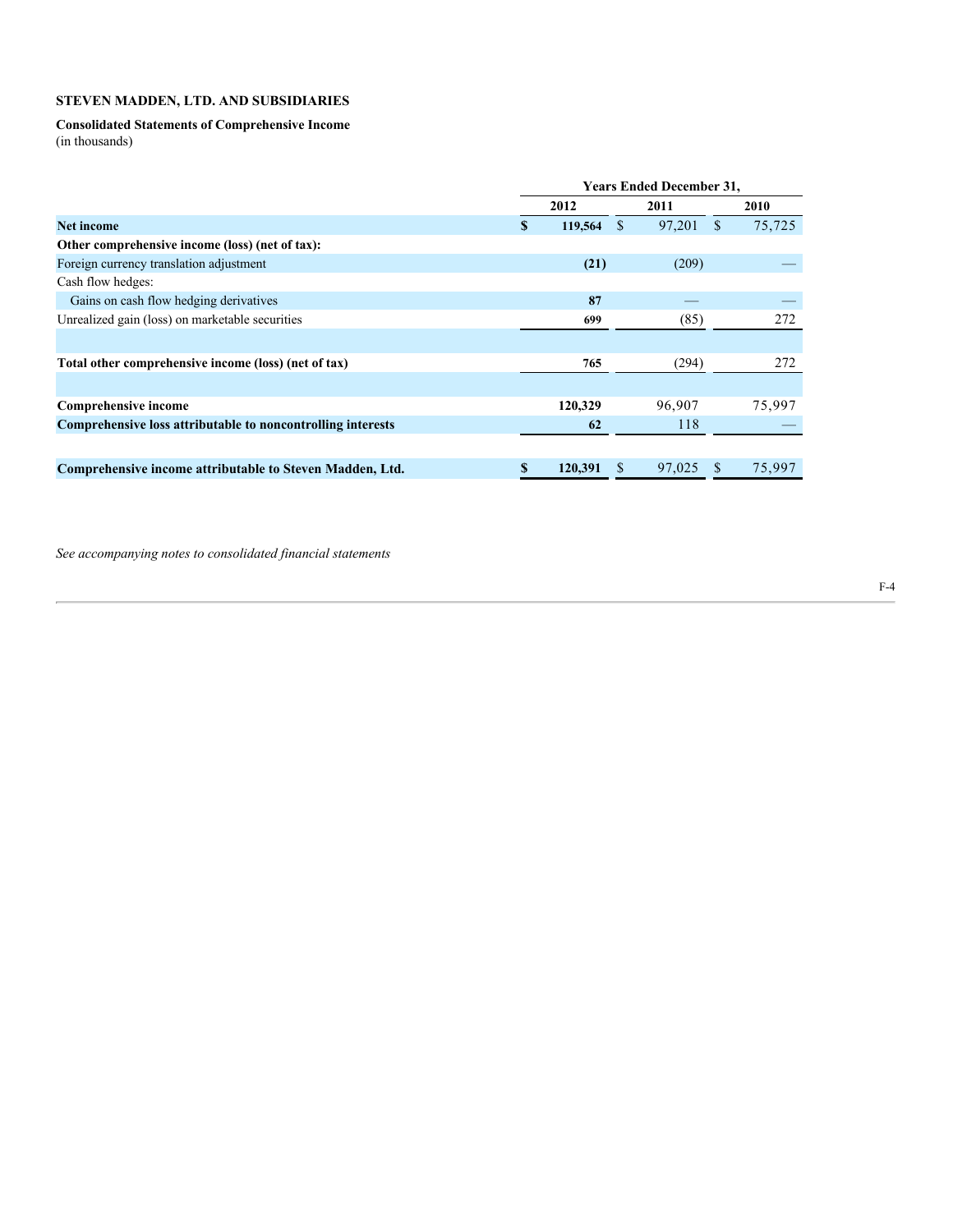**STEVEN MADDEN, LTD. AND SUBSIDIARIES**

**Consolidated Statements of Comprehensive Income**
(in thousands)

| | Years Ended December 31, | | |
|---|---|---|---|
| | 2012 | 2011 | 2010 |
| **Net income** | **$ 119,564** | $ 97,201 | $ 75,725 |
| **Other comprehensive income (loss) (net of tax):** | | | |
| Foreign currency translation adjustment | **(21)** | (209) | — |
| Cash flow hedges: | | | |
| Gains on cash flow hedging derivatives | **87** | — | — |
| Unrealized gain (loss) on marketable securities | **699** | (85) | 272 |
| **Total other comprehensive income (loss) (net of tax)** | **765** | (294) | 272 |
| **Comprehensive income** | **120,329** | 96,907 | 75,997 |
| **Comprehensive loss attributable to noncontrolling interests** | **62** | 118 | — |
| **Comprehensive income attributable to Steven Madden, Ltd.** | **$ 120,391** | $ 97,025 | $ 75,997 |

*See accompanying notes to consolidated financial statements*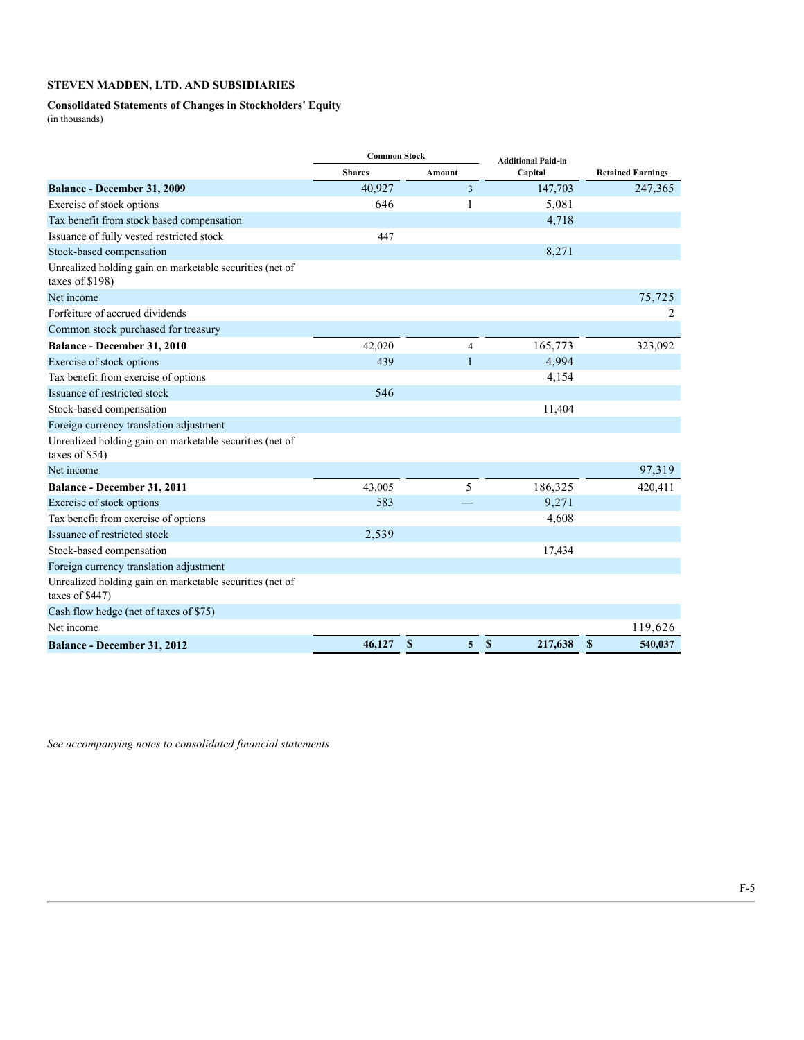**STEVEN MADDEN, LTD. AND SUBSIDIARIES**

**Consolidated Statements of Changes in Stockholders' Equity**
(in thousands)

| | Common Stock | | Additional Paid-in | |
|---|---|---|---|---|
| | Shares | Amount | Capital | Retained Earnings |
| **Balance - December 31, 2009** | 40,927 | 3 | 147,703 | 247,365 |
| Exercise of stock options | 646 | 1 | 5,081 | |
| Tax benefit from stock based compensation | | | 4,718 | |
| Issuance of fully vested restricted stock | 447 | | | |
| Stock-based compensation | | | 8,271 | |
| Unrealized holding gain on marketable securities (net of taxes of $198) | | | | |
| Net income | | | | 75,725 |
| Forfeiture of accrued dividends | | | | 2 |
| Common stock purchased for treasury | | | | |
| **Balance - December 31, 2010** | 42,020 | 4 | 165,773 | 323,092 |
| Exercise of stock options | 439 | 1 | 4,994 | |
| Tax benefit from exercise of options | | | 4,154 | |
| Issuance of restricted stock | 546 | | | |
| Stock-based compensation | | | 11,404 | |
| Foreign currency translation adjustment | | | | |
| Unrealized holding gain on marketable securities (net of taxes of $54) | | | | |
| Net income | | | | 97,319 |
| **Balance - December 31, 2011** | 43,005 | 5 | 186,325 | 420,411 |
| Exercise of stock options | 583 | — | 9,271 | |
| Tax benefit from exercise of options | | | 4,608 | |
| Issuance of restricted stock | 2,539 | | | |
| Stock-based compensation | | | 17,434 | |
| Foreign currency translation adjustment | | | | |
| Unrealized holding gain on marketable securities (net of taxes of $447) | | | | |
| Cash flow hedge (net of taxes of $75) | | | | |
| Net income | | | | 119,626 |
| **Balance - December 31, 2012** | **46,127** | **$ 5** | **$ 217,638** | **$ 540,037** |

*See accompanying notes to consolidated financial statements*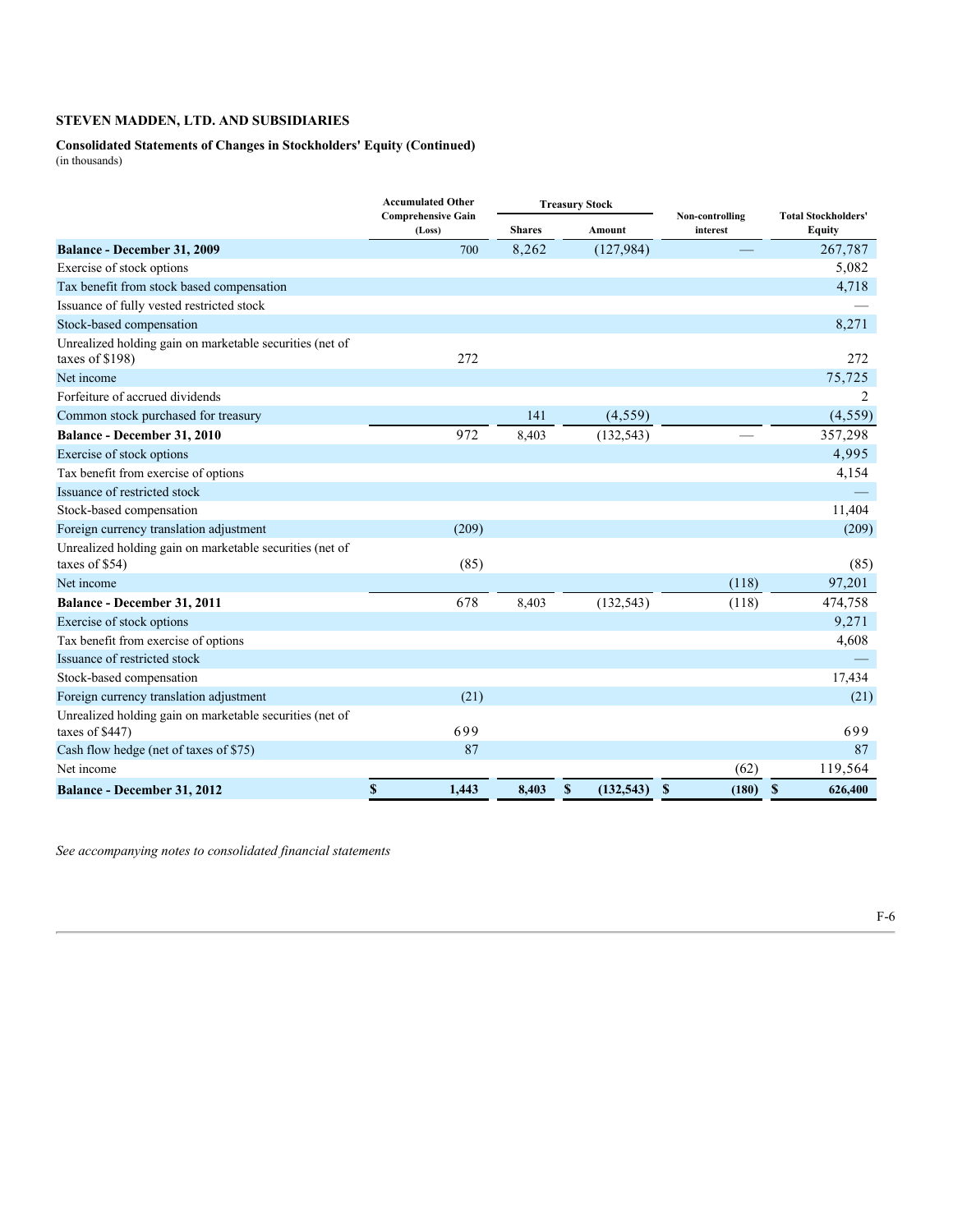**STEVEN MADDEN, LTD. AND SUBSIDIARIES**

**Consolidated Statements of Changes in Stockholders' Equity (Continued)**
(in thousands)

| | Accumulated Other Comprehensive Gain (Loss) | Treasury Stock | | Non-controlling interest | Total Stockholders' Equity |
|---|---|---|---|---|---|
| | | Shares | Amount | | |
| **Balance - December 31, 2009** | 700 | 8,262 | (127,984) | — | 267,787 |
| Exercise of stock options | | | | | 5,082 |
| Tax benefit from stock based compensation | | | | | 4,718 |
| Issuance of fully vested restricted stock | | | | | — |
| Stock-based compensation | | | | | 8,271 |
| Unrealized holding gain on marketable securities (net of taxes of $198) | 272 | | | | 272 |
| Net income | | | | | 75,725 |
| Forfeiture of accrued dividends | | | | | 2 |
| Common stock purchased for treasury | | 141 | (4,559) | | (4,559) |
| **Balance - December 31, 2010** | 972 | 8,403 | (132,543) | — | 357,298 |
| Exercise of stock options | | | | | 4,995 |
| Tax benefit from exercise of options | | | | | 4,154 |
| Issuance of restricted stock | | | | | — |
| Stock-based compensation | | | | | 11,404 |
| Foreign currency translation adjustment | (209) | | | | (209) |
| Unrealized holding gain on marketable securities (net of taxes of $54) | (85) | | | | (85) |
| Net income | | | | (118) | 97,201 |
| **Balance - December 31, 2011** | 678 | 8,403 | (132,543) | (118) | 474,758 |
| Exercise of stock options | | | | | 9,271 |
| Tax benefit from exercise of options | | | | | 4,608 |
| Issuance of restricted stock | | | | | — |
| Stock-based compensation | | | | | 17,434 |
| Foreign currency translation adjustment | (21) | | | | (21) |
| Unrealized holding gain on marketable securities (net of taxes of $447) | 699 | | | | 699 |
| Cash flow hedge (net of taxes of $75) | 87 | | | | 87 |
| Net income | | | | (62) | 119,564 |
| **Balance - December 31, 2012** | **$ 1,443** | **8,403** | **$ (132,543)** | **$ (180)** | **$ 626,400** |

*See accompanying notes to consolidated financial statements*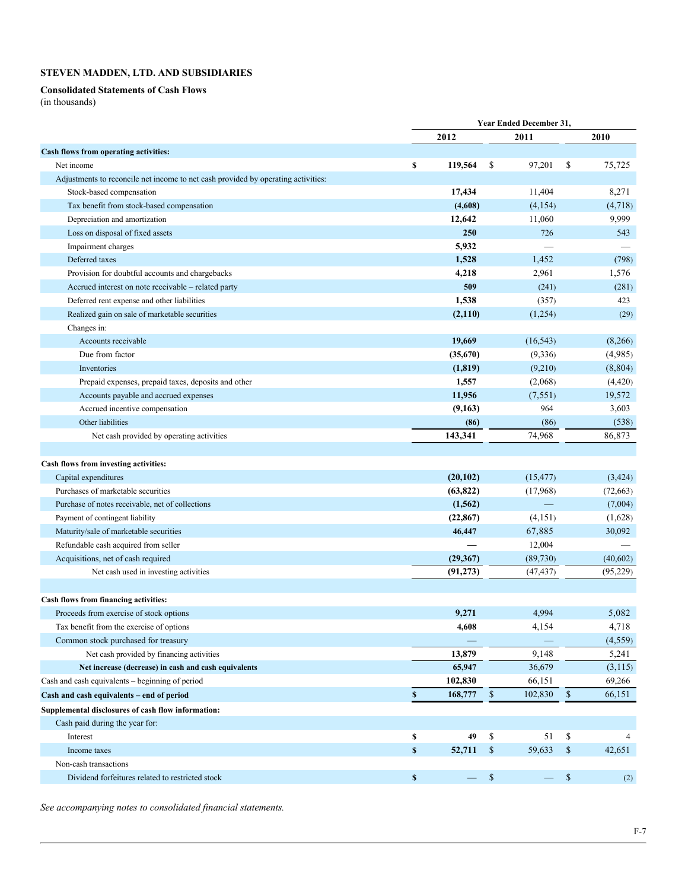**STEVEN MADDEN, LTD. AND SUBSIDIARIES**

**Consolidated Statements of Cash Flows**
(in thousands)

| | Year Ended December 31, | | |
|---|---|---|---|
| | **2012** | **2011** | **2010** |
| **Cash flows from operating activities:** | | | |
| Net income | **$ 119,564** | $ 97,201 | $ 75,725 |
| Adjustments to reconcile net income to net cash provided by operating activities: | | | |
| Stock-based compensation | **17,434** | 11,404 | 8,271 |
| Tax benefit from stock-based compensation | **(4,608)** | (4,154) | (4,718) |
| Depreciation and amortization | **12,642** | 11,060 | 9,999 |
| Loss on disposal of fixed assets | **250** | 726 | 543 |
| Impairment charges | **5,932** | — | — |
| Deferred taxes | **1,528** | 1,452 | (798) |
| Provision for doubtful accounts and chargebacks | **4,218** | 2,961 | 1,576 |
| Accrued interest on note receivable – related party | **509** | (241) | (281) |
| Deferred rent expense and other liabilities | **1,538** | (357) | 423 |
| Realized gain on sale of marketable securities | **(2,110)** | (1,254) | (29) |
| Changes in: | | | |
| Accounts receivable | **19,669** | (16,543) | (8,266) |
| Due from factor | **(35,670)** | (9,336) | (4,985) |
| Inventories | **(1,819)** | (9,210) | (8,804) |
| Prepaid expenses, prepaid taxes, deposits and other | **1,557** | (2,068) | (4,420) |
| Accounts payable and accrued expenses | **11,956** | (7,551) | 19,572 |
| Accrued incentive compensation | **(9,163)** | 964 | 3,603 |
| Other liabilities | **(86)** | (86) | (538) |
| Net cash provided by operating activities | **143,341** | 74,968 | 86,873 |
| **Cash flows from investing activities:** | | | |
| Capital expenditures | **(20,102)** | (15,477) | (3,424) |
| Purchases of marketable securities | **(63,822)** | (17,968) | (72,663) |
| Purchase of notes receivable, net of collections | **(1,562)** | — | (7,004) |
| Payment of contingent liability | **(22,867)** | (4,151) | (1,628) |
| Maturity/sale of marketable securities | **46,447** | 67,885 | 30,092 |
| Refundable cash acquired from seller | **—** | 12,004 | — |
| Acquisitions, net of cash required | **(29,367)** | (89,730) | (40,602) |
| Net cash used in investing activities | **(91,273)** | (47,437) | (95,229) |
| **Cash flows from financing activities:** | | | |
| Proceeds from exercise of stock options | **9,271** | 4,994 | 5,082 |
| Tax benefit from the exercise of options | **4,608** | 4,154 | 4,718 |
| Common stock purchased for treasury | **—** | — | (4,559) |
| Net cash provided by financing activities | **13,879** | 9,148 | 5,241 |
| **Net increase (decrease) in cash and cash equivalents** | **65,947** | 36,679 | (3,115) |
| Cash and cash equivalents – beginning of period | **102,830** | 66,151 | 69,266 |
| **Cash and cash equivalents – end of period** | **$ 168,777** | $ 102,830 | $ 66,151 |
| **Supplemental disclosures of cash flow information:** | | | |
| Cash paid during the year for: | | | |
| Interest | **$ 49** | $ 51 | $ 4 |
| Income taxes | **$ 52,711** | $ 59,633 | $ 42,651 |
| Non-cash transactions | | | |
| Dividend forfeitures related to restricted stock | **$ —** | $ — | $ (2) |

*See accompanying notes to consolidated financial statements.*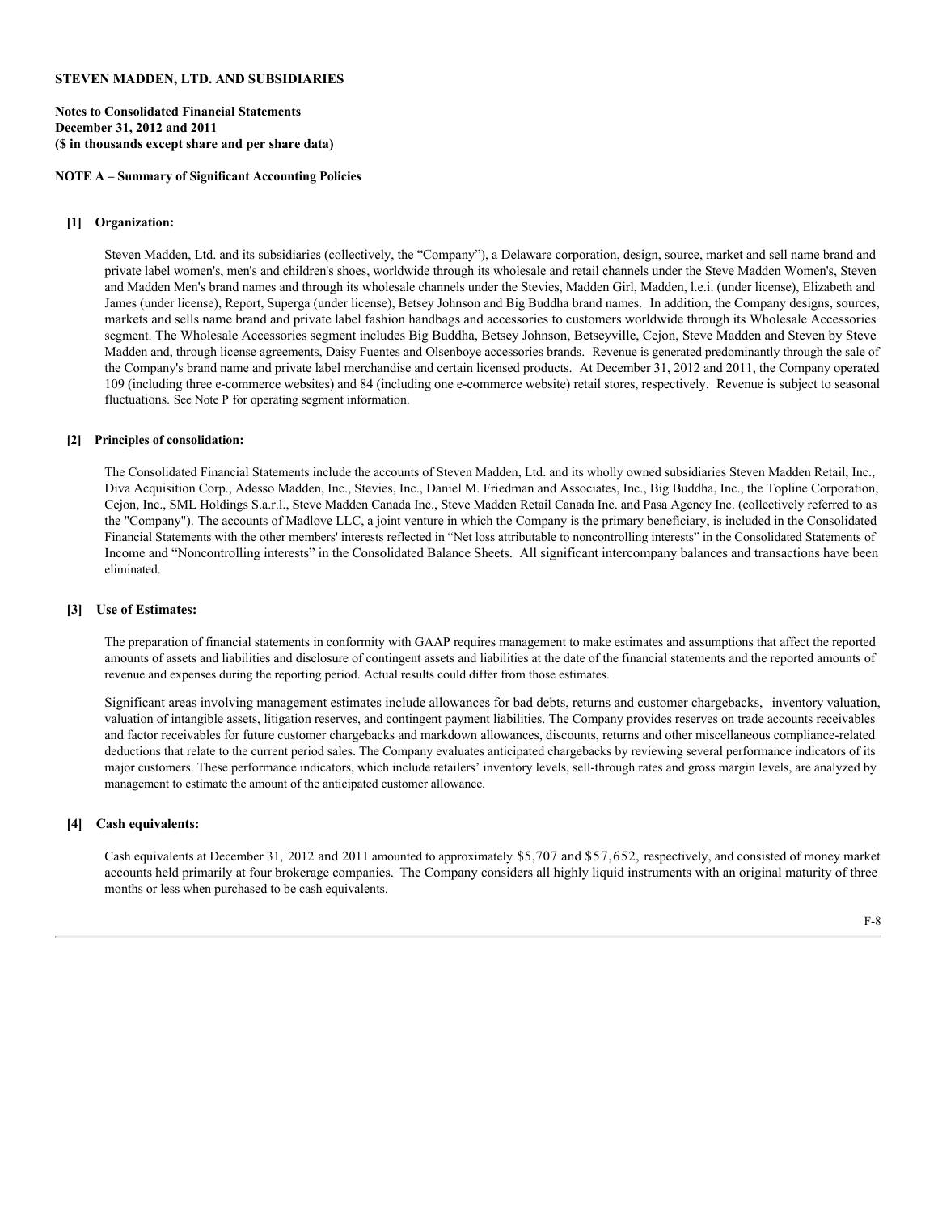**STEVEN MADDEN, LTD. AND SUBSIDIARIES**

**Notes to Consolidated Financial Statements**
**December 31, 2012 and 2011**
**($ in thousands except share and per share data)**

**NOTE A – Summary of Significant Accounting Policies**

**[1] Organization:**

Steven Madden, Ltd. and its subsidiaries (collectively, the "Company"), a Delaware corporation, design, source, market and sell name brand and private label women's, men's and children's shoes, worldwide through its wholesale and retail channels under the Steve Madden Women's, Steven and Madden Men's brand names and through its wholesale channels under the Stevies, Madden Girl, Madden, l.e.i. (under license), Elizabeth and James (under license), Report, Superga (under license), Betsey Johnson and Big Buddha brand names. In addition, the Company designs, sources, markets and sells name brand and private label fashion handbags and accessories to customers worldwide through its Wholesale Accessories segment. The Wholesale Accessories segment includes Big Buddha, Betsey Johnson, Betseyville, Cejon, Steve Madden and Steven by Steve Madden and, through license agreements, Daisy Fuentes and Olsenboye accessories brands. Revenue is generated predominantly through the sale of the Company's brand name and private label merchandise and certain licensed products. At December 31, 2012 and 2011, the Company operated 109 (including three e-commerce websites) and 84 (including one e-commerce website) retail stores, respectively. Revenue is subject to seasonal fluctuations. See Note P for operating segment information.

**[2] Principles of consolidation:**

The Consolidated Financial Statements include the accounts of Steven Madden, Ltd. and its wholly owned subsidiaries Steven Madden Retail, Inc., Diva Acquisition Corp., Adesso Madden, Inc., Stevies, Inc., Daniel M. Friedman and Associates, Inc., Big Buddha, Inc., the Topline Corporation, Cejon, Inc., SML Holdings S.a.r.l., Steve Madden Canada Inc., Steve Madden Retail Canada Inc. and Pasa Agency Inc. (collectively referred to as the "Company"). The accounts of Madlove LLC, a joint venture in which the Company is the primary beneficiary, is included in the Consolidated Financial Statements with the other members' interests reflected in "Net loss attributable to noncontrolling interests" in the Consolidated Statements of Income and "Noncontrolling interests" in the Consolidated Balance Sheets. All significant intercompany balances and transactions have been eliminated.

**[3] Use of Estimates:**

The preparation of financial statements in conformity with GAAP requires management to make estimates and assumptions that affect the reported amounts of assets and liabilities and disclosure of contingent assets and liabilities at the date of the financial statements and the reported amounts of revenue and expenses during the reporting period. Actual results could differ from those estimates.

Significant areas involving management estimates include allowances for bad debts, returns and customer chargebacks, inventory valuation, valuation of intangible assets, litigation reserves, and contingent payment liabilities. The Company provides reserves on trade accounts receivables and factor receivables for future customer chargebacks and markdown allowances, discounts, returns and other miscellaneous compliance-related deductions that relate to the current period sales. The Company evaluates anticipated chargebacks by reviewing several performance indicators of its major customers. These performance indicators, which include retailers' inventory levels, sell-through rates and gross margin levels, are analyzed by management to estimate the amount of the anticipated customer allowance.

**[4] Cash equivalents:**

Cash equivalents at December 31, 2012 and 2011 amounted to approximately $5,707 and $57,652, respectively, and consisted of money market accounts held primarily at four brokerage companies. The Company considers all highly liquid instruments with an original maturity of three months or less when purchased to be cash equivalents.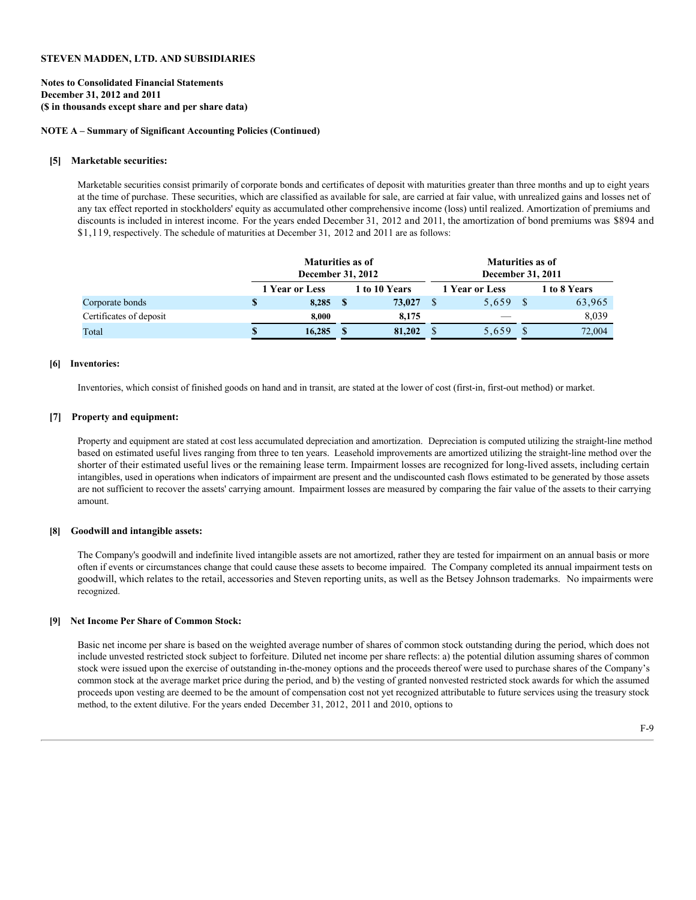**STEVEN MADDEN, LTD. AND SUBSIDIARIES**

**Notes to Consolidated Financial Statements**
**December 31, 2012 and 2011**
**($ in thousands except share and per share data)**

**NOTE A – Summary of Significant Accounting Policies (Continued)**

**[5] Marketable securities:**

Marketable securities consist primarily of corporate bonds and certificates of deposit with maturities greater than three months and up to eight years at the time of purchase. These securities, which are classified as available for sale, are carried at fair value, with unrealized gains and losses net of any tax effect reported in stockholders' equity as accumulated other comprehensive income (loss) until realized. Amortization of premiums and discounts is included in interest income. For the years ended December 31, 2012 and 2011, the amortization of bond premiums was $894 and $1,119, respectively. The schedule of maturities at December 31, 2012 and 2011 are as follows:

| | Maturities as of December 31, 2012 | | Maturities as of December 31, 2011 | |
|---|---|---|---|---|
| | **1 Year or Less** | **1 to 10 Years** | **1 Year or Less** | **1 to 8 Years** |
| Corporate bonds | **$ 8,285** | **$ 73,027** | $ 5,659 | $ 63,965 |
| Certificates of deposit | **8,000** | **8,175** | — | 8,039 |
| Total | **$ 16,285** | **$ 81,202** | $ 5,659 | $ 72,004 |

**[6] Inventories:**

Inventories, which consist of finished goods on hand and in transit, are stated at the lower of cost (first-in, first-out method) or market.

**[7] Property and equipment:**

Property and equipment are stated at cost less accumulated depreciation and amortization. Depreciation is computed utilizing the straight-line method based on estimated useful lives ranging from three to ten years. Leasehold improvements are amortized utilizing the straight-line method over the shorter of their estimated useful lives or the remaining lease term. Impairment losses are recognized for long-lived assets, including certain intangibles, used in operations when indicators of impairment are present and the undiscounted cash flows estimated to be generated by those assets are not sufficient to recover the assets' carrying amount. Impairment losses are measured by comparing the fair value of the assets to their carrying amount.

**[8] Goodwill and intangible assets:**

The Company's goodwill and indefinite lived intangible assets are not amortized, rather they are tested for impairment on an annual basis or more often if events or circumstances change that could cause these assets to become impaired. The Company completed its annual impairment tests on goodwill, which relates to the retail, accessories and Steven reporting units, as well as the Betsey Johnson trademarks. No impairments were recognized.

**[9] Net Income Per Share of Common Stock:**

Basic net income per share is based on the weighted average number of shares of common stock outstanding during the period, which does not include unvested restricted stock subject to forfeiture. Diluted net income per share reflects: a) the potential dilution assuming shares of common stock were issued upon the exercise of outstanding in-the-money options and the proceeds thereof were used to purchase shares of the Company's common stock at the average market price during the period, and b) the vesting of granted nonvested restricted stock awards for which the assumed proceeds upon vesting are deemed to be the amount of compensation cost not yet recognized attributable to future services using the treasury stock method, to the extent dilutive. For the years ended December 31, 2012, 2011 and 2010, options to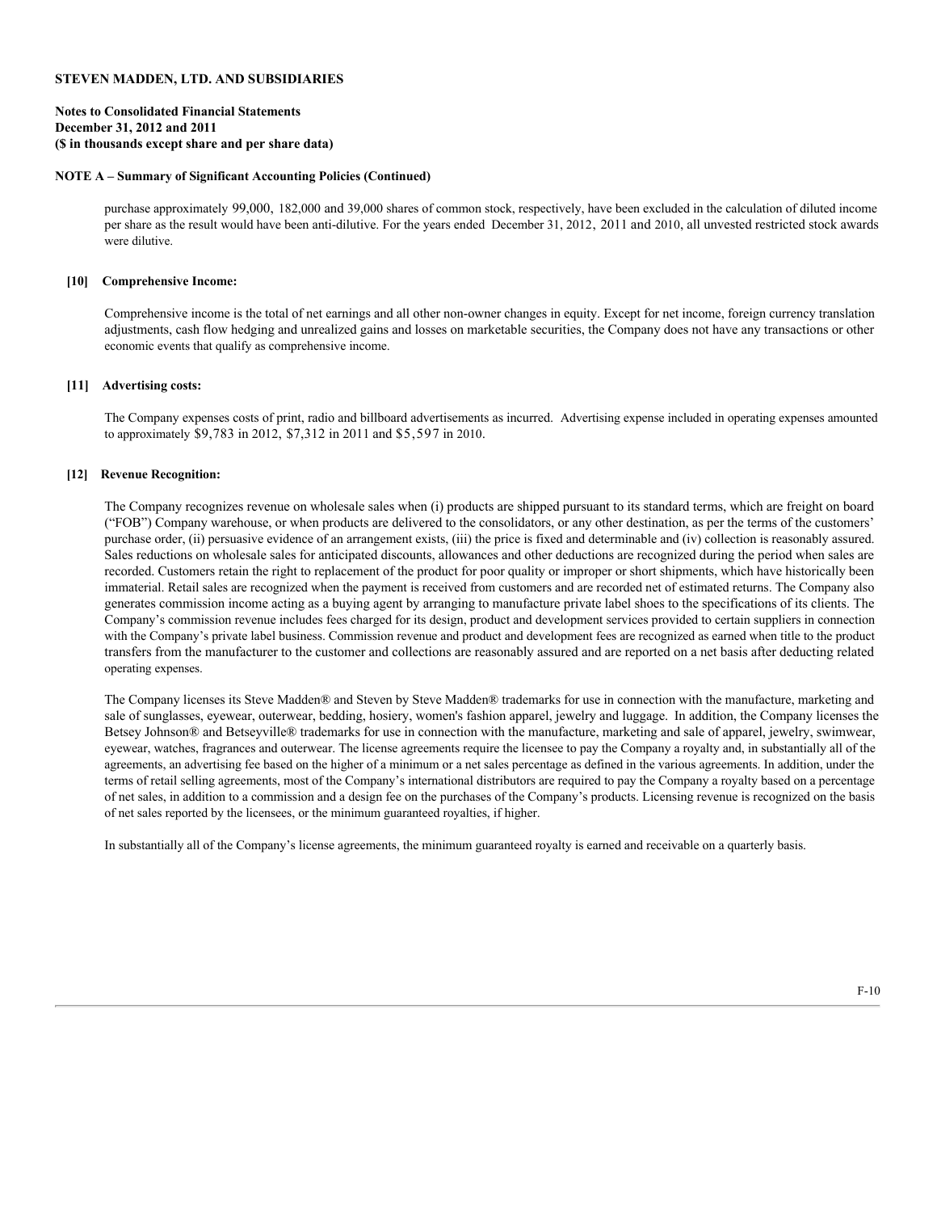**STEVEN MADDEN, LTD. AND SUBSIDIARIES**

**Notes to Consolidated Financial Statements**
**December 31, 2012 and 2011**
**($ in thousands except share and per share data)**

**NOTE A – Summary of Significant Accounting Policies (Continued)**

purchase approximately 99,000, 182,000 and 39,000 shares of common stock, respectively, have been excluded in the calculation of diluted income per share as the result would have been anti-dilutive. For the years ended December 31, 2012, 2011 and 2010, all unvested restricted stock awards were dilutive.

**[10] Comprehensive Income:**

Comprehensive income is the total of net earnings and all other non-owner changes in equity. Except for net income, foreign currency translation adjustments, cash flow hedging and unrealized gains and losses on marketable securities, the Company does not have any transactions or other economic events that qualify as comprehensive income.

**[11] Advertising costs:**

The Company expenses costs of print, radio and billboard advertisements as incurred. Advertising expense included in operating expenses amounted to approximately $9,783 in 2012, $7,312 in 2011 and $5,597 in 2010.

**[12] Revenue Recognition:**

The Company recognizes revenue on wholesale sales when (i) products are shipped pursuant to its standard terms, which are freight on board ("FOB") Company warehouse, or when products are delivered to the consolidators, or any other destination, as per the terms of the customers' purchase order, (ii) persuasive evidence of an arrangement exists, (iii) the price is fixed and determinable and (iv) collection is reasonably assured. Sales reductions on wholesale sales for anticipated discounts, allowances and other deductions are recognized during the period when sales are recorded. Customers retain the right to replacement of the product for poor quality or improper or short shipments, which have historically been immaterial. Retail sales are recognized when the payment is received from customers and are recorded net of estimated returns. The Company also generates commission income acting as a buying agent by arranging to manufacture private label shoes to the specifications of its clients. The Company's commission revenue includes fees charged for its design, product and development services provided to certain suppliers in connection with the Company's private label business. Commission revenue and product and development fees are recognized as earned when title to the product transfers from the manufacturer to the customer and collections are reasonably assured and are reported on a net basis after deducting related operating expenses.

The Company licenses its Steve Madden® and Steven by Steve Madden® trademarks for use in connection with the manufacture, marketing and sale of sunglasses, eyewear, outerwear, bedding, hosiery, women's fashion apparel, jewelry and luggage. In addition, the Company licenses the Betsey Johnson® and Betseyville® trademarks for use in connection with the manufacture, marketing and sale of apparel, jewelry, swimwear, eyewear, watches, fragrances and outerwear. The license agreements require the licensee to pay the Company a royalty and, in substantially all of the agreements, an advertising fee based on the higher of a minimum or a net sales percentage as defined in the various agreements. In addition, under the terms of retail selling agreements, most of the Company's international distributors are required to pay the Company a royalty based on a percentage of net sales, in addition to a commission and a design fee on the purchases of the Company's products. Licensing revenue is recognized on the basis of net sales reported by the licensees, or the minimum guaranteed royalties, if higher.

In substantially all of the Company's license agreements, the minimum guaranteed royalty is earned and receivable on a quarterly basis.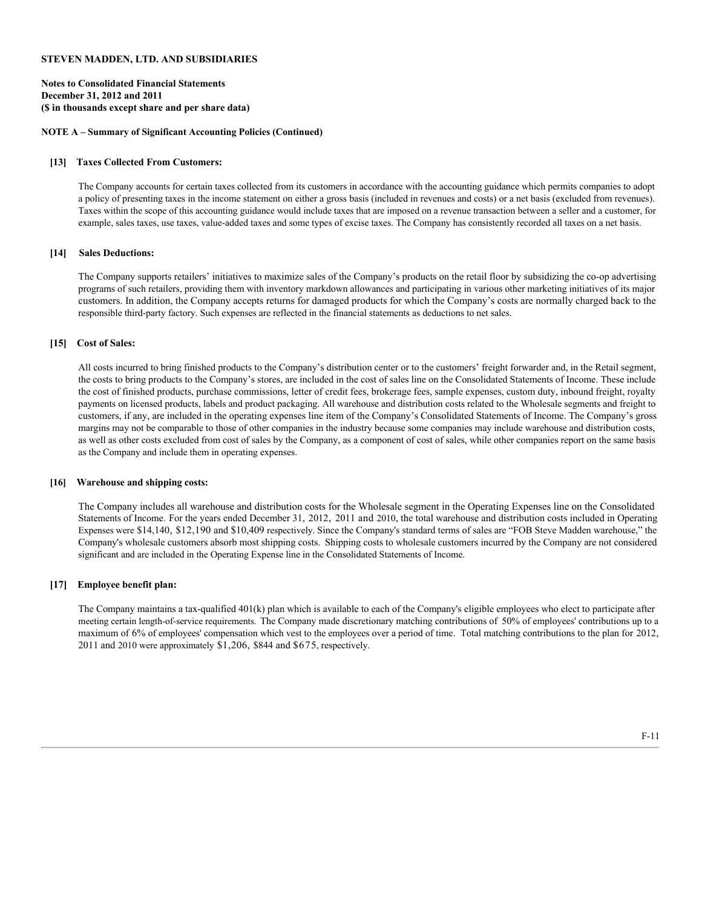**STEVEN MADDEN, LTD. AND SUBSIDIARIES**

**Notes to Consolidated Financial Statements**
**December 31, 2012 and 2011**
**($ in thousands except share and per share data)**

**NOTE A – Summary of Significant Accounting Policies (Continued)**

**[13] Taxes Collected From Customers:**

The Company accounts for certain taxes collected from its customers in accordance with the accounting guidance which permits companies to adopt a policy of presenting taxes in the income statement on either a gross basis (included in revenues and costs) or a net basis (excluded from revenues). Taxes within the scope of this accounting guidance would include taxes that are imposed on a revenue transaction between a seller and a customer, for example, sales taxes, use taxes, value-added taxes and some types of excise taxes. The Company has consistently recorded all taxes on a net basis.

**[14] Sales Deductions:**

The Company supports retailers' initiatives to maximize sales of the Company's products on the retail floor by subsidizing the co-op advertising programs of such retailers, providing them with inventory markdown allowances and participating in various other marketing initiatives of its major customers. In addition, the Company accepts returns for damaged products for which the Company's costs are normally charged back to the responsible third-party factory. Such expenses are reflected in the financial statements as deductions to net sales.

**[15] Cost of Sales:**

All costs incurred to bring finished products to the Company's distribution center or to the customers' freight forwarder and, in the Retail segment, the costs to bring products to the Company's stores, are included in the cost of sales line on the Consolidated Statements of Income. These include the cost of finished products, purchase commissions, letter of credit fees, brokerage fees, sample expenses, custom duty, inbound freight, royalty payments on licensed products, labels and product packaging. All warehouse and distribution costs related to the Wholesale segments and freight to customers, if any, are included in the operating expenses line item of the Company's Consolidated Statements of Income. The Company's gross margins may not be comparable to those of other companies in the industry because some companies may include warehouse and distribution costs, as well as other costs excluded from cost of sales by the Company, as a component of cost of sales, while other companies report on the same basis as the Company and include them in operating expenses.

**[16] Warehouse and shipping costs:**

The Company includes all warehouse and distribution costs for the Wholesale segment in the Operating Expenses line on the Consolidated Statements of Income. For the years ended December 31, 2012, 2011 and 2010, the total warehouse and distribution costs included in Operating Expenses were $14,140, $12,190 and $10,409 respectively. Since the Company's standard terms of sales are "FOB Steve Madden warehouse," the Company's wholesale customers absorb most shipping costs. Shipping costs to wholesale customers incurred by the Company are not considered significant and are included in the Operating Expense line in the Consolidated Statements of Income.

**[17] Employee benefit plan:**

The Company maintains a tax-qualified 401(k) plan which is available to each of the Company's eligible employees who elect to participate after meeting certain length-of-service requirements. The Company made discretionary matching contributions of 50% of employees' contributions up to a maximum of 6% of employees' compensation which vest to the employees over a period of time. Total matching contributions to the plan for 2012, 2011 and 2010 were approximately $1,206, $844 and $675, respectively.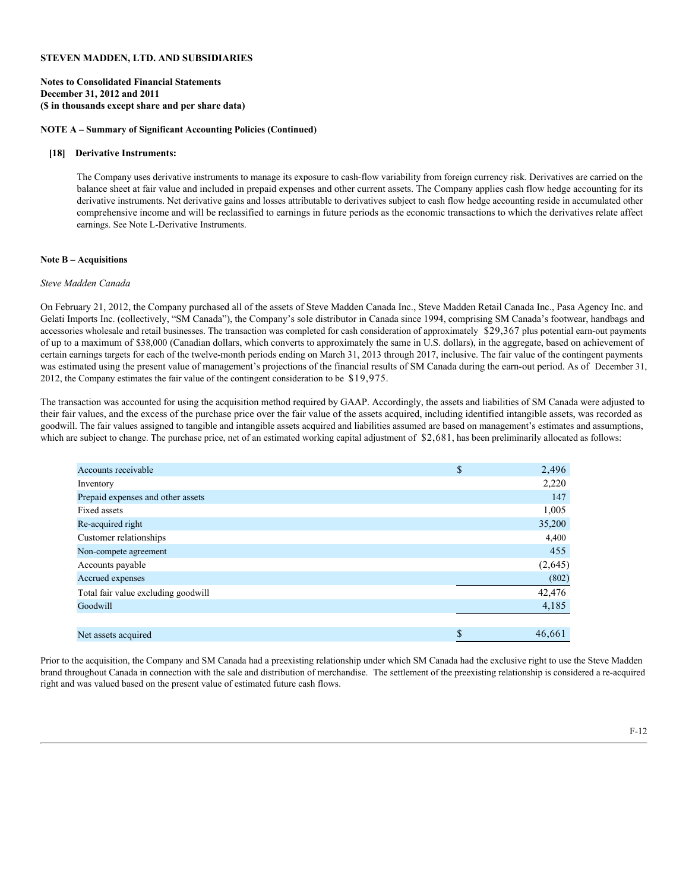**STEVEN MADDEN, LTD. AND SUBSIDIARIES**

**Notes to Consolidated Financial Statements**
**December 31, 2012 and 2011**
**($ in thousands except share and per share data)**

**NOTE A – Summary of Significant Accounting Policies (Continued)**

**[18] Derivative Instruments:**

The Company uses derivative instruments to manage its exposure to cash-flow variability from foreign currency risk. Derivatives are carried on the balance sheet at fair value and included in prepaid expenses and other current assets. The Company applies cash flow hedge accounting for its derivative instruments. Net derivative gains and losses attributable to derivatives subject to cash flow hedge accounting reside in accumulated other comprehensive income and will be reclassified to earnings in future periods as the economic transactions to which the derivatives relate affect earnings. See Note L-Derivative Instruments.

**Note B – Acquisitions**

*Steve Madden Canada*

On February 21, 2012, the Company purchased all of the assets of Steve Madden Canada Inc., Steve Madden Retail Canada Inc., Pasa Agency Inc. and Gelati Imports Inc. (collectively, "SM Canada"), the Company's sole distributor in Canada since 1994, comprising SM Canada's footwear, handbags and accessories wholesale and retail businesses. The transaction was completed for cash consideration of approximately $29,367 plus potential earn-out payments of up to a maximum of $38,000 (Canadian dollars, which converts to approximately the same in U.S. dollars), in the aggregate, based on achievement of certain earnings targets for each of the twelve-month periods ending on March 31, 2013 through 2017, inclusive. The fair value of the contingent payments was estimated using the present value of management's projections of the financial results of SM Canada during the earn-out period. As of December 31, 2012, the Company estimates the fair value of the contingent consideration to be $19,975.

The transaction was accounted for using the acquisition method required by GAAP. Accordingly, the assets and liabilities of SM Canada were adjusted to their fair values, and the excess of the purchase price over the fair value of the assets acquired, including identified intangible assets, was recorded as goodwill. The fair values assigned to tangible and intangible assets acquired and liabilities assumed are based on management's estimates and assumptions, which are subject to change. The purchase price, net of an estimated working capital adjustment of $2,681, has been preliminarily allocated as follows:

| | |
|---|---|
| Accounts receivable | $ 2,496 |
| Inventory | 2,220 |
| Prepaid expenses and other assets | 147 |
| Fixed assets | 1,005 |
| Re-acquired right | 35,200 |
| Customer relationships | 4,400 |
| Non-compete agreement | 455 |
| Accounts payable | (2,645) |
| Accrued expenses | (802) |
| Total fair value excluding goodwill | 42,476 |
| Goodwill | 4,185 |
| | |
| Net assets acquired | $ 46,661 |

Prior to the acquisition, the Company and SM Canada had a preexisting relationship under which SM Canada had the exclusive right to use the Steve Madden brand throughout Canada in connection with the sale and distribution of merchandise. The settlement of the preexisting relationship is considered a re-acquired right and was valued based on the present value of estimated future cash flows.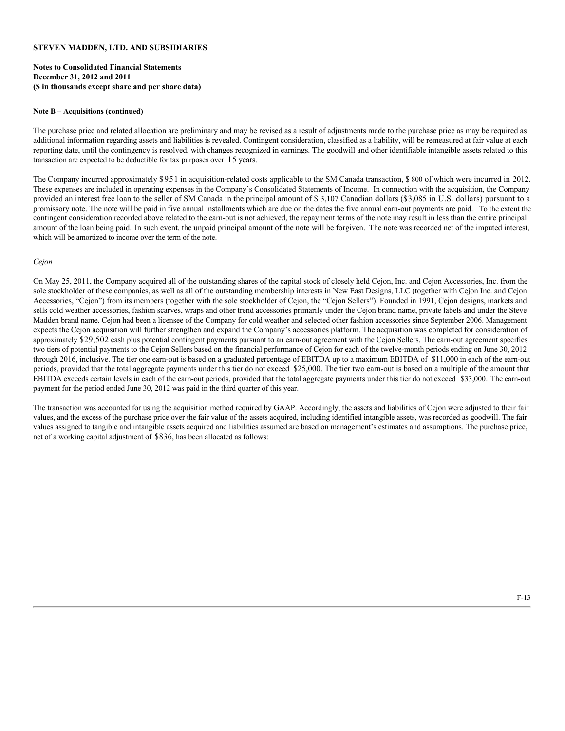**STEVEN MADDEN, LTD. AND SUBSIDIARIES**

**Notes to Consolidated Financial Statements**
**December 31, 2012 and 2011**
**($ in thousands except share and per share data)**

**Note B – Acquisitions (continued)**

The purchase price and related allocation are preliminary and may be revised as a result of adjustments made to the purchase price as may be required as additional information regarding assets and liabilities is revealed. Contingent consideration, classified as a liability, will be remeasured at fair value at each reporting date, until the contingency is resolved, with changes recognized in earnings. The goodwill and other identifiable intangible assets related to this transaction are expected to be deductible for tax purposes over 15 years.

The Company incurred approximately $951 in acquisition-related costs applicable to the SM Canada transaction, $ 800 of which were incurred in 2012. These expenses are included in operating expenses in the Company's Consolidated Statements of Income. In connection with the acquisition, the Company provided an interest free loan to the seller of SM Canada in the principal amount of $ 3,107 Canadian dollars ($3,085 in U.S. dollars) pursuant to a promissory note. The note will be paid in five annual installments which are due on the dates the five annual earn-out payments are paid. To the extent the contingent consideration recorded above related to the earn-out is not achieved, the repayment terms of the note may result in less than the entire principal amount of the loan being paid. In such event, the unpaid principal amount of the note will be forgiven. The note was recorded net of the imputed interest, which will be amortized to income over the term of the note.

*Cejon*

On May 25, 2011, the Company acquired all of the outstanding shares of the capital stock of closely held Cejon, Inc. and Cejon Accessories, Inc. from the sole stockholder of these companies, as well as all of the outstanding membership interests in New East Designs, LLC (together with Cejon Inc. and Cejon Accessories, "Cejon") from its members (together with the sole stockholder of Cejon, the "Cejon Sellers"). Founded in 1991, Cejon designs, markets and sells cold weather accessories, fashion scarves, wraps and other trend accessories primarily under the Cejon brand name, private labels and under the Steve Madden brand name. Cejon had been a licensee of the Company for cold weather and selected other fashion accessories since September 2006. Management expects the Cejon acquisition will further strengthen and expand the Company's accessories platform. The acquisition was completed for consideration of approximately $29,502 cash plus potential contingent payments pursuant to an earn-out agreement with the Cejon Sellers. The earn-out agreement specifies two tiers of potential payments to the Cejon Sellers based on the financial performance of Cejon for each of the twelve-month periods ending on June 30, 2012 through 2016, inclusive. The tier one earn-out is based on a graduated percentage of EBITDA up to a maximum EBITDA of $11,000 in each of the earn-out periods, provided that the total aggregate payments under this tier do not exceed $25,000. The tier two earn-out is based on a multiple of the amount that EBITDA exceeds certain levels in each of the earn-out periods, provided that the total aggregate payments under this tier do not exceed $33,000. The earn-out payment for the period ended June 30, 2012 was paid in the third quarter of this year.

The transaction was accounted for using the acquisition method required by GAAP. Accordingly, the assets and liabilities of Cejon were adjusted to their fair values, and the excess of the purchase price over the fair value of the assets acquired, including identified intangible assets, was recorded as goodwill. The fair values assigned to tangible and intangible assets acquired and liabilities assumed are based on management's estimates and assumptions. The purchase price, net of a working capital adjustment of $836, has been allocated as follows: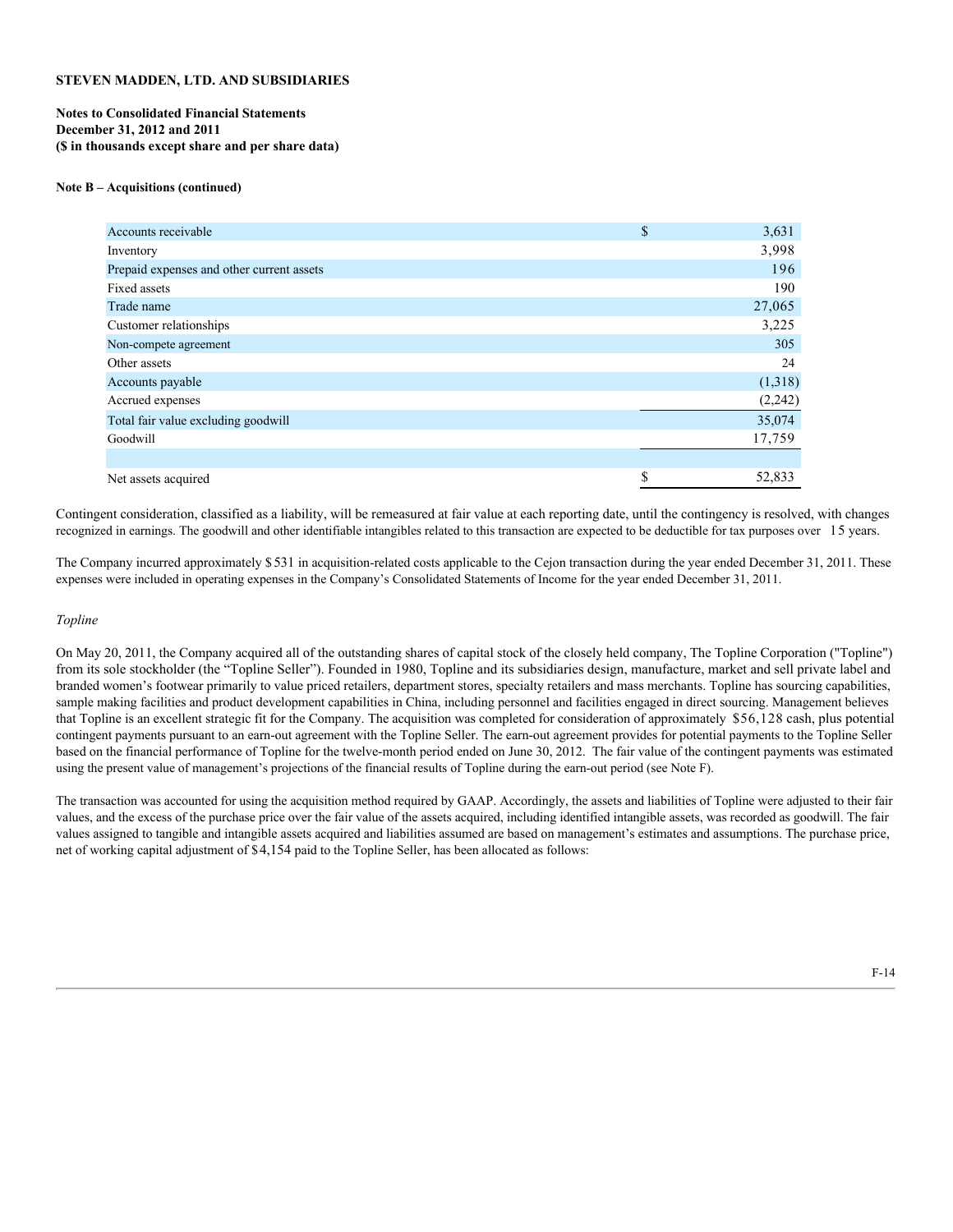**STEVEN MADDEN, LTD. AND SUBSIDIARIES**

**Notes to Consolidated Financial Statements**
**December 31, 2012 and 2011**
**($ in thousands except share and per share data)**

**Note B – Acquisitions (continued)**

| | | |
|---|---|---|
| Accounts receivable | $ | 3,631 |
| Inventory | | 3,998 |
| Prepaid expenses and other current assets | | 196 |
| Fixed assets | | 190 |
| Trade name | | 27,065 |
| Customer relationships | | 3,225 |
| Non-compete agreement | | 305 |
| Other assets | | 24 |
| Accounts payable | | (1,318) |
| Accrued expenses | | (2,242) |
| Total fair value excluding goodwill | | 35,074 |
| Goodwill | | 17,759 |
| | | |
| Net assets acquired | $ | 52,833 |

Contingent consideration, classified as a liability, will be remeasured at fair value at each reporting date, until the contingency is resolved, with changes recognized in earnings. The goodwill and other identifiable intangibles related to this transaction are expected to be deductible for tax purposes over 15 years.

The Company incurred approximately $531 in acquisition-related costs applicable to the Cejon transaction during the year ended December 31, 2011. These expenses were included in operating expenses in the Company's Consolidated Statements of Income for the year ended December 31, 2011.

*Topline*

On May 20, 2011, the Company acquired all of the outstanding shares of capital stock of the closely held company, The Topline Corporation ("Topline") from its sole stockholder (the "Topline Seller"). Founded in 1980, Topline and its subsidiaries design, manufacture, market and sell private label and branded women's footwear primarily to value priced retailers, department stores, specialty retailers and mass merchants. Topline has sourcing capabilities, sample making facilities and product development capabilities in China, including personnel and facilities engaged in direct sourcing. Management believes that Topline is an excellent strategic fit for the Company. The acquisition was completed for consideration of approximately $56,128 cash, plus potential contingent payments pursuant to an earn-out agreement with the Topline Seller. The earn-out agreement provides for potential payments to the Topline Seller based on the financial performance of Topline for the twelve-month period ended on June 30, 2012. The fair value of the contingent payments was estimated using the present value of management's projections of the financial results of Topline during the earn-out period (see Note F).

The transaction was accounted for using the acquisition method required by GAAP. Accordingly, the assets and liabilities of Topline were adjusted to their fair values, and the excess of the purchase price over the fair value of the assets acquired, including identified intangible assets, was recorded as goodwill. The fair values assigned to tangible and intangible assets acquired and liabilities assumed are based on management's estimates and assumptions. The purchase price, net of working capital adjustment of $4,154 paid to the Topline Seller, has been allocated as follows: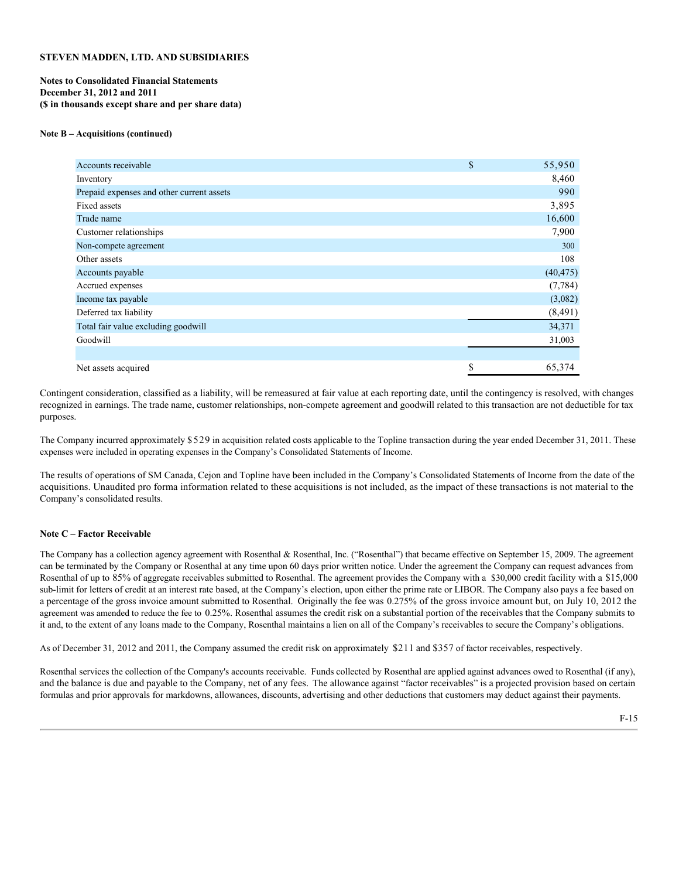**STEVEN MADDEN, LTD. AND SUBSIDIARIES**

**Notes to Consolidated Financial Statements**
**December 31, 2012 and 2011**
**($ in thousands except share and per share data)**

**Note B – Acquisitions (continued)**

| | | |
|---|---|---|
| Accounts receivable | $ | 55,950 |
| Inventory | | 8,460 |
| Prepaid expenses and other current assets | | 990 |
| Fixed assets | | 3,895 |
| Trade name | | 16,600 |
| Customer relationships | | 7,900 |
| Non-compete agreement | | 300 |
| Other assets | | 108 |
| Accounts payable | | (40,475) |
| Accrued expenses | | (7,784) |
| Income tax payable | | (3,082) |
| Deferred tax liability | | (8,491) |
| Total fair value excluding goodwill | | 34,371 |
| Goodwill | | 31,003 |
| | | |
| Net assets acquired | $ | 65,374 |

Contingent consideration, classified as a liability, will be remeasured at fair value at each reporting date, until the contingency is resolved, with changes recognized in earnings. The trade name, customer relationships, non-compete agreement and goodwill related to this transaction are not deductible for tax purposes.

The Company incurred approximately $529 in acquisition related costs applicable to the Topline transaction during the year ended December 31, 2011. These expenses were included in operating expenses in the Company's Consolidated Statements of Income.

The results of operations of SM Canada, Cejon and Topline have been included in the Company's Consolidated Statements of Income from the date of the acquisitions. Unaudited pro forma information related to these acquisitions is not included, as the impact of these transactions is not material to the Company's consolidated results.

**Note C – Factor Receivable**

The Company has a collection agency agreement with Rosenthal & Rosenthal, Inc. ("Rosenthal") that became effective on September 15, 2009. The agreement can be terminated by the Company or Rosenthal at any time upon 60 days prior written notice. Under the agreement the Company can request advances from Rosenthal of up to 85% of aggregate receivables submitted to Rosenthal. The agreement provides the Company with a $30,000 credit facility with a $15,000 sub-limit for letters of credit at an interest rate based, at the Company's election, upon either the prime rate or LIBOR. The Company also pays a fee based on a percentage of the gross invoice amount submitted to Rosenthal. Originally the fee was 0.275% of the gross invoice amount but, on July 10, 2012 the agreement was amended to reduce the fee to 0.25%. Rosenthal assumes the credit risk on a substantial portion of the receivables that the Company submits to it and, to the extent of any loans made to the Company, Rosenthal maintains a lien on all of the Company's receivables to secure the Company's obligations.

As of December 31, 2012 and 2011, the Company assumed the credit risk on approximately $211 and $357 of factor receivables, respectively.

Rosenthal services the collection of the Company's accounts receivable. Funds collected by Rosenthal are applied against advances owed to Rosenthal (if any), and the balance is due and payable to the Company, net of any fees. The allowance against "factor receivables" is a projected provision based on certain formulas and prior approvals for markdowns, allowances, discounts, advertising and other deductions that customers may deduct against their payments.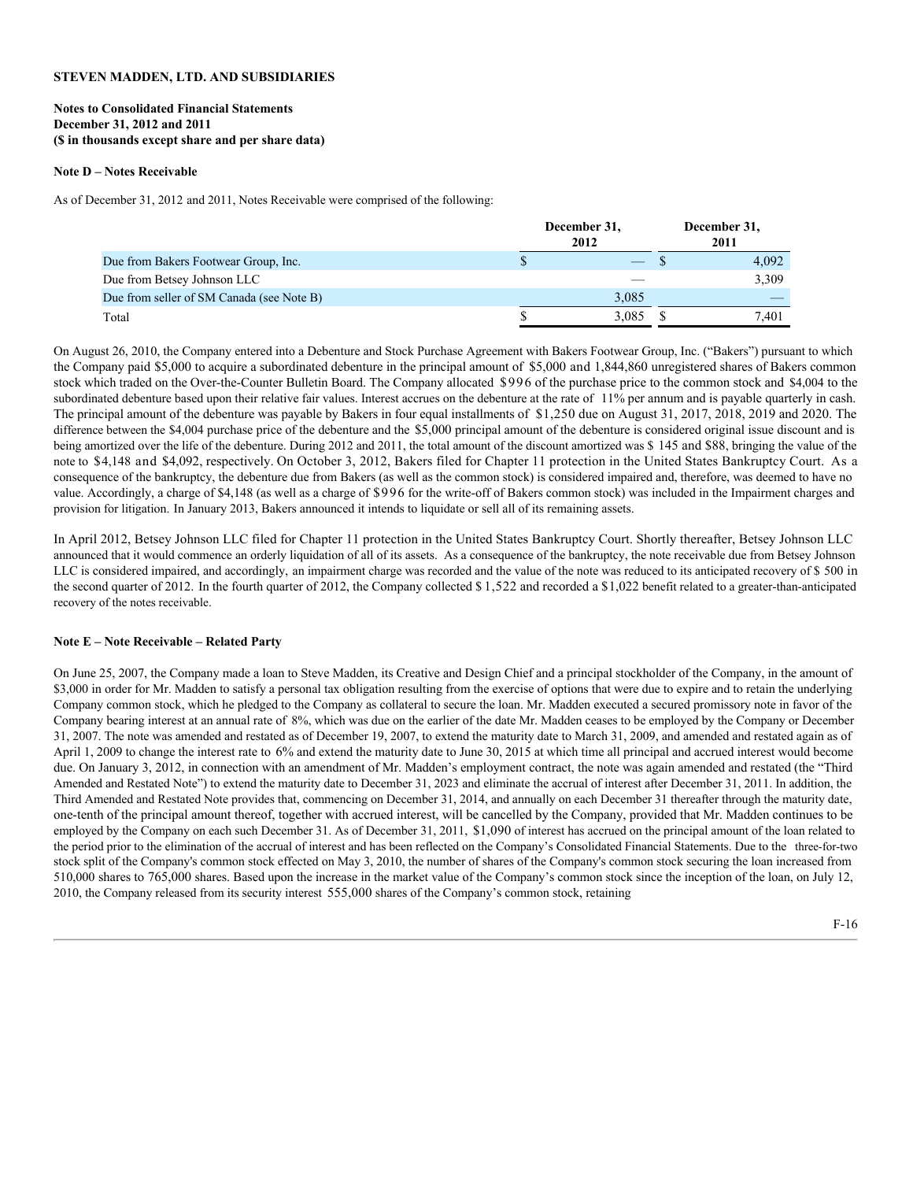**STEVEN MADDEN, LTD. AND SUBSIDIARIES**

**Notes to Consolidated Financial Statements**
**December 31, 2012 and 2011**
**($ in thousands except share and per share data)**

**Note D – Notes Receivable**

As of December 31, 2012 and 2011, Notes Receivable were comprised of the following:

| | December 31, 2012 | December 31, 2011 |
|---|---|---|
| Due from Bakers Footwear Group, Inc. | $ — | $ 4,092 |
| Due from Betsey Johnson LLC | — | 3,309 |
| Due from seller of SM Canada (see Note B) | 3,085 | — |
| Total | $ 3,085 | $ 7,401 |

On August 26, 2010, the Company entered into a Debenture and Stock Purchase Agreement with Bakers Footwear Group, Inc. ("Bakers") pursuant to which the Company paid $5,000 to acquire a subordinated debenture in the principal amount of $5,000 and 1,844,860 unregistered shares of Bakers common stock which traded on the Over-the-Counter Bulletin Board. The Company allocated $996 of the purchase price to the common stock and $4,004 to the subordinated debenture based upon their relative fair values. Interest accrues on the debenture at the rate of 11% per annum and is payable quarterly in cash. The principal amount of the debenture was payable by Bakers in four equal installments of $1,250 due on August 31, 2017, 2018, 2019 and 2020. The difference between the $4,004 purchase price of the debenture and the $5,000 principal amount of the debenture is considered original issue discount and is being amortized over the life of the debenture. During 2012 and 2011, the total amount of the discount amortized was $ 145 and $88, bringing the value of the note to $4,148 and $4,092, respectively. On October 3, 2012, Bakers filed for Chapter 11 protection in the United States Bankruptcy Court. As a consequence of the bankruptcy, the debenture due from Bakers (as well as the common stock) is considered impaired and, therefore, was deemed to have no value. Accordingly, a charge of $4,148 (as well as a charge of $996 for the write-off of Bakers common stock) was included in the Impairment charges and provision for litigation. In January 2013, Bakers announced it intends to liquidate or sell all of its remaining assets.

In April 2012, Betsey Johnson LLC filed for Chapter 11 protection in the United States Bankruptcy Court. Shortly thereafter, Betsey Johnson LLC announced that it would commence an orderly liquidation of all of its assets. As a consequence of the bankruptcy, the note receivable due from Betsey Johnson LLC is considered impaired, and accordingly, an impairment charge was recorded and the value of the note was reduced to its anticipated recovery of $ 500 in the second quarter of 2012. In the fourth quarter of 2012, the Company collected $ 1,522 and recorded a $1,022 benefit related to a greater-than-anticipated recovery of the notes receivable.

**Note E – Note Receivable – Related Party**

On June 25, 2007, the Company made a loan to Steve Madden, its Creative and Design Chief and a principal stockholder of the Company, in the amount of $3,000 in order for Mr. Madden to satisfy a personal tax obligation resulting from the exercise of options that were due to expire and to retain the underlying Company common stock, which he pledged to the Company as collateral to secure the loan. Mr. Madden executed a secured promissory note in favor of the Company bearing interest at an annual rate of 8%, which was due on the earlier of the date Mr. Madden ceases to be employed by the Company or December 31, 2007. The note was amended and restated as of December 19, 2007, to extend the maturity date to March 31, 2009, and amended and restated again as of April 1, 2009 to change the interest rate to 6% and extend the maturity date to June 30, 2015 at which time all principal and accrued interest would become due. On January 3, 2012, in connection with an amendment of Mr. Madden's employment contract, the note was again amended and restated (the "Third Amended and Restated Note") to extend the maturity date to December 31, 2023 and eliminate the accrual of interest after December 31, 2011. In addition, the Third Amended and Restated Note provides that, commencing on December 31, 2014, and annually on each December 31 thereafter through the maturity date, one-tenth of the principal amount thereof, together with accrued interest, will be cancelled by the Company, provided that Mr. Madden continues to be employed by the Company on each such December 31. As of December 31, 2011, $1,090 of interest has accrued on the principal amount of the loan related to the period prior to the elimination of the accrual of interest and has been reflected on the Company's Consolidated Financial Statements. Due to the three-for-two stock split of the Company's common stock effected on May 3, 2010, the number of shares of the Company's common stock securing the loan increased from 510,000 shares to 765,000 shares. Based upon the increase in the market value of the Company's common stock since the inception of the loan, on July 12, 2010, the Company released from its security interest 555,000 shares of the Company's common stock, retaining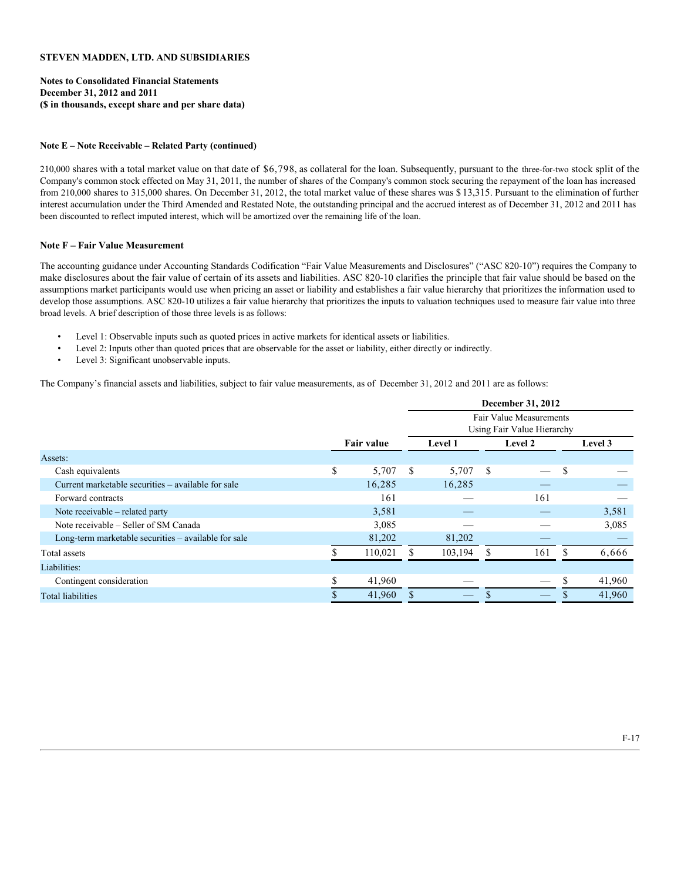**STEVEN MADDEN, LTD. AND SUBSIDIARIES**

**Notes to Consolidated Financial Statements**
**December 31, 2012 and 2011**
**($ in thousands, except share and per share data)**

**Note E – Note Receivable – Related Party (continued)**

210,000 shares with a total market value on that date of $6,798, as collateral for the loan. Subsequently, pursuant to the three-for-two stock split of the Company's common stock effected on May 31, 2011, the number of shares of the Company's common stock securing the repayment of the loan has increased from 210,000 shares to 315,000 shares. On December 31, 2012, the total market value of these shares was $ 13,315. Pursuant to the elimination of further interest accumulation under the Third Amended and Restated Note, the outstanding principal and the accrued interest as of December 31, 2012 and 2011 has been discounted to reflect imputed interest, which will be amortized over the remaining life of the loan.

**Note F – Fair Value Measurement**

The accounting guidance under Accounting Standards Codification "Fair Value Measurements and Disclosures" ("ASC 820-10") requires the Company to make disclosures about the fair value of certain of its assets and liabilities. ASC 820-10 clarifies the principle that fair value should be based on the assumptions market participants would use when pricing an asset or liability and establishes a fair value hierarchy that prioritizes the information used to develop those assumptions. ASC 820-10 utilizes a fair value hierarchy that prioritizes the inputs to valuation techniques used to measure fair value into three broad levels. A brief description of those three levels is as follows:

- Level 1: Observable inputs such as quoted prices in active markets for identical assets or liabilities.
- Level 2: Inputs other than quoted prices that are observable for the asset or liability, either directly or indirectly.
- Level 3: Significant unobservable inputs.

The Company's financial assets and liabilities, subject to fair value measurements, as of December 31, 2012 and 2011 are as follows:

| | | December 31, 2012 | | |
|---|---|---|---|---|
| | | Fair Value Measurements Using Fair Value Hierarchy | | |
| | Fair value | Level 1 | Level 2 | Level 3 |
| Assets: | | | | |
| Cash equivalents | $ 5,707 | $ 5,707 | $ — | $ — |
| Current marketable securities – available for sale | 16,285 | 16,285 | — | — |
| Forward contracts | 161 | — | 161 | — |
| Note receivable – related party | 3,581 | — | — | 3,581 |
| Note receivable – Seller of SM Canada | 3,085 | — | — | 3,085 |
| Long-term marketable securities – available for sale | 81,202 | 81,202 | — | — |
| Total assets | $ 110,021 | $ 103,194 | $ 161 | $ 6,666 |
| Liabilities: | | | | |
| Contingent consideration | $ 41,960 | — | — | $ 41,960 |
| Total liabilities | $ 41,960 | $ — | $ — | $ 41,960 |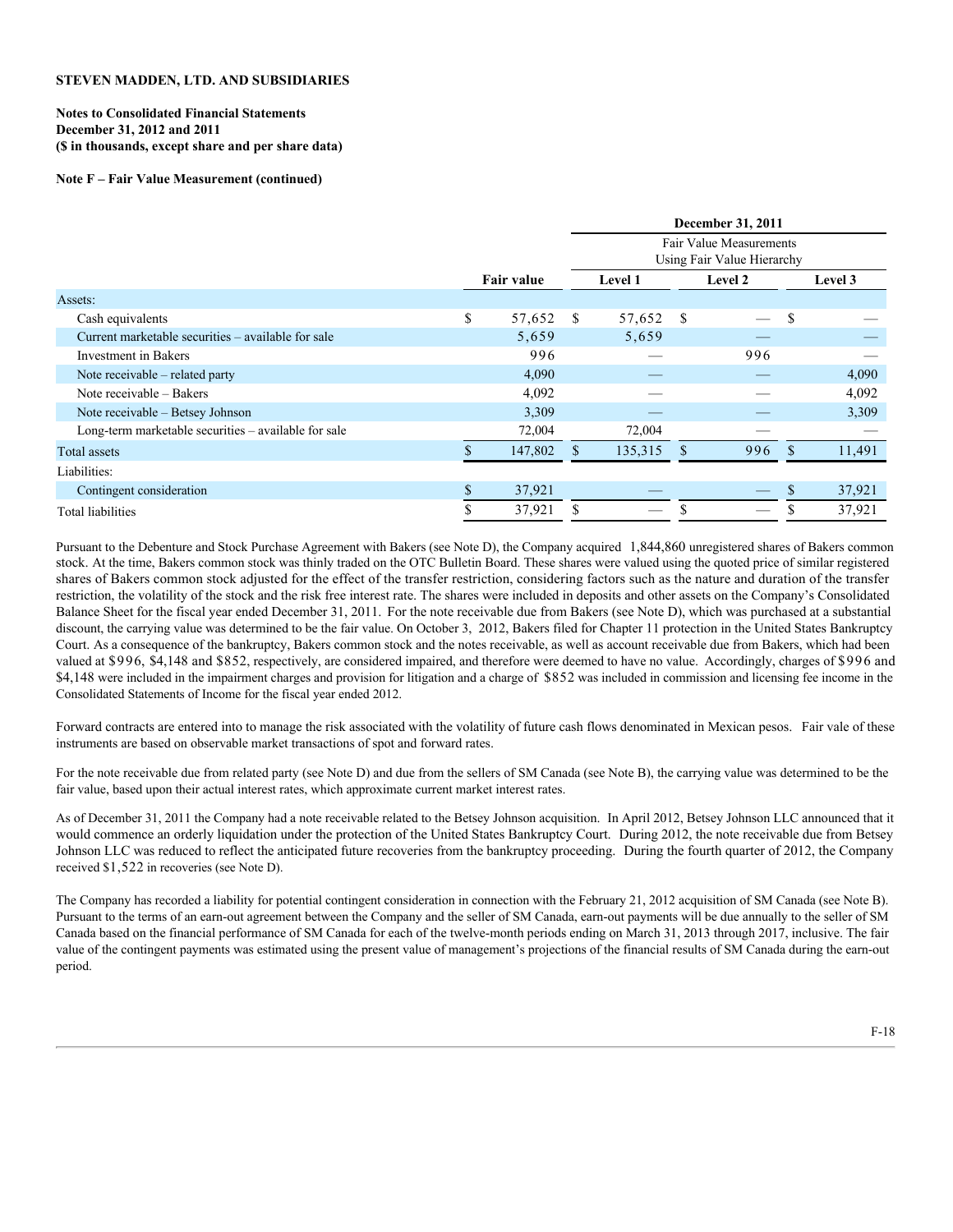**STEVEN MADDEN, LTD. AND SUBSIDIARIES**

**Notes to Consolidated Financial Statements**
**December 31, 2012 and 2011**
**($ in thousands, except share and per share data)**

**Note F – Fair Value Measurement (continued)**

| | | December 31, 2011 | | |
|---|---|---|---|---|
| | | Fair Value Measurements Using Fair Value Hierarchy | | |
| | **Fair value** | **Level 1** | **Level 2** | **Level 3** |
| Assets: | | | | |
| Cash equivalents | $ 57,652 | $ 57,652 | $ — | $ — |
| Current marketable securities – available for sale | 5,659 | 5,659 | — | — |
| Investment in Bakers | 996 | — | 996 | — |
| Note receivable – related party | 4,090 | — | — | 4,090 |
| Note receivable – Bakers | 4,092 | — | — | 4,092 |
| Note receivable – Betsey Johnson | 3,309 | — | — | 3,309 |
| Long-term marketable securities – available for sale | 72,004 | 72,004 | — | — |
| Total assets | $ 147,802 | $ 135,315 | $ 996 | $ 11,491 |
| Liabilities: | | | | |
| Contingent consideration | $ 37,921 | — | — | $ 37,921 |
| Total liabilities | $ 37,921 | $ — | $ — | $ 37,921 |

Pursuant to the Debenture and Stock Purchase Agreement with Bakers (see Note D), the Company acquired 1,844,860 unregistered shares of Bakers common stock. At the time, Bakers common stock was thinly traded on the OTC Bulletin Board. These shares were valued using the quoted price of similar registered shares of Bakers common stock adjusted for the effect of the transfer restriction, considering factors such as the nature and duration of the transfer restriction, the volatility of the stock and the risk free interest rate. The shares were included in deposits and other assets on the Company's Consolidated Balance Sheet for the fiscal year ended December 31, 2011. For the note receivable due from Bakers (see Note D), which was purchased at a substantial discount, the carrying value was determined to be the fair value. On October 3, 2012, Bakers filed for Chapter 11 protection in the United States Bankruptcy Court. As a consequence of the bankruptcy, Bakers common stock and the notes receivable, as well as account receivable due from Bakers, which had been valued at $996, $4,148 and $852, respectively, are considered impaired, and therefore were deemed to have no value. Accordingly, charges of $996 and $4,148 were included in the impairment charges and provision for litigation and a charge of $852 was included in commission and licensing fee income in the Consolidated Statements of Income for the fiscal year ended 2012.

Forward contracts are entered into to manage the risk associated with the volatility of future cash flows denominated in Mexican pesos. Fair vale of these instruments are based on observable market transactions of spot and forward rates.

For the note receivable due from related party (see Note D) and due from the sellers of SM Canada (see Note B), the carrying value was determined to be the fair value, based upon their actual interest rates, which approximate current market interest rates.

As of December 31, 2011 the Company had a note receivable related to the Betsey Johnson acquisition. In April 2012, Betsey Johnson LLC announced that it would commence an orderly liquidation under the protection of the United States Bankruptcy Court. During 2012, the note receivable due from Betsey Johnson LLC was reduced to reflect the anticipated future recoveries from the bankruptcy proceeding. During the fourth quarter of 2012, the Company received $1,522 in recoveries (see Note D).

The Company has recorded a liability for potential contingent consideration in connection with the February 21, 2012 acquisition of SM Canada (see Note B). Pursuant to the terms of an earn-out agreement between the Company and the seller of SM Canada, earn-out payments will be due annually to the seller of SM Canada based on the financial performance of SM Canada for each of the twelve-month periods ending on March 31, 2013 through 2017, inclusive. The fair value of the contingent payments was estimated using the present value of management's projections of the financial results of SM Canada during the earn-out period.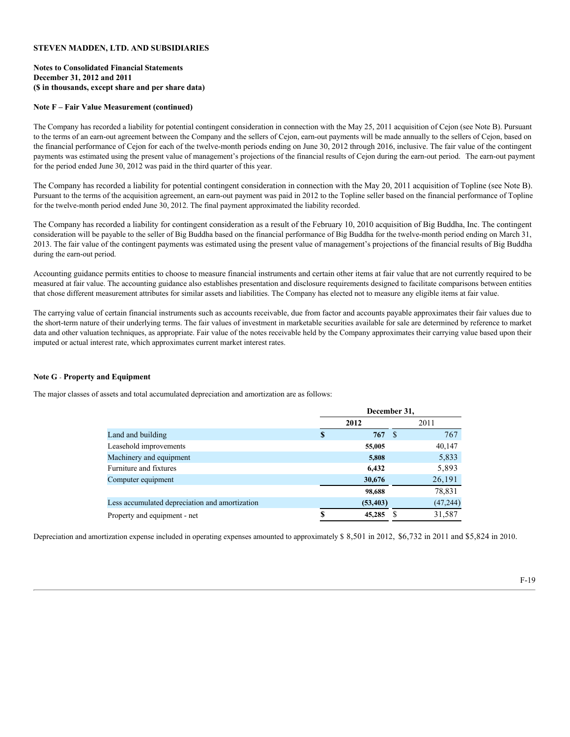**STEVEN MADDEN, LTD. AND SUBSIDIARIES**

**Notes to Consolidated Financial Statements**
**December 31, 2012 and 2011**
**($ in thousands, except share and per share data)**

**Note F – Fair Value Measurement (continued)**

The Company has recorded a liability for potential contingent consideration in connection with the May 25, 2011 acquisition of Cejon (see Note B). Pursuant to the terms of an earn-out agreement between the Company and the sellers of Cejon, earn-out payments will be made annually to the sellers of Cejon, based on the financial performance of Cejon for each of the twelve-month periods ending on June 30, 2012 through 2016, inclusive. The fair value of the contingent payments was estimated using the present value of management's projections of the financial results of Cejon during the earn-out period. The earn-out payment for the period ended June 30, 2012 was paid in the third quarter of this year.

The Company has recorded a liability for potential contingent consideration in connection with the May 20, 2011 acquisition of Topline (see Note B). Pursuant to the terms of the acquisition agreement, an earn-out payment was paid in 2012 to the Topline seller based on the financial performance of Topline for the twelve-month period ended June 30, 2012. The final payment approximated the liability recorded.

The Company has recorded a liability for contingent consideration as a result of the February 10, 2010 acquisition of Big Buddha, Inc. The contingent consideration will be payable to the seller of Big Buddha based on the financial performance of Big Buddha for the twelve-month period ending on March 31, 2013. The fair value of the contingent payments was estimated using the present value of management's projections of the financial results of Big Buddha during the earn-out period.

Accounting guidance permits entities to choose to measure financial instruments and certain other items at fair value that are not currently required to be measured at fair value. The accounting guidance also establishes presentation and disclosure requirements designed to facilitate comparisons between entities that chose different measurement attributes for similar assets and liabilities. The Company has elected not to measure any eligible items at fair value.

The carrying value of certain financial instruments such as accounts receivable, due from factor and accounts payable approximates their fair values due to the short-term nature of their underlying terms. The fair values of investment in marketable securities available for sale are determined by reference to market data and other valuation techniques, as appropriate. Fair value of the notes receivable held by the Company approximates their carrying value based upon their imputed or actual interest rate, which approximates current market interest rates.

**Note G - Property and Equipment**

The major classes of assets and total accumulated depreciation and amortization are as follows:

| | December 31, | |
|---|---|---|
| | **2012** | 2011 |
| Land and building | **$ 767** | $ 767 |
| Leasehold improvements | **55,005** | 40,147 |
| Machinery and equipment | **5,808** | 5,833 |
| Furniture and fixtures | **6,432** | 5,893 |
| Computer equipment | **30,676** | 26,191 |
| | **98,688** | 78,831 |
| Less accumulated depreciation and amortization | **(53,403)** | (47,244) |
| Property and equipment - net | **$ 45,285** | $ 31,587 |

Depreciation and amortization expense included in operating expenses amounted to approximately $ 8,501 in 2012, $6,732 in 2011 and $5,824 in 2010.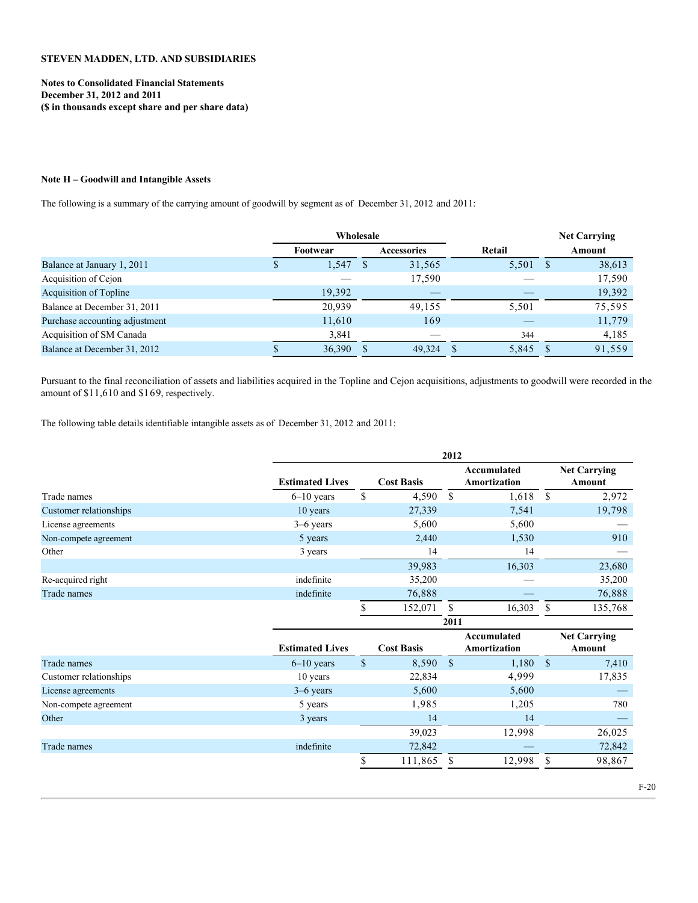**STEVEN MADDEN, LTD. AND SUBSIDIARIES**

**Notes to Consolidated Financial Statements**
**December 31, 2012 and 2011**
**($ in thousands except share and per share data)**

**Note H – Goodwill and Intangible Assets**

The following is a summary of the carrying amount of goodwill by segment as of December 31, 2012 and 2011:

| | Wholesale | | | Net Carrying |
|---|---|---|---|---|
| | Footwear | Accessories | Retail | Amount |
| Balance at January 1, 2011 | $ 1,547 | $ 31,565 | 5,501 | $ 38,613 |
| Acquisition of Cejon | — | 17,590 | — | 17,590 |
| Acquisition of Topline | 19,392 | — | — | 19,392 |
| Balance at December 31, 2011 | 20,939 | 49,155 | 5,501 | 75,595 |
| Purchase accounting adjustment | 11,610 | 169 | — | 11,779 |
| Acquisition of SM Canada | 3,841 | — | 344 | 4,185 |
| Balance at December 31, 2012 | $ 36,390 | $ 49,324 | $ 5,845 | $ 91,559 |

Pursuant to the final reconciliation of assets and liabilities acquired in the Topline and Cejon acquisitions, adjustments to goodwill were recorded in the amount of $11,610 and $169, respectively.

The following table details identifiable intangible assets as of December 31, 2012 and 2011:

| | 2012 | | | |
|---|---|---|---|---|
| | Estimated Lives | Cost Basis | Accumulated Amortization | Net Carrying Amount |
| Trade names | 6–10 years | $ 4,590 | $ 1,618 | $ 2,972 |
| Customer relationships | 10 years | 27,339 | 7,541 | 19,798 |
| License agreements | 3–6 years | 5,600 | 5,600 | — |
| Non-compete agreement | 5 years | 2,440 | 1,530 | 910 |
| Other | 3 years | 14 | 14 | — |
| | | 39,983 | 16,303 | 23,680 |
| Re-acquired right | indefinite | 35,200 | — | 35,200 |
| Trade names | indefinite | 76,888 | — | 76,888 |
| | | $ 152,071 | $ 16,303 | $ 135,768 |

| | 2011 | | | |
|---|---|---|---|---|
| | Estimated Lives | Cost Basis | Accumulated Amortization | Net Carrying Amount |
| Trade names | 6–10 years | $ 8,590 | $ 1,180 | $ 7,410 |
| Customer relationships | 10 years | 22,834 | 4,999 | 17,835 |
| License agreements | 3–6 years | 5,600 | 5,600 | — |
| Non-compete agreement | 5 years | 1,985 | 1,205 | 780 |
| Other | 3 years | 14 | 14 | — |
| | | 39,023 | 12,998 | 26,025 |
| Trade names | indefinite | 72,842 | — | 72,842 |
| | | $ 111,865 | $ 12,998 | $ 98,867 |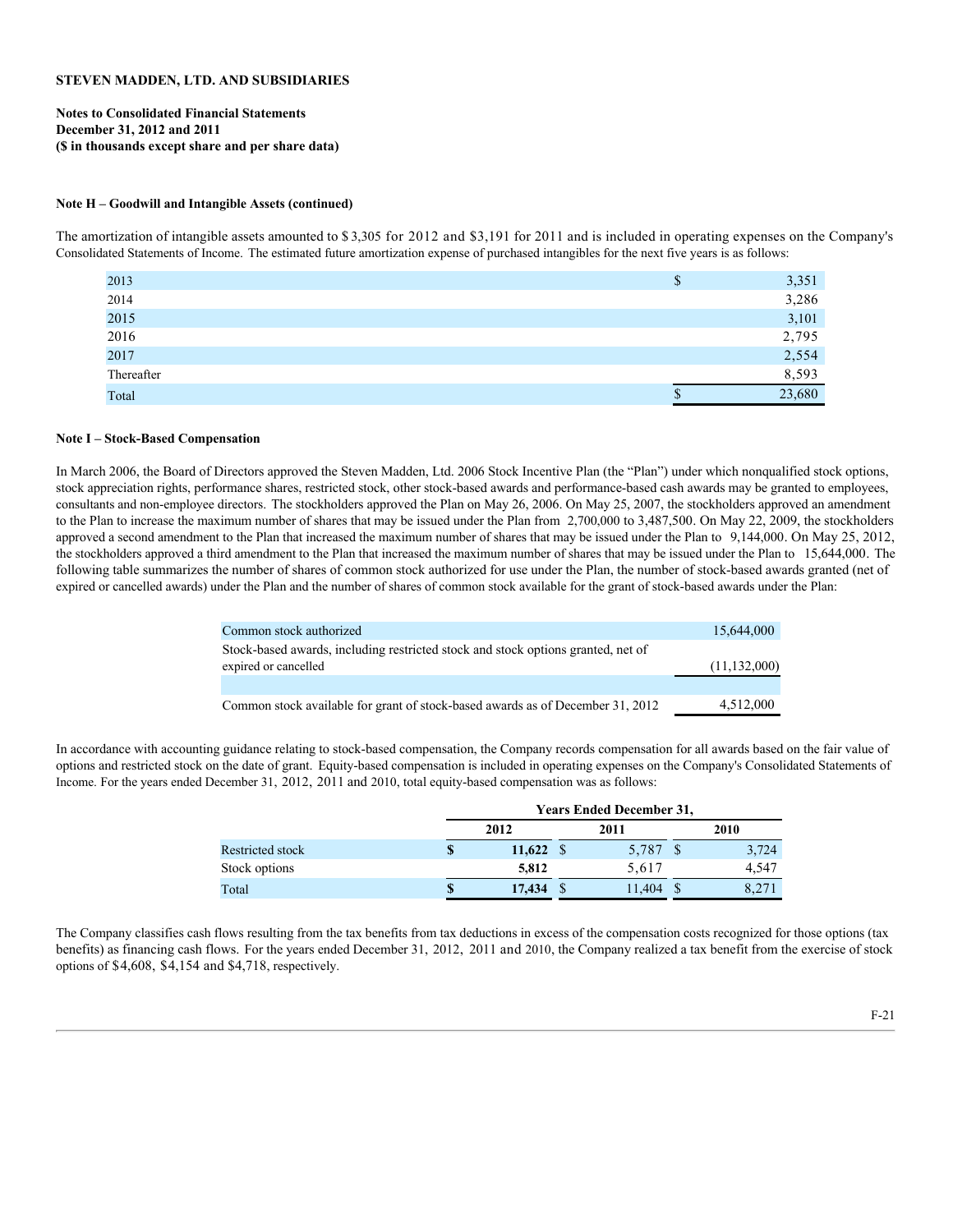**STEVEN MADDEN, LTD. AND SUBSIDIARIES**

**Notes to Consolidated Financial Statements**
**December 31, 2012 and 2011**
**($ in thousands except share and per share data)**

**Note H – Goodwill and Intangible Assets (continued)**

The amortization of intangible assets amounted to $3,305 for 2012 and $3,191 for 2011 and is included in operating expenses on the Company's Consolidated Statements of Income. The estimated future amortization expense of purchased intangibles for the next five years is as follows:

| | | |
|---|---|---|
| 2013 | $ | 3,351 |
| 2014 | | 3,286 |
| 2015 | | 3,101 |
| 2016 | | 2,795 |
| 2017 | | 2,554 |
| Thereafter | | 8,593 |
| Total | $ | 23,680 |

**Note I – Stock-Based Compensation**

In March 2006, the Board of Directors approved the Steven Madden, Ltd. 2006 Stock Incentive Plan (the "Plan") under which nonqualified stock options, stock appreciation rights, performance shares, restricted stock, other stock-based awards and performance-based cash awards may be granted to employees, consultants and non-employee directors. The stockholders approved the Plan on May 26, 2006. On May 25, 2007, the stockholders approved an amendment to the Plan to increase the maximum number of shares that may be issued under the Plan from 2,700,000 to 3,487,500. On May 22, 2009, the stockholders approved a second amendment to the Plan that increased the maximum number of shares that may be issued under the Plan to 9,144,000. On May 25, 2012, the stockholders approved a third amendment to the Plan that increased the maximum number of shares that may be issued under the Plan to 15,644,000. The following table summarizes the number of shares of common stock authorized for use under the Plan, the number of stock-based awards granted (net of expired or cancelled awards) under the Plan and the number of shares of common stock available for the grant of stock-based awards under the Plan:

| | |
|---|---|
| Common stock authorized | 15,644,000 |
| Stock-based awards, including restricted stock and stock options granted, net of expired or cancelled | (11,132,000) |
| Common stock available for grant of stock-based awards as of December 31, 2012 | 4,512,000 |

In accordance with accounting guidance relating to stock-based compensation, the Company records compensation for all awards based on the fair value of options and restricted stock on the date of grant. Equity-based compensation is included in operating expenses on the Company's Consolidated Statements of Income. For the years ended December 31, 2012, 2011 and 2010, total equity-based compensation was as follows:

| | Years Ended December 31, | | |
|---|---|---|---|
| | **2012** | 2011 | 2010 |
| Restricted stock | **$ 11,622** | $ 5,787 | $ 3,724 |
| Stock options | **5,812** | 5,617 | 4,547 |
| Total | **$ 17,434** | $ 11,404 | $ 8,271 |

The Company classifies cash flows resulting from the tax benefits from tax deductions in excess of the compensation costs recognized for those options (tax benefits) as financing cash flows. For the years ended December 31, 2012, 2011 and 2010, the Company realized a tax benefit from the exercise of stock options of $4,608, $4,154 and $4,718, respectively.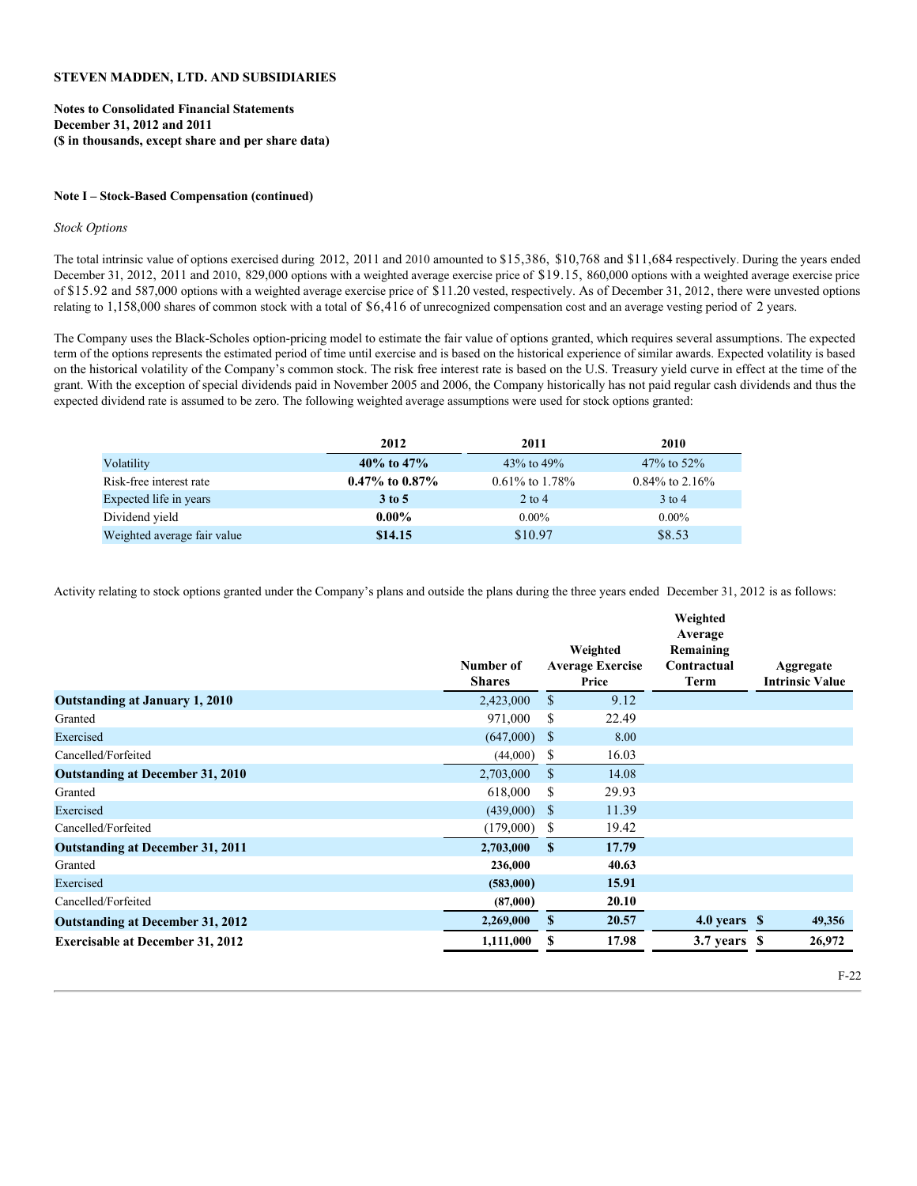**STEVEN MADDEN, LTD. AND SUBSIDIARIES**

**Notes to Consolidated Financial Statements**
**December 31, 2012 and 2011**
**($ in thousands, except share and per share data)**

**Note I – Stock-Based Compensation (continued)**

*Stock Options*

The total intrinsic value of options exercised during 2012, 2011 and 2010 amounted to $15,386, $10,768 and $11,684 respectively. During the years ended December 31, 2012, 2011 and 2010, 829,000 options with a weighted average exercise price of $19.15, 860,000 options with a weighted average exercise price of $15.92 and 587,000 options with a weighted average exercise price of $11.20 vested, respectively. As of December 31, 2012, there were unvested options relating to 1,158,000 shares of common stock with a total of $6,416 of unrecognized compensation cost and an average vesting period of 2 years.

The Company uses the Black-Scholes option-pricing model to estimate the fair value of options granted, which requires several assumptions. The expected term of the options represents the estimated period of time until exercise and is based on the historical experience of similar awards. Expected volatility is based on the historical volatility of the Company's common stock. The risk free interest rate is based on the U.S. Treasury yield curve in effect at the time of the grant. With the exception of special dividends paid in November 2005 and 2006, the Company historically has not paid regular cash dividends and thus the expected dividend rate is assumed to be zero. The following weighted average assumptions were used for stock options granted:

| | 2012 | 2011 | 2010 |
|---|---|---|---|
| Volatility | **40% to 47%** | 43% to 49% | 47% to 52% |
| Risk-free interest rate | **0.47% to 0.87%** | 0.61% to 1.78% | 0.84% to 2.16% |
| Expected life in years | **3 to 5** | 2 to 4 | 3 to 4 |
| Dividend yield | **0.00%** | 0.00% | 0.00% |
| Weighted average fair value | **$14.15** | $10.97 | $8.53 |

Activity relating to stock options granted under the Company's plans and outside the plans during the three years ended December 31, 2012 is as follows:

| | Number of Shares | Weighted Average Exercise Price | Weighted Average Remaining Contractual Term | Aggregate Intrinsic Value |
|---|---|---|---|---|
| **Outstanding at January 1, 2010** | 2,423,000 | $ 9.12 | | |
| Granted | 971,000 | $ 22.49 | | |
| Exercised | (647,000) | $ 8.00 | | |
| Cancelled/Forfeited | (44,000) | $ 16.03 | | |
| **Outstanding at December 31, 2010** | 2,703,000 | $ 14.08 | | |
| Granted | 618,000 | $ 29.93 | | |
| Exercised | (439,000) | $ 11.39 | | |
| Cancelled/Forfeited | (179,000) | $ 19.42 | | |
| **Outstanding at December 31, 2011** | **2,703,000** | **$ 17.79** | | |
| Granted | **236,000** | **40.63** | | |
| Exercised | **(583,000)** | **15.91** | | |
| Cancelled/Forfeited | **(87,000)** | **20.10** | | |
| **Outstanding at December 31, 2012** | **2,269,000** | **$ 20.57** | **4.0 years** | **$ 49,356** |
| **Exercisable at December 31, 2012** | **1,111,000** | **$ 17.98** | **3.7 years** | **$ 26,972** |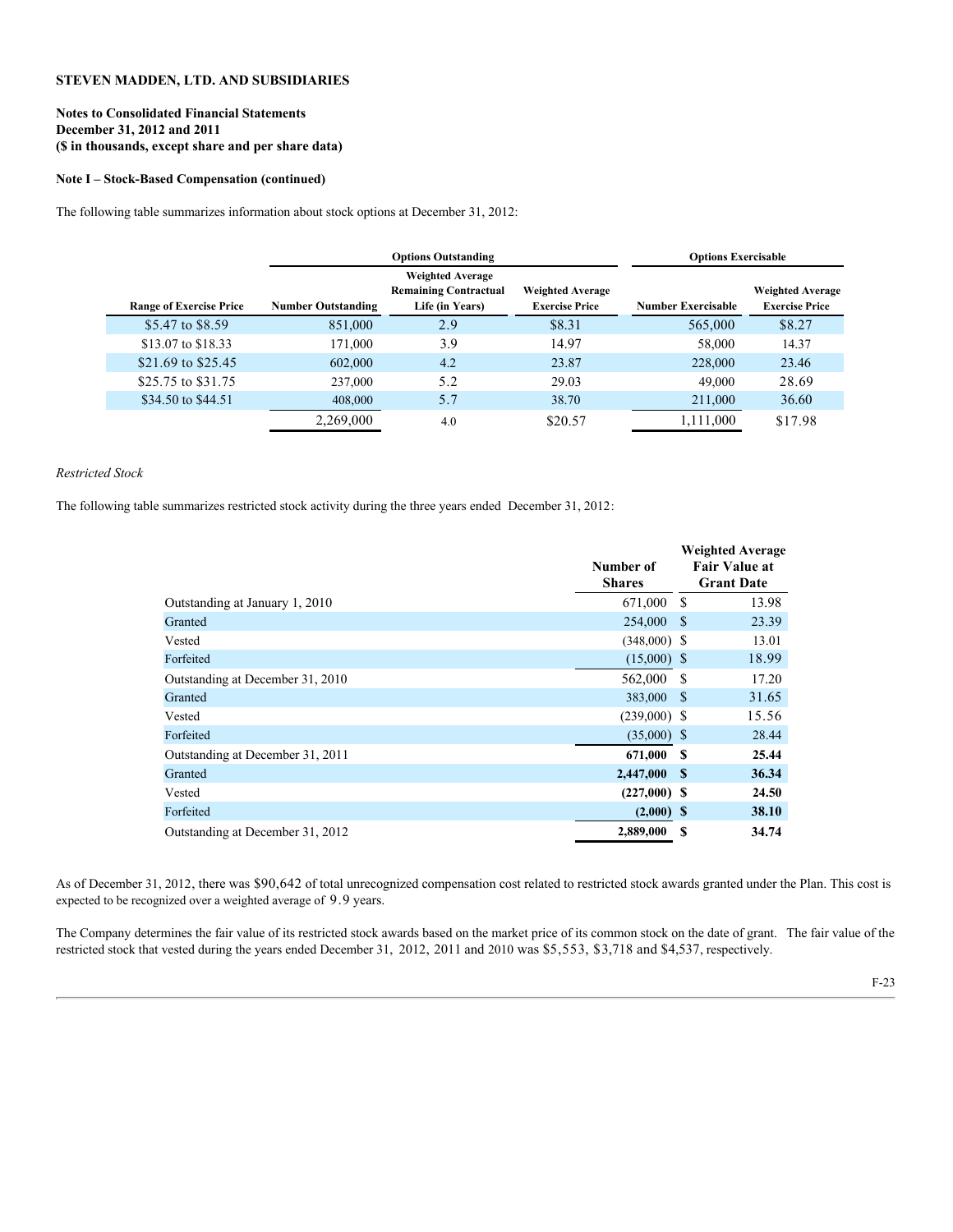**STEVEN MADDEN, LTD. AND SUBSIDIARIES**

**Notes to Consolidated Financial Statements**
**December 31, 2012 and 2011**
**($ in thousands, except share and per share data)**

**Note I – Stock-Based Compensation (continued)**

The following table summarizes information about stock options at December 31, 2012:

| | Options Outstanding | | | Options Exercisable | |
|---|---|---|---|---|---|
| **Range of Exercise Price** | **Number Outstanding** | **Weighted Average Remaining Contractual Life (in Years)** | **Weighted Average Exercise Price** | **Number Exercisable** | **Weighted Average Exercise Price** |
| $5.47 to $8.59 | 851,000 | 2.9 | $8.31 | 565,000 | $8.27 |
| $13.07 to $18.33 | 171,000 | 3.9 | 14.97 | 58,000 | 14.37 |
| $21.69 to $25.45 | 602,000 | 4.2 | 23.87 | 228,000 | 23.46 |
| $25.75 to $31.75 | 237,000 | 5.2 | 29.03 | 49,000 | 28.69 |
| $34.50 to $44.51 | 408,000 | 5.7 | 38.70 | 211,000 | 36.60 |
| | 2,269,000 | 4.0 | $20.57 | 1,111,000 | $17.98 |

*Restricted Stock*

The following table summarizes restricted stock activity during the three years ended December 31, 2012:

| | Number of Shares | Weighted Average Fair Value at Grant Date |
|---|---|---|
| Outstanding at January 1, 2010 | 671,000 | $ 13.98 |
| Granted | 254,000 | $ 23.39 |
| Vested | (348,000) | $ 13.01 |
| Forfeited | (15,000) | $ 18.99 |
| Outstanding at December 31, 2010 | 562,000 | $ 17.20 |
| Granted | 383,000 | $ 31.65 |
| Vested | (239,000) | $ 15.56 |
| Forfeited | (35,000) | $ 28.44 |
| Outstanding at December 31, 2011 | **671,000** | **$ 25.44** |
| Granted | **2,447,000** | **$ 36.34** |
| Vested | **(227,000)** | **$ 24.50** |
| Forfeited | **(2,000)** | **$ 38.10** |
| Outstanding at December 31, 2012 | **2,889,000** | **$ 34.74** |

As of December 31, 2012, there was $90,642 of total unrecognized compensation cost related to restricted stock awards granted under the Plan. This cost is expected to be recognized over a weighted average of 9.9 years.

The Company determines the fair value of its restricted stock awards based on the market price of its common stock on the date of grant. The fair value of the restricted stock that vested during the years ended December 31, 2012, 2011 and 2010 was $5,553, $3,718 and $4,537, respectively.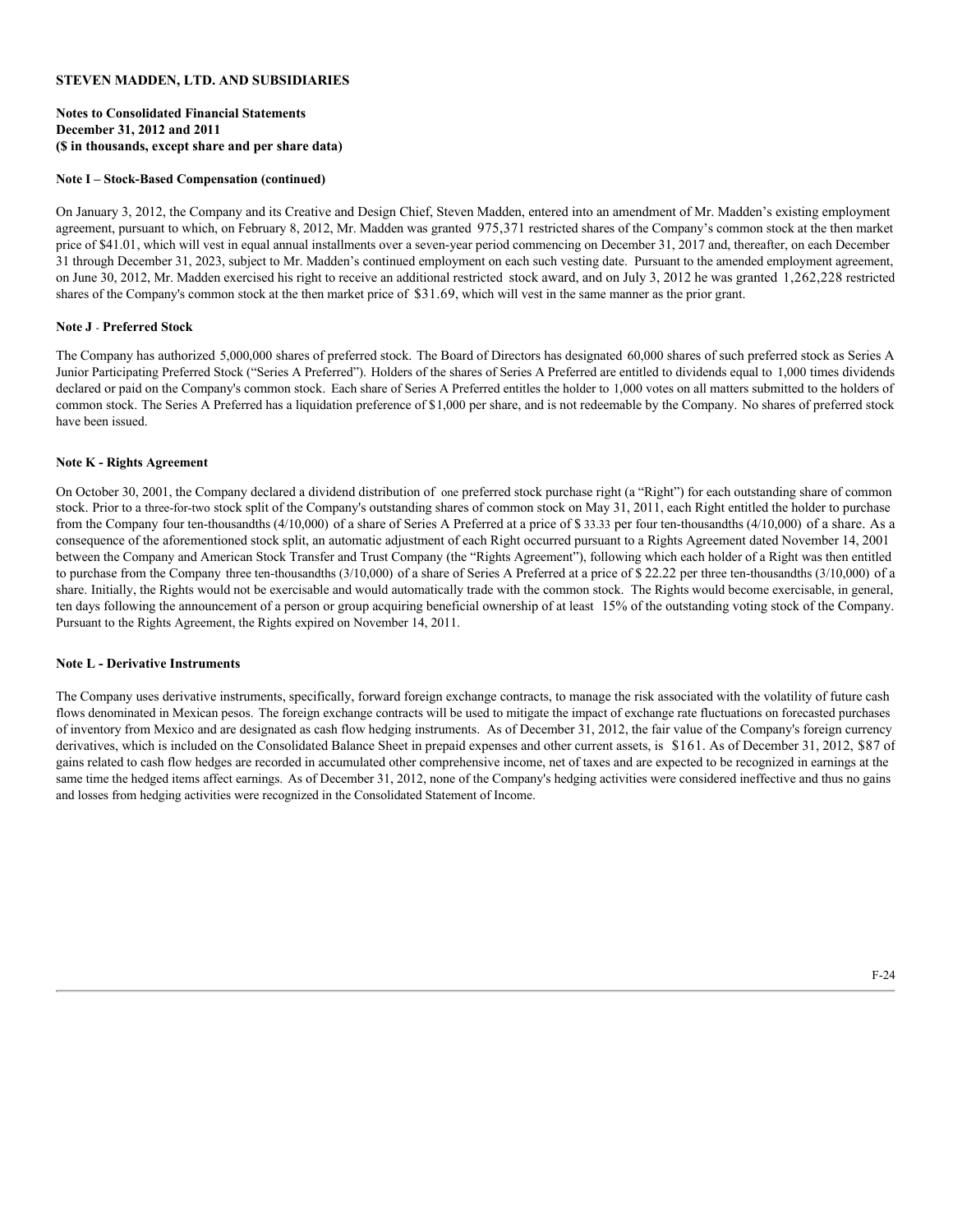**STEVEN MADDEN, LTD. AND SUBSIDIARIES**

**Notes to Consolidated Financial Statements**
**December 31, 2012 and 2011**
**($ in thousands, except share and per share data)**

**Note I – Stock-Based Compensation (continued)**

On January 3, 2012, the Company and its Creative and Design Chief, Steven Madden, entered into an amendment of Mr. Madden's existing employment agreement, pursuant to which, on February 8, 2012, Mr. Madden was granted 975,371 restricted shares of the Company's common stock at the then market price of $41.01, which will vest in equal annual installments over a seven-year period commencing on December 31, 2017 and, thereafter, on each December 31 through December 31, 2023, subject to Mr. Madden's continued employment on each such vesting date. Pursuant to the amended employment agreement, on June 30, 2012, Mr. Madden exercised his right to receive an additional restricted stock award, and on July 3, 2012 he was granted 1,262,228 restricted shares of the Company's common stock at the then market price of $31.69, which will vest in the same manner as the prior grant.

**Note J - Preferred Stock**

The Company has authorized 5,000,000 shares of preferred stock. The Board of Directors has designated 60,000 shares of such preferred stock as Series A Junior Participating Preferred Stock ("Series A Preferred"). Holders of the shares of Series A Preferred are entitled to dividends equal to 1,000 times dividends declared or paid on the Company's common stock. Each share of Series A Preferred entitles the holder to 1,000 votes on all matters submitted to the holders of common stock. The Series A Preferred has a liquidation preference of $1,000 per share, and is not redeemable by the Company. No shares of preferred stock have been issued.

**Note K - Rights Agreement**

On October 30, 2001, the Company declared a dividend distribution of one preferred stock purchase right (a "Right") for each outstanding share of common stock. Prior to a three-for-two stock split of the Company's outstanding shares of common stock on May 31, 2011, each Right entitled the holder to purchase from the Company four ten-thousandths (4/10,000) of a share of Series A Preferred at a price of $ 33.33 per four ten-thousandths (4/10,000) of a share. As a consequence of the aforementioned stock split, an automatic adjustment of each Right occurred pursuant to a Rights Agreement dated November 14, 2001 between the Company and American Stock Transfer and Trust Company (the "Rights Agreement"), following which each holder of a Right was then entitled to purchase from the Company three ten-thousandths (3/10,000) of a share of Series A Preferred at a price of $ 22.22 per three ten-thousandths (3/10,000) of a share. Initially, the Rights would not be exercisable and would automatically trade with the common stock. The Rights would become exercisable, in general, ten days following the announcement of a person or group acquiring beneficial ownership of at least 15% of the outstanding voting stock of the Company. Pursuant to the Rights Agreement, the Rights expired on November 14, 2011.

**Note L - Derivative Instruments**

The Company uses derivative instruments, specifically, forward foreign exchange contracts, to manage the risk associated with the volatility of future cash flows denominated in Mexican pesos. The foreign exchange contracts will be used to mitigate the impact of exchange rate fluctuations on forecasted purchases of inventory from Mexico and are designated as cash flow hedging instruments. As of December 31, 2012, the fair value of the Company's foreign currency derivatives, which is included on the Consolidated Balance Sheet in prepaid expenses and other current assets, is $161. As of December 31, 2012, $87 of gains related to cash flow hedges are recorded in accumulated other comprehensive income, net of taxes and are expected to be recognized in earnings at the same time the hedged items affect earnings. As of December 31, 2012, none of the Company's hedging activities were considered ineffective and thus no gains and losses from hedging activities were recognized in the Consolidated Statement of Income.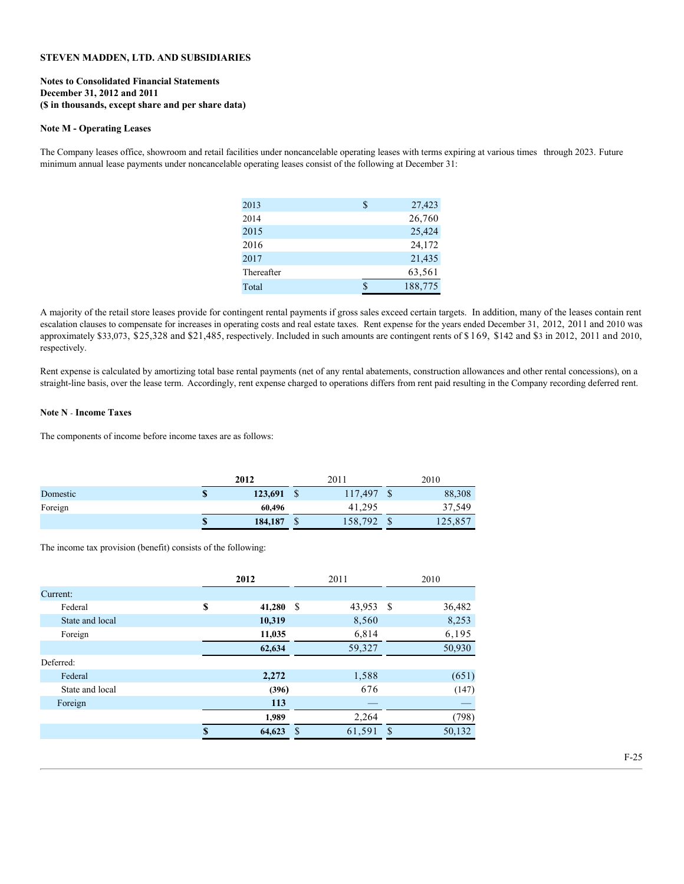**STEVEN MADDEN, LTD. AND SUBSIDIARIES**

**Notes to Consolidated Financial Statements**
**December 31, 2012 and 2011**
**($ in thousands, except share and per share data)**

**Note M - Operating Leases**

The Company leases office, showroom and retail facilities under noncancelable operating leases with terms expiring at various times through 2023. Future minimum annual lease payments under noncancelable operating leases consist of the following at December 31:

| | | |
|---|---|---|
| 2013 | $ | 27,423 |
| 2014 | | 26,760 |
| 2015 | | 25,424 |
| 2016 | | 24,172 |
| 2017 | | 21,435 |
| Thereafter | | 63,561 |
| Total | $ | 188,775 |

A majority of the retail store leases provide for contingent rental payments if gross sales exceed certain targets. In addition, many of the leases contain rent escalation clauses to compensate for increases in operating costs and real estate taxes. Rent expense for the years ended December 31, 2012, 2011 and 2010 was approximately $33,073, $25,328 and $21,485, respectively. Included in such amounts are contingent rents of $169, $142 and $3 in 2012, 2011 and 2010, respectively.

Rent expense is calculated by amortizing total base rental payments (net of any rental abatements, construction allowances and other rental concessions), on a straight-line basis, over the lease term. Accordingly, rent expense charged to operations differs from rent paid resulting in the Company recording deferred rent.

**Note N - Income Taxes**

The components of income before income taxes are as follows:

| | | **2012** | | 2011 | | 2010 |
|---|---|---|---|---|---|---|
| Domestic | **$** | **123,691** | $ | 117,497 | $ | 88,308 |
| Foreign | | **60,496** | | 41,295 | | 37,549 |
| | **$** | **184,187** | $ | 158,792 | $ | 125,857 |

The income tax provision (benefit) consists of the following:

| | | **2012** | | 2011 | | 2010 |
|---|---|---|---|---|---|---|
| Current: | | | | | | |
| Federal | **$** | **41,280** | $ | 43,953 | $ | 36,482 |
| State and local | | **10,319** | | 8,560 | | 8,253 |
| Foreign | | **11,035** | | 6,814 | | 6,195 |
| | | **62,634** | | 59,327 | | 50,930 |
| Deferred: | | | | | | |
| Federal | | **2,272** | | 1,588 | | (651) |
| State and local | | **(396)** | | 676 | | (147) |
| Foreign | | **113** | | — | | — |
| | | **1,989** | | 2,264 | | (798) |
| | **$** | **64,623** | $ | 61,591 | $ | 50,132 |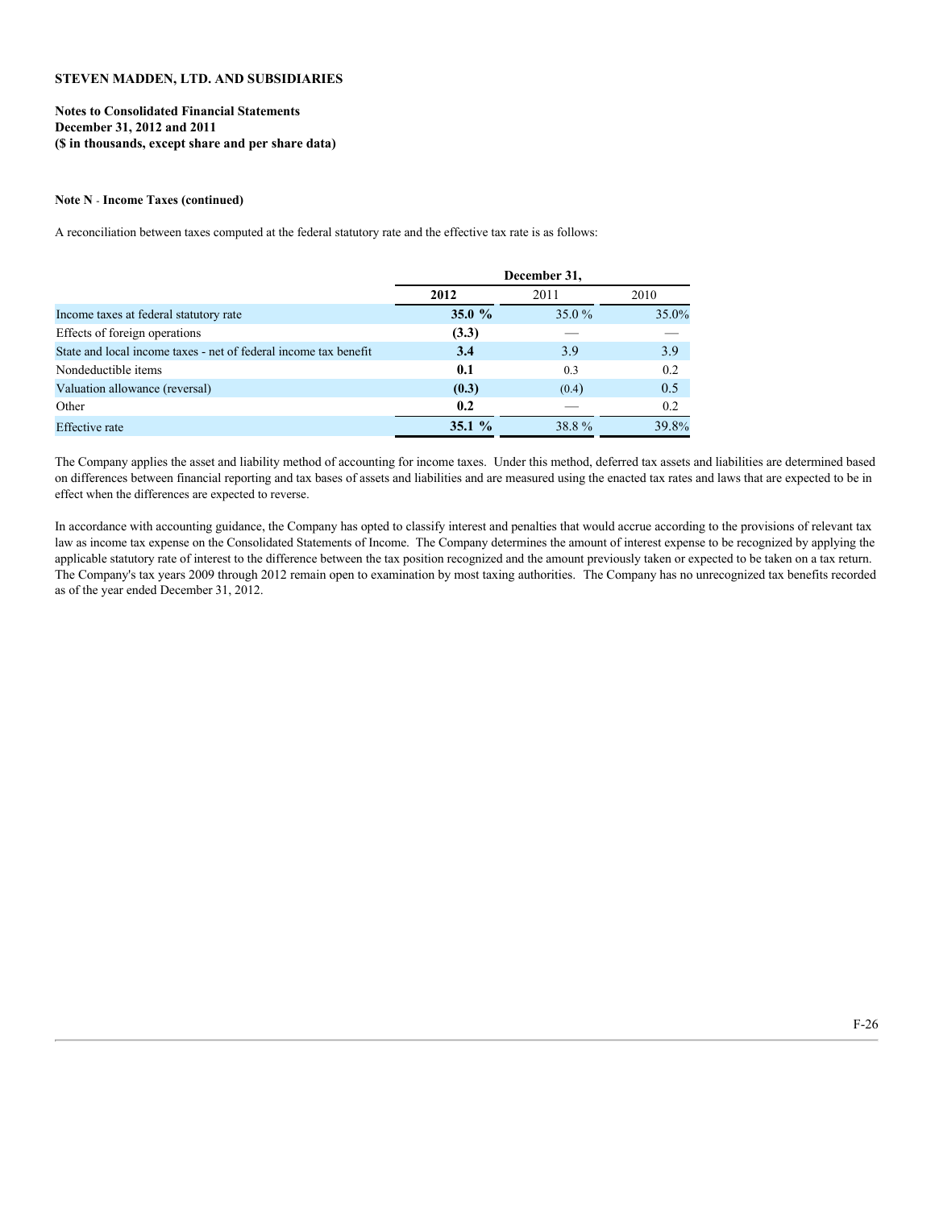**STEVEN MADDEN, LTD. AND SUBSIDIARIES**

**Notes to Consolidated Financial Statements**
**December 31, 2012 and 2011**
**($ in thousands, except share and per share data)**

**Note N - Income Taxes (continued)**

A reconciliation between taxes computed at the federal statutory rate and the effective tax rate is as follows:

| | December 31, | | |
|---|---|---|---|
| | **2012** | 2011 | 2010 |
| Income taxes at federal statutory rate | **35.0 %** | 35.0 % | 35.0% |
| Effects of foreign operations | **(3.3)** | — | — |
| State and local income taxes - net of federal income tax benefit | **3.4** | 3.9 | 3.9 |
| Nondeductible items | **0.1** | 0.3 | 0.2 |
| Valuation allowance (reversal) | **(0.3)** | (0.4) | 0.5 |
| Other | **0.2** | — | 0.2 |
| Effective rate | **35.1 %** | 38.8 % | 39.8% |

The Company applies the asset and liability method of accounting for income taxes. Under this method, deferred tax assets and liabilities are determined based on differences between financial reporting and tax bases of assets and liabilities and are measured using the enacted tax rates and laws that are expected to be in effect when the differences are expected to reverse.

In accordance with accounting guidance, the Company has opted to classify interest and penalties that would accrue according to the provisions of relevant tax law as income tax expense on the Consolidated Statements of Income. The Company determines the amount of interest expense to be recognized by applying the applicable statutory rate of interest to the difference between the tax position recognized and the amount previously taken or expected to be taken on a tax return. The Company's tax years 2009 through 2012 remain open to examination by most taxing authorities. The Company has no unrecognized tax benefits recorded as of the year ended December 31, 2012.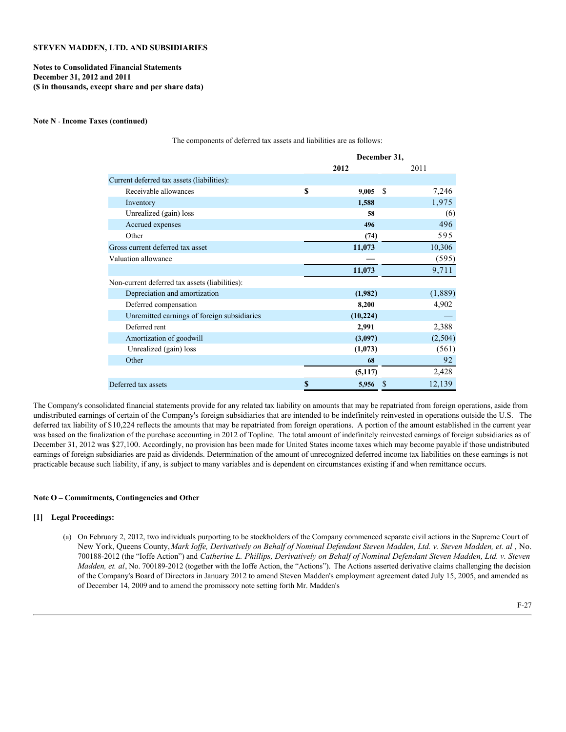**STEVEN MADDEN, LTD. AND SUBSIDIARIES**

**Notes to Consolidated Financial Statements**
**December 31, 2012 and 2011**
**($ in thousands, except share and per share data)**

**Note N - Income Taxes (continued)**

The components of deferred tax assets and liabilities are as follows:

| | December 31, | |
|---|---|---|
| | **2012** | 2011 |
| Current deferred tax assets (liabilities): | | |
| Receivable allowances | **$ 9,005** | $ 7,246 |
| Inventory | **1,588** | 1,975 |
| Unrealized (gain) loss | **58** | (6) |
| Accrued expenses | **496** | 496 |
| Other | **(74)** | 595 |
| Gross current deferred tax asset | **11,073** | 10,306 |
| Valuation allowance | **—** | (595) |
| | **11,073** | 9,711 |
| Non-current deferred tax assets (liabilities): | | |
| Depreciation and amortization | **(1,982)** | (1,889) |
| Deferred compensation | **8,200** | 4,902 |
| Unremitted earnings of foreign subsidiaries | **(10,224)** | — |
| Deferred rent | **2,991** | 2,388 |
| Amortization of goodwill | **(3,097)** | (2,504) |
| Unrealized (gain) loss | **(1,073)** | (561) |
| Other | **68** | 92 |
| | **(5,117)** | 2,428 |
| Deferred tax assets | **$ 5,956** | $ 12,139 |

The Company's consolidated financial statements provide for any related tax liability on amounts that may be repatriated from foreign operations, aside from undistributed earnings of certain of the Company's foreign subsidiaries that are intended to be indefinitely reinvested in operations outside the U.S. The deferred tax liability of $10,224 reflects the amounts that may be repatriated from foreign operations. A portion of the amount established in the current year was based on the finalization of the purchase accounting in 2012 of Topline. The total amount of indefinitely reinvested earnings of foreign subsidiaries as of December 31, 2012 was $27,100. Accordingly, no provision has been made for United States income taxes which may become payable if those undistributed earnings of foreign subsidiaries are paid as dividends. Determination of the amount of unrecognized deferred income tax liabilities on these earnings is not practicable because such liability, if any, is subject to many variables and is dependent on circumstances existing if and when remittance occurs.

**Note O – Commitments, Contingencies and Other**

**[1] Legal Proceedings:**

(a) On February 2, 2012, two individuals purporting to be stockholders of the Company commenced separate civil actions in the Supreme Court of New York, Queens County, *Mark Ioffe, Derivatively on Behalf of Nominal Defendant Steven Madden, Ltd. v. Steven Madden, et. al* , No. 700188-2012 (the "Ioffe Action") and *Catherine L. Phillips, Derivatively on Behalf of Nominal Defendant Steven Madden, Ltd. v. Steven Madden, et. al*, No. 700189-2012 (together with the Ioffe Action, the "Actions"). The Actions asserted derivative claims challenging the decision of the Company's Board of Directors in January 2012 to amend Steven Madden's employment agreement dated July 15, 2005, and amended as of December 14, 2009 and to amend the promissory note setting forth Mr. Madden's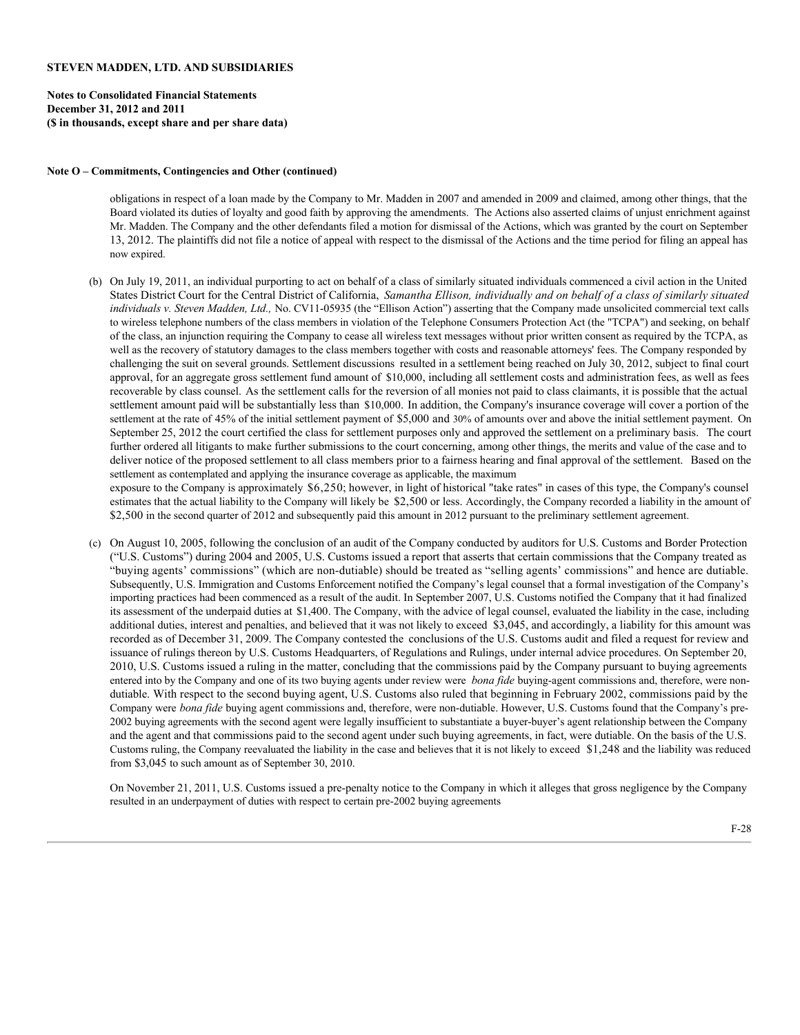**Note O – Commitments, Contingencies and Other (continued)**

obligations in respect of a loan made by the Company to Mr. Madden in 2007 and amended in 2009 and claimed, among other things, that the Board violated its duties of loyalty and good faith by approving the amendments. The Actions also asserted claims of unjust enrichment against Mr. Madden. The Company and the other defendants filed a motion for dismissal of the Actions, which was granted by the court on September 13, 2012. The plaintiffs did not file a notice of appeal with respect to the dismissal of the Actions and the time period for filing an appeal has now expired.

(b) On July 19, 2011, an individual purporting to act on behalf of a class of similarly situated individuals commenced a civil action in the United States District Court for the Central District of California, *Samantha Ellison, individually and on behalf of a class of similarly situated individuals v. Steven Madden, Ltd.,* No. CV11-05935 (the "Ellison Action") asserting that the Company made unsolicited commercial text calls to wireless telephone numbers of the class members in violation of the Telephone Consumers Protection Act (the "TCPA") and seeking, on behalf of the class, an injunction requiring the Company to cease all wireless text messages without prior written consent as required by the TCPA, as well as the recovery of statutory damages to the class members together with costs and reasonable attorneys' fees. The Company responded by challenging the suit on several grounds. Settlement discussions resulted in a settlement being reached on July 30, 2012, subject to final court approval, for an aggregate gross settlement fund amount of $10,000, including all settlement costs and administration fees, as well as fees recoverable by class counsel. As the settlement calls for the reversion of all monies not paid to class claimants, it is possible that the actual settlement amount paid will be substantially less than $10,000. In addition, the Company's insurance coverage will cover a portion of the settlement at the rate of 45% of the initial settlement payment of $5,000 and 30% of amounts over and above the initial settlement payment. On September 25, 2012 the court certified the class for settlement purposes only and approved the settlement on a preliminary basis. The court further ordered all litigants to make further submissions to the court concerning, among other things, the merits and value of the case and to deliver notice of the proposed settlement to all class members prior to a fairness hearing and final approval of the settlement. Based on the settlement as contemplated and applying the insurance coverage as applicable, the maximum exposure to the Company is approximately $6,250; however, in light of historical "take rates" in cases of this type, the Company's counsel estimates that the actual liability to the Company will likely be $2,500 or less. Accordingly, the Company recorded a liability in the amount of $2,500 in the second quarter of 2012 and subsequently paid this amount in 2012 pursuant to the preliminary settlement agreement.

(c) On August 10, 2005, following the conclusion of an audit of the Company conducted by auditors for U.S. Customs and Border Protection ("U.S. Customs") during 2004 and 2005, U.S. Customs issued a report that asserts that certain commissions that the Company treated as "buying agents' commissions" (which are non-dutiable) should be treated as "selling agents' commissions" and hence are dutiable. Subsequently, U.S. Immigration and Customs Enforcement notified the Company's legal counsel that a formal investigation of the Company's importing practices had been commenced as a result of the audit. In September 2007, U.S. Customs notified the Company that it had finalized its assessment of the underpaid duties at $1,400. The Company, with the advice of legal counsel, evaluated the liability in the case, including additional duties, interest and penalties, and believed that it was not likely to exceed $3,045, and accordingly, a liability for this amount was recorded as of December 31, 2009. The Company contested the conclusions of the U.S. Customs audit and filed a request for review and issuance of rulings thereon by U.S. Customs Headquarters, of Regulations and Rulings, under internal advice procedures. On September 20, 2010, U.S. Customs issued a ruling in the matter, concluding that the commissions paid by the Company pursuant to buying agreements entered into by the Company and one of its two buying agents under review were *bona fide* buying-agent commissions and, therefore, were non-dutiable. With respect to the second buying agent, U.S. Customs also ruled that beginning in February 2002, commissions paid by the Company were *bona fide* buying agent commissions and, therefore, were non-dutiable. However, U.S. Customs found that the Company's pre-2002 buying agreements with the second agent were legally insufficient to substantiate a buyer-buyer's agent relationship between the Company and the agent and that commissions paid to the second agent under such buying agreements, in fact, were dutiable. On the basis of the U.S. Customs ruling, the Company reevaluated the liability in the case and believes that it is not likely to exceed $1,248 and the liability was reduced from $3,045 to such amount as of September 30, 2010.

On November 21, 2011, U.S. Customs issued a pre-penalty notice to the Company in which it alleges that gross negligence by the Company resulted in an underpayment of duties with respect to certain pre-2002 buying agreements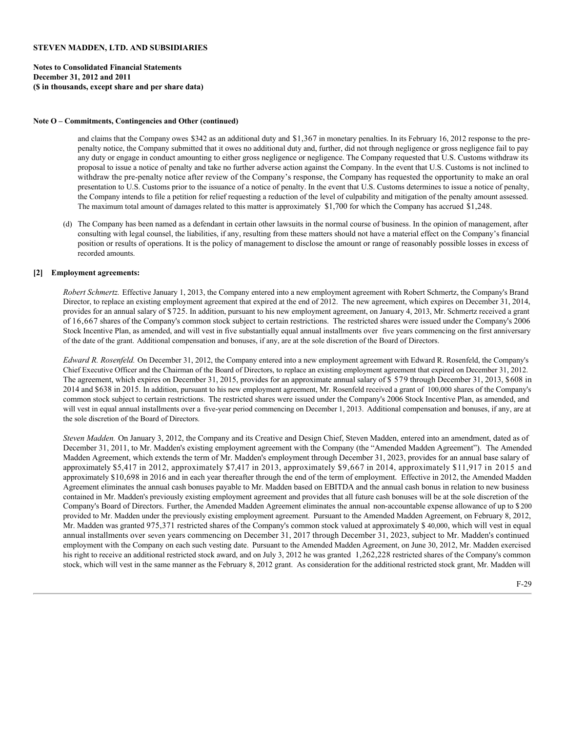**Note O – Commitments, Contingencies and Other (continued)**

and claims that the Company owes $342 as an additional duty and $1,367 in monetary penalties. In its February 16, 2012 response to the pre-penalty notice, the Company submitted that it owes no additional duty and, further, did not through negligence or gross negligence fail to pay any duty or engage in conduct amounting to either gross negligence or negligence. The Company requested that U.S. Customs withdraw its proposal to issue a notice of penalty and take no further adverse action against the Company. In the event that U.S. Customs is not inclined to withdraw the pre-penalty notice after review of the Company's response, the Company has requested the opportunity to make an oral presentation to U.S. Customs prior to the issuance of a notice of penalty. In the event that U.S. Customs determines to issue a notice of penalty, the Company intends to file a petition for relief requesting a reduction of the level of culpability and mitigation of the penalty amount assessed. The maximum total amount of damages related to this matter is approximately $1,700 for which the Company has accrued $1,248.

(d) The Company has been named as a defendant in certain other lawsuits in the normal course of business. In the opinion of management, after consulting with legal counsel, the liabilities, if any, resulting from these matters should not have a material effect on the Company's financial position or results of operations. It is the policy of management to disclose the amount or range of reasonably possible losses in excess of recorded amounts.

**[2] Employment agreements:**

*Robert Schmertz.* Effective January 1, 2013, the Company entered into a new employment agreement with Robert Schmertz, the Company's Brand Director, to replace an existing employment agreement that expired at the end of 2012. The new agreement, which expires on December 31, 2014, provides for an annual salary of $725. In addition, pursuant to his new employment agreement, on January 4, 2013, Mr. Schmertz received a grant of 16,667 shares of the Company's common stock subject to certain restrictions. The restricted shares were issued under the Company's 2006 Stock Incentive Plan, as amended, and will vest in five substantially equal annual installments over five years commencing on the first anniversary of the date of the grant. Additional compensation and bonuses, if any, are at the sole discretion of the Board of Directors.

*Edward R. Rosenfeld.* On December 31, 2012, the Company entered into a new employment agreement with Edward R. Rosenfeld, the Company's Chief Executive Officer and the Chairman of the Board of Directors, to replace an existing employment agreement that expired on December 31, 2012. The agreement, which expires on December 31, 2015, provides for an approximate annual salary of $ 579 through December 31, 2013, $608 in 2014 and $638 in 2015. In addition, pursuant to his new employment agreement, Mr. Rosenfeld received a grant of 100,000 shares of the Company's common stock subject to certain restrictions. The restricted shares were issued under the Company's 2006 Stock Incentive Plan, as amended, and will vest in equal annual installments over a five-year period commencing on December 1, 2013. Additional compensation and bonuses, if any, are at the sole discretion of the Board of Directors.

*Steven Madden.* On January 3, 2012, the Company and its Creative and Design Chief, Steven Madden, entered into an amendment, dated as of December 31, 2011, to Mr. Madden's existing employment agreement with the Company (the "Amended Madden Agreement"). The Amended Madden Agreement, which extends the term of Mr. Madden's employment through December 31, 2023, provides for an annual base salary of approximately $5,417 in 2012, approximately $7,417 in 2013, approximately $9,667 in 2014, approximately $11,917 in 2015 and approximately $10,698 in 2016 and in each year thereafter through the end of the term of employment. Effective in 2012, the Amended Madden Agreement eliminates the annual cash bonuses payable to Mr. Madden based on EBITDA and the annual cash bonus in relation to new business contained in Mr. Madden's previously existing employment agreement and provides that all future cash bonuses will be at the sole discretion of the Company's Board of Directors. Further, the Amended Madden Agreement eliminates the annual non-accountable expense allowance of up to $ 200 provided to Mr. Madden under the previously existing employment agreement. Pursuant to the Amended Madden Agreement, on February 8, 2012, Mr. Madden was granted 975,371 restricted shares of the Company's common stock valued at approximately $ 40,000, which will vest in equal annual installments over seven years commencing on December 31, 2017 through December 31, 2023, subject to Mr. Madden's continued employment with the Company on each such vesting date. Pursuant to the Amended Madden Agreement, on June 30, 2012, Mr. Madden exercised his right to receive an additional restricted stock award, and on July 3, 2012 he was granted 1,262,228 restricted shares of the Company's common stock, which will vest in the same manner as the February 8, 2012 grant. As consideration for the additional restricted stock grant, Mr. Madden will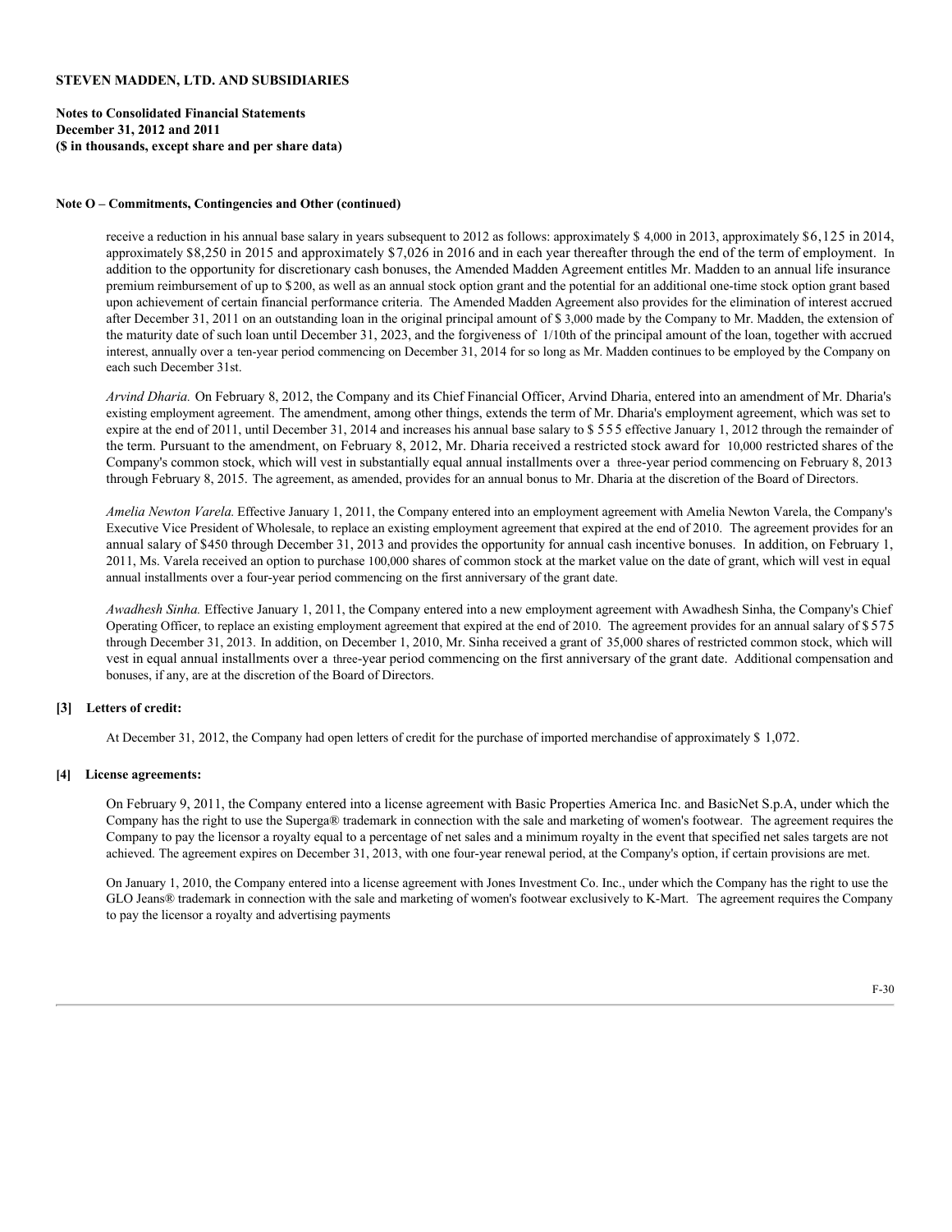**STEVEN MADDEN, LTD. AND SUBSIDIARIES**

**Notes to Consolidated Financial Statements**
**December 31, 2012 and 2011**
**($ in thousands, except share and per share data)**

**Note O – Commitments, Contingencies and Other (continued)**

receive a reduction in his annual base salary in years subsequent to 2012 as follows: approximately $ 4,000 in 2013, approximately $6,125 in 2014, approximately $8,250 in 2015 and approximately $7,026 in 2016 and in each year thereafter through the end of the term of employment. In addition to the opportunity for discretionary cash bonuses, the Amended Madden Agreement entitles Mr. Madden to an annual life insurance premium reimbursement of up to $200, as well as an annual stock option grant and the potential for an additional one-time stock option grant based upon achievement of certain financial performance criteria. The Amended Madden Agreement also provides for the elimination of interest accrued after December 31, 2011 on an outstanding loan in the original principal amount of $ 3,000 made by the Company to Mr. Madden, the extension of the maturity date of such loan until December 31, 2023, and the forgiveness of 1/10th of the principal amount of the loan, together with accrued interest, annually over a ten-year period commencing on December 31, 2014 for so long as Mr. Madden continues to be employed by the Company on each such December 31st.

*Arvind Dharia.* On February 8, 2012, the Company and its Chief Financial Officer, Arvind Dharia, entered into an amendment of Mr. Dharia's existing employment agreement. The amendment, among other things, extends the term of Mr. Dharia's employment agreement, which was set to expire at the end of 2011, until December 31, 2014 and increases his annual base salary to $ 555 effective January 1, 2012 through the remainder of the term. Pursuant to the amendment, on February 8, 2012, Mr. Dharia received a restricted stock award for 10,000 restricted shares of the Company's common stock, which will vest in substantially equal annual installments over a three-year period commencing on February 8, 2013 through February 8, 2015. The agreement, as amended, provides for an annual bonus to Mr. Dharia at the discretion of the Board of Directors.

*Amelia Newton Varela.* Effective January 1, 2011, the Company entered into an employment agreement with Amelia Newton Varela, the Company's Executive Vice President of Wholesale, to replace an existing employment agreement that expired at the end of 2010. The agreement provides for an annual salary of $450 through December 31, 2013 and provides the opportunity for annual cash incentive bonuses. In addition, on February 1, 2011, Ms. Varela received an option to purchase 100,000 shares of common stock at the market value on the date of grant, which will vest in equal annual installments over a four-year period commencing on the first anniversary of the grant date.

*Awadhesh Sinha.* Effective January 1, 2011, the Company entered into a new employment agreement with Awadhesh Sinha, the Company's Chief Operating Officer, to replace an existing employment agreement that expired at the end of 2010. The agreement provides for an annual salary of $ 575 through December 31, 2013. In addition, on December 1, 2010, Mr. Sinha received a grant of 35,000 shares of restricted common stock, which will vest in equal annual installments over a three-year period commencing on the first anniversary of the grant date. Additional compensation and bonuses, if any, are at the discretion of the Board of Directors.

**[3] Letters of credit:**

At December 31, 2012, the Company had open letters of credit for the purchase of imported merchandise of approximately $ 1,072.

**[4] License agreements:**

On February 9, 2011, the Company entered into a license agreement with Basic Properties America Inc. and BasicNet S.p.A, under which the Company has the right to use the Superga® trademark in connection with the sale and marketing of women's footwear. The agreement requires the Company to pay the licensor a royalty equal to a percentage of net sales and a minimum royalty in the event that specified net sales targets are not achieved. The agreement expires on December 31, 2013, with one four-year renewal period, at the Company's option, if certain provisions are met.

On January 1, 2010, the Company entered into a license agreement with Jones Investment Co. Inc., under which the Company has the right to use the GLO Jeans® trademark in connection with the sale and marketing of women's footwear exclusively to K-Mart. The agreement requires the Company to pay the licensor a royalty and advertising payments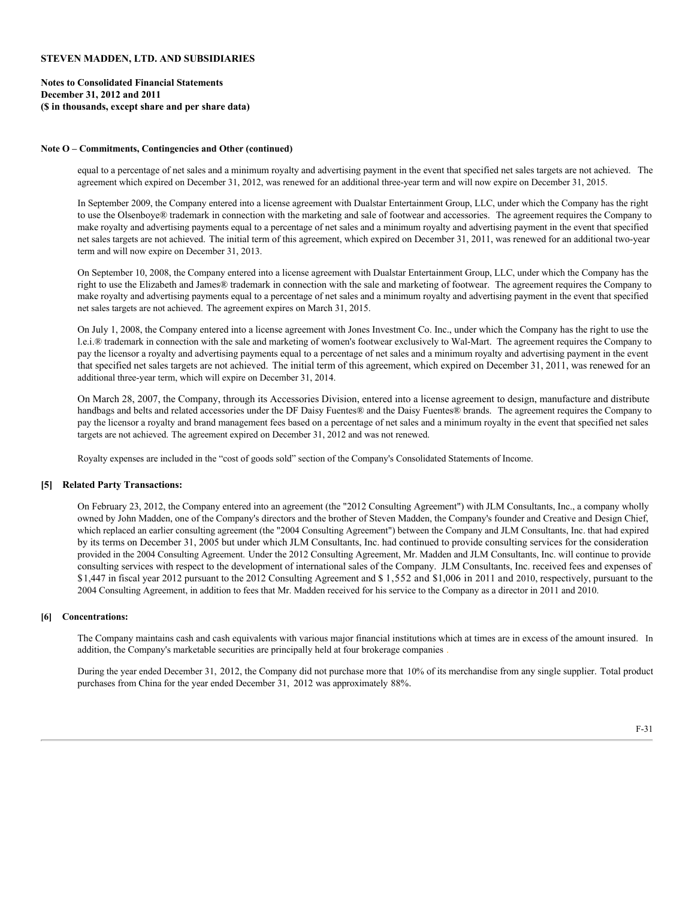**STEVEN MADDEN, LTD. AND SUBSIDIARIES**

**Notes to Consolidated Financial Statements**
**December 31, 2012 and 2011**
**($ in thousands, except share and per share data)**

**Note O – Commitments, Contingencies and Other (continued)**

equal to a percentage of net sales and a minimum royalty and advertising payment in the event that specified net sales targets are not achieved. The agreement which expired on December 31, 2012, was renewed for an additional three-year term and will now expire on December 31, 2015.

In September 2009, the Company entered into a license agreement with Dualstar Entertainment Group, LLC, under which the Company has the right to use the Olsenboye® trademark in connection with the marketing and sale of footwear and accessories. The agreement requires the Company to make royalty and advertising payments equal to a percentage of net sales and a minimum royalty and advertising payment in the event that specified net sales targets are not achieved. The initial term of this agreement, which expired on December 31, 2011, was renewed for an additional two-year term and will now expire on December 31, 2013.

On September 10, 2008, the Company entered into a license agreement with Dualstar Entertainment Group, LLC, under which the Company has the right to use the Elizabeth and James® trademark in connection with the sale and marketing of footwear. The agreement requires the Company to make royalty and advertising payments equal to a percentage of net sales and a minimum royalty and advertising payment in the event that specified net sales targets are not achieved. The agreement expires on March 31, 2015.

On July 1, 2008, the Company entered into a license agreement with Jones Investment Co. Inc., under which the Company has the right to use the l.e.i.® trademark in connection with the sale and marketing of women's footwear exclusively to Wal-Mart. The agreement requires the Company to pay the licensor a royalty and advertising payments equal to a percentage of net sales and a minimum royalty and advertising payment in the event that specified net sales targets are not achieved. The initial term of this agreement, which expired on December 31, 2011, was renewed for an additional three-year term, which will expire on December 31, 2014.

On March 28, 2007, the Company, through its Accessories Division, entered into a license agreement to design, manufacture and distribute handbags and belts and related accessories under the DF Daisy Fuentes® and the Daisy Fuentes® brands. The agreement requires the Company to pay the licensor a royalty and brand management fees based on a percentage of net sales and a minimum royalty in the event that specified net sales targets are not achieved. The agreement expired on December 31, 2012 and was not renewed.

Royalty expenses are included in the "cost of goods sold" section of the Company's Consolidated Statements of Income.

**[5] Related Party Transactions:**

On February 23, 2012, the Company entered into an agreement (the "2012 Consulting Agreement") with JLM Consultants, Inc., a company wholly owned by John Madden, one of the Company's directors and the brother of Steven Madden, the Company's founder and Creative and Design Chief, which replaced an earlier consulting agreement (the "2004 Consulting Agreement") between the Company and JLM Consultants, Inc. that had expired by its terms on December 31, 2005 but under which JLM Consultants, Inc. had continued to provide consulting services for the consideration provided in the 2004 Consulting Agreement. Under the 2012 Consulting Agreement, Mr. Madden and JLM Consultants, Inc. will continue to provide consulting services with respect to the development of international sales of the Company. JLM Consultants, Inc. received fees and expenses of $1,447 in fiscal year 2012 pursuant to the 2012 Consulting Agreement and $ 1,552 and $1,006 in 2011 and 2010, respectively, pursuant to the 2004 Consulting Agreement, in addition to fees that Mr. Madden received for his service to the Company as a director in 2011 and 2010.

**[6] Concentrations:**

The Company maintains cash and cash equivalents with various major financial institutions which at times are in excess of the amount insured. In addition, the Company's marketable securities are principally held at four brokerage companies .

During the year ended December 31, 2012, the Company did not purchase more that 10% of its merchandise from any single supplier. Total product purchases from China for the year ended December 31, 2012 was approximately 88%.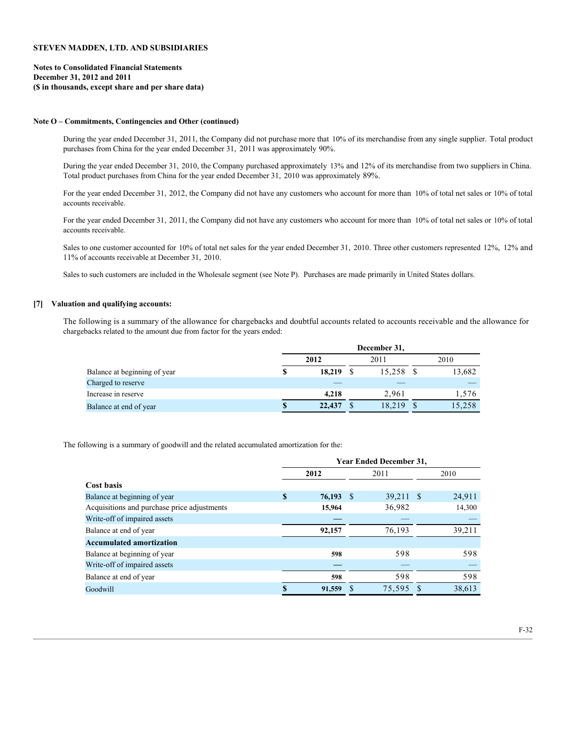**STEVEN MADDEN, LTD. AND SUBSIDIARIES**

**Notes to Consolidated Financial Statements**
**December 31, 2012 and 2011**
**($ in thousands, except share and per share data)**

**Note O – Commitments, Contingencies and Other (continued)**

During the year ended December 31, 2011, the Company did not purchase more that 10% of its merchandise from any single supplier. Total product purchases from China for the year ended December 31, 2011 was approximately 90%.

During the year ended December 31, 2010, the Company purchased approximately 13% and 12% of its merchandise from two suppliers in China. Total product purchases from China for the year ended December 31, 2010 was approximately 89%.

For the year ended December 31, 2012, the Company did not have any customers who account for more than 10% of total net sales or 10% of total accounts receivable.

For the year ended December 31, 2011, the Company did not have any customers who account for more than 10% of total net sales or 10% of total accounts receivable.

Sales to one customer accounted for 10% of total net sales for the year ended December 31, 2010. Three other customers represented 12%, 12% and 11% of accounts receivable at December 31, 2010.

Sales to such customers are included in the Wholesale segment (see Note P). Purchases are made primarily in United States dollars.

**[7] Valuation and qualifying accounts:**

The following is a summary of the allowance for chargebacks and doubtful accounts related to accounts receivable and the allowance for chargebacks related to the amount due from factor for the years ended:

| | December 31, | | |
|---|---|---|---|
| | **2012** | 2011 | 2010 |
| Balance at beginning of year | **$ 18,219** | $ 15,258 | $ 13,682 |
| Charged to reserve | — | — | — |
| Increase in reserve | **4,218** | 2,961 | 1,576 |
| Balance at end of year | **$ 22,437** | $ 18,219 | $ 15,258 |

The following is a summary of goodwill and the related accumulated amortization for the:

| | Year Ended December 31, | | |
|---|---|---|---|
| | **2012** | 2011 | 2010 |
| **Cost basis** | | | |
| Balance at beginning of year | **$ 76,193** | $ 39,211 | $ 24,911 |
| Acquisitions and purchase price adjustments | **15,964** | 36,982 | 14,300 |
| Write-off of impaired assets | **—** | — | — |
| Balance at end of year | **92,157** | 76,193 | 39,211 |
| **Accumulated amortization** | | | |
| Balance at beginning of year | **598** | 598 | 598 |
| Write-off of impaired assets | **—** | — | — |
| Balance at end of year | **598** | 598 | 598 |
| Goodwill | **$ 91,559** | $ 75,595 | $ 38,613 |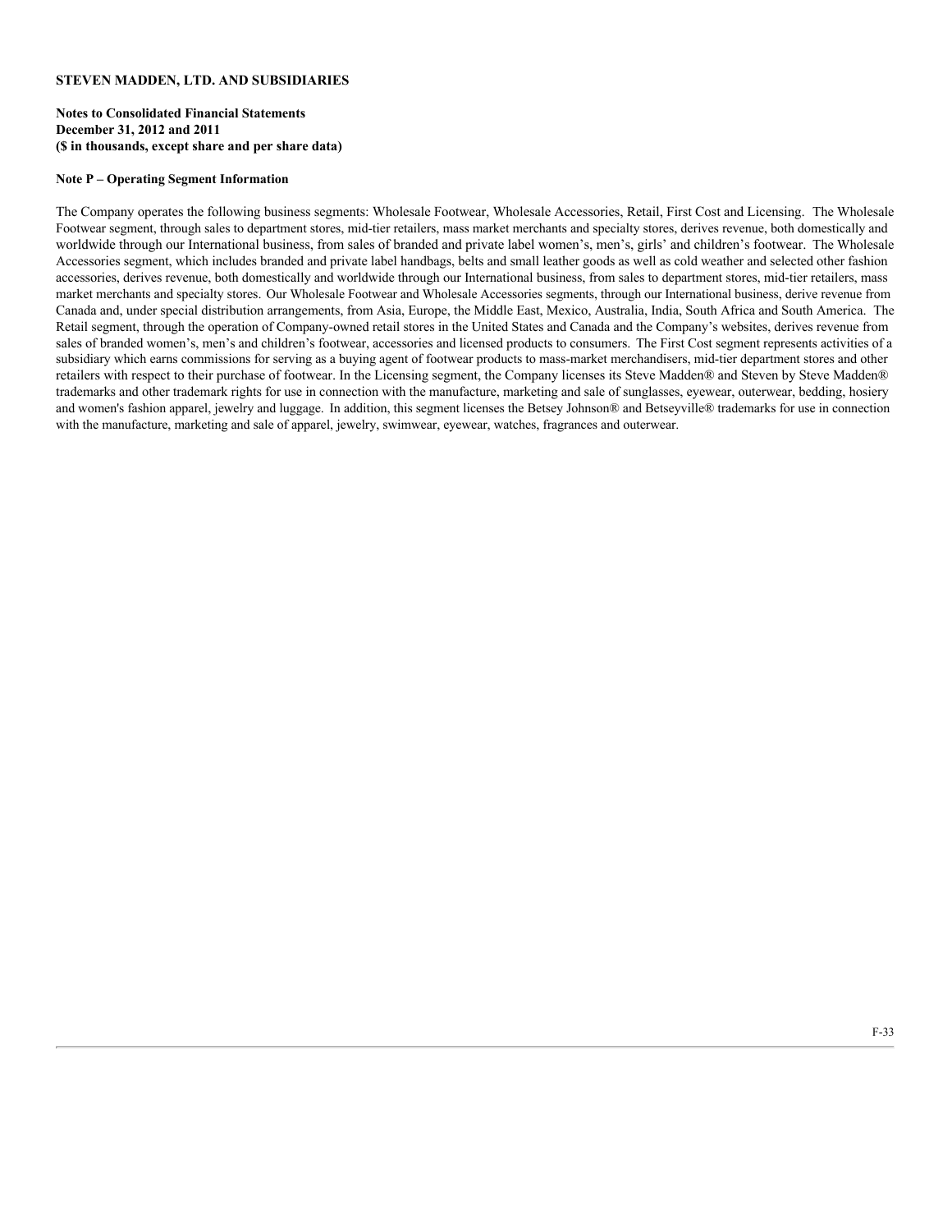**STEVEN MADDEN, LTD. AND SUBSIDIARIES**

**Notes to Consolidated Financial Statements**
**December 31, 2012 and 2011**
**($ in thousands, except share and per share data)**

**Note P – Operating Segment Information**

The Company operates the following business segments: Wholesale Footwear, Wholesale Accessories, Retail, First Cost and Licensing. The Wholesale Footwear segment, through sales to department stores, mid-tier retailers, mass market merchants and specialty stores, derives revenue, both domestically and worldwide through our International business, from sales of branded and private label women's, men's, girls' and children's footwear. The Wholesale Accessories segment, which includes branded and private label handbags, belts and small leather goods as well as cold weather and selected other fashion accessories, derives revenue, both domestically and worldwide through our International business, from sales to department stores, mid-tier retailers, mass market merchants and specialty stores. Our Wholesale Footwear and Wholesale Accessories segments, through our International business, derive revenue from Canada and, under special distribution arrangements, from Asia, Europe, the Middle East, Mexico, Australia, India, South Africa and South America. The Retail segment, through the operation of Company-owned retail stores in the United States and Canada and the Company's websites, derives revenue from sales of branded women's, men's and children's footwear, accessories and licensed products to consumers. The First Cost segment represents activities of a subsidiary which earns commissions for serving as a buying agent of footwear products to mass-market merchandisers, mid-tier department stores and other retailers with respect to their purchase of footwear. In the Licensing segment, the Company licenses its Steve Madden® and Steven by Steve Madden® trademarks and other trademark rights for use in connection with the manufacture, marketing and sale of sunglasses, eyewear, outerwear, bedding, hosiery and women's fashion apparel, jewelry and luggage. In addition, this segment licenses the Betsey Johnson® and Betseyville® trademarks for use in connection with the manufacture, marketing and sale of apparel, jewelry, swimwear, eyewear, watches, fragrances and outerwear.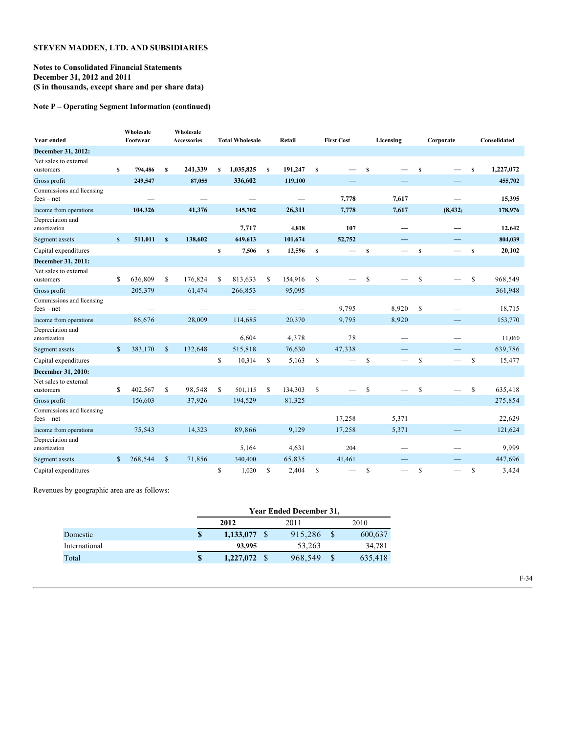**STEVEN MADDEN, LTD. AND SUBSIDIARIES**

**Notes to Consolidated Financial Statements**
**December 31, 2012 and 2011**
**($ in thousands, except share and per share data)**

**Note P – Operating Segment Information (continued)**

| Year ended | Wholesale Footwear | Wholesale Accessories | Total Wholesale | Retail | First Cost | Licensing | Corporate | Consolidated |
|---|---|---|---|---|---|---|---|---|
| **December 31, 2012:** | | | | | | | | |
| Net sales to external customers | $ 794,486 | $ 241,339 | $ 1,035,825 | $ 191,247 | $ — | $ — | $ — | $ 1,227,072 |
| Gross profit | 249,547 | 87,055 | 336,602 | 119,100 | — | — | — | 455,702 |
| Commissions and licensing fees – net | — | — | — | — | 7,778 | 7,617 | — | 15,395 |
| Income from operations | 104,326 | 41,376 | 145,702 | 26,311 | 7,778 | 7,617 | (8,432) | 178,976 |
| Depreciation and amortization | | | 7,717 | 4,818 | 107 | — | — | 12,642 |
| Segment assets | $ 511,011 | $ 138,602 | 649,613 | 101,674 | 52,752 | — | — | 804,039 |
| Capital expenditures | | | $ 7,506 | $ 12,596 | $ — | $ — | $ — | $ 20,102 |
| **December 31, 2011:** | | | | | | | | |
| Net sales to external customers | $ 636,809 | $ 176,824 | $ 813,633 | $ 154,916 | $ — | $ — | $ — | $ 968,549 |
| Gross profit | 205,379 | 61,474 | 266,853 | 95,095 | — | — | — | 361,948 |
| Commissions and licensing fees – net | — | — | — | — | 9,795 | 8,920 | $ — | 18,715 |
| Income from operations | 86,676 | 28,009 | 114,685 | 20,370 | 9,795 | 8,920 | — | 153,770 |
| Depreciation and amortization | | | 6,604 | 4,378 | 78 | — | — | 11,060 |
| Segment assets | $ 383,170 | $ 132,648 | 515,818 | 76,630 | 47,338 | — | — | 639,786 |
| Capital expenditures | | | $ 10,314 | $ 5,163 | $ — | $ — | $ — | $ 15,477 |
| **December 31, 2010:** | | | | | | | | |
| Net sales to external customers | $ 402,567 | $ 98,548 | $ 501,115 | $ 134,303 | $ — | $ — | $ — | $ 635,418 |
| Gross profit | 156,603 | 37,926 | 194,529 | 81,325 | — | — | — | 275,854 |
| Commissions and licensing fees – net | — | — | — | — | 17,258 | 5,371 | — | 22,629 |
| Income from operations | 75,543 | 14,323 | 89,866 | 9,129 | 17,258 | 5,371 | — | 121,624 |
| Depreciation and amortization | | | 5,164 | 4,631 | 204 | — | — | 9,999 |
| Segment assets | $ 268,544 | $ 71,856 | 340,400 | 65,835 | 41,461 | — | — | 447,696 |
| Capital expenditures | | | $ 1,020 | $ 2,404 | $ — | $ — | $ — | $ 3,424 |

Revenues by geographic area are as follows:

| | Year Ended December 31, | | |
|---|---|---|---|
| | 2012 | 2011 | 2010 |
| Domestic | $ 1,133,077 | $ 915,286 | $ 600,637 |
| International | 93,995 | 53,263 | 34,781 |
| Total | $ 1,227,072 | $ 968,549 | $ 635,418 |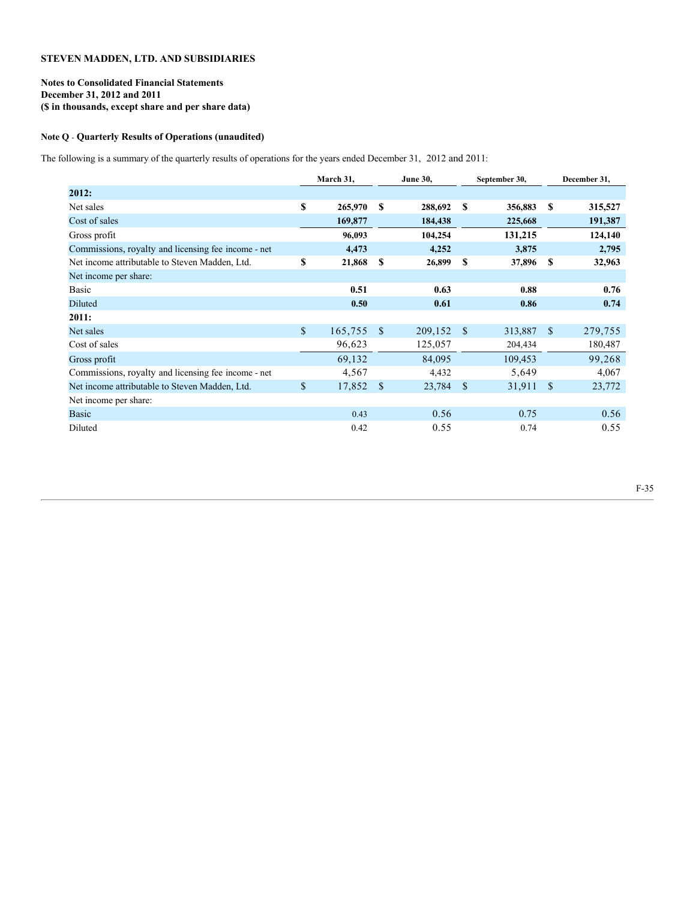**STEVEN MADDEN, LTD. AND SUBSIDIARIES**

**Notes to Consolidated Financial Statements**
**December 31, 2012 and 2011**
**($ in thousands, except share and per share data)**

**Note Q** - **Quarterly Results of Operations (unaudited)**

The following is a summary of the quarterly results of operations for the years ended December 31, 2012 and 2011:

| | March 31, | June 30, | September 30, | December 31, |
|---|---|---|---|---|
| **2012:** | | | | |
| Net sales | **$ 265,970** | **$ 288,692** | **$ 356,883** | **$ 315,527** |
| Cost of sales | **169,877** | **184,438** | **225,668** | **191,387** |
| Gross profit | **96,093** | **104,254** | **131,215** | **124,140** |
| Commissions, royalty and licensing fee income - net | **4,473** | **4,252** | **3,875** | **2,795** |
| Net income attributable to Steven Madden, Ltd. | **$ 21,868** | **$ 26,899** | **$ 37,896** | **$ 32,963** |
| Net income per share: | | | | |
| Basic | **0.51** | **0.63** | **0.88** | **0.76** |
| Diluted | **0.50** | **0.61** | **0.86** | **0.74** |
| **2011:** | | | | |
| Net sales | $ 165,755 | $ 209,152 | $ 313,887 | $ 279,755 |
| Cost of sales | 96,623 | 125,057 | 204,434 | 180,487 |
| Gross profit | 69,132 | 84,095 | 109,453 | 99,268 |
| Commissions, royalty and licensing fee income - net | 4,567 | 4,432 | 5,649 | 4,067 |
| Net income attributable to Steven Madden, Ltd. | $ 17,852 | $ 23,784 | $ 31,911 | $ 23,772 |
| Net income per share: | | | | |
| Basic | 0.43 | 0.56 | 0.75 | 0.56 |
| Diluted | 0.42 | 0.55 | 0.74 | 0.55 |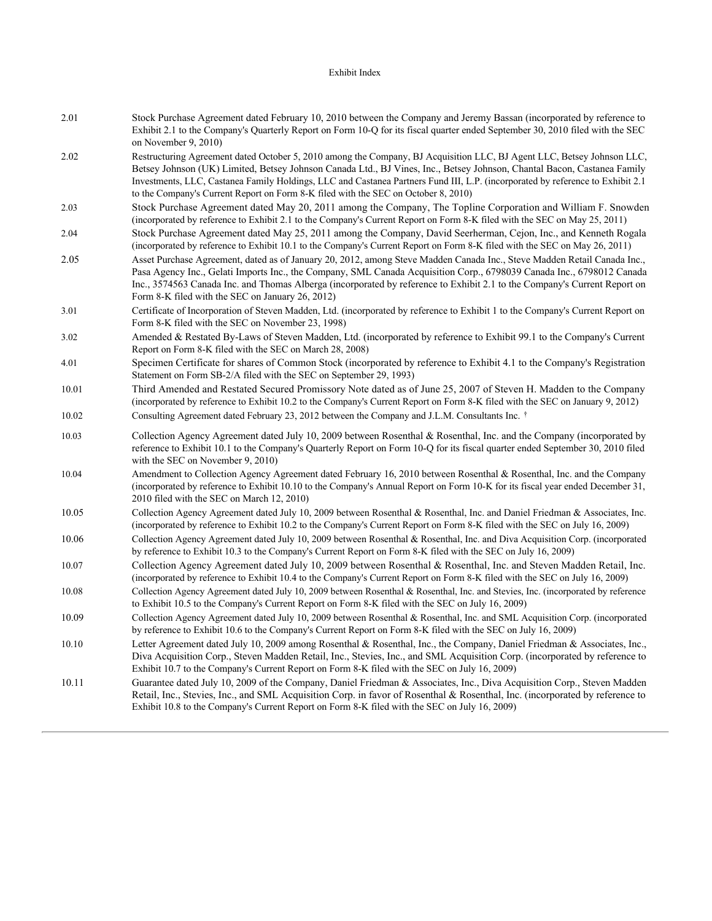Exhibit Index

| | |
|---|---|
| 2.01 | Stock Purchase Agreement dated February 10, 2010 between the Company and Jeremy Bassan (incorporated by reference to Exhibit 2.1 to the Company's Quarterly Report on Form 10-Q for its fiscal quarter ended September 30, 2010 filed with the SEC on November 9, 2010) |
| 2.02 | Restructuring Agreement dated October 5, 2010 among the Company, BJ Acquisition LLC, BJ Agent LLC, Betsey Johnson LLC, Betsey Johnson (UK) Limited, Betsey Johnson Canada Ltd., BJ Vines, Inc., Betsey Johnson, Chantal Bacon, Castanea Family Investments, LLC, Castanea Family Holdings, LLC and Castanea Partners Fund III, L.P. (incorporated by reference to Exhibit 2.1 to the Company's Current Report on Form 8-K filed with the SEC on October 8, 2010) |
| 2.03 | Stock Purchase Agreement dated May 20, 2011 among the Company, The Topline Corporation and William F. Snowden (incorporated by reference to Exhibit 2.1 to the Company's Current Report on Form 8-K filed with the SEC on May 25, 2011) |
| 2.04 | Stock Purchase Agreement dated May 25, 2011 among the Company, David Seerherman, Cejon, Inc., and Kenneth Rogala (incorporated by reference to Exhibit 10.1 to the Company's Current Report on Form 8-K filed with the SEC on May 26, 2011) |
| 2.05 | Asset Purchase Agreement, dated as of January 20, 2012, among Steve Madden Canada Inc., Steve Madden Retail Canada Inc., Pasa Agency Inc., Gelati Imports Inc., the Company, SML Canada Acquisition Corp., 6798039 Canada Inc., 6798012 Canada Inc., 3574563 Canada Inc. and Thomas Alberga (incorporated by reference to Exhibit 2.1 to the Company's Current Report on Form 8-K filed with the SEC on January 26, 2012) |
| 3.01 | Certificate of Incorporation of Steven Madden, Ltd. (incorporated by reference to Exhibit 1 to the Company's Current Report on Form 8-K filed with the SEC on November 23, 1998) |
| 3.02 | Amended & Restated By-Laws of Steven Madden, Ltd. (incorporated by reference to Exhibit 99.1 to the Company's Current Report on Form 8-K filed with the SEC on March 28, 2008) |
| 4.01 | Specimen Certificate for shares of Common Stock (incorporated by reference to Exhibit 4.1 to the Company's Registration Statement on Form SB-2/A filed with the SEC on September 29, 1993) |
| 10.01 | Third Amended and Restated Secured Promissory Note dated as of June 25, 2007 of Steven H. Madden to the Company (incorporated by reference to Exhibit 10.2 to the Company's Current Report on Form 8-K filed with the SEC on January 9, 2012) |
| 10.02 | Consulting Agreement dated February 23, 2012 between the Company and J.L.M. Consultants Inc. † |
| 10.03 | Collection Agency Agreement dated July 10, 2009 between Rosenthal & Rosenthal, Inc. and the Company (incorporated by reference to Exhibit 10.1 to the Company's Quarterly Report on Form 10-Q for its fiscal quarter ended September 30, 2010 filed with the SEC on November 9, 2010) |
| 10.04 | Amendment to Collection Agency Agreement dated February 16, 2010 between Rosenthal & Rosenthal, Inc. and the Company (incorporated by reference to Exhibit 10.10 to the Company's Annual Report on Form 10-K for its fiscal year ended December 31, 2010 filed with the SEC on March 12, 2010) |
| 10.05 | Collection Agency Agreement dated July 10, 2009 between Rosenthal & Rosenthal, Inc. and Daniel Friedman & Associates, Inc. (incorporated by reference to Exhibit 10.2 to the Company's Current Report on Form 8-K filed with the SEC on July 16, 2009) |
| 10.06 | Collection Agency Agreement dated July 10, 2009 between Rosenthal & Rosenthal, Inc. and Diva Acquisition Corp. (incorporated by reference to Exhibit 10.3 to the Company's Current Report on Form 8-K filed with the SEC on July 16, 2009) |
| 10.07 | Collection Agency Agreement dated July 10, 2009 between Rosenthal & Rosenthal, Inc. and Steven Madden Retail, Inc. (incorporated by reference to Exhibit 10.4 to the Company's Current Report on Form 8-K filed with the SEC on July 16, 2009) |
| 10.08 | Collection Agency Agreement dated July 10, 2009 between Rosenthal & Rosenthal, Inc. and Stevies, Inc. (incorporated by reference to Exhibit 10.5 to the Company's Current Report on Form 8-K filed with the SEC on July 16, 2009) |
| 10.09 | Collection Agency Agreement dated July 10, 2009 between Rosenthal & Rosenthal, Inc. and SML Acquisition Corp. (incorporated by reference to Exhibit 10.6 to the Company's Current Report on Form 8-K filed with the SEC on July 16, 2009) |
| 10.10 | Letter Agreement dated July 10, 2009 among Rosenthal & Rosenthal, Inc., the Company, Daniel Friedman & Associates, Inc., Diva Acquisition Corp., Steven Madden Retail, Inc., Stevies, Inc., and SML Acquisition Corp. (incorporated by reference to Exhibit 10.7 to the Company's Current Report on Form 8-K filed with the SEC on July 16, 2009) |
| 10.11 | Guarantee dated July 10, 2009 of the Company, Daniel Friedman & Associates, Inc., Diva Acquisition Corp., Steven Madden Retail, Inc., Stevies, Inc., and SML Acquisition Corp. in favor of Rosenthal & Rosenthal, Inc. (incorporated by reference to Exhibit 10.8 to the Company's Current Report on Form 8-K filed with the SEC on July 16, 2009) |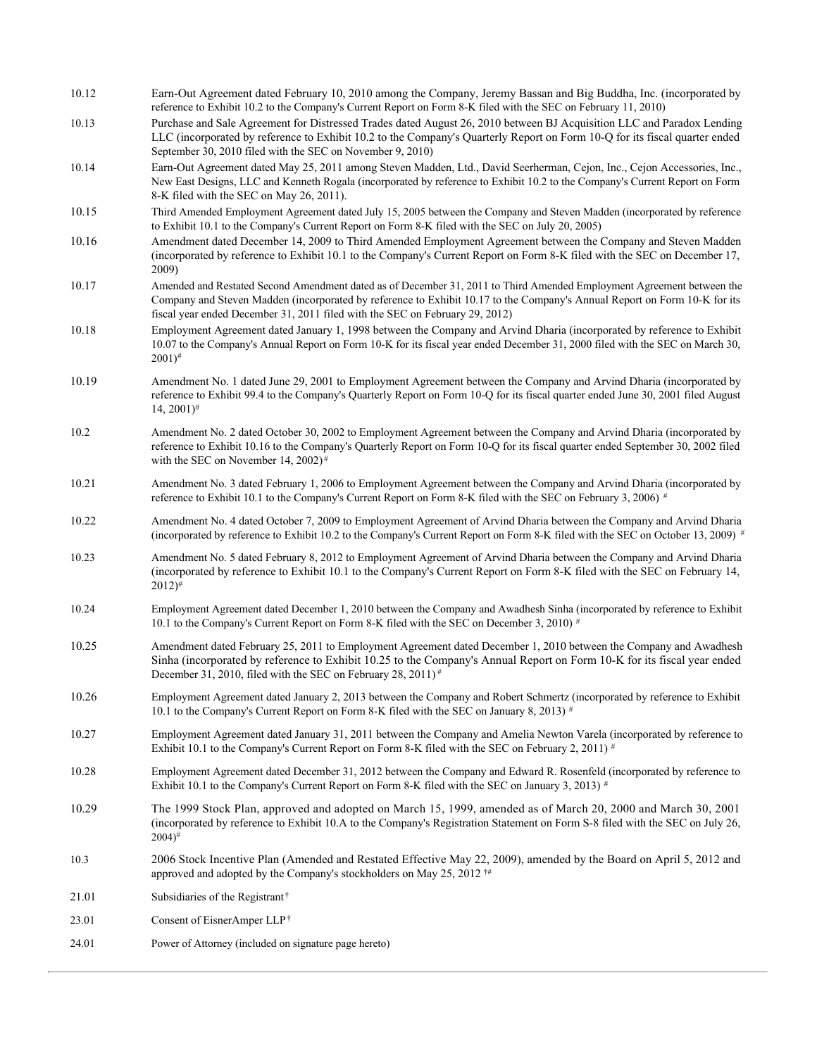| | |
|---|---|
| 10.12 | Earn-Out Agreement dated February 10, 2010 among the Company, Jeremy Bassan and Big Buddha, Inc. (incorporated by reference to Exhibit 10.2 to the Company's Current Report on Form 8-K filed with the SEC on February 11, 2010) |
| 10.13 | Purchase and Sale Agreement for Distressed Trades dated August 26, 2010 between BJ Acquisition LLC and Paradox Lending LLC (incorporated by reference to Exhibit 10.2 to the Company's Quarterly Report on Form 10-Q for its fiscal quarter ended September 30, 2010 filed with the SEC on November 9, 2010) |
| 10.14 | Earn-Out Agreement dated May 25, 2011 among Steven Madden, Ltd., David Seerherman, Cejon, Inc., Cejon Accessories, Inc., New East Designs, LLC and Kenneth Rogala (incorporated by reference to Exhibit 10.2 to the Company's Current Report on Form 8-K filed with the SEC on May 26, 2011). |
| 10.15 | Third Amended Employment Agreement dated July 15, 2005 between the Company and Steven Madden (incorporated by reference to Exhibit 10.1 to the Company's Current Report on Form 8-K filed with the SEC on July 20, 2005) |
| 10.16 | Amendment dated December 14, 2009 to Third Amended Employment Agreement between the Company and Steven Madden (incorporated by reference to Exhibit 10.1 to the Company's Current Report on Form 8-K filed with the SEC on December 17, 2009) |
| 10.17 | Amended and Restated Second Amendment dated as of December 31, 2011 to Third Amended Employment Agreement between the Company and Steven Madden (incorporated by reference to Exhibit 10.17 to the Company's Annual Report on Form 10-K for its fiscal year ended December 31, 2011 filed with the SEC on February 29, 2012) |
| 10.18 | Employment Agreement dated January 1, 1998 between the Company and Arvind Dharia (incorporated by reference to Exhibit 10.07 to the Company's Annual Report on Form 10-K for its fiscal year ended December 31, 2000 filed with the SEC on March 30, 2001)# |
| 10.19 | Amendment No. 1 dated June 29, 2001 to Employment Agreement between the Company and Arvind Dharia (incorporated by reference to Exhibit 99.4 to the Company's Quarterly Report on Form 10-Q for its fiscal quarter ended June 30, 2001 filed August 14, 2001)# |
| 10.2 | Amendment No. 2 dated October 30, 2002 to Employment Agreement between the Company and Arvind Dharia (incorporated by reference to Exhibit 10.16 to the Company's Quarterly Report on Form 10-Q for its fiscal quarter ended September 30, 2002 filed with the SEC on November 14, 2002)# |
| 10.21 | Amendment No. 3 dated February 1, 2006 to Employment Agreement between the Company and Arvind Dharia (incorporated by reference to Exhibit 10.1 to the Company's Current Report on Form 8-K filed with the SEC on February 3, 2006) # |
| 10.22 | Amendment No. 4 dated October 7, 2009 to Employment Agreement of Arvind Dharia between the Company and Arvind Dharia (incorporated by reference to Exhibit 10.2 to the Company's Current Report on Form 8-K filed with the SEC on October 13, 2009) # |
| 10.23 | Amendment No. 5 dated February 8, 2012 to Employment Agreement of Arvind Dharia between the Company and Arvind Dharia (incorporated by reference to Exhibit 10.1 to the Company's Current Report on Form 8-K filed with the SEC on February 14, 2012)# |
| 10.24 | Employment Agreement dated December 1, 2010 between the Company and Awadhesh Sinha (incorporated by reference to Exhibit 10.1 to the Company's Current Report on Form 8-K filed with the SEC on December 3, 2010) # |
| 10.25 | Amendment dated February 25, 2011 to Employment Agreement dated December 1, 2010 between the Company and Awadhesh Sinha (incorporated by reference to Exhibit 10.25 to the Company's Annual Report on Form 10-K for its fiscal year ended December 31, 2010, filed with the SEC on February 28, 2011)# |
| 10.26 | Employment Agreement dated January 2, 2013 between the Company and Robert Schmertz (incorporated by reference to Exhibit 10.1 to the Company's Current Report on Form 8-K filed with the SEC on January 8, 2013) # |
| 10.27 | Employment Agreement dated January 31, 2011 between the Company and Amelia Newton Varela (incorporated by reference to Exhibit 10.1 to the Company's Current Report on Form 8-K filed with the SEC on February 2, 2011) # |
| 10.28 | Employment Agreement dated December 31, 2012 between the Company and Edward R. Rosenfeld (incorporated by reference to Exhibit 10.1 to the Company's Current Report on Form 8-K filed with the SEC on January 3, 2013) # |
| 10.29 | The 1999 Stock Plan, approved and adopted on March 15, 1999, amended as of March 20, 2000 and March 30, 2001 (incorporated by reference to Exhibit 10.A to the Company's Registration Statement on Form S-8 filed with the SEC on July 26, 2004)# |
| 10.3 | 2006 Stock Incentive Plan (Amended and Restated Effective May 22, 2009), amended by the Board on April 5, 2012 and approved and adopted by the Company's stockholders on May 25, 2012 †# |
| 21.01 | Subsidiaries of the Registrant† |
| 23.01 | Consent of EisnerAmper LLP† |
| 24.01 | Power of Attorney (included on signature page hereto) |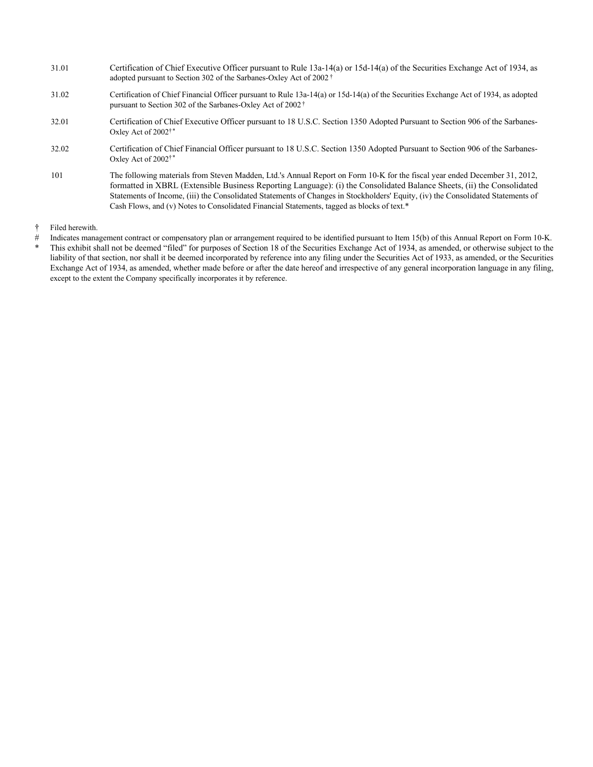| | |
|---|---|
| 31.01 | Certification of Chief Executive Officer pursuant to Rule 13a-14(a) or 15d-14(a) of the Securities Exchange Act of 1934, as adopted pursuant to Section 302 of the Sarbanes-Oxley Act of 2002 † |
| 31.02 | Certification of Chief Financial Officer pursuant to Rule 13a-14(a) or 15d-14(a) of the Securities Exchange Act of 1934, as adopted pursuant to Section 302 of the Sarbanes-Oxley Act of 2002 † |
| 32.01 | Certification of Chief Executive Officer pursuant to 18 U.S.C. Section 1350 Adopted Pursuant to Section 906 of the Sarbanes-Oxley Act of 2002†* |
| 32.02 | Certification of Chief Financial Officer pursuant to 18 U.S.C. Section 1350 Adopted Pursuant to Section 906 of the Sarbanes-Oxley Act of 2002†* |
| 101 | The following materials from Steven Madden, Ltd.'s Annual Report on Form 10-K for the fiscal year ended December 31, 2012, formatted in XBRL (Extensible Business Reporting Language): (i) the Consolidated Balance Sheets, (ii) the Consolidated Statements of Income, (iii) the Consolidated Statements of Changes in Stockholders' Equity, (iv) the Consolidated Statements of Cash Flows, and (v) Notes to Consolidated Financial Statements, tagged as blocks of text.* |

† Filed herewith.

# Indicates management contract or compensatory plan or arrangement required to be identified pursuant to Item 15(b) of this Annual Report on Form 10-K.

* This exhibit shall not be deemed "filed" for purposes of Section 18 of the Securities Exchange Act of 1934, as amended, or otherwise subject to the liability of that section, nor shall it be deemed incorporated by reference into any filing under the Securities Act of 1933, as amended, or the Securities Exchange Act of 1934, as amended, whether made before or after the date hereof and irrespective of any general incorporation language in any filing, except to the extent the Company specifically incorporates it by reference.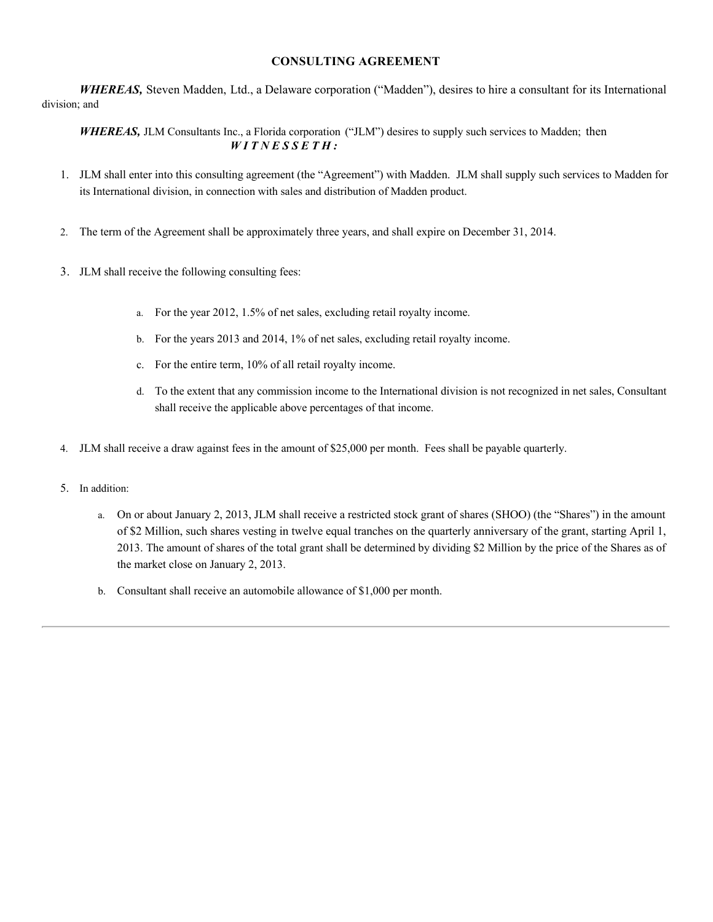# CONSULTING AGREEMENT

***WHEREAS,*** Steven Madden, Ltd., a Delaware corporation ("Madden"), desires to hire a consultant for its International division; and

***WHEREAS,*** JLM Consultants Inc., a Florida corporation ("JLM") desires to supply such services to Madden; then

***W I T N E S S E T H :***

1. JLM shall enter into this consulting agreement (the "Agreement") with Madden. JLM shall supply such services to Madden for its International division, in connection with sales and distribution of Madden product.

2. The term of the Agreement shall be approximately three years, and shall expire on December 31, 2014.

3. JLM shall receive the following consulting fees:

   a. For the year 2012, 1.5% of net sales, excluding retail royalty income.

   b. For the years 2013 and 2014, 1% of net sales, excluding retail royalty income.

   c. For the entire term, 10% of all retail royalty income.

   d. To the extent that any commission income to the International division is not recognized in net sales, Consultant shall receive the applicable above percentages of that income.

4. JLM shall receive a draw against fees in the amount of $25,000 per month. Fees shall be payable quarterly.

5. In addition:

   a. On or about January 2, 2013, JLM shall receive a restricted stock grant of shares (SHOO) (the "Shares") in the amount of $2 Million, such shares vesting in twelve equal tranches on the quarterly anniversary of the grant, starting April 1, 2013. The amount of shares of the total grant shall be determined by dividing $2 Million by the price of the Shares as of the market close on January 2, 2013.

   b. Consultant shall receive an automobile allowance of $1,000 per month.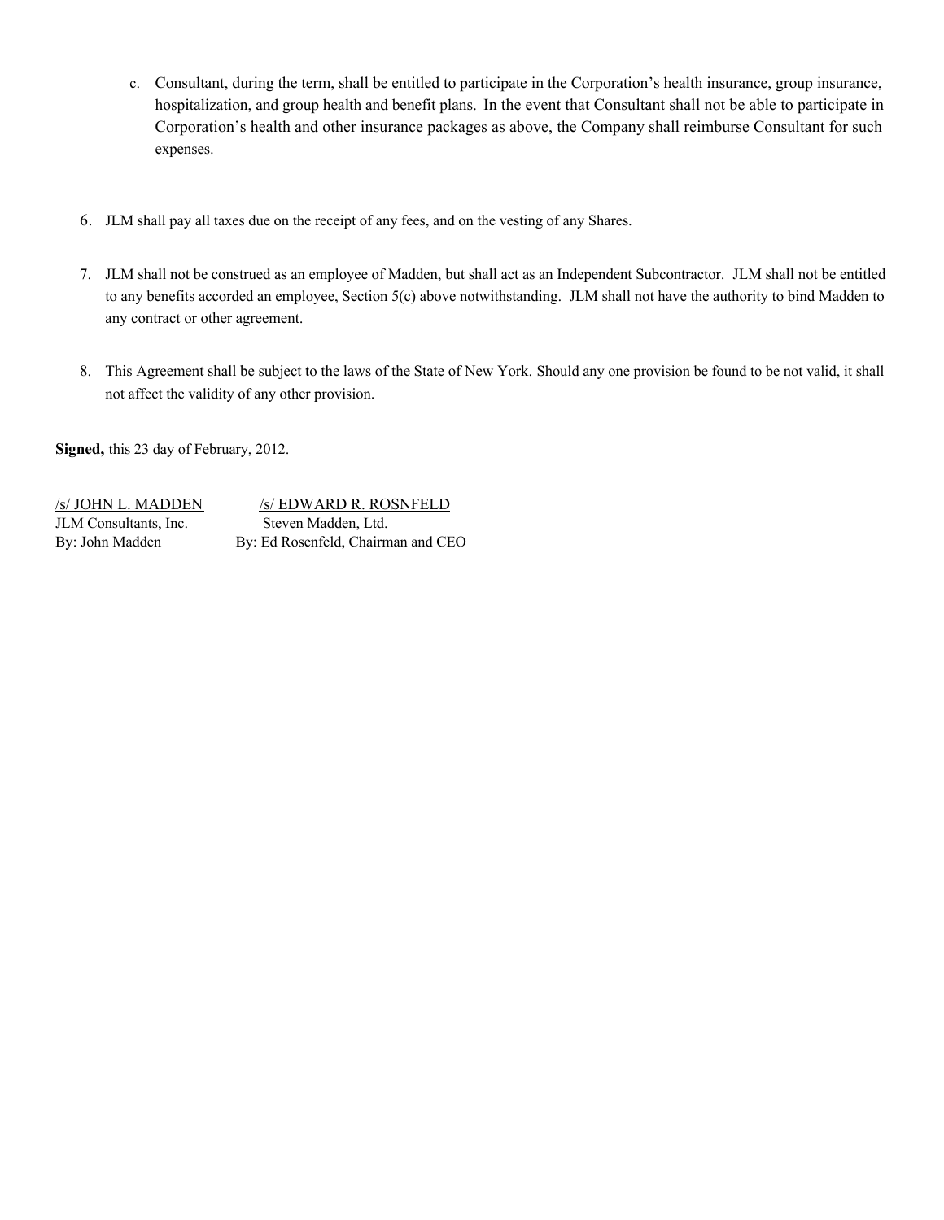c. Consultant, during the term, shall be entitled to participate in the Corporation's health insurance, group insurance, hospitalization, and group health and benefit plans. In the event that Consultant shall not be able to participate in Corporation's health and other insurance packages as above, the Company shall reimburse Consultant for such expenses.

6. JLM shall pay all taxes due on the receipt of any fees, and on the vesting of any Shares.

7. JLM shall not be construed as an employee of Madden, but shall act as an Independent Subcontractor. JLM shall not be entitled to any benefits accorded an employee, Section 5(c) above notwithstanding. JLM shall not have the authority to bind Madden to any contract or other agreement.

8. This Agreement shall be subject to the laws of the State of New York. Should any one provision be found to be not valid, it shall not affect the validity of any other provision.

**Signed,** this 23 day of February, 2012.

| /s/ JOHN L. MADDEN | /s/ EDWARD R. ROSNFELD |
|---|---|
| JLM Consultants, Inc. | Steven Madden, Ltd. |
| By: John Madden | By: Ed Rosenfeld, Chairman and CEO |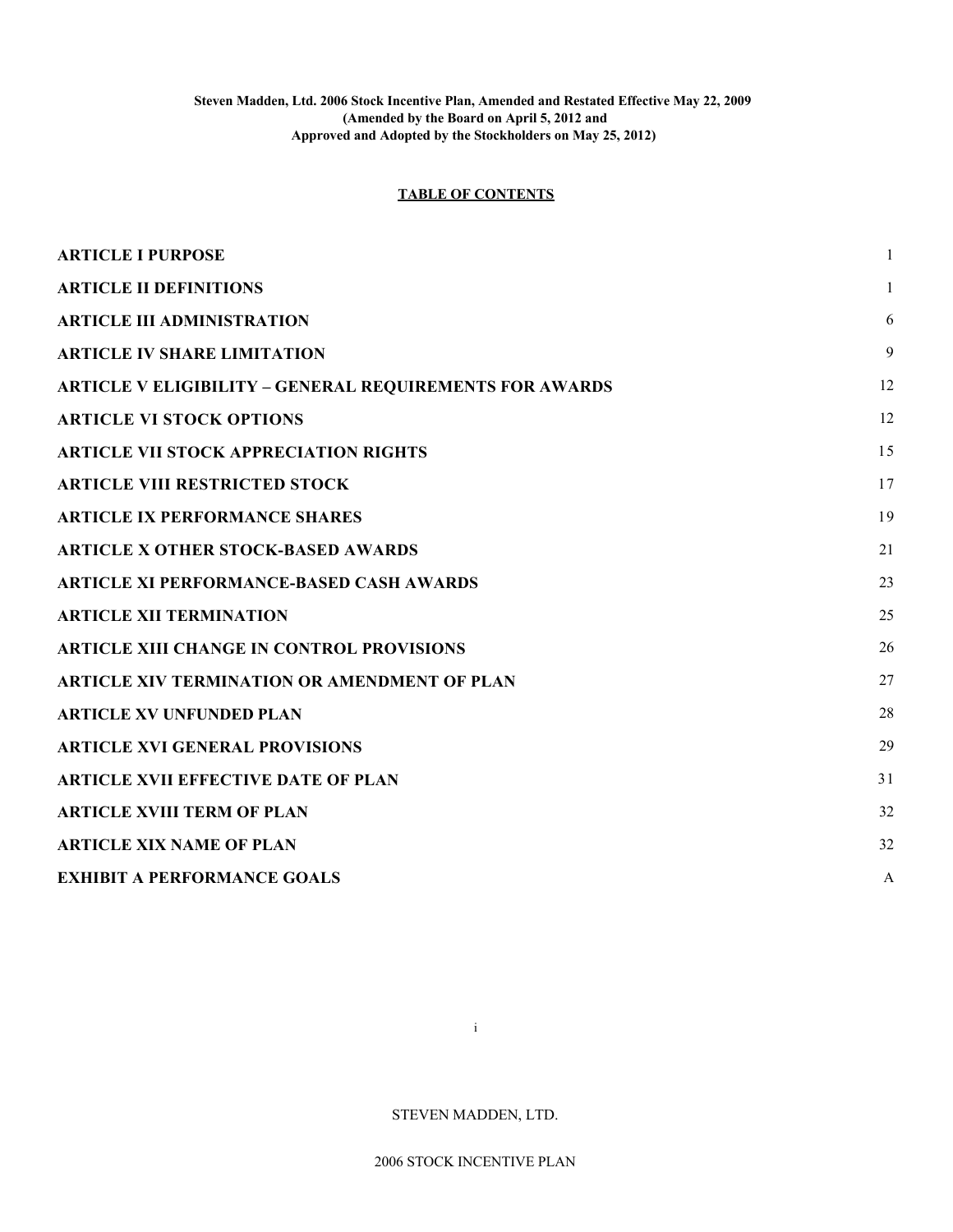**Steven Madden, Ltd. 2006 Stock Incentive Plan, Amended and Restated Effective May 22, 2009**
**(Amended by the Board on April 5, 2012 and**
**Approved and Adopted by the Stockholders on May 25, 2012)**

**TABLE OF CONTENTS**

| | |
|---|---|
| **ARTICLE I PURPOSE** | 1 |
| **ARTICLE II DEFINITIONS** | 1 |
| **ARTICLE III ADMINISTRATION** | 6 |
| **ARTICLE IV SHARE LIMITATION** | 9 |
| **ARTICLE V ELIGIBILITY – GENERAL REQUIREMENTS FOR AWARDS** | 12 |
| **ARTICLE VI STOCK OPTIONS** | 12 |
| **ARTICLE VII STOCK APPRECIATION RIGHTS** | 15 |
| **ARTICLE VIII RESTRICTED STOCK** | 17 |
| **ARTICLE IX PERFORMANCE SHARES** | 19 |
| **ARTICLE X OTHER STOCK-BASED AWARDS** | 21 |
| **ARTICLE XI PERFORMANCE-BASED CASH AWARDS** | 23 |
| **ARTICLE XII TERMINATION** | 25 |
| **ARTICLE XIII CHANGE IN CONTROL PROVISIONS** | 26 |
| **ARTICLE XIV TERMINATION OR AMENDMENT OF PLAN** | 27 |
| **ARTICLE XV UNFUNDED PLAN** | 28 |
| **ARTICLE XVI GENERAL PROVISIONS** | 29 |
| **ARTICLE XVII EFFECTIVE DATE OF PLAN** | 31 |
| **ARTICLE XVIII TERM OF PLAN** | 32 |
| **ARTICLE XIX NAME OF PLAN** | 32 |
| **EXHIBIT A PERFORMANCE GOALS** | A |

STEVEN MADDEN, LTD.

2006 STOCK INCENTIVE PLAN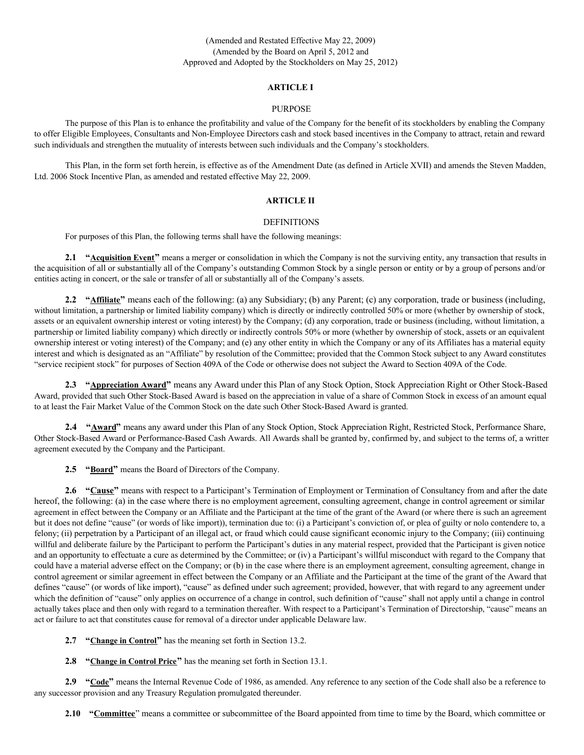(Amended and Restated Effective May 22, 2009)
(Amended by the Board on April 5, 2012 and
Approved and Adopted by the Stockholders on May 25, 2012)

## ARTICLE I

### PURPOSE

The purpose of this Plan is to enhance the profitability and value of the Company for the benefit of its stockholders by enabling the Company to offer Eligible Employees, Consultants and Non-Employee Directors cash and stock based incentives in the Company to attract, retain and reward such individuals and strengthen the mutuality of interests between such individuals and the Company's stockholders.

This Plan, in the form set forth herein, is effective as of the Amendment Date (as defined in Article XVII) and amends the Steven Madden, Ltd. 2006 Stock Incentive Plan, as amended and restated effective May 22, 2009.

## ARTICLE II

### DEFINITIONS

For purposes of this Plan, the following terms shall have the following meanings:

**2.1 "Acquisition Event"** means a merger or consolidation in which the Company is not the surviving entity, any transaction that results in the acquisition of all or substantially all of the Company's outstanding Common Stock by a single person or entity or by a group of persons and/or entities acting in concert, or the sale or transfer of all or substantially all of the Company's assets.

**2.2 "Affiliate"** means each of the following: (a) any Subsidiary; (b) any Parent; (c) any corporation, trade or business (including, without limitation, a partnership or limited liability company) which is directly or indirectly controlled 50% or more (whether by ownership of stock, assets or an equivalent ownership interest or voting interest) by the Company; (d) any corporation, trade or business (including, without limitation, a partnership or limited liability company) which directly or indirectly controls 50% or more (whether by ownership of stock, assets or an equivalent ownership interest or voting interest) of the Company; and (e) any other entity in which the Company or any of its Affiliates has a material equity interest and which is designated as an "Affiliate" by resolution of the Committee; provided that the Common Stock subject to any Award constitutes "service recipient stock" for purposes of Section 409A of the Code or otherwise does not subject the Award to Section 409A of the Code.

**2.3 "Appreciation Award"** means any Award under this Plan of any Stock Option, Stock Appreciation Right or Other Stock-Based Award, provided that such Other Stock-Based Award is based on the appreciation in value of a share of Common Stock in excess of an amount equal to at least the Fair Market Value of the Common Stock on the date such Other Stock-Based Award is granted.

**2.4 "Award"** means any award under this Plan of any Stock Option, Stock Appreciation Right, Restricted Stock, Performance Share, Other Stock-Based Award or Performance-Based Cash Awards. All Awards shall be granted by, confirmed by, and subject to the terms of, a written agreement executed by the Company and the Participant.

**2.5 "Board"** means the Board of Directors of the Company.

**2.6 "Cause"** means with respect to a Participant's Termination of Employment or Termination of Consultancy from and after the date hereof, the following: (a) in the case where there is no employment agreement, consulting agreement, change in control agreement or similar agreement in effect between the Company or an Affiliate and the Participant at the time of the grant of the Award (or where there is such an agreement but it does not define "cause" (or words of like import)), termination due to: (i) a Participant's conviction of, or plea of guilty or nolo contendere to, a felony; (ii) perpetration by a Participant of an illegal act, or fraud which could cause significant economic injury to the Company; (iii) continuing willful and deliberate failure by the Participant to perform the Participant's duties in any material respect, provided that the Participant is given notice and an opportunity to effectuate a cure as determined by the Committee; or (iv) a Participant's willful misconduct with regard to the Company that could have a material adverse effect on the Company; or (b) in the case where there is an employment agreement, consulting agreement, change in control agreement or similar agreement in effect between the Company or an Affiliate and the Participant at the time of the grant of the Award that defines "cause" (or words of like import), "cause" as defined under such agreement; provided, however, that with regard to any agreement under which the definition of "cause" only applies on occurrence of a change in control, such definition of "cause" shall not apply until a change in control actually takes place and then only with regard to a termination thereafter. With respect to a Participant's Termination of Directorship, "cause" means an act or failure to act that constitutes cause for removal of a director under applicable Delaware law.

**2.7 "Change in Control"** has the meaning set forth in Section 13.2.

**2.8 "Change in Control Price"** has the meaning set forth in Section 13.1.

**2.9 "Code"** means the Internal Revenue Code of 1986, as amended. Any reference to any section of the Code shall also be a reference to any successor provision and any Treasury Regulation promulgated thereunder.

**2.10 "Committee"** means a committee or subcommittee of the Board appointed from time to time by the Board, which committee or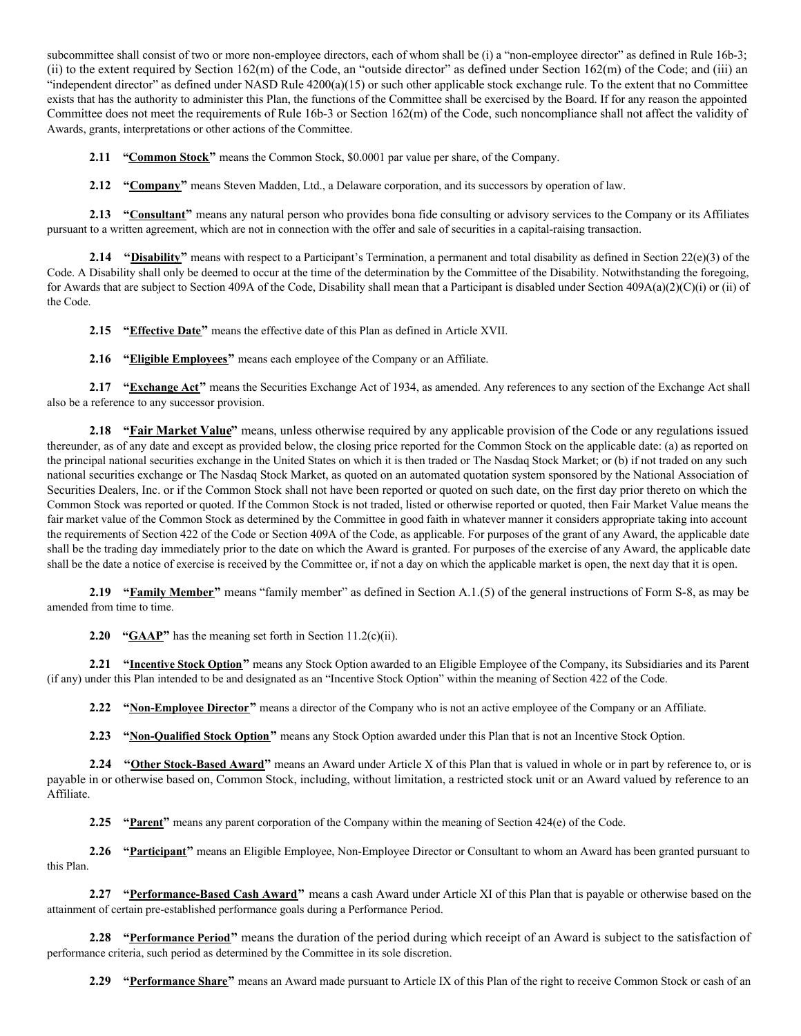subcommittee shall consist of two or more non-employee directors, each of whom shall be (i) a "non-employee director" as defined in Rule 16b-3; (ii) to the extent required by Section 162(m) of the Code, an "outside director" as defined under Section 162(m) of the Code; and (iii) an "independent director" as defined under NASD Rule 4200(a)(15) or such other applicable stock exchange rule. To the extent that no Committee exists that has the authority to administer this Plan, the functions of the Committee shall be exercised by the Board. If for any reason the appointed Committee does not meet the requirements of Rule 16b-3 or Section 162(m) of the Code, such noncompliance shall not affect the validity of Awards, grants, interpretations or other actions of the Committee.

**2.11 "Common Stock"** means the Common Stock, $0.0001 par value per share, of the Company.

**2.12 "Company"** means Steven Madden, Ltd., a Delaware corporation, and its successors by operation of law.

**2.13 "Consultant"** means any natural person who provides bona fide consulting or advisory services to the Company or its Affiliates pursuant to a written agreement, which are not in connection with the offer and sale of securities in a capital-raising transaction.

**2.14 "Disability"** means with respect to a Participant's Termination, a permanent and total disability as defined in Section 22(e)(3) of the Code. A Disability shall only be deemed to occur at the time of the determination by the Committee of the Disability. Notwithstanding the foregoing, for Awards that are subject to Section 409A of the Code, Disability shall mean that a Participant is disabled under Section 409A(a)(2)(C)(i) or (ii) of the Code.

**2.15 "Effective Date"** means the effective date of this Plan as defined in Article XVII.

**2.16 "Eligible Employees"** means each employee of the Company or an Affiliate.

**2.17 "Exchange Act"** means the Securities Exchange Act of 1934, as amended. Any references to any section of the Exchange Act shall also be a reference to any successor provision.

**2.18 "Fair Market Value"** means, unless otherwise required by any applicable provision of the Code or any regulations issued thereunder, as of any date and except as provided below, the closing price reported for the Common Stock on the applicable date: (a) as reported on the principal national securities exchange in the United States on which it is then traded or The Nasdaq Stock Market; or (b) if not traded on any such national securities exchange or The Nasdaq Stock Market, as quoted on an automated quotation system sponsored by the National Association of Securities Dealers, Inc. or if the Common Stock shall not have been reported or quoted on such date, on the first day prior thereto on which the Common Stock was reported or quoted. If the Common Stock is not traded, listed or otherwise reported or quoted, then Fair Market Value means the fair market value of the Common Stock as determined by the Committee in good faith in whatever manner it considers appropriate taking into account the requirements of Section 422 of the Code or Section 409A of the Code, as applicable. For purposes of the grant of any Award, the applicable date shall be the trading day immediately prior to the date on which the Award is granted. For purposes of the exercise of any Award, the applicable date shall be the date a notice of exercise is received by the Committee or, if not a day on which the applicable market is open, the next day that it is open.

**2.19 "Family Member"** means "family member" as defined in Section A.1.(5) of the general instructions of Form S-8, as may be amended from time to time.

**2.20 "GAAP"** has the meaning set forth in Section 11.2(c)(ii).

**2.21 "Incentive Stock Option"** means any Stock Option awarded to an Eligible Employee of the Company, its Subsidiaries and its Parent (if any) under this Plan intended to be and designated as an "Incentive Stock Option" within the meaning of Section 422 of the Code.

**2.22 "Non-Employee Director"** means a director of the Company who is not an active employee of the Company or an Affiliate.

**2.23 "Non-Qualified Stock Option"** means any Stock Option awarded under this Plan that is not an Incentive Stock Option.

**2.24 "Other Stock-Based Award"** means an Award under Article X of this Plan that is valued in whole or in part by reference to, or is payable in or otherwise based on, Common Stock, including, without limitation, a restricted stock unit or an Award valued by reference to an Affiliate.

**2.25 "Parent"** means any parent corporation of the Company within the meaning of Section 424(e) of the Code.

**2.26 "Participant"** means an Eligible Employee, Non-Employee Director or Consultant to whom an Award has been granted pursuant to this Plan.

**2.27 "Performance-Based Cash Award"** means a cash Award under Article XI of this Plan that is payable or otherwise based on the attainment of certain pre-established performance goals during a Performance Period.

**2.28 "Performance Period"** means the duration of the period during which receipt of an Award is subject to the satisfaction of performance criteria, such period as determined by the Committee in its sole discretion.

**2.29 "Performance Share"** means an Award made pursuant to Article IX of this Plan of the right to receive Common Stock or cash of an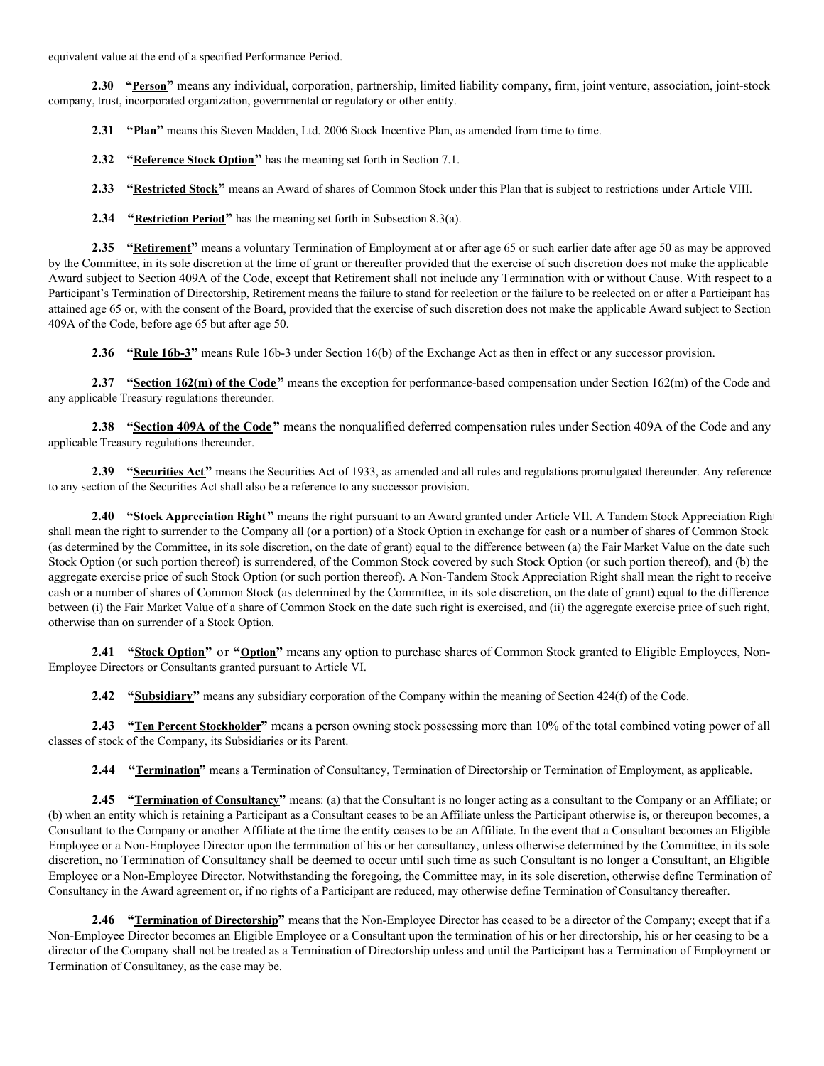equivalent value at the end of a specified Performance Period.

**2.30 "Person"** means any individual, corporation, partnership, limited liability company, firm, joint venture, association, joint-stock company, trust, incorporated organization, governmental or regulatory or other entity.

**2.31 "Plan"** means this Steven Madden, Ltd. 2006 Stock Incentive Plan, as amended from time to time.

**2.32 "Reference Stock Option"** has the meaning set forth in Section 7.1.

**2.33 "Restricted Stock"** means an Award of shares of Common Stock under this Plan that is subject to restrictions under Article VIII.

**2.34 "Restriction Period"** has the meaning set forth in Subsection 8.3(a).

**2.35 "Retirement"** means a voluntary Termination of Employment at or after age 65 or such earlier date after age 50 as may be approved by the Committee, in its sole discretion at the time of grant or thereafter provided that the exercise of such discretion does not make the applicable Award subject to Section 409A of the Code, except that Retirement shall not include any Termination with or without Cause. With respect to a Participant's Termination of Directorship, Retirement means the failure to stand for reelection or the failure to be reelected on or after a Participant has attained age 65 or, with the consent of the Board, provided that the exercise of such discretion does not make the applicable Award subject to Section 409A of the Code, before age 65 but after age 50.

**2.36 "Rule 16b-3"** means Rule 16b-3 under Section 16(b) of the Exchange Act as then in effect or any successor provision.

**2.37 "Section 162(m) of the Code"** means the exception for performance-based compensation under Section 162(m) of the Code and any applicable Treasury regulations thereunder.

**2.38 "Section 409A of the Code"** means the nonqualified deferred compensation rules under Section 409A of the Code and any applicable Treasury regulations thereunder.

**2.39 "Securities Act"** means the Securities Act of 1933, as amended and all rules and regulations promulgated thereunder. Any reference to any section of the Securities Act shall also be a reference to any successor provision.

**2.40 "Stock Appreciation Right"** means the right pursuant to an Award granted under Article VII. A Tandem Stock Appreciation Right shall mean the right to surrender to the Company all (or a portion) of a Stock Option in exchange for cash or a number of shares of Common Stock (as determined by the Committee, in its sole discretion, on the date of grant) equal to the difference between (a) the Fair Market Value on the date such Stock Option (or such portion thereof) is surrendered, of the Common Stock covered by such Stock Option (or such portion thereof), and (b) the aggregate exercise price of such Stock Option (or such portion thereof). A Non-Tandem Stock Appreciation Right shall mean the right to receive cash or a number of shares of Common Stock (as determined by the Committee, in its sole discretion, on the date of grant) equal to the difference between (i) the Fair Market Value of a share of Common Stock on the date such right is exercised, and (ii) the aggregate exercise price of such right, otherwise than on surrender of a Stock Option.

**2.41 "Stock Option"** or **"Option"** means any option to purchase shares of Common Stock granted to Eligible Employees, Non-Employee Directors or Consultants granted pursuant to Article VI.

**2.42 "Subsidiary"** means any subsidiary corporation of the Company within the meaning of Section 424(f) of the Code.

**2.43 "Ten Percent Stockholder"** means a person owning stock possessing more than 10% of the total combined voting power of all classes of stock of the Company, its Subsidiaries or its Parent.

**2.44 "Termination"** means a Termination of Consultancy, Termination of Directorship or Termination of Employment, as applicable.

**2.45 "Termination of Consultancy"** means: (a) that the Consultant is no longer acting as a consultant to the Company or an Affiliate; or (b) when an entity which is retaining a Participant as a Consultant ceases to be an Affiliate unless the Participant otherwise is, or thereupon becomes, a Consultant to the Company or another Affiliate at the time the entity ceases to be an Affiliate. In the event that a Consultant becomes an Eligible Employee or a Non-Employee Director upon the termination of his or her consultancy, unless otherwise determined by the Committee, in its sole discretion, no Termination of Consultancy shall be deemed to occur until such time as such Consultant is no longer a Consultant, an Eligible Employee or a Non-Employee Director. Notwithstanding the foregoing, the Committee may, in its sole discretion, otherwise define Termination of Consultancy in the Award agreement or, if no rights of a Participant are reduced, may otherwise define Termination of Consultancy thereafter.

**2.46 "Termination of Directorship"** means that the Non-Employee Director has ceased to be a director of the Company; except that if a Non-Employee Director becomes an Eligible Employee or a Consultant upon the termination of his or her directorship, his or her ceasing to be a director of the Company shall not be treated as a Termination of Directorship unless and until the Participant has a Termination of Employment or Termination of Consultancy, as the case may be.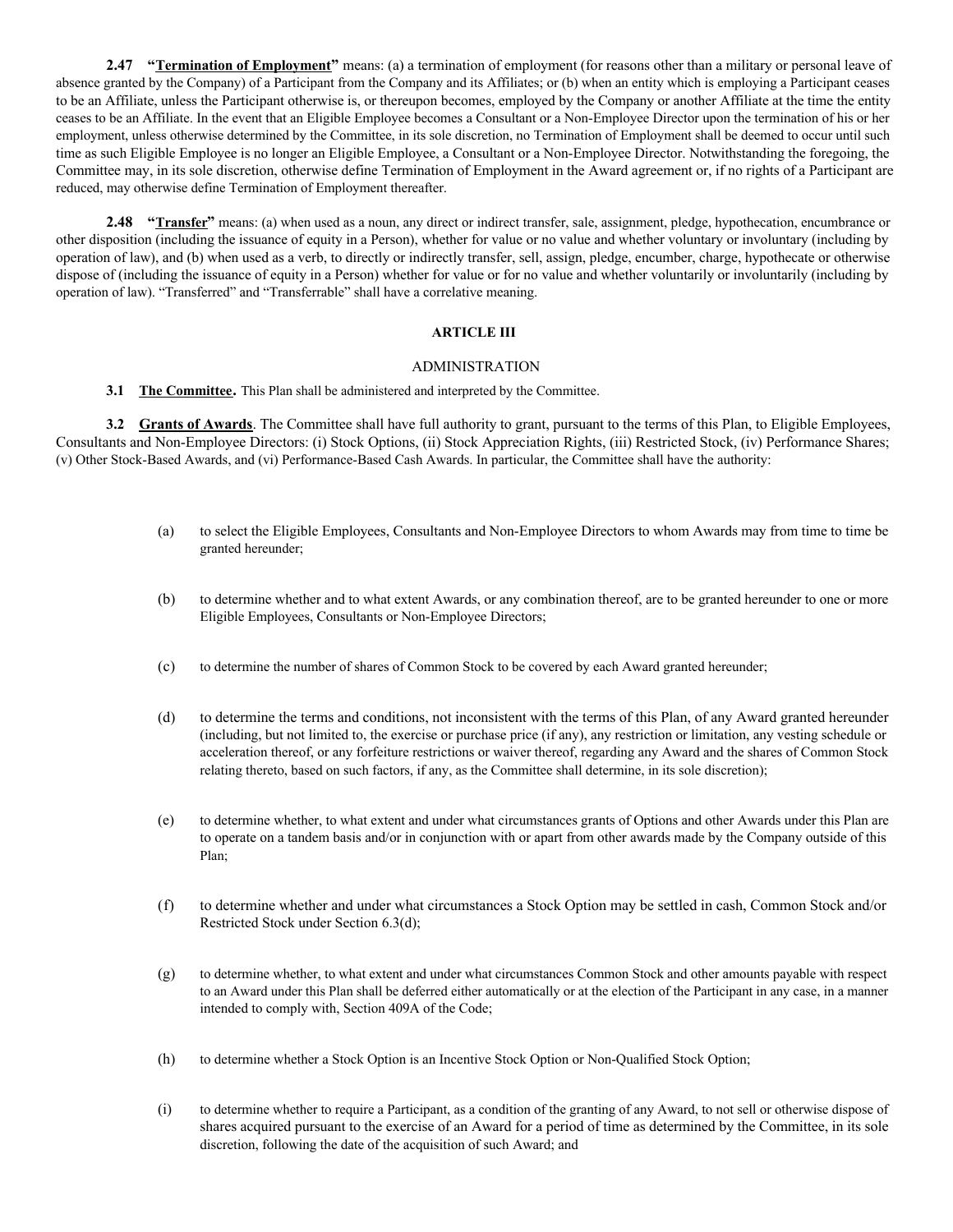**2.47 "Termination of Employment"** means: (a) a termination of employment (for reasons other than a military or personal leave of absence granted by the Company) of a Participant from the Company and its Affiliates; or (b) when an entity which is employing a Participant ceases to be an Affiliate, unless the Participant otherwise is, or thereupon becomes, employed by the Company or another Affiliate at the time the entity ceases to be an Affiliate. In the event that an Eligible Employee becomes a Consultant or a Non-Employee Director upon the termination of his or her employment, unless otherwise determined by the Committee, in its sole discretion, no Termination of Employment shall be deemed to occur until such time as such Eligible Employee is no longer an Eligible Employee, a Consultant or a Non-Employee Director. Notwithstanding the foregoing, the Committee may, in its sole discretion, otherwise define Termination of Employment in the Award agreement or, if no rights of a Participant are reduced, may otherwise define Termination of Employment thereafter.

**2.48 "Transfer"** means: (a) when used as a noun, any direct or indirect transfer, sale, assignment, pledge, hypothecation, encumbrance or other disposition (including the issuance of equity in a Person), whether for value or no value and whether voluntary or involuntary (including by operation of law), and (b) when used as a verb, to directly or indirectly transfer, sell, assign, pledge, encumber, charge, hypothecate or otherwise dispose of (including the issuance of equity in a Person) whether for value or for no value and whether voluntarily or involuntarily (including by operation of law). "Transferred" and "Transferrable" shall have a correlative meaning.

## ARTICLE III

### ADMINISTRATION

**3.1 The Committee.** This Plan shall be administered and interpreted by the Committee.

**3.2 Grants of Awards**. The Committee shall have full authority to grant, pursuant to the terms of this Plan, to Eligible Employees, Consultants and Non-Employee Directors: (i) Stock Options, (ii) Stock Appreciation Rights, (iii) Restricted Stock, (iv) Performance Shares; (v) Other Stock-Based Awards, and (vi) Performance-Based Cash Awards. In particular, the Committee shall have the authority:

(a) to select the Eligible Employees, Consultants and Non-Employee Directors to whom Awards may from time to time be granted hereunder;

(b) to determine whether and to what extent Awards, or any combination thereof, are to be granted hereunder to one or more Eligible Employees, Consultants or Non-Employee Directors;

(c) to determine the number of shares of Common Stock to be covered by each Award granted hereunder;

(d) to determine the terms and conditions, not inconsistent with the terms of this Plan, of any Award granted hereunder (including, but not limited to, the exercise or purchase price (if any), any restriction or limitation, any vesting schedule or acceleration thereof, or any forfeiture restrictions or waiver thereof, regarding any Award and the shares of Common Stock relating thereto, based on such factors, if any, as the Committee shall determine, in its sole discretion);

(e) to determine whether, to what extent and under what circumstances grants of Options and other Awards under this Plan are to operate on a tandem basis and/or in conjunction with or apart from other awards made by the Company outside of this Plan;

(f) to determine whether and under what circumstances a Stock Option may be settled in cash, Common Stock and/or Restricted Stock under Section 6.3(d);

(g) to determine whether, to what extent and under what circumstances Common Stock and other amounts payable with respect to an Award under this Plan shall be deferred either automatically or at the election of the Participant in any case, in a manner intended to comply with, Section 409A of the Code;

(h) to determine whether a Stock Option is an Incentive Stock Option or Non-Qualified Stock Option;

(i) to determine whether to require a Participant, as a condition of the granting of any Award, to not sell or otherwise dispose of shares acquired pursuant to the exercise of an Award for a period of time as determined by the Committee, in its sole discretion, following the date of the acquisition of such Award; and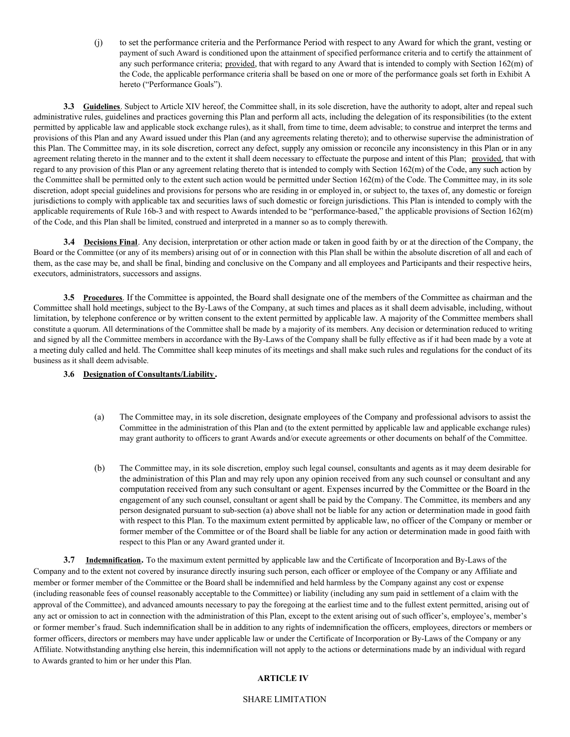(j) to set the performance criteria and the Performance Period with respect to any Award for which the grant, vesting or payment of such Award is conditioned upon the attainment of specified performance criteria and to certify the attainment of any such performance criteria; provided, that with regard to any Award that is intended to comply with Section 162(m) of the Code, the applicable performance criteria shall be based on one or more of the performance goals set forth in Exhibit A hereto ("Performance Goals").

**3.3 Guidelines**. Subject to Article XIV hereof, the Committee shall, in its sole discretion, have the authority to adopt, alter and repeal such administrative rules, guidelines and practices governing this Plan and perform all acts, including the delegation of its responsibilities (to the extent permitted by applicable law and applicable stock exchange rules), as it shall, from time to time, deem advisable; to construe and interpret the terms and provisions of this Plan and any Award issued under this Plan (and any agreements relating thereto); and to otherwise supervise the administration of this Plan. The Committee may, in its sole discretion, correct any defect, supply any omission or reconcile any inconsistency in this Plan or in any agreement relating thereto in the manner and to the extent it shall deem necessary to effectuate the purpose and intent of this Plan; provided, that with regard to any provision of this Plan or any agreement relating thereto that is intended to comply with Section 162(m) of the Code, any such action by the Committee shall be permitted only to the extent such action would be permitted under Section 162(m) of the Code. The Committee may, in its sole discretion, adopt special guidelines and provisions for persons who are residing in or employed in, or subject to, the taxes of, any domestic or foreign jurisdictions to comply with applicable tax and securities laws of such domestic or foreign jurisdictions. This Plan is intended to comply with the applicable requirements of Rule 16b-3 and with respect to Awards intended to be "performance-based," the applicable provisions of Section 162(m) of the Code, and this Plan shall be limited, construed and interpreted in a manner so as to comply therewith.

**3.4 Decisions Final**. Any decision, interpretation or other action made or taken in good faith by or at the direction of the Company, the Board or the Committee (or any of its members) arising out of or in connection with this Plan shall be within the absolute discretion of all and each of them, as the case may be, and shall be final, binding and conclusive on the Company and all employees and Participants and their respective heirs, executors, administrators, successors and assigns.

**3.5 Procedures**. If the Committee is appointed, the Board shall designate one of the members of the Committee as chairman and the Committee shall hold meetings, subject to the By-Laws of the Company, at such times and places as it shall deem advisable, including, without limitation, by telephone conference or by written consent to the extent permitted by applicable law. A majority of the Committee members shall constitute a quorum. All determinations of the Committee shall be made by a majority of its members. Any decision or determination reduced to writing and signed by all the Committee members in accordance with the By-Laws of the Company shall be fully effective as if it had been made by a vote at a meeting duly called and held. The Committee shall keep minutes of its meetings and shall make such rules and regulations for the conduct of its business as it shall deem advisable.

**3.6 Designation of Consultants/Liability.**

(a) The Committee may, in its sole discretion, designate employees of the Company and professional advisors to assist the Committee in the administration of this Plan and (to the extent permitted by applicable law and applicable exchange rules) may grant authority to officers to grant Awards and/or execute agreements or other documents on behalf of the Committee.

(b) The Committee may, in its sole discretion, employ such legal counsel, consultants and agents as it may deem desirable for the administration of this Plan and may rely upon any opinion received from any such counsel or consultant and any computation received from any such consultant or agent. Expenses incurred by the Committee or the Board in the engagement of any such counsel, consultant or agent shall be paid by the Company. The Committee, its members and any person designated pursuant to sub-section (a) above shall not be liable for any action or determination made in good faith with respect to this Plan. To the maximum extent permitted by applicable law, no officer of the Company or member or former member of the Committee or of the Board shall be liable for any action or determination made in good faith with respect to this Plan or any Award granted under it.

**3.7 Indemnification.** To the maximum extent permitted by applicable law and the Certificate of Incorporation and By-Laws of the Company and to the extent not covered by insurance directly insuring such person, each officer or employee of the Company or any Affiliate and member or former member of the Committee or the Board shall be indemnified and held harmless by the Company against any cost or expense (including reasonable fees of counsel reasonably acceptable to the Committee) or liability (including any sum paid in settlement of a claim with the approval of the Committee), and advanced amounts necessary to pay the foregoing at the earliest time and to the fullest extent permitted, arising out of any act or omission to act in connection with the administration of this Plan, except to the extent arising out of such officer's, employee's, member's or former member's fraud. Such indemnification shall be in addition to any rights of indemnification the officers, employees, directors or members or former officers, directors or members may have under applicable law or under the Certificate of Incorporation or By-Laws of the Company or any Affiliate. Notwithstanding anything else herein, this indemnification will not apply to the actions or determinations made by an individual with regard to Awards granted to him or her under this Plan.

## ARTICLE IV

SHARE LIMITATION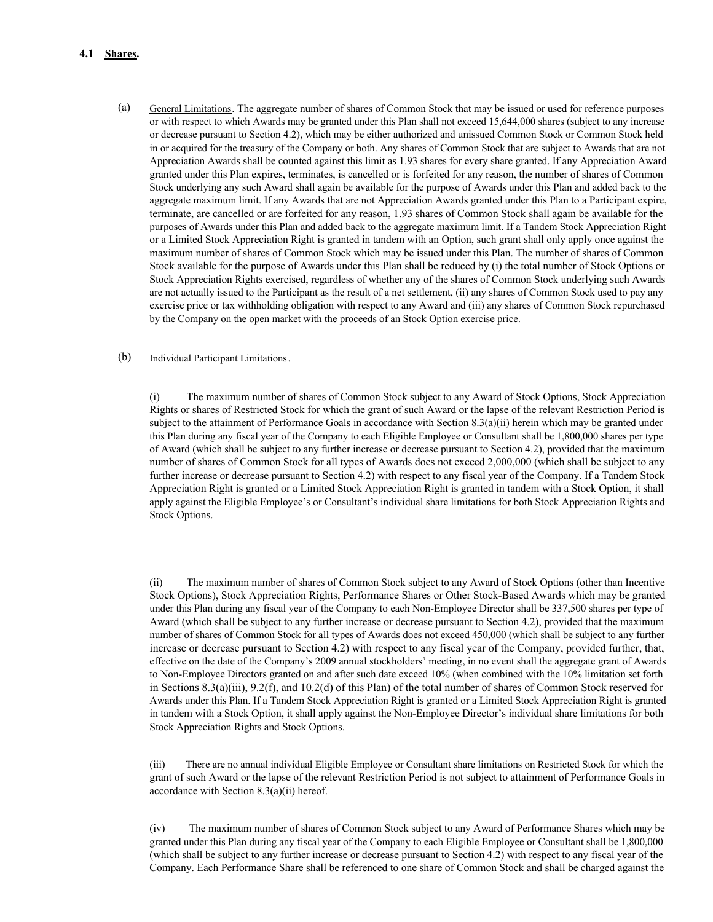### 4.1 Shares.

(a) General Limitations. The aggregate number of shares of Common Stock that may be issued or used for reference purposes or with respect to which Awards may be granted under this Plan shall not exceed 15,644,000 shares (subject to any increase or decrease pursuant to Section 4.2), which may be either authorized and unissued Common Stock or Common Stock held in or acquired for the treasury of the Company or both. Any shares of Common Stock that are subject to Awards that are not Appreciation Awards shall be counted against this limit as 1.93 shares for every share granted. If any Appreciation Award granted under this Plan expires, terminates, is cancelled or is forfeited for any reason, the number of shares of Common Stock underlying any such Award shall again be available for the purpose of Awards under this Plan and added back to the aggregate maximum limit. If any Awards that are not Appreciation Awards granted under this Plan to a Participant expire, terminate, are cancelled or are forfeited for any reason, 1.93 shares of Common Stock shall again be available for the purposes of Awards under this Plan and added back to the aggregate maximum limit. If a Tandem Stock Appreciation Right or a Limited Stock Appreciation Right is granted in tandem with an Option, such grant shall only apply once against the maximum number of shares of Common Stock which may be issued under this Plan. The number of shares of Common Stock available for the purpose of Awards under this Plan shall be reduced by (i) the total number of Stock Options or Stock Appreciation Rights exercised, regardless of whether any of the shares of Common Stock underlying such Awards are not actually issued to the Participant as the result of a net settlement, (ii) any shares of Common Stock used to pay any exercise price or tax withholding obligation with respect to any Award and (iii) any shares of Common Stock repurchased by the Company on the open market with the proceeds of an Stock Option exercise price.

(b) Individual Participant Limitations.

(i) The maximum number of shares of Common Stock subject to any Award of Stock Options, Stock Appreciation Rights or shares of Restricted Stock for which the grant of such Award or the lapse of the relevant Restriction Period is subject to the attainment of Performance Goals in accordance with Section 8.3(a)(ii) herein which may be granted under this Plan during any fiscal year of the Company to each Eligible Employee or Consultant shall be 1,800,000 shares per type of Award (which shall be subject to any further increase or decrease pursuant to Section 4.2), provided that the maximum number of shares of Common Stock for all types of Awards does not exceed 2,000,000 (which shall be subject to any further increase or decrease pursuant to Section 4.2) with respect to any fiscal year of the Company. If a Tandem Stock Appreciation Right is granted or a Limited Stock Appreciation Right is granted in tandem with a Stock Option, it shall apply against the Eligible Employee's or Consultant's individual share limitations for both Stock Appreciation Rights and Stock Options.

(ii) The maximum number of shares of Common Stock subject to any Award of Stock Options (other than Incentive Stock Options), Stock Appreciation Rights, Performance Shares or Other Stock-Based Awards which may be granted under this Plan during any fiscal year of the Company to each Non-Employee Director shall be 337,500 shares per type of Award (which shall be subject to any further increase or decrease pursuant to Section 4.2), provided that the maximum number of shares of Common Stock for all types of Awards does not exceed 450,000 (which shall be subject to any further increase or decrease pursuant to Section 4.2) with respect to any fiscal year of the Company, provided further, that, effective on the date of the Company's 2009 annual stockholders' meeting, in no event shall the aggregate grant of Awards to Non-Employee Directors granted on and after such date exceed 10% (when combined with the 10% limitation set forth in Sections 8.3(a)(iii), 9.2(f), and 10.2(d) of this Plan) of the total number of shares of Common Stock reserved for Awards under this Plan. If a Tandem Stock Appreciation Right is granted or a Limited Stock Appreciation Right is granted in tandem with a Stock Option, it shall apply against the Non-Employee Director's individual share limitations for both Stock Appreciation Rights and Stock Options.

(iii) There are no annual individual Eligible Employee or Consultant share limitations on Restricted Stock for which the grant of such Award or the lapse of the relevant Restriction Period is not subject to attainment of Performance Goals in accordance with Section 8.3(a)(ii) hereof.

(iv) The maximum number of shares of Common Stock subject to any Award of Performance Shares which may be granted under this Plan during any fiscal year of the Company to each Eligible Employee or Consultant shall be 1,800,000 (which shall be subject to any further increase or decrease pursuant to Section 4.2) with respect to any fiscal year of the Company. Each Performance Share shall be referenced to one share of Common Stock and shall be charged against the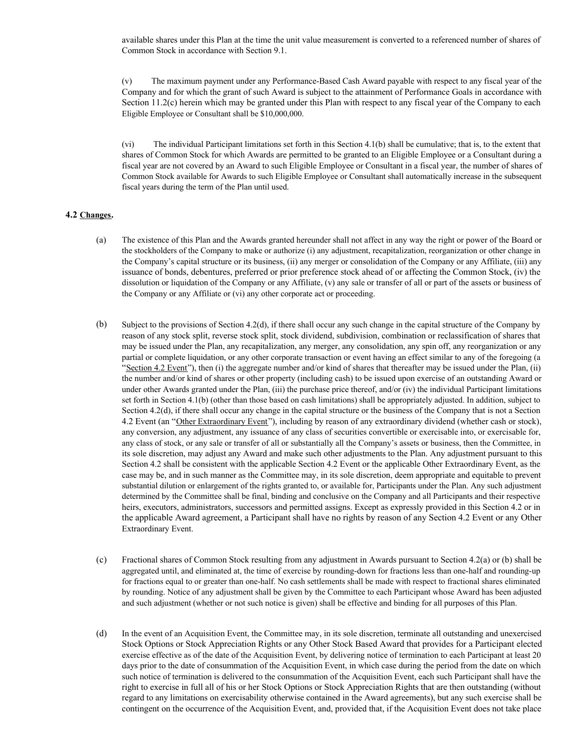available shares under this Plan at the time the unit value measurement is converted to a referenced number of shares of Common Stock in accordance with Section 9.1.

(v) The maximum payment under any Performance-Based Cash Award payable with respect to any fiscal year of the Company and for which the grant of such Award is subject to the attainment of Performance Goals in accordance with Section 11.2(c) herein which may be granted under this Plan with respect to any fiscal year of the Company to each Eligible Employee or Consultant shall be $10,000,000.

(vi) The individual Participant limitations set forth in this Section 4.1(b) shall be cumulative; that is, to the extent that shares of Common Stock for which Awards are permitted to be granted to an Eligible Employee or a Consultant during a fiscal year are not covered by an Award to such Eligible Employee or Consultant in a fiscal year, the number of shares of Common Stock available for Awards to such Eligible Employee or Consultant shall automatically increase in the subsequent fiscal years during the term of the Plan until used.

**4.2 Changes.**

(a) The existence of this Plan and the Awards granted hereunder shall not affect in any way the right or power of the Board or the stockholders of the Company to make or authorize (i) any adjustment, recapitalization, reorganization or other change in the Company's capital structure or its business, (ii) any merger or consolidation of the Company or any Affiliate, (iii) any issuance of bonds, debentures, preferred or prior preference stock ahead of or affecting the Common Stock, (iv) the dissolution or liquidation of the Company or any Affiliate, (v) any sale or transfer of all or part of the assets or business of the Company or any Affiliate or (vi) any other corporate act or proceeding.

(b) Subject to the provisions of Section 4.2(d), if there shall occur any such change in the capital structure of the Company by reason of any stock split, reverse stock split, stock dividend, subdivision, combination or reclassification of shares that may be issued under the Plan, any recapitalization, any merger, any consolidation, any spin off, any reorganization or any partial or complete liquidation, or any other corporate transaction or event having an effect similar to any of the foregoing (a "Section 4.2 Event"), then (i) the aggregate number and/or kind of shares that thereafter may be issued under the Plan, (ii) the number and/or kind of shares or other property (including cash) to be issued upon exercise of an outstanding Award or under other Awards granted under the Plan, (iii) the purchase price thereof, and/or (iv) the individual Participant limitations set forth in Section 4.1(b) (other than those based on cash limitations) shall be appropriately adjusted. In addition, subject to Section 4.2(d), if there shall occur any change in the capital structure or the business of the Company that is not a Section 4.2 Event (an "Other Extraordinary Event"), including by reason of any extraordinary dividend (whether cash or stock), any conversion, any adjustment, any issuance of any class of securities convertible or exercisable into, or exercisable for, any class of stock, or any sale or transfer of all or substantially all the Company's assets or business, then the Committee, in its sole discretion, may adjust any Award and make such other adjustments to the Plan. Any adjustment pursuant to this Section 4.2 shall be consistent with the applicable Section 4.2 Event or the applicable Other Extraordinary Event, as the case may be, and in such manner as the Committee may, in its sole discretion, deem appropriate and equitable to prevent substantial dilution or enlargement of the rights granted to, or available for, Participants under the Plan. Any such adjustment determined by the Committee shall be final, binding and conclusive on the Company and all Participants and their respective heirs, executors, administrators, successors and permitted assigns. Except as expressly provided in this Section 4.2 or in the applicable Award agreement, a Participant shall have no rights by reason of any Section 4.2 Event or any Other Extraordinary Event.

(c) Fractional shares of Common Stock resulting from any adjustment in Awards pursuant to Section 4.2(a) or (b) shall be aggregated until, and eliminated at, the time of exercise by rounding-down for fractions less than one-half and rounding-up for fractions equal to or greater than one-half. No cash settlements shall be made with respect to fractional shares eliminated by rounding. Notice of any adjustment shall be given by the Committee to each Participant whose Award has been adjusted and such adjustment (whether or not such notice is given) shall be effective and binding for all purposes of this Plan.

(d) In the event of an Acquisition Event, the Committee may, in its sole discretion, terminate all outstanding and unexercised Stock Options or Stock Appreciation Rights or any Other Stock Based Award that provides for a Participant elected exercise effective as of the date of the Acquisition Event, by delivering notice of termination to each Participant at least 20 days prior to the date of consummation of the Acquisition Event, in which case during the period from the date on which such notice of termination is delivered to the consummation of the Acquisition Event, each such Participant shall have the right to exercise in full all of his or her Stock Options or Stock Appreciation Rights that are then outstanding (without regard to any limitations on exercisability otherwise contained in the Award agreements), but any such exercise shall be contingent on the occurrence of the Acquisition Event, and, provided that, if the Acquisition Event does not take place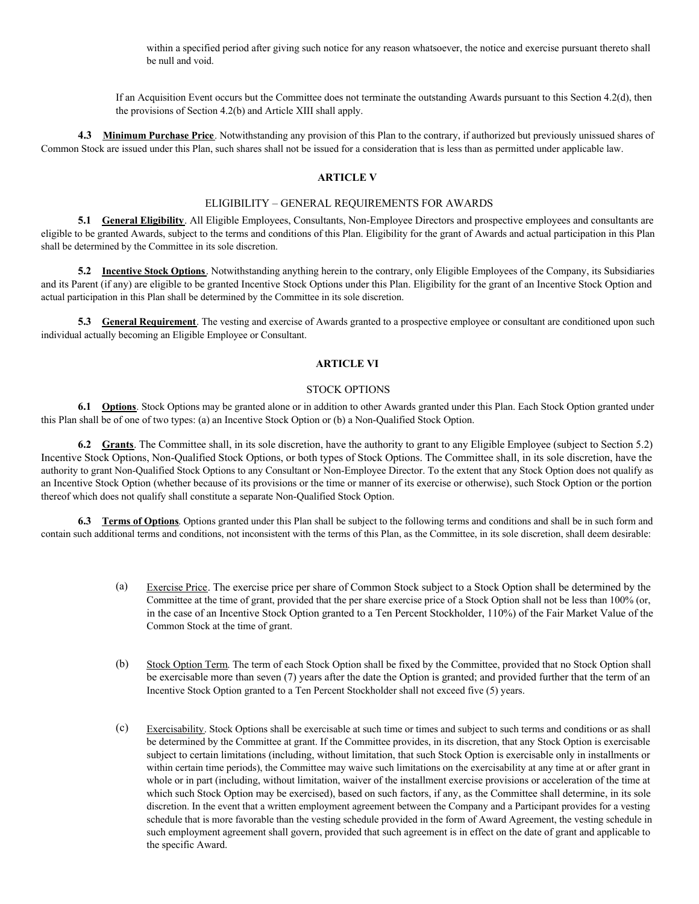within a specified period after giving such notice for any reason whatsoever, the notice and exercise pursuant thereto shall be null and void.

If an Acquisition Event occurs but the Committee does not terminate the outstanding Awards pursuant to this Section 4.2(d), then the provisions of Section 4.2(b) and Article XIII shall apply.

**4.3 Minimum Purchase Price**. Notwithstanding any provision of this Plan to the contrary, if authorized but previously unissued shares of Common Stock are issued under this Plan, such shares shall not be issued for a consideration that is less than as permitted under applicable law.

## ARTICLE V

### ELIGIBILITY – GENERAL REQUIREMENTS FOR AWARDS

**5.1 General Eligibility**. All Eligible Employees, Consultants, Non-Employee Directors and prospective employees and consultants are eligible to be granted Awards, subject to the terms and conditions of this Plan. Eligibility for the grant of Awards and actual participation in this Plan shall be determined by the Committee in its sole discretion.

**5.2 Incentive Stock Options**. Notwithstanding anything herein to the contrary, only Eligible Employees of the Company, its Subsidiaries and its Parent (if any) are eligible to be granted Incentive Stock Options under this Plan. Eligibility for the grant of an Incentive Stock Option and actual participation in this Plan shall be determined by the Committee in its sole discretion.

**5.3 General Requirement**. The vesting and exercise of Awards granted to a prospective employee or consultant are conditioned upon such individual actually becoming an Eligible Employee or Consultant.

## ARTICLE VI

### STOCK OPTIONS

**6.1 Options**. Stock Options may be granted alone or in addition to other Awards granted under this Plan. Each Stock Option granted under this Plan shall be of one of two types: (a) an Incentive Stock Option or (b) a Non-Qualified Stock Option.

**6.2 Grants**. The Committee shall, in its sole discretion, have the authority to grant to any Eligible Employee (subject to Section 5.2) Incentive Stock Options, Non-Qualified Stock Options, or both types of Stock Options. The Committee shall, in its sole discretion, have the authority to grant Non-Qualified Stock Options to any Consultant or Non-Employee Director. To the extent that any Stock Option does not qualify as an Incentive Stock Option (whether because of its provisions or the time or manner of its exercise or otherwise), such Stock Option or the portion thereof which does not qualify shall constitute a separate Non-Qualified Stock Option.

**6.3 Terms of Options**. Options granted under this Plan shall be subject to the following terms and conditions and shall be in such form and contain such additional terms and conditions, not inconsistent with the terms of this Plan, as the Committee, in its sole discretion, shall deem desirable:

(a) Exercise Price. The exercise price per share of Common Stock subject to a Stock Option shall be determined by the Committee at the time of grant, provided that the per share exercise price of a Stock Option shall not be less than 100% (or, in the case of an Incentive Stock Option granted to a Ten Percent Stockholder, 110%) of the Fair Market Value of the Common Stock at the time of grant.

(b) Stock Option Term. The term of each Stock Option shall be fixed by the Committee, provided that no Stock Option shall be exercisable more than seven (7) years after the date the Option is granted; and provided further that the term of an Incentive Stock Option granted to a Ten Percent Stockholder shall not exceed five (5) years.

(c) Exercisability. Stock Options shall be exercisable at such time or times and subject to such terms and conditions or as shall be determined by the Committee at grant. If the Committee provides, in its discretion, that any Stock Option is exercisable subject to certain limitations (including, without limitation, that such Stock Option is exercisable only in installments or within certain time periods), the Committee may waive such limitations on the exercisability at any time at or after grant in whole or in part (including, without limitation, waiver of the installment exercise provisions or acceleration of the time at which such Stock Option may be exercised), based on such factors, if any, as the Committee shall determine, in its sole discretion. In the event that a written employment agreement between the Company and a Participant provides for a vesting schedule that is more favorable than the vesting schedule provided in the form of Award Agreement, the vesting schedule in such employment agreement shall govern, provided that such agreement is in effect on the date of grant and applicable to the specific Award.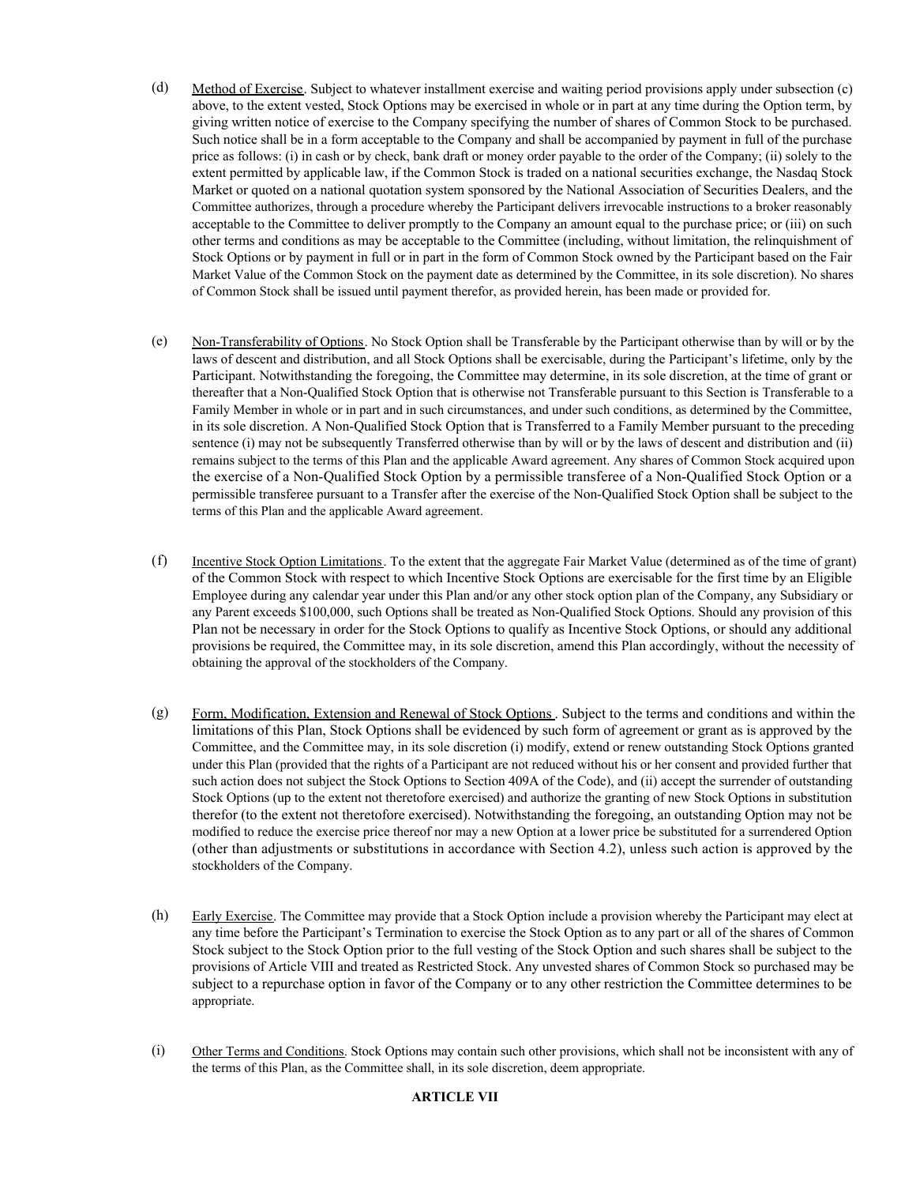(d) Method of Exercise. Subject to whatever installment exercise and waiting period provisions apply under subsection (c) above, to the extent vested, Stock Options may be exercised in whole or in part at any time during the Option term, by giving written notice of exercise to the Company specifying the number of shares of Common Stock to be purchased. Such notice shall be in a form acceptable to the Company and shall be accompanied by payment in full of the purchase price as follows: (i) in cash or by check, bank draft or money order payable to the order of the Company; (ii) solely to the extent permitted by applicable law, if the Common Stock is traded on a national securities exchange, the Nasdaq Stock Market or quoted on a national quotation system sponsored by the National Association of Securities Dealers, and the Committee authorizes, through a procedure whereby the Participant delivers irrevocable instructions to a broker reasonably acceptable to the Committee to deliver promptly to the Company an amount equal to the purchase price; or (iii) on such other terms and conditions as may be acceptable to the Committee (including, without limitation, the relinquishment of Stock Options or by payment in full or in part in the form of Common Stock owned by the Participant based on the Fair Market Value of the Common Stock on the payment date as determined by the Committee, in its sole discretion). No shares of Common Stock shall be issued until payment therefor, as provided herein, has been made or provided for.

(e) Non-Transferability of Options. No Stock Option shall be Transferable by the Participant otherwise than by will or by the laws of descent and distribution, and all Stock Options shall be exercisable, during the Participant's lifetime, only by the Participant. Notwithstanding the foregoing, the Committee may determine, in its sole discretion, at the time of grant or thereafter that a Non-Qualified Stock Option that is otherwise not Transferable pursuant to this Section is Transferable to a Family Member in whole or in part and in such circumstances, and under such conditions, as determined by the Committee, in its sole discretion. A Non-Qualified Stock Option that is Transferred to a Family Member pursuant to the preceding sentence (i) may not be subsequently Transferred otherwise than by will or by the laws of descent and distribution and (ii) remains subject to the terms of this Plan and the applicable Award agreement. Any shares of Common Stock acquired upon the exercise of a Non-Qualified Stock Option by a permissible transferee of a Non-Qualified Stock Option or a permissible transferee pursuant to a Transfer after the exercise of the Non-Qualified Stock Option shall be subject to the terms of this Plan and the applicable Award agreement.

(f) Incentive Stock Option Limitations. To the extent that the aggregate Fair Market Value (determined as of the time of grant) of the Common Stock with respect to which Incentive Stock Options are exercisable for the first time by an Eligible Employee during any calendar year under this Plan and/or any other stock option plan of the Company, any Subsidiary or any Parent exceeds $100,000, such Options shall be treated as Non-Qualified Stock Options. Should any provision of this Plan not be necessary in order for the Stock Options to qualify as Incentive Stock Options, or should any additional provisions be required, the Committee may, in its sole discretion, amend this Plan accordingly, without the necessity of obtaining the approval of the stockholders of the Company.

(g) Form, Modification, Extension and Renewal of Stock Options. Subject to the terms and conditions and within the limitations of this Plan, Stock Options shall be evidenced by such form of agreement or grant as is approved by the Committee, and the Committee may, in its sole discretion (i) modify, extend or renew outstanding Stock Options granted under this Plan (provided that the rights of a Participant are not reduced without his or her consent and provided further that such action does not subject the Stock Options to Section 409A of the Code), and (ii) accept the surrender of outstanding Stock Options (up to the extent not theretofore exercised) and authorize the granting of new Stock Options in substitution therefor (to the extent not theretofore exercised). Notwithstanding the foregoing, an outstanding Option may not be modified to reduce the exercise price thereof nor may a new Option at a lower price be substituted for a surrendered Option (other than adjustments or substitutions in accordance with Section 4.2), unless such action is approved by the stockholders of the Company.

(h) Early Exercise. The Committee may provide that a Stock Option include a provision whereby the Participant may elect at any time before the Participant's Termination to exercise the Stock Option as to any part or all of the shares of Common Stock subject to the Stock Option prior to the full vesting of the Stock Option and such shares shall be subject to the provisions of Article VIII and treated as Restricted Stock. Any unvested shares of Common Stock so purchased may be subject to a repurchase option in favor of the Company or to any other restriction the Committee determines to be appropriate.

(i) Other Terms and Conditions. Stock Options may contain such other provisions, which shall not be inconsistent with any of the terms of this Plan, as the Committee shall, in its sole discretion, deem appropriate.

**ARTICLE VII**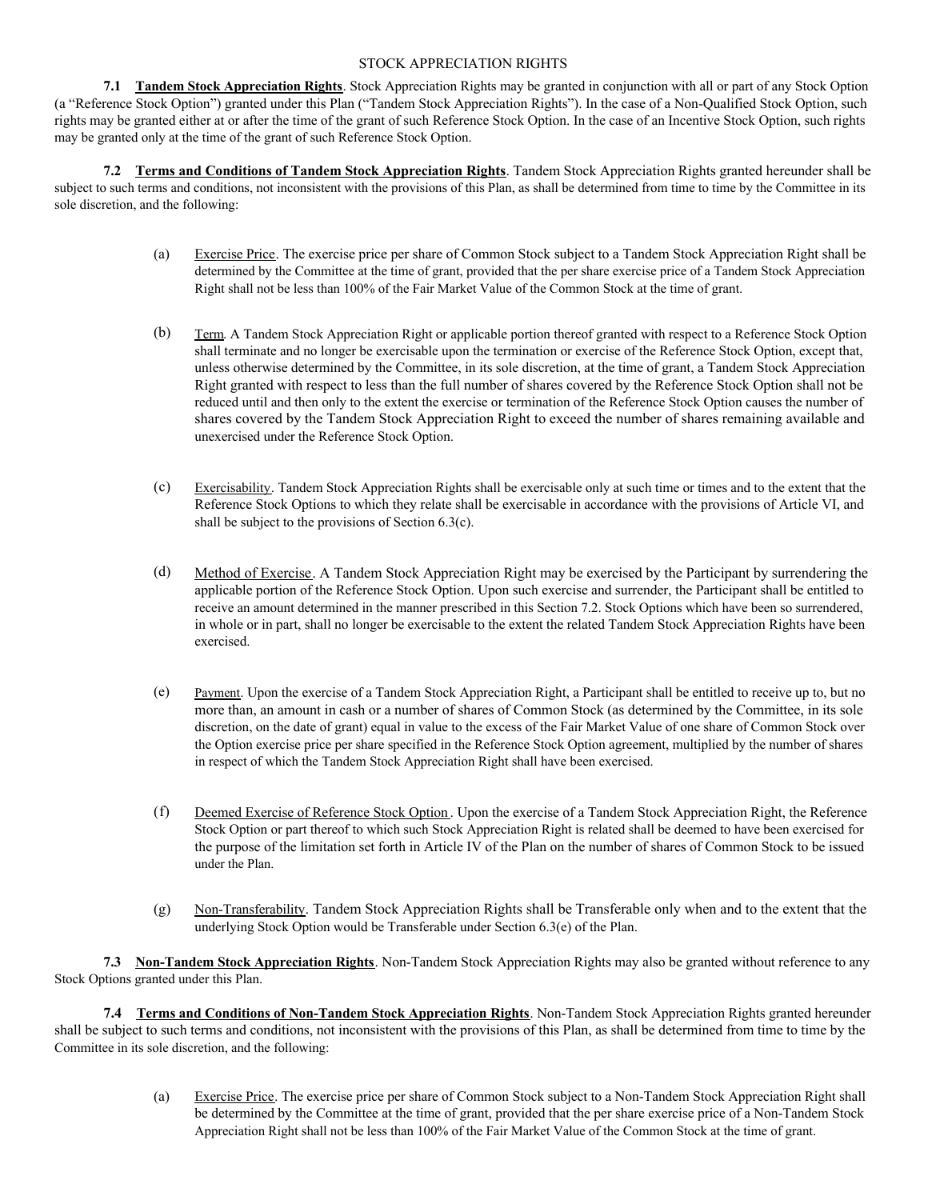STOCK APPRECIATION RIGHTS

**7.1 Tandem Stock Appreciation Rights**. Stock Appreciation Rights may be granted in conjunction with all or part of any Stock Option (a "Reference Stock Option") granted under this Plan ("Tandem Stock Appreciation Rights"). In the case of a Non-Qualified Stock Option, such rights may be granted either at or after the time of the grant of such Reference Stock Option. In the case of an Incentive Stock Option, such rights may be granted only at the time of the grant of such Reference Stock Option.

**7.2 Terms and Conditions of Tandem Stock Appreciation Rights**. Tandem Stock Appreciation Rights granted hereunder shall be subject to such terms and conditions, not inconsistent with the provisions of this Plan, as shall be determined from time to time by the Committee in its sole discretion, and the following:

(a) Exercise Price. The exercise price per share of Common Stock subject to a Tandem Stock Appreciation Right shall be determined by the Committee at the time of grant, provided that the per share exercise price of a Tandem Stock Appreciation Right shall not be less than 100% of the Fair Market Value of the Common Stock at the time of grant.

(b) Term. A Tandem Stock Appreciation Right or applicable portion thereof granted with respect to a Reference Stock Option shall terminate and no longer be exercisable upon the termination or exercise of the Reference Stock Option, except that, unless otherwise determined by the Committee, in its sole discretion, at the time of grant, a Tandem Stock Appreciation Right granted with respect to less than the full number of shares covered by the Reference Stock Option shall not be reduced until and then only to the extent the exercise or termination of the Reference Stock Option causes the number of shares covered by the Tandem Stock Appreciation Right to exceed the number of shares remaining available and unexercised under the Reference Stock Option.

(c) Exercisability. Tandem Stock Appreciation Rights shall be exercisable only at such time or times and to the extent that the Reference Stock Options to which they relate shall be exercisable in accordance with the provisions of Article VI, and shall be subject to the provisions of Section 6.3(c).

(d) Method of Exercise. A Tandem Stock Appreciation Right may be exercised by the Participant by surrendering the applicable portion of the Reference Stock Option. Upon such exercise and surrender, the Participant shall be entitled to receive an amount determined in the manner prescribed in this Section 7.2. Stock Options which have been so surrendered, in whole or in part, shall no longer be exercisable to the extent the related Tandem Stock Appreciation Rights have been exercised.

(e) Payment. Upon the exercise of a Tandem Stock Appreciation Right, a Participant shall be entitled to receive up to, but no more than, an amount in cash or a number of shares of Common Stock (as determined by the Committee, in its sole discretion, on the date of grant) equal in value to the excess of the Fair Market Value of one share of Common Stock over the Option exercise price per share specified in the Reference Stock Option agreement, multiplied by the number of shares in respect of which the Tandem Stock Appreciation Right shall have been exercised.

(f) Deemed Exercise of Reference Stock Option. Upon the exercise of a Tandem Stock Appreciation Right, the Reference Stock Option or part thereof to which such Stock Appreciation Right is related shall be deemed to have been exercised for the purpose of the limitation set forth in Article IV of the Plan on the number of shares of Common Stock to be issued under the Plan.

(g) Non-Transferability. Tandem Stock Appreciation Rights shall be Transferable only when and to the extent that the underlying Stock Option would be Transferable under Section 6.3(e) of the Plan.

**7.3 Non-Tandem Stock Appreciation Rights**. Non-Tandem Stock Appreciation Rights may also be granted without reference to any Stock Options granted under this Plan.

**7.4 Terms and Conditions of Non-Tandem Stock Appreciation Rights**. Non-Tandem Stock Appreciation Rights granted hereunder shall be subject to such terms and conditions, not inconsistent with the provisions of this Plan, as shall be determined from time to time by the Committee in its sole discretion, and the following:

(a) Exercise Price. The exercise price per share of Common Stock subject to a Non-Tandem Stock Appreciation Right shall be determined by the Committee at the time of grant, provided that the per share exercise price of a Non-Tandem Stock Appreciation Right shall not be less than 100% of the Fair Market Value of the Common Stock at the time of grant.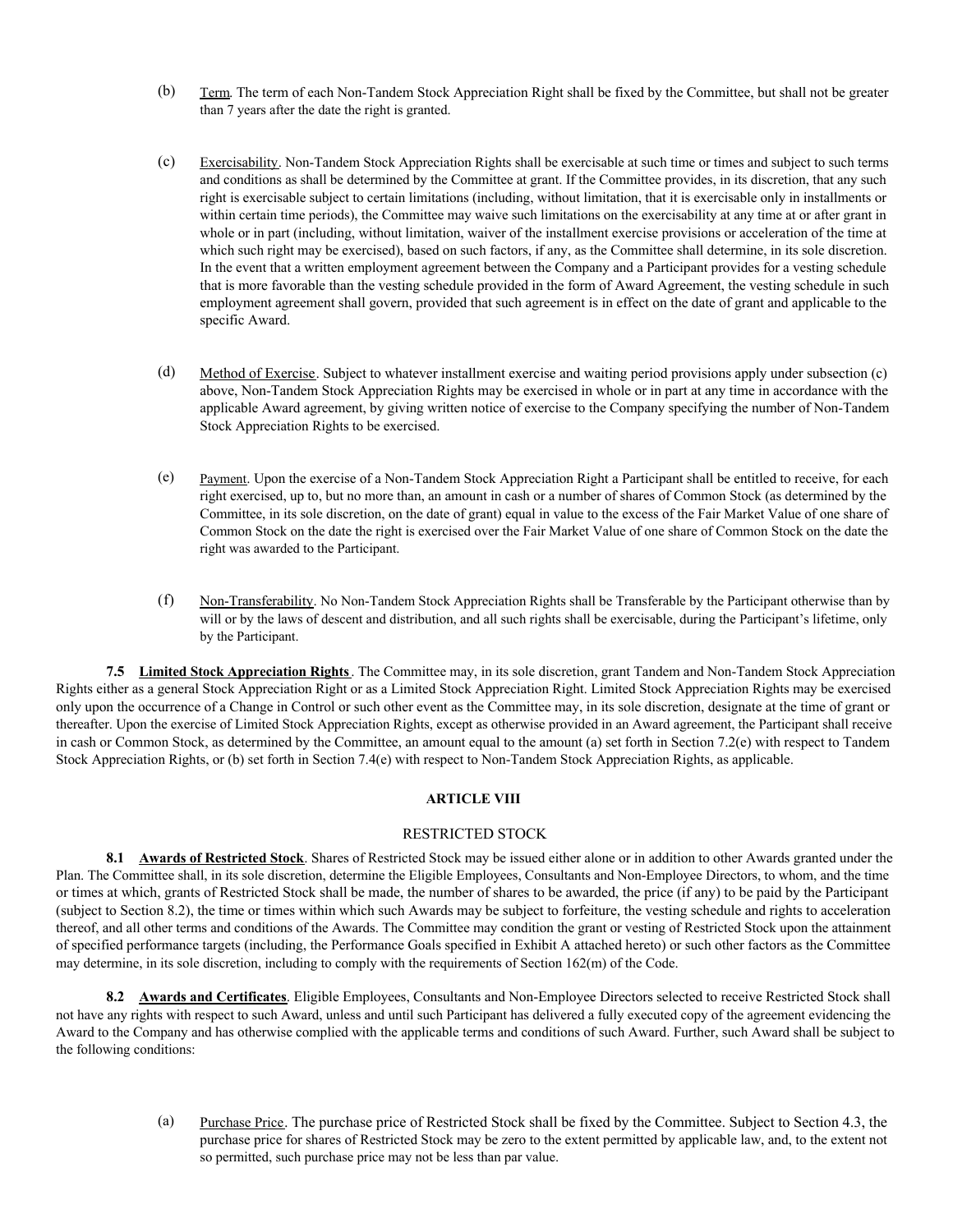(b) Term. The term of each Non-Tandem Stock Appreciation Right shall be fixed by the Committee, but shall not be greater than 7 years after the date the right is granted.

(c) Exercisability. Non-Tandem Stock Appreciation Rights shall be exercisable at such time or times and subject to such terms and conditions as shall be determined by the Committee at grant. If the Committee provides, in its discretion, that any such right is exercisable subject to certain limitations (including, without limitation, that it is exercisable only in installments or within certain time periods), the Committee may waive such limitations on the exercisability at any time at or after grant in whole or in part (including, without limitation, waiver of the installment exercise provisions or acceleration of the time at which such right may be exercised), based on such factors, if any, as the Committee shall determine, in its sole discretion. In the event that a written employment agreement between the Company and a Participant provides for a vesting schedule that is more favorable than the vesting schedule provided in the form of Award Agreement, the vesting schedule in such employment agreement shall govern, provided that such agreement is in effect on the date of grant and applicable to the specific Award.

(d) Method of Exercise. Subject to whatever installment exercise and waiting period provisions apply under subsection (c) above, Non-Tandem Stock Appreciation Rights may be exercised in whole or in part at any time in accordance with the applicable Award agreement, by giving written notice of exercise to the Company specifying the number of Non-Tandem Stock Appreciation Rights to be exercised.

(e) Payment. Upon the exercise of a Non-Tandem Stock Appreciation Right a Participant shall be entitled to receive, for each right exercised, up to, but no more than, an amount in cash or a number of shares of Common Stock (as determined by the Committee, in its sole discretion, on the date of grant) equal in value to the excess of the Fair Market Value of one share of Common Stock on the date the right is exercised over the Fair Market Value of one share of Common Stock on the date the right was awarded to the Participant.

(f) Non-Transferability. No Non-Tandem Stock Appreciation Rights shall be Transferable by the Participant otherwise than by will or by the laws of descent and distribution, and all such rights shall be exercisable, during the Participant's lifetime, only by the Participant.

**7.5 Limited Stock Appreciation Rights**. The Committee may, in its sole discretion, grant Tandem and Non-Tandem Stock Appreciation Rights either as a general Stock Appreciation Right or as a Limited Stock Appreciation Right. Limited Stock Appreciation Rights may be exercised only upon the occurrence of a Change in Control or such other event as the Committee may, in its sole discretion, designate at the time of grant or thereafter. Upon the exercise of Limited Stock Appreciation Rights, except as otherwise provided in an Award agreement, the Participant shall receive in cash or Common Stock, as determined by the Committee, an amount equal to the amount (a) set forth in Section 7.2(e) with respect to Tandem Stock Appreciation Rights, or (b) set forth in Section 7.4(e) with respect to Non-Tandem Stock Appreciation Rights, as applicable.

## ARTICLE VIII

## RESTRICTED STOCK

**8.1 Awards of Restricted Stock**. Shares of Restricted Stock may be issued either alone or in addition to other Awards granted under the Plan. The Committee shall, in its sole discretion, determine the Eligible Employees, Consultants and Non-Employee Directors, to whom, and the time or times at which, grants of Restricted Stock shall be made, the number of shares to be awarded, the price (if any) to be paid by the Participant (subject to Section 8.2), the time or times within which such Awards may be subject to forfeiture, the vesting schedule and rights to acceleration thereof, and all other terms and conditions of the Awards. The Committee may condition the grant or vesting of Restricted Stock upon the attainment of specified performance targets (including, the Performance Goals specified in Exhibit A attached hereto) or such other factors as the Committee may determine, in its sole discretion, including to comply with the requirements of Section 162(m) of the Code.

**8.2 Awards and Certificates**. Eligible Employees, Consultants and Non-Employee Directors selected to receive Restricted Stock shall not have any rights with respect to such Award, unless and until such Participant has delivered a fully executed copy of the agreement evidencing the Award to the Company and has otherwise complied with the applicable terms and conditions of such Award. Further, such Award shall be subject to the following conditions:

(a) Purchase Price. The purchase price of Restricted Stock shall be fixed by the Committee. Subject to Section 4.3, the purchase price for shares of Restricted Stock may be zero to the extent permitted by applicable law, and, to the extent not so permitted, such purchase price may not be less than par value.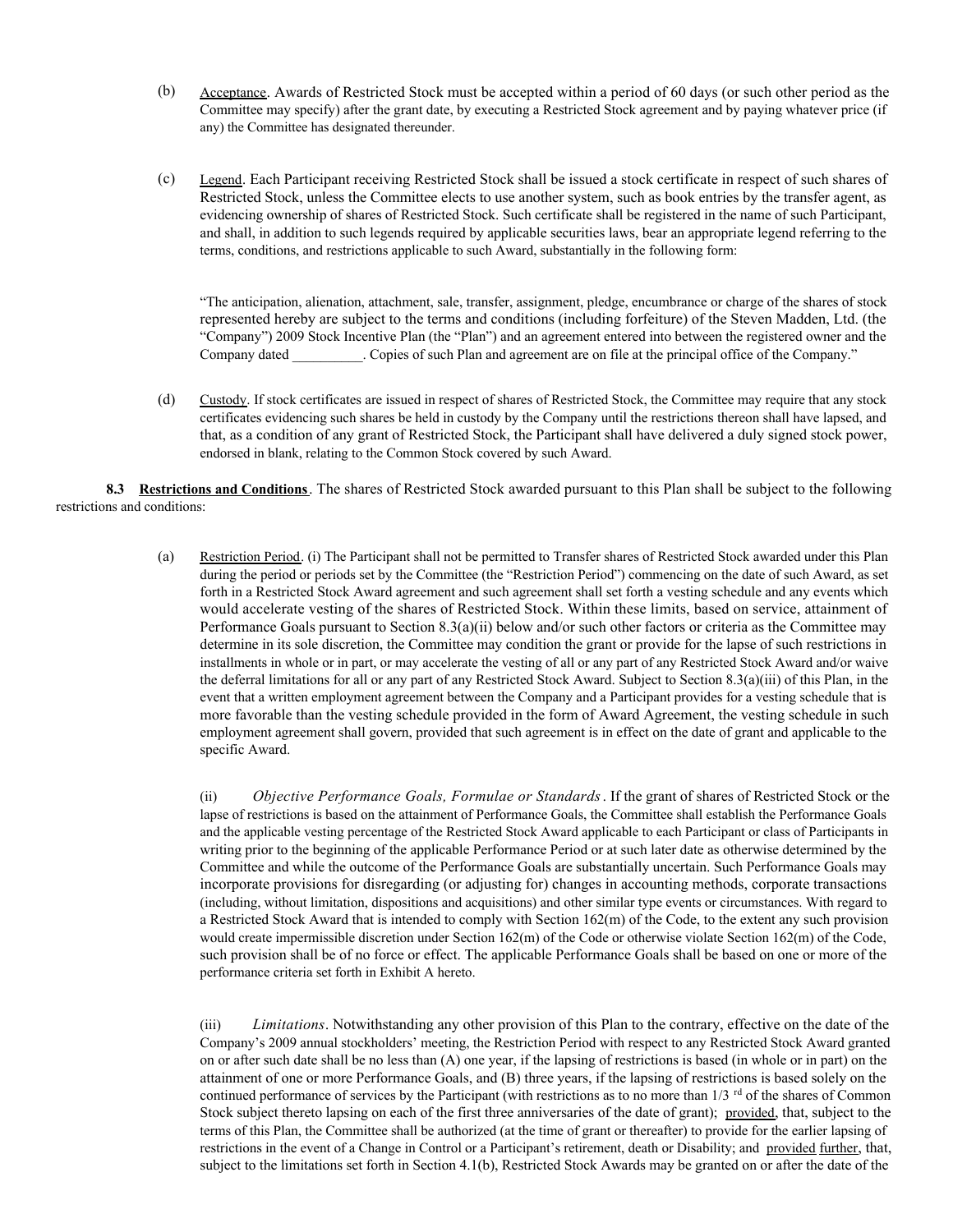(b) Acceptance. Awards of Restricted Stock must be accepted within a period of 60 days (or such other period as the Committee may specify) after the grant date, by executing a Restricted Stock agreement and by paying whatever price (if any) the Committee has designated thereunder.

(c) Legend. Each Participant receiving Restricted Stock shall be issued a stock certificate in respect of such shares of Restricted Stock, unless the Committee elects to use another system, such as book entries by the transfer agent, as evidencing ownership of shares of Restricted Stock. Such certificate shall be registered in the name of such Participant, and shall, in addition to such legends required by applicable securities laws, bear an appropriate legend referring to the terms, conditions, and restrictions applicable to such Award, substantially in the following form:

"The anticipation, alienation, attachment, sale, transfer, assignment, pledge, encumbrance or charge of the shares of stock represented hereby are subject to the terms and conditions (including forfeiture) of the Steven Madden, Ltd. (the "Company") 2009 Stock Incentive Plan (the "Plan") and an agreement entered into between the registered owner and the Company dated __________. Copies of such Plan and agreement are on file at the principal office of the Company."

(d) Custody. If stock certificates are issued in respect of shares of Restricted Stock, the Committee may require that any stock certificates evidencing such shares be held in custody by the Company until the restrictions thereon shall have lapsed, and that, as a condition of any grant of Restricted Stock, the Participant shall have delivered a duly signed stock power, endorsed in blank, relating to the Common Stock covered by such Award.

**8.3 Restrictions and Conditions**. The shares of Restricted Stock awarded pursuant to this Plan shall be subject to the following restrictions and conditions:

(a) Restriction Period. (i) The Participant shall not be permitted to Transfer shares of Restricted Stock awarded under this Plan during the period or periods set by the Committee (the "Restriction Period") commencing on the date of such Award, as set forth in a Restricted Stock Award agreement and such agreement shall set forth a vesting schedule and any events which would accelerate vesting of the shares of Restricted Stock. Within these limits, based on service, attainment of Performance Goals pursuant to Section 8.3(a)(ii) below and/or such other factors or criteria as the Committee may determine in its sole discretion, the Committee may condition the grant or provide for the lapse of such restrictions in installments in whole or in part, or may accelerate the vesting of all or any part of any Restricted Stock Award and/or waive the deferral limitations for all or any part of any Restricted Stock Award. Subject to Section 8.3(a)(iii) of this Plan, in the event that a written employment agreement between the Company and a Participant provides for a vesting schedule that is more favorable than the vesting schedule provided in the form of Award Agreement, the vesting schedule in such employment agreement shall govern, provided that such agreement is in effect on the date of grant and applicable to the specific Award.

(ii) *Objective Performance Goals, Formulae or Standards*. If the grant of shares of Restricted Stock or the lapse of restrictions is based on the attainment of Performance Goals, the Committee shall establish the Performance Goals and the applicable vesting percentage of the Restricted Stock Award applicable to each Participant or class of Participants in writing prior to the beginning of the applicable Performance Period or at such later date as otherwise determined by the Committee and while the outcome of the Performance Goals are substantially uncertain. Such Performance Goals may incorporate provisions for disregarding (or adjusting for) changes in accounting methods, corporate transactions (including, without limitation, dispositions and acquisitions) and other similar type events or circumstances. With regard to a Restricted Stock Award that is intended to comply with Section 162(m) of the Code, to the extent any such provision would create impermissible discretion under Section 162(m) of the Code or otherwise violate Section 162(m) of the Code, such provision shall be of no force or effect. The applicable Performance Goals shall be based on one or more of the performance criteria set forth in Exhibit A hereto.

(iii) *Limitations*. Notwithstanding any other provision of this Plan to the contrary, effective on the date of the Company's 2009 annual stockholders' meeting, the Restriction Period with respect to any Restricted Stock Award granted on or after such date shall be no less than (A) one year, if the lapsing of restrictions is based (in whole or in part) on the attainment of one or more Performance Goals, and (B) three years, if the lapsing of restrictions is based solely on the continued performance of services by the Participant (with restrictions as to no more than 1/3 rd of the shares of Common Stock subject thereto lapsing on each of the first three anniversaries of the date of grant); provided, that, subject to the terms of this Plan, the Committee shall be authorized (at the time of grant or thereafter) to provide for the earlier lapsing of restrictions in the event of a Change in Control or a Participant's retirement, death or Disability; and provided further, that, subject to the limitations set forth in Section 4.1(b), Restricted Stock Awards may be granted on or after the date of the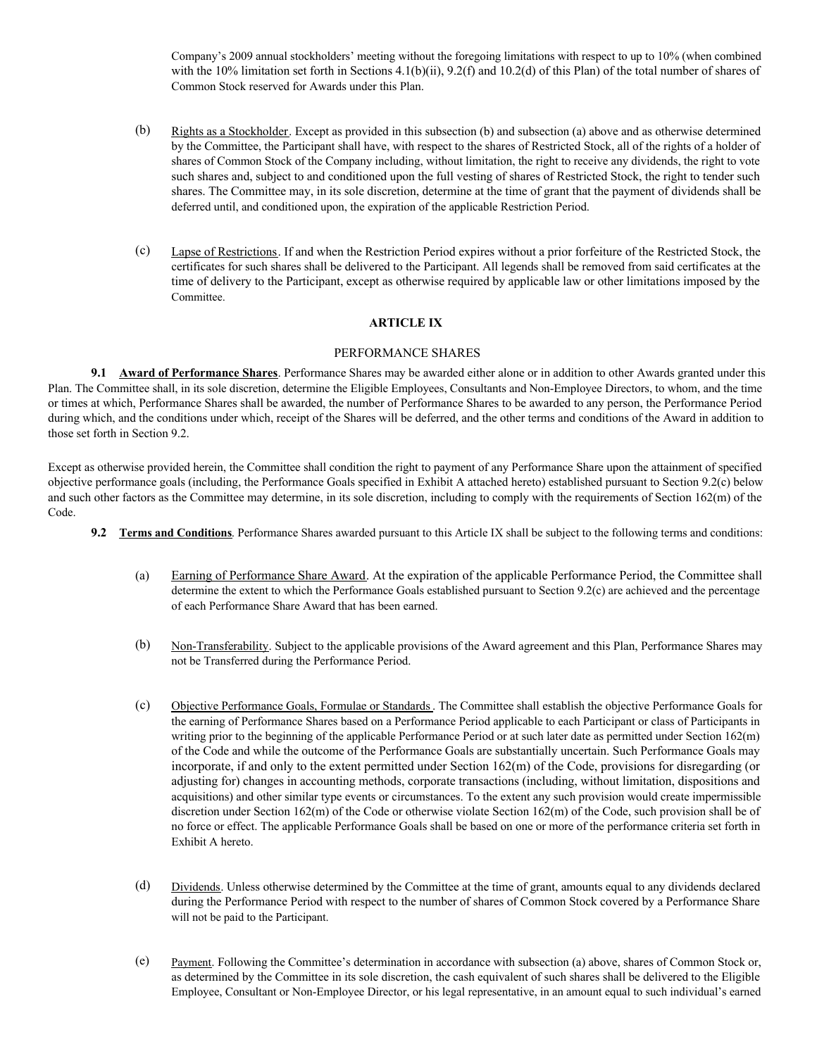Company's 2009 annual stockholders' meeting without the foregoing limitations with respect to up to 10% (when combined with the 10% limitation set forth in Sections 4.1(b)(ii), 9.2(f) and 10.2(d) of this Plan) of the total number of shares of Common Stock reserved for Awards under this Plan.

(b) Rights as a Stockholder. Except as provided in this subsection (b) and subsection (a) above and as otherwise determined by the Committee, the Participant shall have, with respect to the shares of Restricted Stock, all of the rights of a holder of shares of Common Stock of the Company including, without limitation, the right to receive any dividends, the right to vote such shares and, subject to and conditioned upon the full vesting of shares of Restricted Stock, the right to tender such shares. The Committee may, in its sole discretion, determine at the time of grant that the payment of dividends shall be deferred until, and conditioned upon, the expiration of the applicable Restriction Period.

(c) Lapse of Restrictions. If and when the Restriction Period expires without a prior forfeiture of the Restricted Stock, the certificates for such shares shall be delivered to the Participant. All legends shall be removed from said certificates at the time of delivery to the Participant, except as otherwise required by applicable law or other limitations imposed by the Committee.

## ARTICLE IX

## PERFORMANCE SHARES

**9.1 Award of Performance Shares**. Performance Shares may be awarded either alone or in addition to other Awards granted under this Plan. The Committee shall, in its sole discretion, determine the Eligible Employees, Consultants and Non-Employee Directors, to whom, and the time or times at which, Performance Shares shall be awarded, the number of Performance Shares to be awarded to any person, the Performance Period during which, and the conditions under which, receipt of the Shares will be deferred, and the other terms and conditions of the Award in addition to those set forth in Section 9.2.

Except as otherwise provided herein, the Committee shall condition the right to payment of any Performance Share upon the attainment of specified objective performance goals (including, the Performance Goals specified in Exhibit A attached hereto) established pursuant to Section 9.2(c) below and such other factors as the Committee may determine, in its sole discretion, including to comply with the requirements of Section 162(m) of the Code.

**9.2 Terms and Conditions**. Performance Shares awarded pursuant to this Article IX shall be subject to the following terms and conditions:

(a) Earning of Performance Share Award. At the expiration of the applicable Performance Period, the Committee shall determine the extent to which the Performance Goals established pursuant to Section 9.2(c) are achieved and the percentage of each Performance Share Award that has been earned.

(b) Non-Transferability. Subject to the applicable provisions of the Award agreement and this Plan, Performance Shares may not be Transferred during the Performance Period.

(c) Objective Performance Goals, Formulae or Standards. The Committee shall establish the objective Performance Goals for the earning of Performance Shares based on a Performance Period applicable to each Participant or class of Participants in writing prior to the beginning of the applicable Performance Period or at such later date as permitted under Section 162(m) of the Code and while the outcome of the Performance Goals are substantially uncertain. Such Performance Goals may incorporate, if and only to the extent permitted under Section 162(m) of the Code, provisions for disregarding (or adjusting for) changes in accounting methods, corporate transactions (including, without limitation, dispositions and acquisitions) and other similar type events or circumstances. To the extent any such provision would create impermissible discretion under Section 162(m) of the Code or otherwise violate Section 162(m) of the Code, such provision shall be of no force or effect. The applicable Performance Goals shall be based on one or more of the performance criteria set forth in Exhibit A hereto.

(d) Dividends. Unless otherwise determined by the Committee at the time of grant, amounts equal to any dividends declared during the Performance Period with respect to the number of shares of Common Stock covered by a Performance Share will not be paid to the Participant.

(e) Payment. Following the Committee's determination in accordance with subsection (a) above, shares of Common Stock or, as determined by the Committee in its sole discretion, the cash equivalent of such shares shall be delivered to the Eligible Employee, Consultant or Non-Employee Director, or his legal representative, in an amount equal to such individual's earned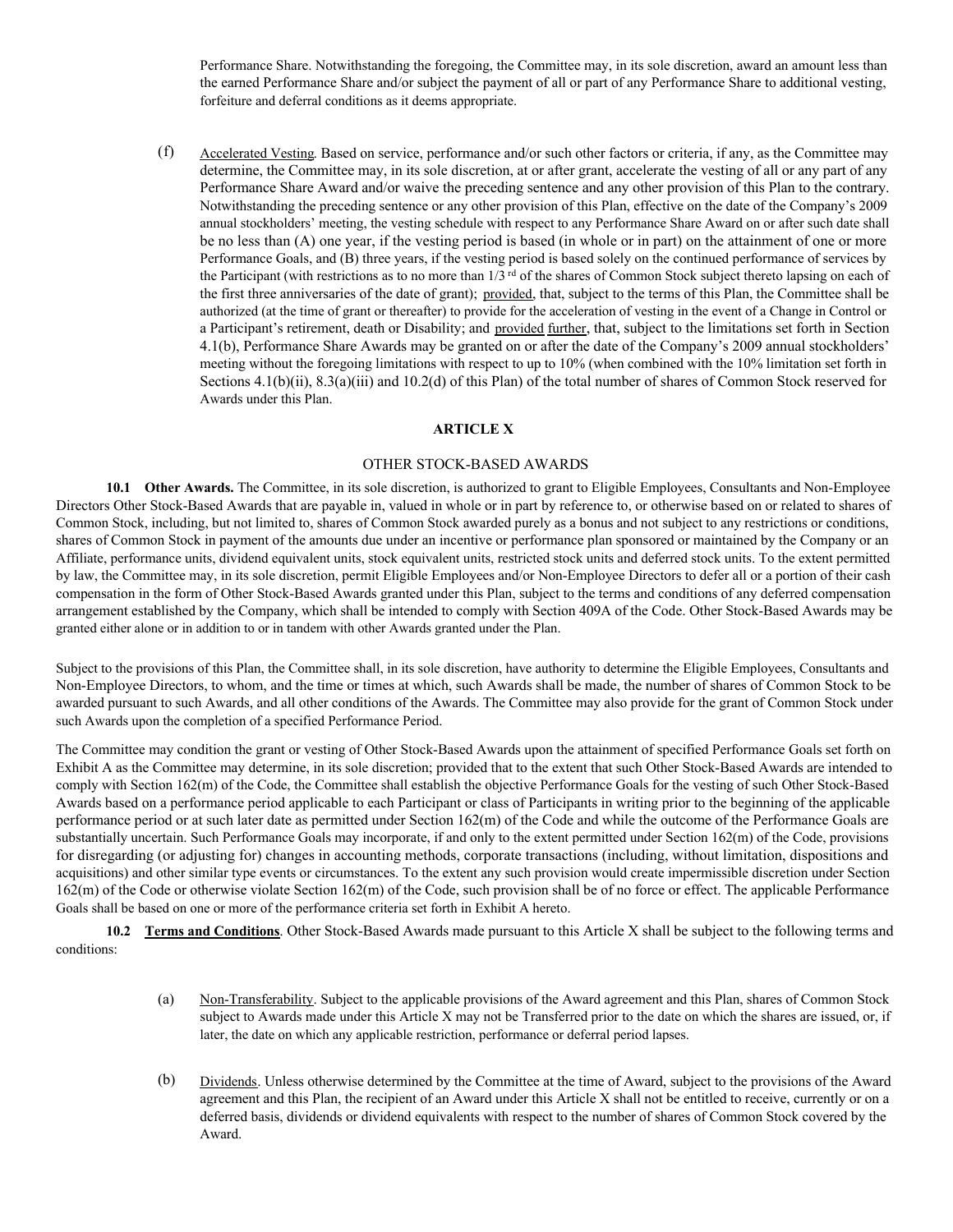Performance Share. Notwithstanding the foregoing, the Committee may, in its sole discretion, award an amount less than the earned Performance Share and/or subject the payment of all or part of any Performance Share to additional vesting, forfeiture and deferral conditions as it deems appropriate.

(f) Accelerated Vesting. Based on service, performance and/or such other factors or criteria, if any, as the Committee may determine, the Committee may, in its sole discretion, at or after grant, accelerate the vesting of all or any part of any Performance Share Award and/or waive the preceding sentence and any other provision of this Plan to the contrary. Notwithstanding the preceding sentence or any other provision of this Plan, effective on the date of the Company's 2009 annual stockholders' meeting, the vesting schedule with respect to any Performance Share Award on or after such date shall be no less than (A) one year, if the vesting period is based (in whole or in part) on the attainment of one or more Performance Goals, and (B) three years, if the vesting period is based solely on the continued performance of services by the Participant (with restrictions as to no more than 1/3 rd of the shares of Common Stock subject thereto lapsing on each of the first three anniversaries of the date of grant); provided, that, subject to the terms of this Plan, the Committee shall be authorized (at the time of grant or thereafter) to provide for the acceleration of vesting in the event of a Change in Control or a Participant's retirement, death or Disability; and provided further, that, subject to the limitations set forth in Section 4.1(b), Performance Share Awards may be granted on or after the date of the Company's 2009 annual stockholders' meeting without the foregoing limitations with respect to up to 10% (when combined with the 10% limitation set forth in Sections 4.1(b)(ii), 8.3(a)(iii) and 10.2(d) of this Plan) of the total number of shares of Common Stock reserved for Awards under this Plan.

## ARTICLE X

### OTHER STOCK-BASED AWARDS

**10.1 Other Awards.** The Committee, in its sole discretion, is authorized to grant to Eligible Employees, Consultants and Non-Employee Directors Other Stock-Based Awards that are payable in, valued in whole or in part by reference to, or otherwise based on or related to shares of Common Stock, including, but not limited to, shares of Common Stock awarded purely as a bonus and not subject to any restrictions or conditions, shares of Common Stock in payment of the amounts due under an incentive or performance plan sponsored or maintained by the Company or an Affiliate, performance units, dividend equivalent units, stock equivalent units, restricted stock units and deferred stock units. To the extent permitted by law, the Committee may, in its sole discretion, permit Eligible Employees and/or Non-Employee Directors to defer all or a portion of their cash compensation in the form of Other Stock-Based Awards granted under this Plan, subject to the terms and conditions of any deferred compensation arrangement established by the Company, which shall be intended to comply with Section 409A of the Code. Other Stock-Based Awards may be granted either alone or in addition to or in tandem with other Awards granted under the Plan.

Subject to the provisions of this Plan, the Committee shall, in its sole discretion, have authority to determine the Eligible Employees, Consultants and Non-Employee Directors, to whom, and the time or times at which, such Awards shall be made, the number of shares of Common Stock to be awarded pursuant to such Awards, and all other conditions of the Awards. The Committee may also provide for the grant of Common Stock under such Awards upon the completion of a specified Performance Period.

The Committee may condition the grant or vesting of Other Stock-Based Awards upon the attainment of specified Performance Goals set forth on Exhibit A as the Committee may determine, in its sole discretion; provided that to the extent that such Other Stock-Based Awards are intended to comply with Section 162(m) of the Code, the Committee shall establish the objective Performance Goals for the vesting of such Other Stock-Based Awards based on a performance period applicable to each Participant or class of Participants in writing prior to the beginning of the applicable performance period or at such later date as permitted under Section 162(m) of the Code and while the outcome of the Performance Goals are substantially uncertain. Such Performance Goals may incorporate, if and only to the extent permitted under Section 162(m) of the Code, provisions for disregarding (or adjusting for) changes in accounting methods, corporate transactions (including, without limitation, dispositions and acquisitions) and other similar type events or circumstances. To the extent any such provision would create impermissible discretion under Section 162(m) of the Code or otherwise violate Section 162(m) of the Code, such provision shall be of no force or effect. The applicable Performance Goals shall be based on one or more of the performance criteria set forth in Exhibit A hereto.

**10.2 Terms and Conditions**. Other Stock-Based Awards made pursuant to this Article X shall be subject to the following terms and conditions:

(a) Non-Transferability. Subject to the applicable provisions of the Award agreement and this Plan, shares of Common Stock subject to Awards made under this Article X may not be Transferred prior to the date on which the shares are issued, or, if later, the date on which any applicable restriction, performance or deferral period lapses.

(b) Dividends. Unless otherwise determined by the Committee at the time of Award, subject to the provisions of the Award agreement and this Plan, the recipient of an Award under this Article X shall not be entitled to receive, currently or on a deferred basis, dividends or dividend equivalents with respect to the number of shares of Common Stock covered by the Award.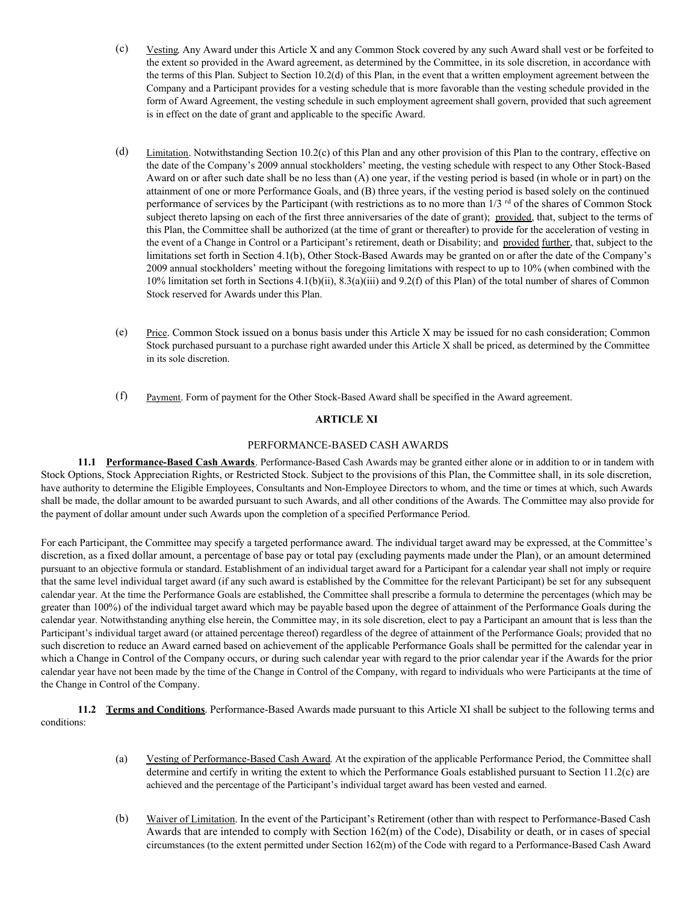(c) Vesting. Any Award under this Article X and any Common Stock covered by any such Award shall vest or be forfeited to the extent so provided in the Award agreement, as determined by the Committee, in its sole discretion, in accordance with the terms of this Plan. Subject to Section 10.2(d) of this Plan, in the event that a written employment agreement between the Company and a Participant provides for a vesting schedule that is more favorable than the vesting schedule provided in the form of Award Agreement, the vesting schedule in such employment agreement shall govern, provided that such agreement is in effect on the date of grant and applicable to the specific Award.

(d) Limitation. Notwithstanding Section 10.2(c) of this Plan and any other provision of this Plan to the contrary, effective on the date of the Company's 2009 annual stockholders' meeting, the vesting schedule with respect to any Other Stock-Based Award on or after such date shall be no less than (A) one year, if the vesting period is based (in whole or in part) on the attainment of one or more Performance Goals, and (B) three years, if the vesting period is based solely on the continued performance of services by the Participant (with restrictions as to no more than 1/3 rd of the shares of Common Stock subject thereto lapsing on each of the first three anniversaries of the date of grant); provided, that, subject to the terms of this Plan, the Committee shall be authorized (at the time of grant or thereafter) to provide for the acceleration of vesting in the event of a Change in Control or a Participant's retirement, death or Disability; and provided further, that, subject to the limitations set forth in Section 4.1(b), Other Stock-Based Awards may be granted on or after the date of the Company's 2009 annual stockholders' meeting without the foregoing limitations with respect to up to 10% (when combined with the 10% limitation set forth in Sections 4.1(b)(ii), 8.3(a)(iii) and 9.2(f) of this Plan) of the total number of shares of Common Stock reserved for Awards under this Plan.

(e) Price. Common Stock issued on a bonus basis under this Article X may be issued for no cash consideration; Common Stock purchased pursuant to a purchase right awarded under this Article X shall be priced, as determined by the Committee in its sole discretion.

(f) Payment. Form of payment for the Other Stock-Based Award shall be specified in the Award agreement.

## ARTICLE XI

### PERFORMANCE-BASED CASH AWARDS

**11.1 Performance-Based Cash Awards**. Performance-Based Cash Awards may be granted either alone or in addition to or in tandem with Stock Options, Stock Appreciation Rights, or Restricted Stock. Subject to the provisions of this Plan, the Committee shall, in its sole discretion, have authority to determine the Eligible Employees, Consultants and Non-Employee Directors to whom, and the time or times at which, such Awards shall be made, the dollar amount to be awarded pursuant to such Awards, and all other conditions of the Awards. The Committee may also provide for the payment of dollar amount under such Awards upon the completion of a specified Performance Period.

For each Participant, the Committee may specify a targeted performance award. The individual target award may be expressed, at the Committee's discretion, as a fixed dollar amount, a percentage of base pay or total pay (excluding payments made under the Plan), or an amount determined pursuant to an objective formula or standard. Establishment of an individual target award for a Participant for a calendar year shall not imply or require that the same level individual target award (if any such award is established by the Committee for the relevant Participant) be set for any subsequent calendar year. At the time the Performance Goals are established, the Committee shall prescribe a formula to determine the percentages (which may be greater than 100%) of the individual target award which may be payable based upon the degree of attainment of the Performance Goals during the calendar year. Notwithstanding anything else herein, the Committee may, in its sole discretion, elect to pay a Participant an amount that is less than the Participant's individual target award (or attained percentage thereof) regardless of the degree of attainment of the Performance Goals; provided that no such discretion to reduce an Award earned based on achievement of the applicable Performance Goals shall be permitted for the calendar year in which a Change in Control of the Company occurs, or during such calendar year with regard to the prior calendar year if the Awards for the prior calendar year have not been made by the time of the Change in Control of the Company, with regard to individuals who were Participants at the time of the Change in Control of the Company.

**11.2 Terms and Conditions**. Performance-Based Awards made pursuant to this Article XI shall be subject to the following terms and conditions:

(a) Vesting of Performance-Based Cash Award. At the expiration of the applicable Performance Period, the Committee shall determine and certify in writing the extent to which the Performance Goals established pursuant to Section 11.2(c) are achieved and the percentage of the Participant's individual target award has been vested and earned.

(b) Waiver of Limitation. In the event of the Participant's Retirement (other than with respect to Performance-Based Cash Awards that are intended to comply with Section 162(m) of the Code), Disability or death, or in cases of special circumstances (to the extent permitted under Section 162(m) of the Code with regard to a Performance-Based Cash Award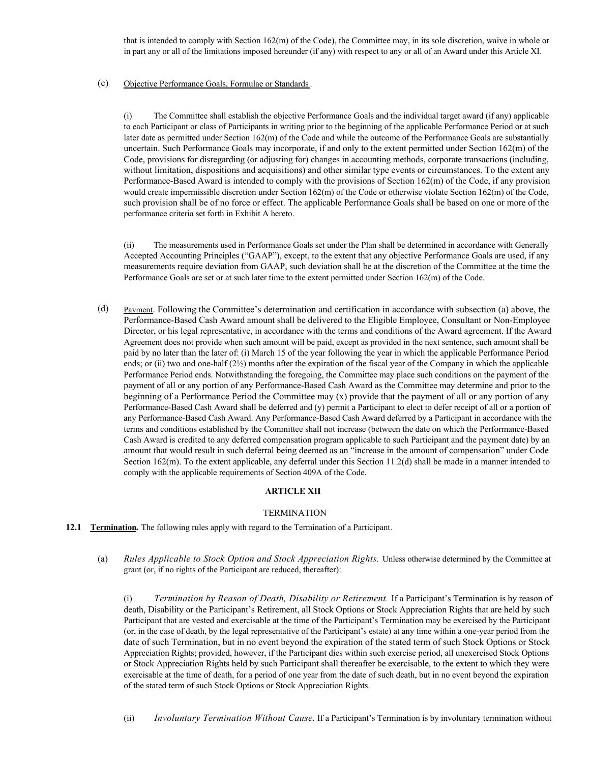that is intended to comply with Section 162(m) of the Code), the Committee may, in its sole discretion, waive in whole or in part any or all of the limitations imposed hereunder (if any) with respect to any or all of an Award under this Article XI.

(c) Objective Performance Goals, Formulae or Standards .

(i) The Committee shall establish the objective Performance Goals and the individual target award (if any) applicable to each Participant or class of Participants in writing prior to the beginning of the applicable Performance Period or at such later date as permitted under Section 162(m) of the Code and while the outcome of the Performance Goals are substantially uncertain. Such Performance Goals may incorporate, if and only to the extent permitted under Section 162(m) of the Code, provisions for disregarding (or adjusting for) changes in accounting methods, corporate transactions (including, without limitation, dispositions and acquisitions) and other similar type events or circumstances. To the extent any Performance-Based Award is intended to comply with the provisions of Section 162(m) of the Code, if any provision would create impermissible discretion under Section 162(m) of the Code or otherwise violate Section 162(m) of the Code, such provision shall be of no force or effect. The applicable Performance Goals shall be based on one or more of the performance criteria set forth in Exhibit A hereto.

(ii) The measurements used in Performance Goals set under the Plan shall be determined in accordance with Generally Accepted Accounting Principles ("GAAP"), except, to the extent that any objective Performance Goals are used, if any measurements require deviation from GAAP, such deviation shall be at the discretion of the Committee at the time the Performance Goals are set or at such later time to the extent permitted under Section 162(m) of the Code.

(d) Payment. Following the Committee's determination and certification in accordance with subsection (a) above, the Performance-Based Cash Award amount shall be delivered to the Eligible Employee, Consultant or Non-Employee Director, or his legal representative, in accordance with the terms and conditions of the Award agreement. If the Award Agreement does not provide when such amount will be paid, except as provided in the next sentence, such amount shall be paid by no later than the later of: (i) March 15 of the year following the year in which the applicable Performance Period ends; or (ii) two and one-half (2½) months after the expiration of the fiscal year of the Company in which the applicable Performance Period ends. Notwithstanding the foregoing, the Committee may place such conditions on the payment of the payment of all or any portion of any Performance-Based Cash Award as the Committee may determine and prior to the beginning of a Performance Period the Committee may (x) provide that the payment of all or any portion of any Performance-Based Cash Award shall be deferred and (y) permit a Participant to elect to defer receipt of all or a portion of any Performance-Based Cash Award. Any Performance-Based Cash Award deferred by a Participant in accordance with the terms and conditions established by the Committee shall not increase (between the date on which the Performance-Based Cash Award is credited to any deferred compensation program applicable to such Participant and the payment date) by an amount that would result in such deferral being deemed as an "increase in the amount of compensation" under Code Section 162(m). To the extent applicable, any deferral under this Section 11.2(d) shall be made in a manner intended to comply with the applicable requirements of Section 409A of the Code.

## ARTICLE XII

## TERMINATION

**12.1 Termination.** The following rules apply with regard to the Termination of a Participant.

(a) *Rules Applicable to Stock Option and Stock Appreciation Rights.* Unless otherwise determined by the Committee at grant (or, if no rights of the Participant are reduced, thereafter):

(i) *Termination by Reason of Death, Disability or Retirement.* If a Participant's Termination is by reason of death, Disability or the Participant's Retirement, all Stock Options or Stock Appreciation Rights that are held by such Participant that are vested and exercisable at the time of the Participant's Termination may be exercised by the Participant (or, in the case of death, by the legal representative of the Participant's estate) at any time within a one-year period from the date of such Termination, but in no event beyond the expiration of the stated term of such Stock Options or Stock Appreciation Rights; provided, however, if the Participant dies within such exercise period, all unexercised Stock Options or Stock Appreciation Rights held by such Participant shall thereafter be exercisable, to the extent to which they were exercisable at the time of death, for a period of one year from the date of such death, but in no event beyond the expiration of the stated term of such Stock Options or Stock Appreciation Rights.

(ii) *Involuntary Termination Without Cause.* If a Participant's Termination is by involuntary termination without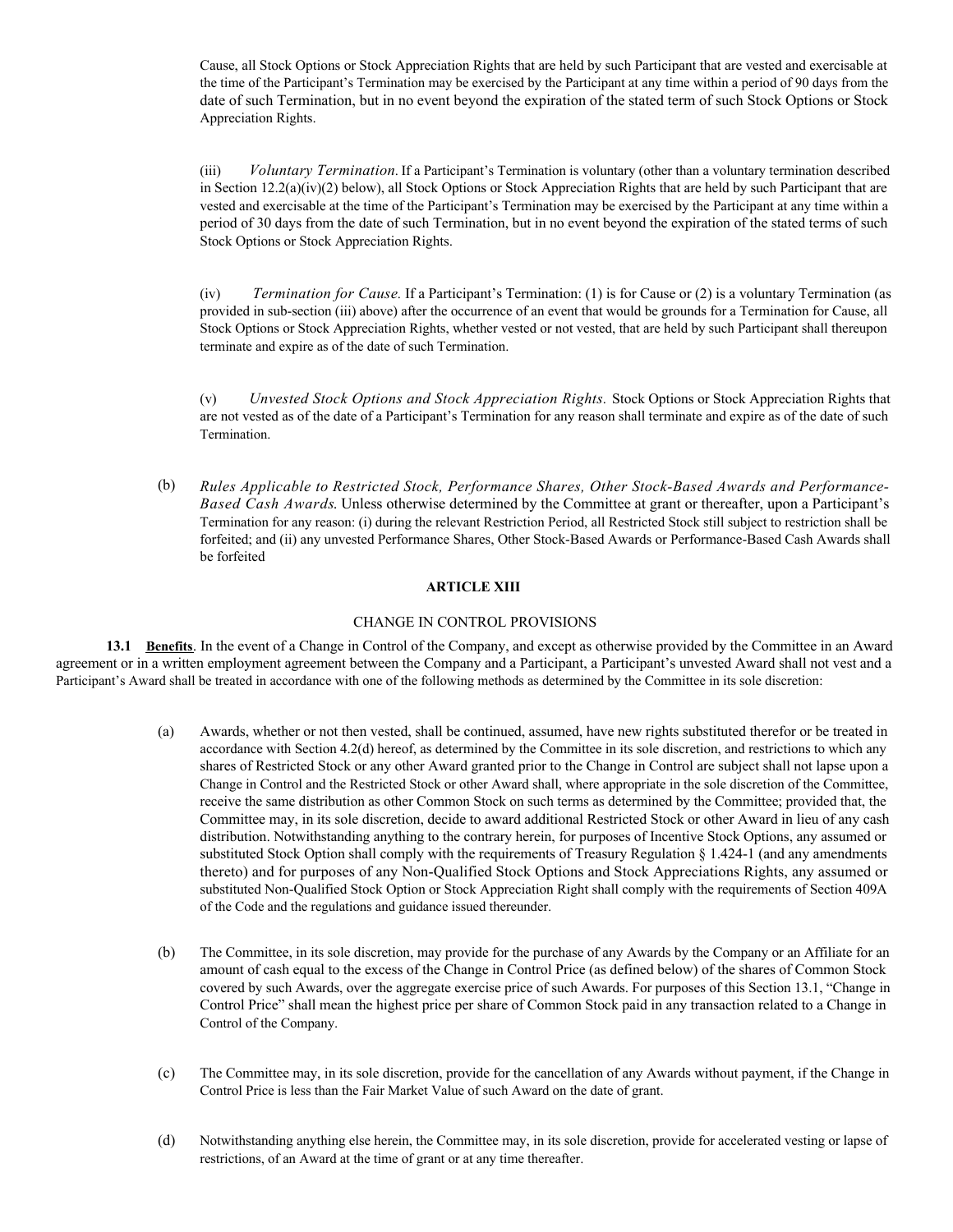Cause, all Stock Options or Stock Appreciation Rights that are held by such Participant that are vested and exercisable at the time of the Participant's Termination may be exercised by the Participant at any time within a period of 90 days from the date of such Termination, but in no event beyond the expiration of the stated term of such Stock Options or Stock Appreciation Rights.

(iii) *Voluntary Termination*. If a Participant's Termination is voluntary (other than a voluntary termination described in Section 12.2(a)(iv)(2) below), all Stock Options or Stock Appreciation Rights that are held by such Participant that are vested and exercisable at the time of the Participant's Termination may be exercised by the Participant at any time within a period of 30 days from the date of such Termination, but in no event beyond the expiration of the stated terms of such Stock Options or Stock Appreciation Rights.

(iv) *Termination for Cause.* If a Participant's Termination: (1) is for Cause or (2) is a voluntary Termination (as provided in sub-section (iii) above) after the occurrence of an event that would be grounds for a Termination for Cause, all Stock Options or Stock Appreciation Rights, whether vested or not vested, that are held by such Participant shall thereupon terminate and expire as of the date of such Termination.

(v) *Unvested Stock Options and Stock Appreciation Rights.* Stock Options or Stock Appreciation Rights that are not vested as of the date of a Participant's Termination for any reason shall terminate and expire as of the date of such Termination.

(b) *Rules Applicable to Restricted Stock, Performance Shares, Other Stock-Based Awards and Performance-Based Cash Awards.* Unless otherwise determined by the Committee at grant or thereafter, upon a Participant's Termination for any reason: (i) during the relevant Restriction Period, all Restricted Stock still subject to restriction shall be forfeited; and (ii) any unvested Performance Shares, Other Stock-Based Awards or Performance-Based Cash Awards shall be forfeited

## ARTICLE XIII

### CHANGE IN CONTROL PROVISIONS

**13.1 Benefits**. In the event of a Change in Control of the Company, and except as otherwise provided by the Committee in an Award agreement or in a written employment agreement between the Company and a Participant, a Participant's unvested Award shall not vest and a Participant's Award shall be treated in accordance with one of the following methods as determined by the Committee in its sole discretion:

(a) Awards, whether or not then vested, shall be continued, assumed, have new rights substituted therefor or be treated in accordance with Section 4.2(d) hereof, as determined by the Committee in its sole discretion, and restrictions to which any shares of Restricted Stock or any other Award granted prior to the Change in Control are subject shall not lapse upon a Change in Control and the Restricted Stock or other Award shall, where appropriate in the sole discretion of the Committee, receive the same distribution as other Common Stock on such terms as determined by the Committee; provided that, the Committee may, in its sole discretion, decide to award additional Restricted Stock or other Award in lieu of any cash distribution. Notwithstanding anything to the contrary herein, for purposes of Incentive Stock Options, any assumed or substituted Stock Option shall comply with the requirements of Treasury Regulation § 1.424-1 (and any amendments thereto) and for purposes of any Non-Qualified Stock Options and Stock Appreciations Rights, any assumed or substituted Non-Qualified Stock Option or Stock Appreciation Right shall comply with the requirements of Section 409A of the Code and the regulations and guidance issued thereunder.

(b) The Committee, in its sole discretion, may provide for the purchase of any Awards by the Company or an Affiliate for an amount of cash equal to the excess of the Change in Control Price (as defined below) of the shares of Common Stock covered by such Awards, over the aggregate exercise price of such Awards. For purposes of this Section 13.1, "Change in Control Price" shall mean the highest price per share of Common Stock paid in any transaction related to a Change in Control of the Company.

(c) The Committee may, in its sole discretion, provide for the cancellation of any Awards without payment, if the Change in Control Price is less than the Fair Market Value of such Award on the date of grant.

(d) Notwithstanding anything else herein, the Committee may, in its sole discretion, provide for accelerated vesting or lapse of restrictions, of an Award at the time of grant or at any time thereafter.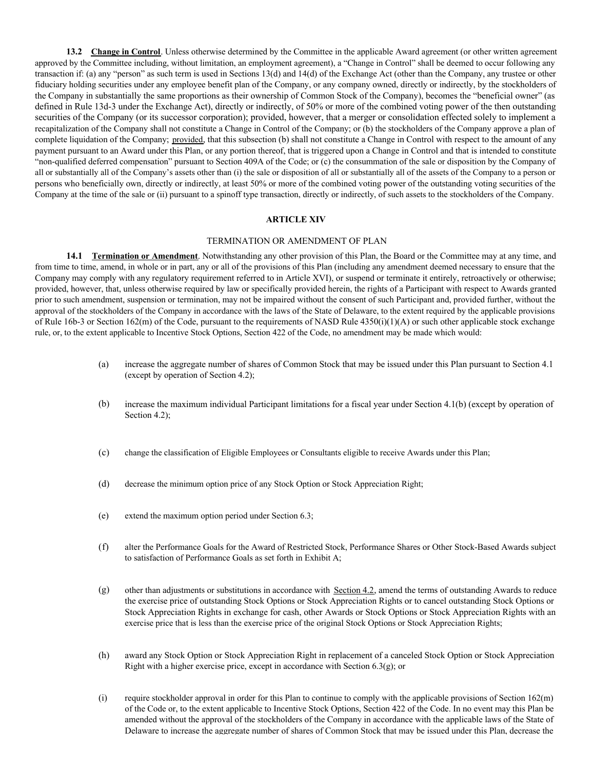**13.2 Change in Control**. Unless otherwise determined by the Committee in the applicable Award agreement (or other written agreement approved by the Committee including, without limitation, an employment agreement), a "Change in Control" shall be deemed to occur following any transaction if: (a) any "person" as such term is used in Sections 13(d) and 14(d) of the Exchange Act (other than the Company, any trustee or other fiduciary holding securities under any employee benefit plan of the Company, or any company owned, directly or indirectly, by the stockholders of the Company in substantially the same proportions as their ownership of Common Stock of the Company), becomes the "beneficial owner" (as defined in Rule 13d-3 under the Exchange Act), directly or indirectly, of 50% or more of the combined voting power of the then outstanding securities of the Company (or its successor corporation); provided, however, that a merger or consolidation effected solely to implement a recapitalization of the Company shall not constitute a Change in Control of the Company; or (b) the stockholders of the Company approve a plan of complete liquidation of the Company; provided, that this subsection (b) shall not constitute a Change in Control with respect to the amount of any payment pursuant to an Award under this Plan, or any portion thereof, that is triggered upon a Change in Control and that is intended to constitute "non-qualified deferred compensation" pursuant to Section 409A of the Code; or (c) the consummation of the sale or disposition by the Company of all or substantially all of the Company's assets other than (i) the sale or disposition of all or substantially all of the assets of the Company to a person or persons who beneficially own, directly or indirectly, at least 50% or more of the combined voting power of the outstanding voting securities of the Company at the time of the sale or (ii) pursuant to a spinoff type transaction, directly or indirectly, of such assets to the stockholders of the Company.

## ARTICLE XIV

### TERMINATION OR AMENDMENT OF PLAN

**14.1 Termination or Amendment**. Notwithstanding any other provision of this Plan, the Board or the Committee may at any time, and from time to time, amend, in whole or in part, any or all of the provisions of this Plan (including any amendment deemed necessary to ensure that the Company may comply with any regulatory requirement referred to in Article XVI), or suspend or terminate it entirely, retroactively or otherwise; provided, however, that, unless otherwise required by law or specifically provided herein, the rights of a Participant with respect to Awards granted prior to such amendment, suspension or termination, may not be impaired without the consent of such Participant and, provided further, without the approval of the stockholders of the Company in accordance with the laws of the State of Delaware, to the extent required by the applicable provisions of Rule 16b-3 or Section 162(m) of the Code, pursuant to the requirements of NASD Rule 4350(i)(1)(A) or such other applicable stock exchange rule, or, to the extent applicable to Incentive Stock Options, Section 422 of the Code, no amendment may be made which would:

(a) increase the aggregate number of shares of Common Stock that may be issued under this Plan pursuant to Section 4.1 (except by operation of Section 4.2);

(b) increase the maximum individual Participant limitations for a fiscal year under Section 4.1(b) (except by operation of Section 4.2);

(c) change the classification of Eligible Employees or Consultants eligible to receive Awards under this Plan;

(d) decrease the minimum option price of any Stock Option or Stock Appreciation Right;

(e) extend the maximum option period under Section 6.3;

(f) alter the Performance Goals for the Award of Restricted Stock, Performance Shares or Other Stock-Based Awards subject to satisfaction of Performance Goals as set forth in Exhibit A;

(g) other than adjustments or substitutions in accordance with Section 4.2, amend the terms of outstanding Awards to reduce the exercise price of outstanding Stock Options or Stock Appreciation Rights or to cancel outstanding Stock Options or Stock Appreciation Rights in exchange for cash, other Awards or Stock Options or Stock Appreciation Rights with an exercise price that is less than the exercise price of the original Stock Options or Stock Appreciation Rights;

(h) award any Stock Option or Stock Appreciation Right in replacement of a canceled Stock Option or Stock Appreciation Right with a higher exercise price, except in accordance with Section 6.3(g); or

(i) require stockholder approval in order for this Plan to continue to comply with the applicable provisions of Section 162(m) of the Code or, to the extent applicable to Incentive Stock Options, Section 422 of the Code. In no event may this Plan be amended without the approval of the stockholders of the Company in accordance with the applicable laws of the State of Delaware to increase the aggregate number of shares of Common Stock that may be issued under this Plan, decrease the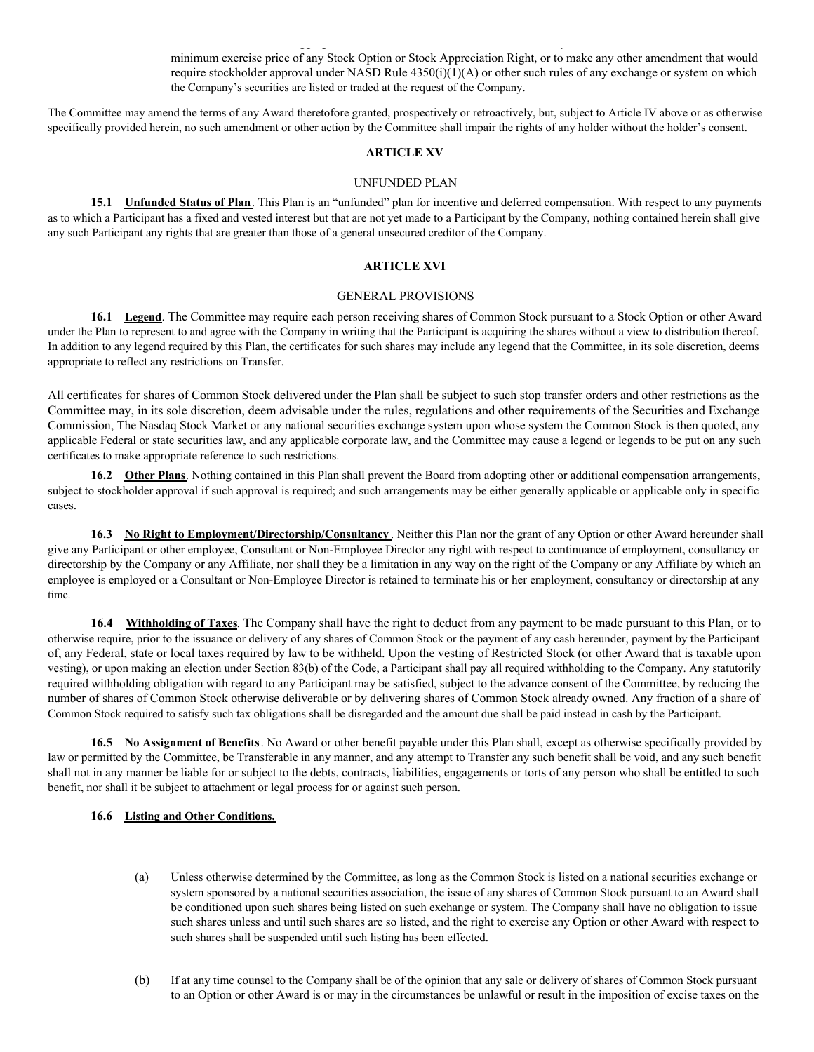minimum exercise price of any Stock Option or Stock Appreciation Right, or to make any other amendment that would require stockholder approval under NASD Rule 4350(i)(1)(A) or other such rules of any exchange or system on which the Company's securities are listed or traded at the request of the Company.

The Committee may amend the terms of any Award theretofore granted, prospectively or retroactively, but, subject to Article IV above or as otherwise specifically provided herein, no such amendment or other action by the Committee shall impair the rights of any holder without the holder's consent.

## ARTICLE XV

### UNFUNDED PLAN

**15.1 Unfunded Status of Plan**. This Plan is an "unfunded" plan for incentive and deferred compensation. With respect to any payments as to which a Participant has a fixed and vested interest but that are not yet made to a Participant by the Company, nothing contained herein shall give any such Participant any rights that are greater than those of a general unsecured creditor of the Company.

## ARTICLE XVI

### GENERAL PROVISIONS

**16.1 Legend**. The Committee may require each person receiving shares of Common Stock pursuant to a Stock Option or other Award under the Plan to represent to and agree with the Company in writing that the Participant is acquiring the shares without a view to distribution thereof. In addition to any legend required by this Plan, the certificates for such shares may include any legend that the Committee, in its sole discretion, deems appropriate to reflect any restrictions on Transfer.

All certificates for shares of Common Stock delivered under the Plan shall be subject to such stop transfer orders and other restrictions as the Committee may, in its sole discretion, deem advisable under the rules, regulations and other requirements of the Securities and Exchange Commission, The Nasdaq Stock Market or any national securities exchange system upon whose system the Common Stock is then quoted, any applicable Federal or state securities law, and any applicable corporate law, and the Committee may cause a legend or legends to be put on any such certificates to make appropriate reference to such restrictions.

**16.2 Other Plans**. Nothing contained in this Plan shall prevent the Board from adopting other or additional compensation arrangements, subject to stockholder approval if such approval is required; and such arrangements may be either generally applicable or applicable only in specific cases.

**16.3 No Right to Employment/Directorship/Consultancy**. Neither this Plan nor the grant of any Option or other Award hereunder shall give any Participant or other employee, Consultant or Non-Employee Director any right with respect to continuance of employment, consultancy or directorship by the Company or any Affiliate, nor shall they be a limitation in any way on the right of the Company or any Affiliate by which an employee is employed or a Consultant or Non-Employee Director is retained to terminate his or her employment, consultancy or directorship at any time.

**16.4 Withholding of Taxes**. The Company shall have the right to deduct from any payment to be made pursuant to this Plan, or to otherwise require, prior to the issuance or delivery of any shares of Common Stock or the payment of any cash hereunder, payment by the Participant of, any Federal, state or local taxes required by law to be withheld. Upon the vesting of Restricted Stock (or other Award that is taxable upon vesting), or upon making an election under Section 83(b) of the Code, a Participant shall pay all required withholding to the Company. Any statutorily required withholding obligation with regard to any Participant may be satisfied, subject to the advance consent of the Committee, by reducing the number of shares of Common Stock otherwise deliverable or by delivering shares of Common Stock already owned. Any fraction of a share of Common Stock required to satisfy such tax obligations shall be disregarded and the amount due shall be paid instead in cash by the Participant.

**16.5 No Assignment of Benefits**. No Award or other benefit payable under this Plan shall, except as otherwise specifically provided by law or permitted by the Committee, be Transferable in any manner, and any attempt to Transfer any such benefit shall be void, and any such benefit shall not in any manner be liable for or subject to the debts, contracts, liabilities, engagements or torts of any person who shall be entitled to such benefit, nor shall it be subject to attachment or legal process for or against such person.

**16.6 Listing and Other Conditions.**

(a) Unless otherwise determined by the Committee, as long as the Common Stock is listed on a national securities exchange or system sponsored by a national securities association, the issue of any shares of Common Stock pursuant to an Award shall be conditioned upon such shares being listed on such exchange or system. The Company shall have no obligation to issue such shares unless and until such shares are so listed, and the right to exercise any Option or other Award with respect to such shares shall be suspended until such listing has been effected.

(b) If at any time counsel to the Company shall be of the opinion that any sale or delivery of shares of Common Stock pursuant to an Option or other Award is or may in the circumstances be unlawful or result in the imposition of excise taxes on the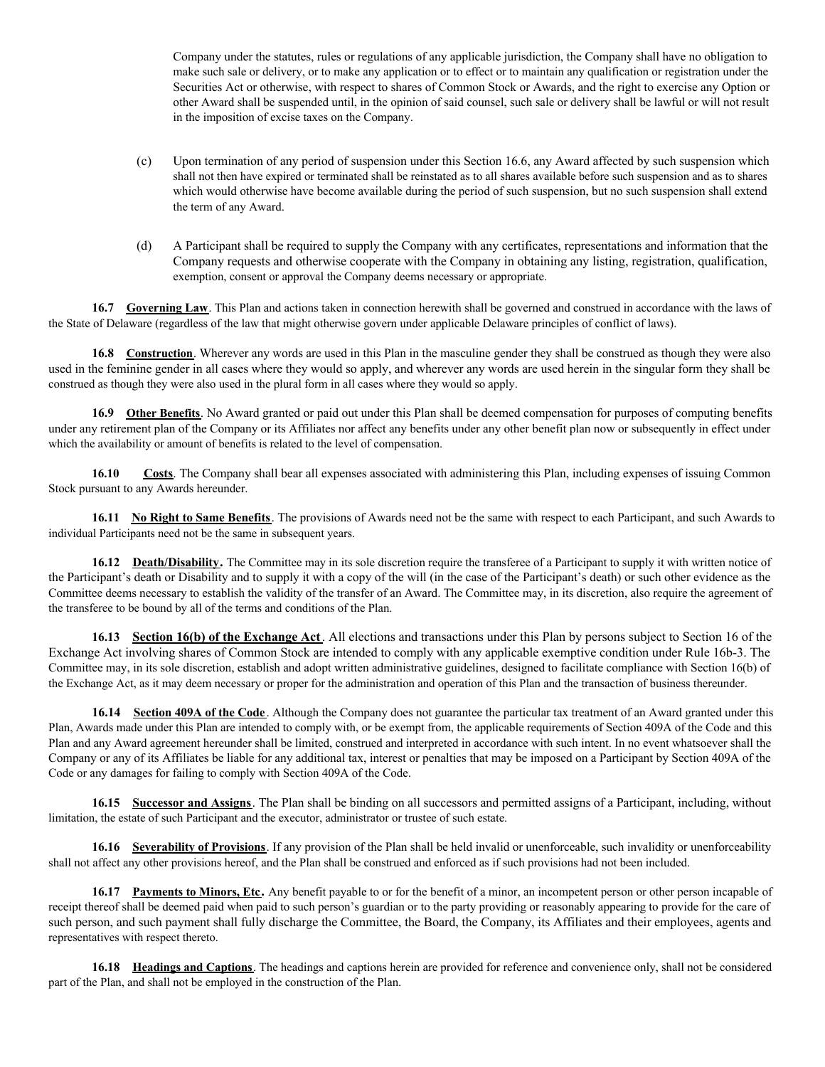Company under the statutes, rules or regulations of any applicable jurisdiction, the Company shall have no obligation to make such sale or delivery, or to make any application or to effect or to maintain any qualification or registration under the Securities Act or otherwise, with respect to shares of Common Stock or Awards, and the right to exercise any Option or other Award shall be suspended until, in the opinion of said counsel, such sale or delivery shall be lawful or will not result in the imposition of excise taxes on the Company.

(c) Upon termination of any period of suspension under this Section 16.6, any Award affected by such suspension which shall not then have expired or terminated shall be reinstated as to all shares available before such suspension and as to shares which would otherwise have become available during the period of such suspension, but no such suspension shall extend the term of any Award.

(d) A Participant shall be required to supply the Company with any certificates, representations and information that the Company requests and otherwise cooperate with the Company in obtaining any listing, registration, qualification, exemption, consent or approval the Company deems necessary or appropriate.

**16.7 Governing Law**. This Plan and actions taken in connection herewith shall be governed and construed in accordance with the laws of the State of Delaware (regardless of the law that might otherwise govern under applicable Delaware principles of conflict of laws).

**16.8 Construction**. Wherever any words are used in this Plan in the masculine gender they shall be construed as though they were also used in the feminine gender in all cases where they would so apply, and wherever any words are used herein in the singular form they shall be construed as though they were also used in the plural form in all cases where they would so apply.

**16.9 Other Benefits**. No Award granted or paid out under this Plan shall be deemed compensation for purposes of computing benefits under any retirement plan of the Company or its Affiliates nor affect any benefits under any other benefit plan now or subsequently in effect under which the availability or amount of benefits is related to the level of compensation.

**16.10 Costs**. The Company shall bear all expenses associated with administering this Plan, including expenses of issuing Common Stock pursuant to any Awards hereunder.

**16.11 No Right to Same Benefits**. The provisions of Awards need not be the same with respect to each Participant, and such Awards to individual Participants need not be the same in subsequent years.

**16.12 Death/Disability.** The Committee may in its sole discretion require the transferee of a Participant to supply it with written notice of the Participant's death or Disability and to supply it with a copy of the will (in the case of the Participant's death) or such other evidence as the Committee deems necessary to establish the validity of the transfer of an Award. The Committee may, in its discretion, also require the agreement of the transferee to be bound by all of the terms and conditions of the Plan.

**16.13 Section 16(b) of the Exchange Act**. All elections and transactions under this Plan by persons subject to Section 16 of the Exchange Act involving shares of Common Stock are intended to comply with any applicable exemptive condition under Rule 16b-3. The Committee may, in its sole discretion, establish and adopt written administrative guidelines, designed to facilitate compliance with Section 16(b) of the Exchange Act, as it may deem necessary or proper for the administration and operation of this Plan and the transaction of business thereunder.

**16.14 Section 409A of the Code**. Although the Company does not guarantee the particular tax treatment of an Award granted under this Plan, Awards made under this Plan are intended to comply with, or be exempt from, the applicable requirements of Section 409A of the Code and this Plan and any Award agreement hereunder shall be limited, construed and interpreted in accordance with such intent. In no event whatsoever shall the Company or any of its Affiliates be liable for any additional tax, interest or penalties that may be imposed on a Participant by Section 409A of the Code or any damages for failing to comply with Section 409A of the Code.

**16.15 Successor and Assigns**. The Plan shall be binding on all successors and permitted assigns of a Participant, including, without limitation, the estate of such Participant and the executor, administrator or trustee of such estate.

**16.16 Severability of Provisions**. If any provision of the Plan shall be held invalid or unenforceable, such invalidity or unenforceability shall not affect any other provisions hereof, and the Plan shall be construed and enforced as if such provisions had not been included.

**16.17 Payments to Minors, Etc.** Any benefit payable to or for the benefit of a minor, an incompetent person or other person incapable of receipt thereof shall be deemed paid when paid to such person's guardian or to the party providing or reasonably appearing to provide for the care of such person, and such payment shall fully discharge the Committee, the Board, the Company, its Affiliates and their employees, agents and representatives with respect thereto.

**16.18 Headings and Captions**. The headings and captions herein are provided for reference and convenience only, shall not be considered part of the Plan, and shall not be employed in the construction of the Plan.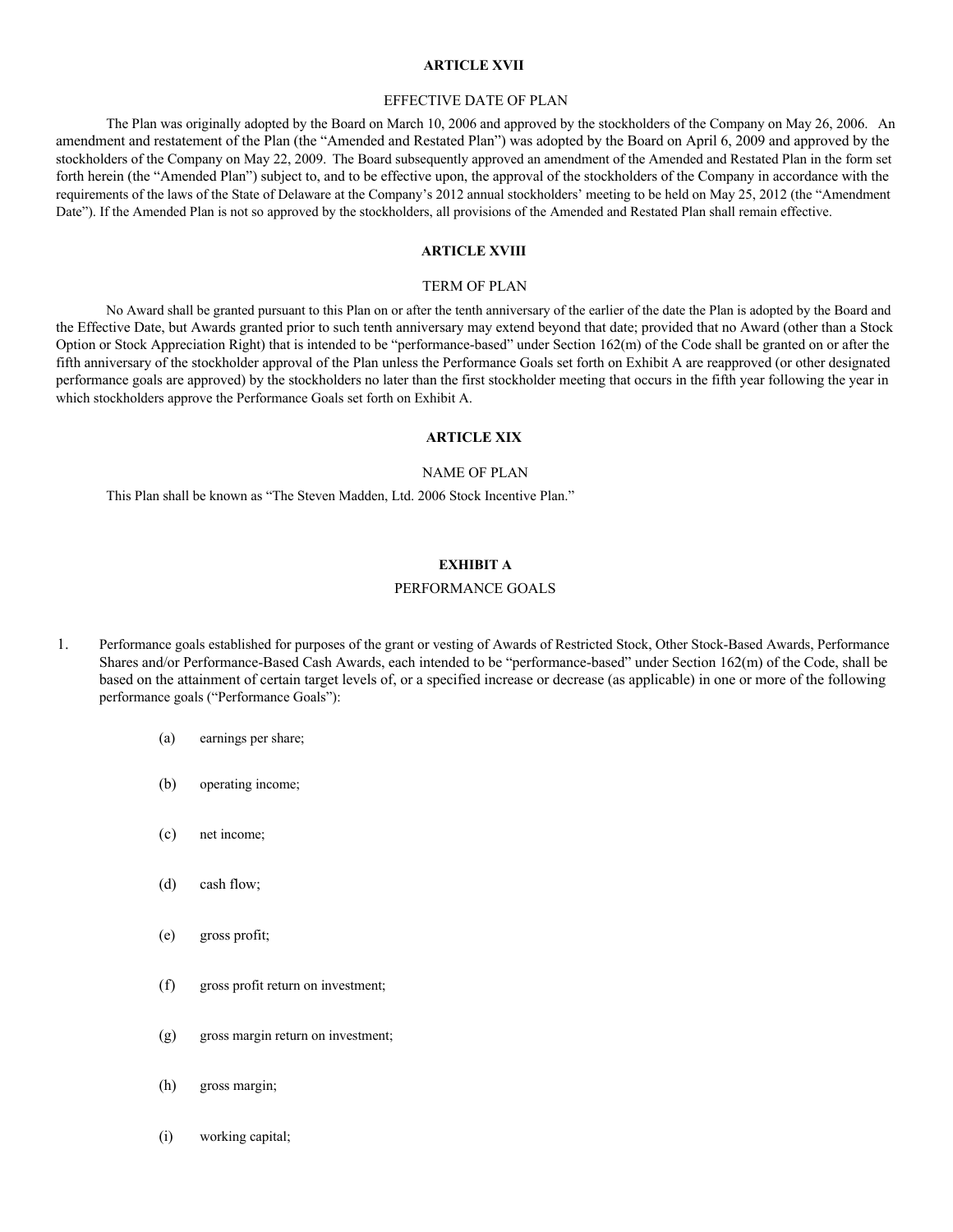## ARTICLE XVII

EFFECTIVE DATE OF PLAN

The Plan was originally adopted by the Board on March 10, 2006 and approved by the stockholders of the Company on May 26, 2006. An amendment and restatement of the Plan (the "Amended and Restated Plan") was adopted by the Board on April 6, 2009 and approved by the stockholders of the Company on May 22, 2009. The Board subsequently approved an amendment of the Amended and Restated Plan in the form set forth herein (the "Amended Plan") subject to, and to be effective upon, the approval of the stockholders of the Company in accordance with the requirements of the laws of the State of Delaware at the Company's 2012 annual stockholders' meeting to be held on May 25, 2012 (the "Amendment Date"). If the Amended Plan is not so approved by the stockholders, all provisions of the Amended and Restated Plan shall remain effective.

## ARTICLE XVIII

TERM OF PLAN

No Award shall be granted pursuant to this Plan on or after the tenth anniversary of the earlier of the date the Plan is adopted by the Board and the Effective Date, but Awards granted prior to such tenth anniversary may extend beyond that date; provided that no Award (other than a Stock Option or Stock Appreciation Right) that is intended to be "performance-based" under Section 162(m) of the Code shall be granted on or after the fifth anniversary of the stockholder approval of the Plan unless the Performance Goals set forth on Exhibit A are reapproved (or other designated performance goals are approved) by the stockholders no later than the first stockholder meeting that occurs in the fifth year following the year in which stockholders approve the Performance Goals set forth on Exhibit A.

## ARTICLE XIX

NAME OF PLAN

This Plan shall be known as "The Steven Madden, Ltd. 2006 Stock Incentive Plan."

## EXHIBIT A

PERFORMANCE GOALS

1. Performance goals established for purposes of the grant or vesting of Awards of Restricted Stock, Other Stock-Based Awards, Performance Shares and/or Performance-Based Cash Awards, each intended to be "performance-based" under Section 162(m) of the Code, shall be based on the attainment of certain target levels of, or a specified increase or decrease (as applicable) in one or more of the following performance goals ("Performance Goals"):

   (a) earnings per share;

   (b) operating income;

   (c) net income;

   (d) cash flow;

   (e) gross profit;

   (f) gross profit return on investment;

   (g) gross margin return on investment;

   (h) gross margin;

   (i) working capital;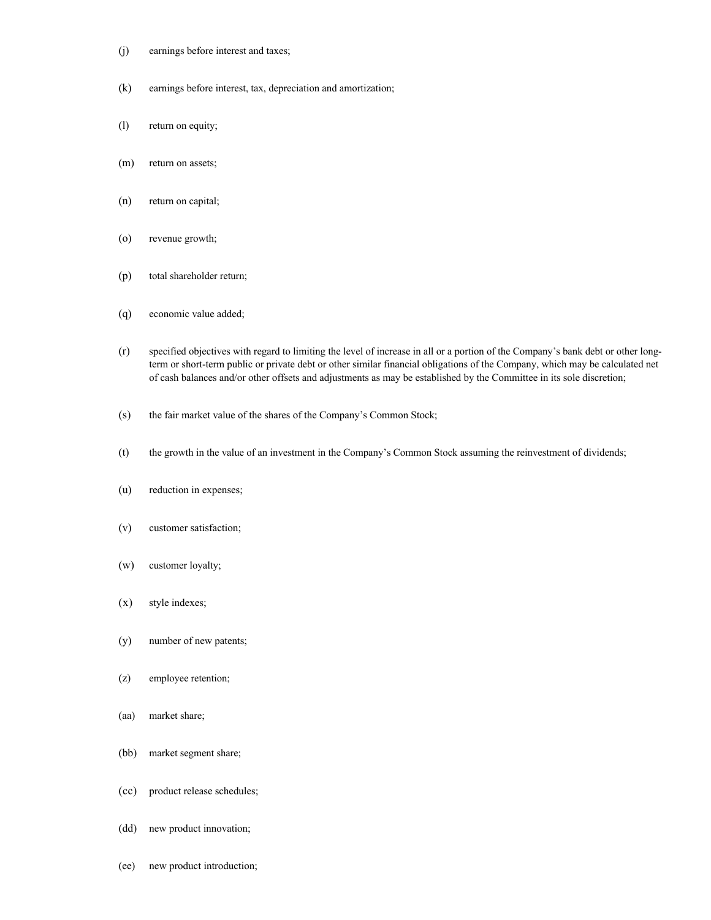(j) earnings before interest and taxes;

(k) earnings before interest, tax, depreciation and amortization;

(l) return on equity;

(m) return on assets;

(n) return on capital;

(o) revenue growth;

(p) total shareholder return;

(q) economic value added;

(r) specified objectives with regard to limiting the level of increase in all or a portion of the Company's bank debt or other long-term or short-term public or private debt or other similar financial obligations of the Company, which may be calculated net of cash balances and/or other offsets and adjustments as may be established by the Committee in its sole discretion;

(s) the fair market value of the shares of the Company's Common Stock;

(t) the growth in the value of an investment in the Company's Common Stock assuming the reinvestment of dividends;

(u) reduction in expenses;

(v) customer satisfaction;

(w) customer loyalty;

(x) style indexes;

(y) number of new patents;

(z) employee retention;

(aa) market share;

(bb) market segment share;

(cc) product release schedules;

(dd) new product innovation;

(ee) new product introduction;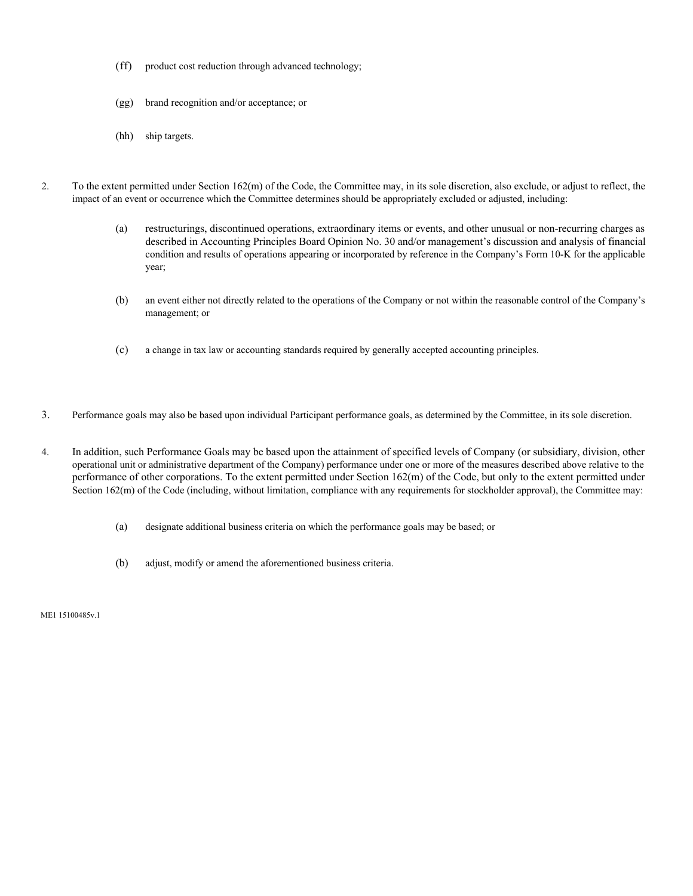(ff) product cost reduction through advanced technology;

(gg) brand recognition and/or acceptance; or

(hh) ship targets.

2. To the extent permitted under Section 162(m) of the Code, the Committee may, in its sole discretion, also exclude, or adjust to reflect, the impact of an event or occurrence which the Committee determines should be appropriately excluded or adjusted, including:

   (a) restructurings, discontinued operations, extraordinary items or events, and other unusual or non-recurring charges as described in Accounting Principles Board Opinion No. 30 and/or management's discussion and analysis of financial condition and results of operations appearing or incorporated by reference in the Company's Form 10-K for the applicable year;

   (b) an event either not directly related to the operations of the Company or not within the reasonable control of the Company's management; or

   (c) a change in tax law or accounting standards required by generally accepted accounting principles.

3. Performance goals may also be based upon individual Participant performance goals, as determined by the Committee, in its sole discretion.

4. In addition, such Performance Goals may be based upon the attainment of specified levels of Company (or subsidiary, division, other operational unit or administrative department of the Company) performance under one or more of the measures described above relative to the performance of other corporations. To the extent permitted under Section 162(m) of the Code, but only to the extent permitted under Section 162(m) of the Code (including, without limitation, compliance with any requirements for stockholder approval), the Committee may:

   (a) designate additional business criteria on which the performance goals may be based; or

   (b) adjust, modify or amend the aforementioned business criteria.

ME1 15100485v.1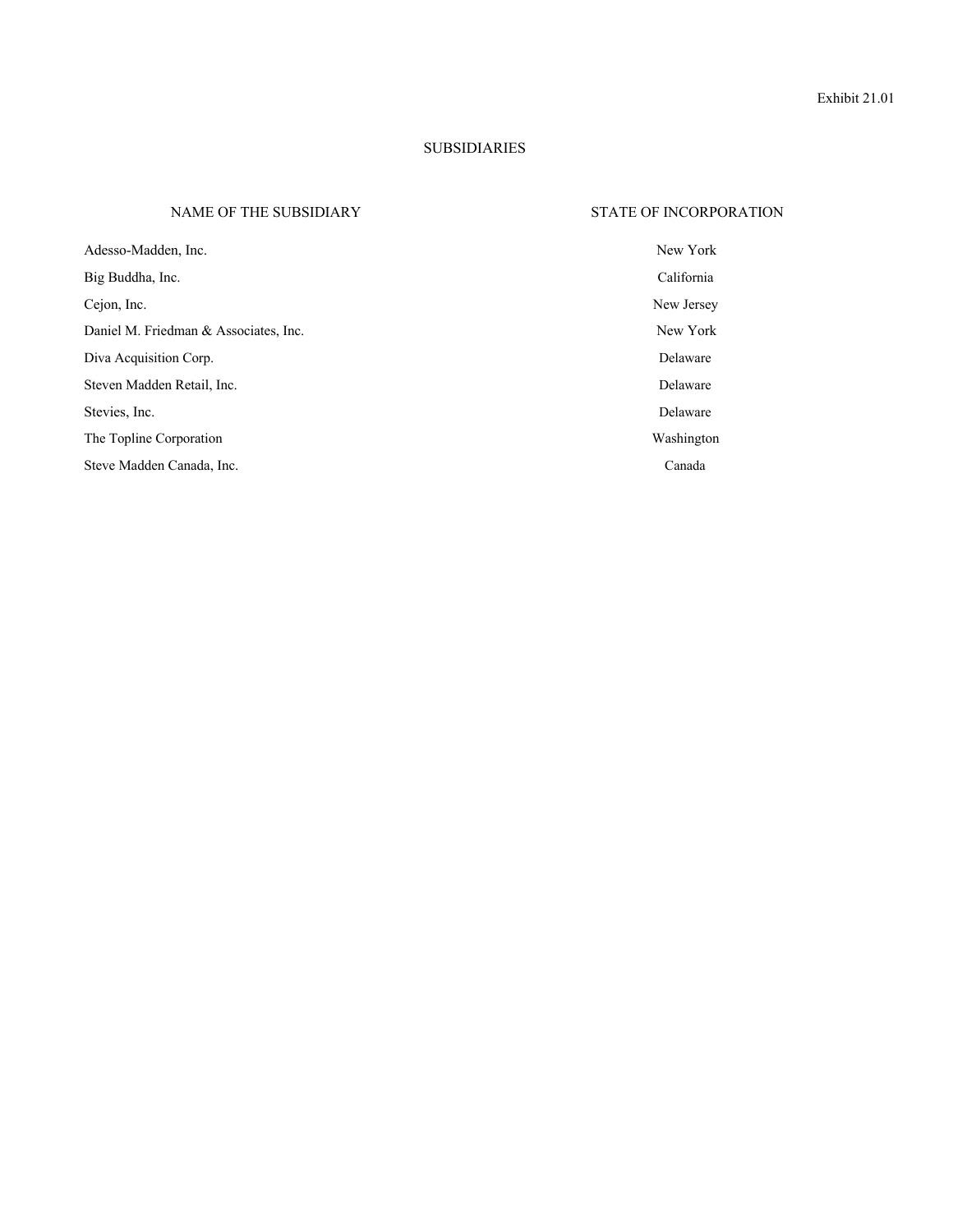Exhibit 21.01

# SUBSIDIARIES

| NAME OF THE SUBSIDIARY | STATE OF INCORPORATION |
| --- | --- |
| Adesso-Madden, Inc. | New York |
| Big Buddha, Inc. | California |
| Cejon, Inc. | New Jersey |
| Daniel M. Friedman & Associates, Inc. | New York |
| Diva Acquisition Corp. | Delaware |
| Steven Madden Retail, Inc. | Delaware |
| Stevies, Inc. | Delaware |
| The Topline Corporation | Washington |
| Steve Madden Canada, Inc. | Canada |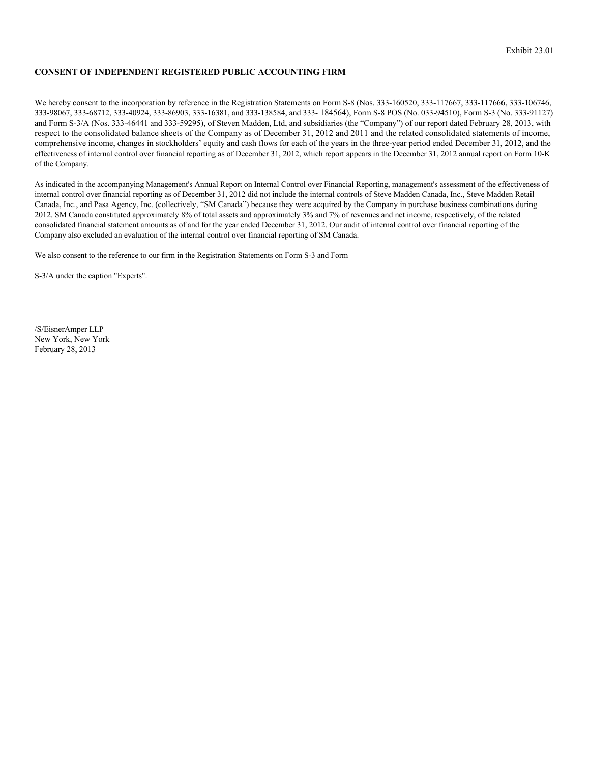Exhibit 23.01

**CONSENT OF INDEPENDENT REGISTERED PUBLIC ACCOUNTING FIRM**

We hereby consent to the incorporation by reference in the Registration Statements on Form S-8 (Nos. 333-160520, 333-117667, 333-117666, 333-106746, 333-98067, 333-68712, 333-40924, 333-86903, 333-16381, and 333-138584, and 333- 184564), Form S-8 POS (No. 033-94510), Form S-3 (No. 333-91127) and Form S-3/A (Nos. 333-46441 and 333-59295), of Steven Madden, Ltd, and subsidiaries (the “Company”) of our report dated February 28, 2013, with respect to the consolidated balance sheets of the Company as of December 31, 2012 and 2011 and the related consolidated statements of income, comprehensive income, changes in stockholders’ equity and cash flows for each of the years in the three-year period ended December 31, 2012, and the effectiveness of internal control over financial reporting as of December 31, 2012, which report appears in the December 31, 2012 annual report on Form 10-K of the Company.

As indicated in the accompanying Management's Annual Report on Internal Control over Financial Reporting, management's assessment of the effectiveness of internal control over financial reporting as of December 31, 2012 did not include the internal controls of Steve Madden Canada, Inc., Steve Madden Retail Canada, Inc., and Pasa Agency, Inc. (collectively, “SM Canada”) because they were acquired by the Company in purchase business combinations during 2012. SM Canada constituted approximately 8% of total assets and approximately 3% and 7% of revenues and net income, respectively, of the related consolidated financial statement amounts as of and for the year ended December 31, 2012. Our audit of internal control over financial reporting of the Company also excluded an evaluation of the internal control over financial reporting of SM Canada.

We also consent to the reference to our firm in the Registration Statements on Form S-3 and Form

S-3/A under the caption "Experts".

/S/EisnerAmper LLP
New York, New York
February 28, 2013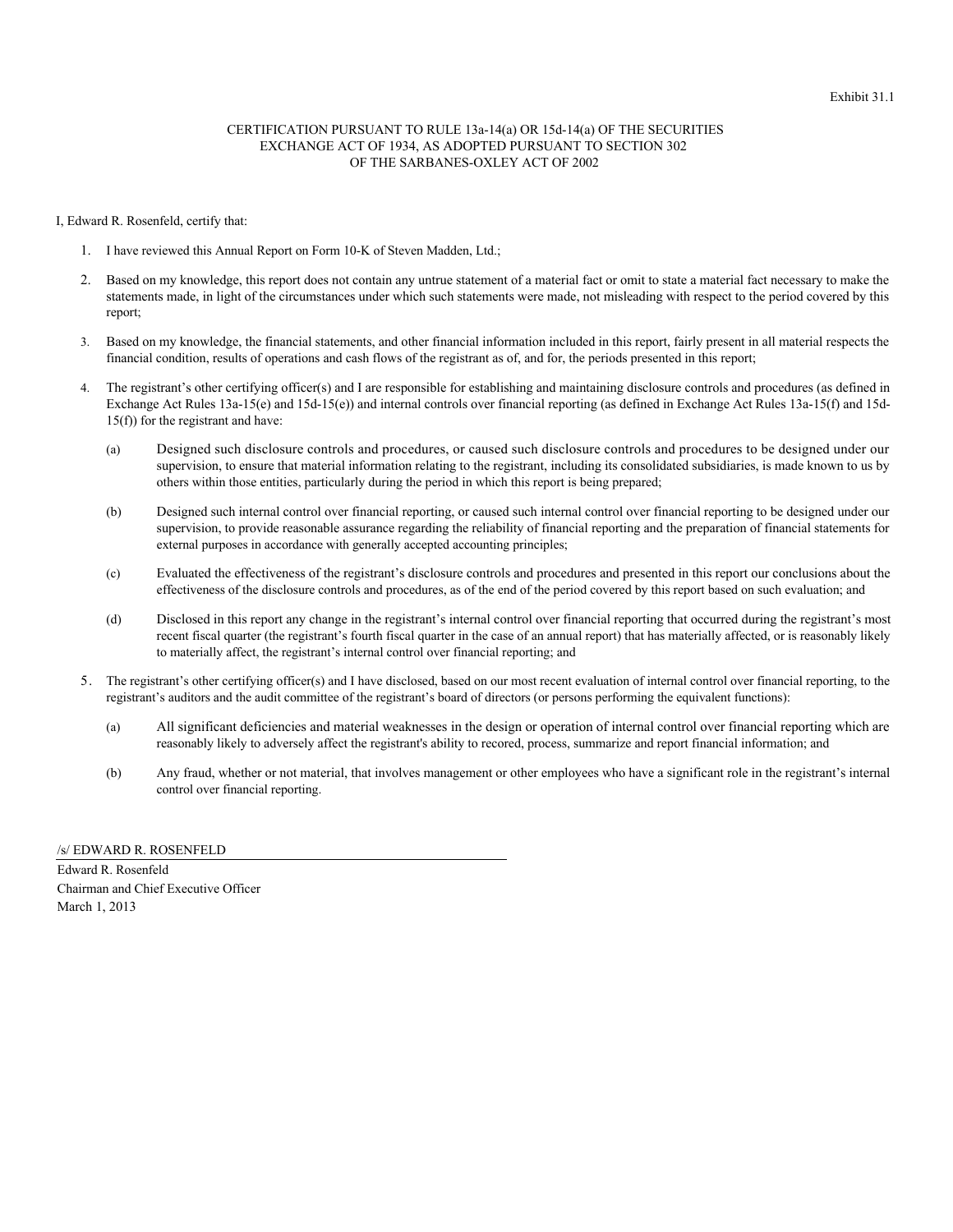Exhibit 31.1

CERTIFICATION PURSUANT TO RULE 13a-14(a) OR 15d-14(a) OF THE SECURITIES EXCHANGE ACT OF 1934, AS ADOPTED PURSUANT TO SECTION 302 OF THE SARBANES-OXLEY ACT OF 2002

I, Edward R. Rosenfeld, certify that:

1. I have reviewed this Annual Report on Form 10-K of Steven Madden, Ltd.;

2. Based on my knowledge, this report does not contain any untrue statement of a material fact or omit to state a material fact necessary to make the statements made, in light of the circumstances under which such statements were made, not misleading with respect to the period covered by this report;

3. Based on my knowledge, the financial statements, and other financial information included in this report, fairly present in all material respects the financial condition, results of operations and cash flows of the registrant as of, and for, the periods presented in this report;

4. The registrant's other certifying officer(s) and I are responsible for establishing and maintaining disclosure controls and procedures (as defined in Exchange Act Rules 13a-15(e) and 15d-15(e)) and internal controls over financial reporting (as defined in Exchange Act Rules 13a-15(f) and 15d-15(f)) for the registrant and have:

   (a) Designed such disclosure controls and procedures, or caused such disclosure controls and procedures to be designed under our supervision, to ensure that material information relating to the registrant, including its consolidated subsidiaries, is made known to us by others within those entities, particularly during the period in which this report is being prepared;

   (b) Designed such internal control over financial reporting, or caused such internal control over financial reporting to be designed under our supervision, to provide reasonable assurance regarding the reliability of financial reporting and the preparation of financial statements for external purposes in accordance with generally accepted accounting principles;

   (c) Evaluated the effectiveness of the registrant's disclosure controls and procedures and presented in this report our conclusions about the effectiveness of the disclosure controls and procedures, as of the end of the period covered by this report based on such evaluation; and

   (d) Disclosed in this report any change in the registrant's internal control over financial reporting that occurred during the registrant's most recent fiscal quarter (the registrant's fourth fiscal quarter in the case of an annual report) that has materially affected, or is reasonably likely to materially affect, the registrant's internal control over financial reporting; and

5. The registrant's other certifying officer(s) and I have disclosed, based on our most recent evaluation of internal control over financial reporting, to the registrant's auditors and the audit committee of the registrant's board of directors (or persons performing the equivalent functions):

   (a) All significant deficiencies and material weaknesses in the design or operation of internal control over financial reporting which are reasonably likely to adversely affect the registrant's ability to recored, process, summarize and report financial information; and

   (b) Any fraud, whether or not material, that involves management or other employees who have a significant role in the registrant's internal control over financial reporting.

/s/ EDWARD R. ROSENFELD

Edward R. Rosenfeld
Chairman and Chief Executive Officer
March 1, 2013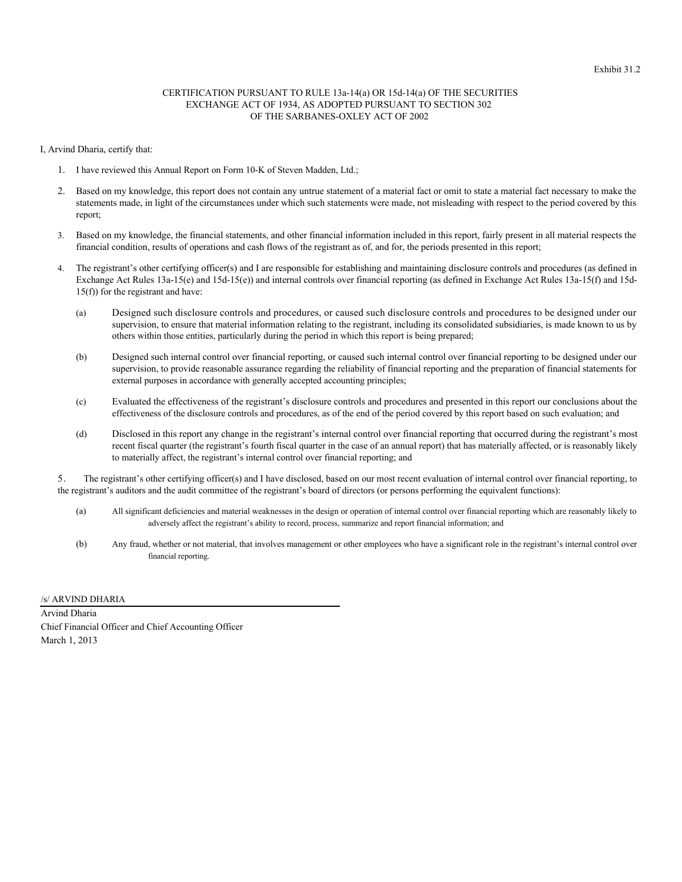Exhibit 31.2

CERTIFICATION PURSUANT TO RULE 13a-14(a) OR 15d-14(a) OF THE SECURITIES EXCHANGE ACT OF 1934, AS ADOPTED PURSUANT TO SECTION 302 OF THE SARBANES-OXLEY ACT OF 2002

I, Arvind Dharia, certify that:

1. I have reviewed this Annual Report on Form 10-K of Steven Madden, Ltd.;
2. Based on my knowledge, this report does not contain any untrue statement of a material fact or omit to state a material fact necessary to make the statements made, in light of the circumstances under which such statements were made, not misleading with respect to the period covered by this report;
3. Based on my knowledge, the financial statements, and other financial information included in this report, fairly present in all material respects the financial condition, results of operations and cash flows of the registrant as of, and for, the periods presented in this report;
4. The registrant's other certifying officer(s) and I are responsible for establishing and maintaining disclosure controls and procedures (as defined in Exchange Act Rules 13a-15(e) and 15d-15(e)) and internal controls over financial reporting (as defined in Exchange Act Rules 13a-15(f) and 15d-15(f)) for the registrant and have:
   - (a) Designed such disclosure controls and procedures, or caused such disclosure controls and procedures to be designed under our supervision, to ensure that material information relating to the registrant, including its consolidated subsidiaries, is made known to us by others within those entities, particularly during the period in which this report is being prepared;
   - (b) Designed such internal control over financial reporting, or caused such internal control over financial reporting to be designed under our supervision, to provide reasonable assurance regarding the reliability of financial reporting and the preparation of financial statements for external purposes in accordance with generally accepted accounting principles;
   - (c) Evaluated the effectiveness of the registrant's disclosure controls and procedures and presented in this report our conclusions about the effectiveness of the disclosure controls and procedures, as of the end of the period covered by this report based on such evaluation; and
   - (d) Disclosed in this report any change in the registrant's internal control over financial reporting that occurred during the registrant's most recent fiscal quarter (the registrant's fourth fiscal quarter in the case of an annual report) that has materially affected, or is reasonably likely to materially affect, the registrant's internal control over financial reporting; and
5. The registrant's other certifying officer(s) and I have disclosed, based on our most recent evaluation of internal control over financial reporting, to the registrant's auditors and the audit committee of the registrant's board of directors (or persons performing the equivalent functions):
   - (a) All significant deficiencies and material weaknesses in the design or operation of internal control over financial reporting which are reasonably likely to adversely affect the registrant's ability to record, process, summarize and report financial information; and
   - (b) Any fraud, whether or not material, that involves management or other employees who have a significant role in the registrant's internal control over financial reporting.

/s/ ARVIND DHARIA

Arvind Dharia
Chief Financial Officer and Chief Accounting Officer
March 1, 2013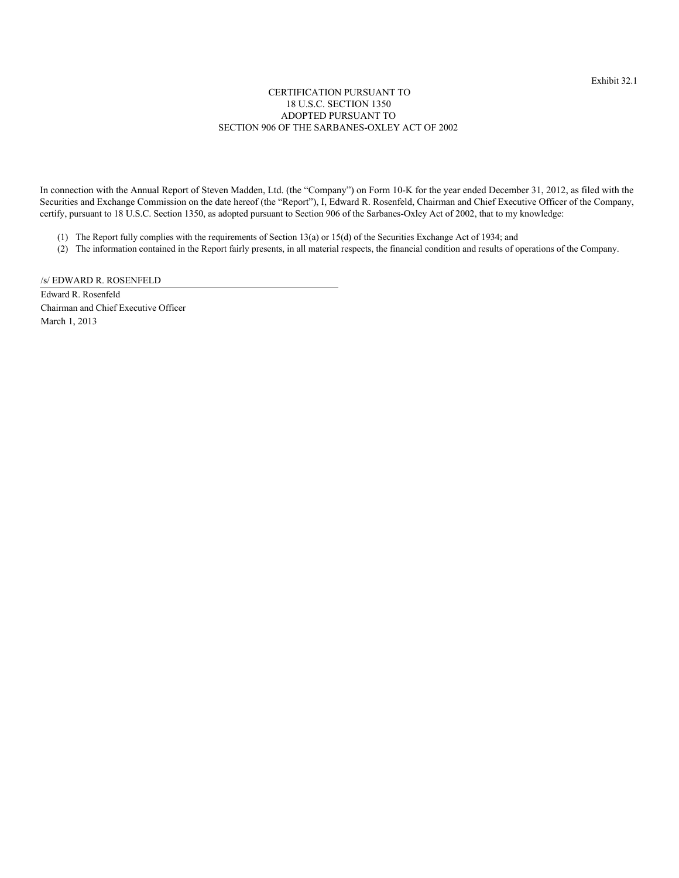Exhibit 32.1

CERTIFICATION PURSUANT TO
18 U.S.C. SECTION 1350
ADOPTED PURSUANT TO
SECTION 906 OF THE SARBANES-OXLEY ACT OF 2002

In connection with the Annual Report of Steven Madden, Ltd. (the "Company") on Form 10-K for the year ended December 31, 2012, as filed with the Securities and Exchange Commission on the date hereof (the "Report"), I, Edward R. Rosenfeld, Chairman and Chief Executive Officer of the Company, certify, pursuant to 18 U.S.C. Section 1350, as adopted pursuant to Section 906 of the Sarbanes-Oxley Act of 2002, that to my knowledge:

(1) The Report fully complies with the requirements of Section 13(a) or 15(d) of the Securities Exchange Act of 1934; and

(2) The information contained in the Report fairly presents, in all material respects, the financial condition and results of operations of the Company.

/s/ EDWARD R. ROSENFELD

Edward R. Rosenfeld
Chairman and Chief Executive Officer
March 1, 2013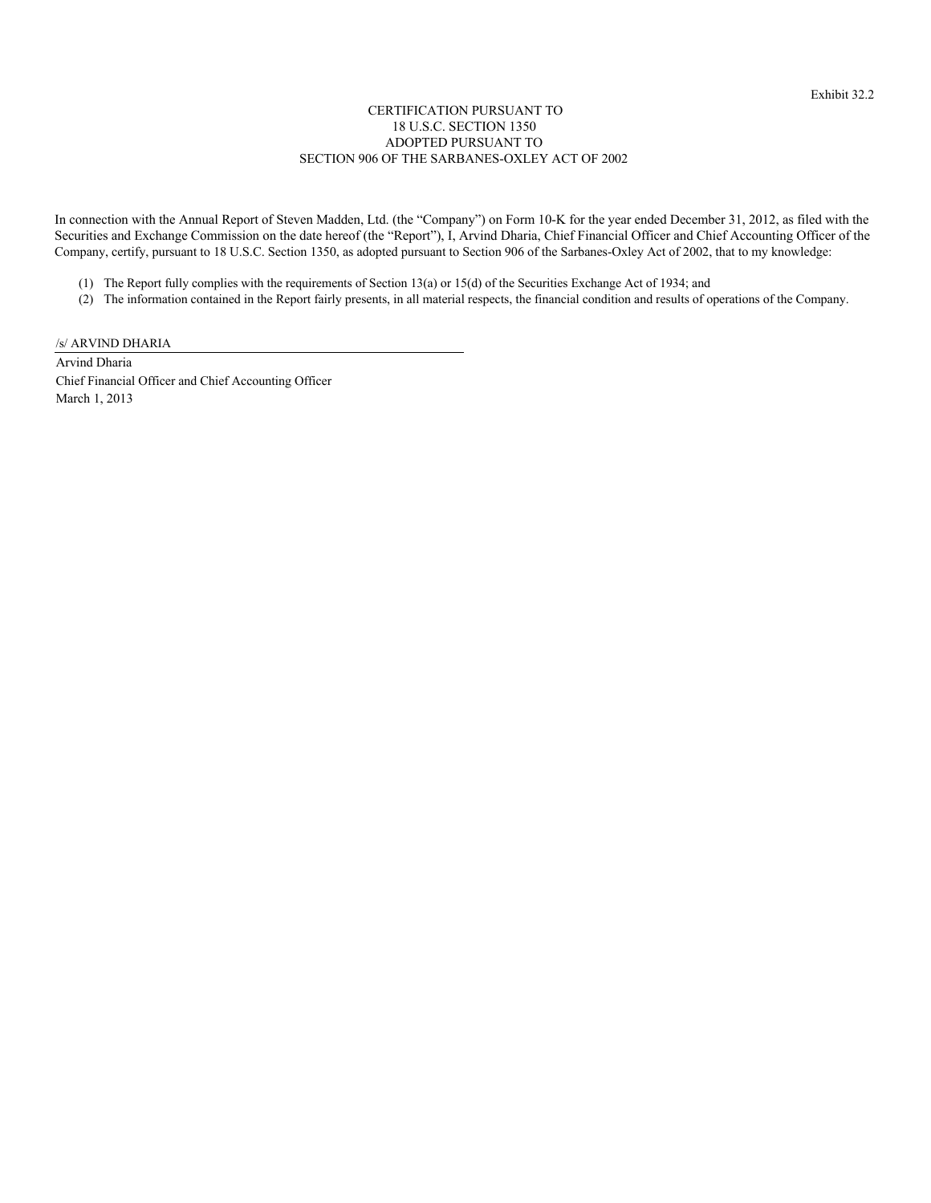Exhibit 32.2

CERTIFICATION PURSUANT TO
18 U.S.C. SECTION 1350
ADOPTED PURSUANT TO
SECTION 906 OF THE SARBANES-OXLEY ACT OF 2002

In connection with the Annual Report of Steven Madden, Ltd. (the "Company") on Form 10-K for the year ended December 31, 2012, as filed with the Securities and Exchange Commission on the date hereof (the "Report"), I, Arvind Dharia, Chief Financial Officer and Chief Accounting Officer of the Company, certify, pursuant to 18 U.S.C. Section 1350, as adopted pursuant to Section 906 of the Sarbanes-Oxley Act of 2002, that to my knowledge:

(1) The Report fully complies with the requirements of Section 13(a) or 15(d) of the Securities Exchange Act of 1934; and

(2) The information contained in the Report fairly presents, in all material respects, the financial condition and results of operations of the Company.

/s/ ARVIND DHARIA

Arvind Dharia
Chief Financial Officer and Chief Accounting Officer
March 1, 2013